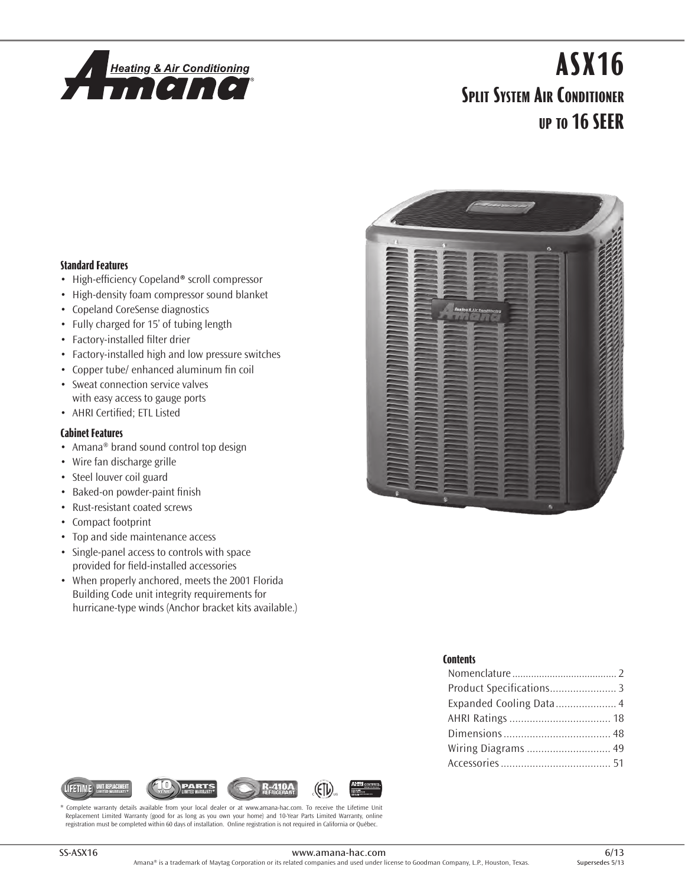# ASX16

## Split System Air Conditioner up to 16 SEER

### Standard Features

- High-efficiency Copeland® scroll compressor
- High-density foam compressor sound blanket
- Copeland CoreSense diagnostics
- Fully charged for 15' of tubing length
- Factory-installed filter drier
- Factory-installed high and low pressure switches
- Copper tube/ enhanced aluminum fin coil
- Sweat connection service valves with easy access to gauge ports
- AHRI Certified; ETL Listed

### Cabinet Features

- Amana® brand sound control top design
- Wire fan discharge grille
- Steel louver coil guard
- Baked-on powder-paint finish
- Rust-resistant coated screws
- Compact footprint
- Top and side maintenance access
- Single-panel access to controls with space provided for field-installed accessories
- When properly anchored, meets the 2001 Florida Building Code unit integrity requirements for hurricane-type winds (Anchor bracket kits available.)

### Contents

| | |
|---|---|
| Nomenclature | 2 |
| Product Specifications | 3 |
| Expanded Cooling Data | 4 |
| AHRI Ratings | 18 |
| Dimensions | 48 |
| Wiring Diagrams | 49 |
| Accessories | 51 |

LIFETIME UNIT REPLACEMENT LIMITED WARRANTY* · 10 YEAR PARTS LIMITED WARRANTY* · R-410A REFRIGERANT · ETL · AHRI CERTIFIED

\* Complete warranty details available from your local dealer or at www.amana-hac.com. To receive the Lifetime Unit Replacement Limited Warranty (good for as long as you own your home) and 10-Year Parts Limited Warranty, online registration must be completed within 60 days of installation. Online registration is not required in California or Québec.

SS-ASX16 · www.amana-hac.com · 6/13 · Supersedes 5/13

Amana® is a trademark of Maytag Corporation or its related companies and used under license to Goodman Company, L.P., Houston, Texas.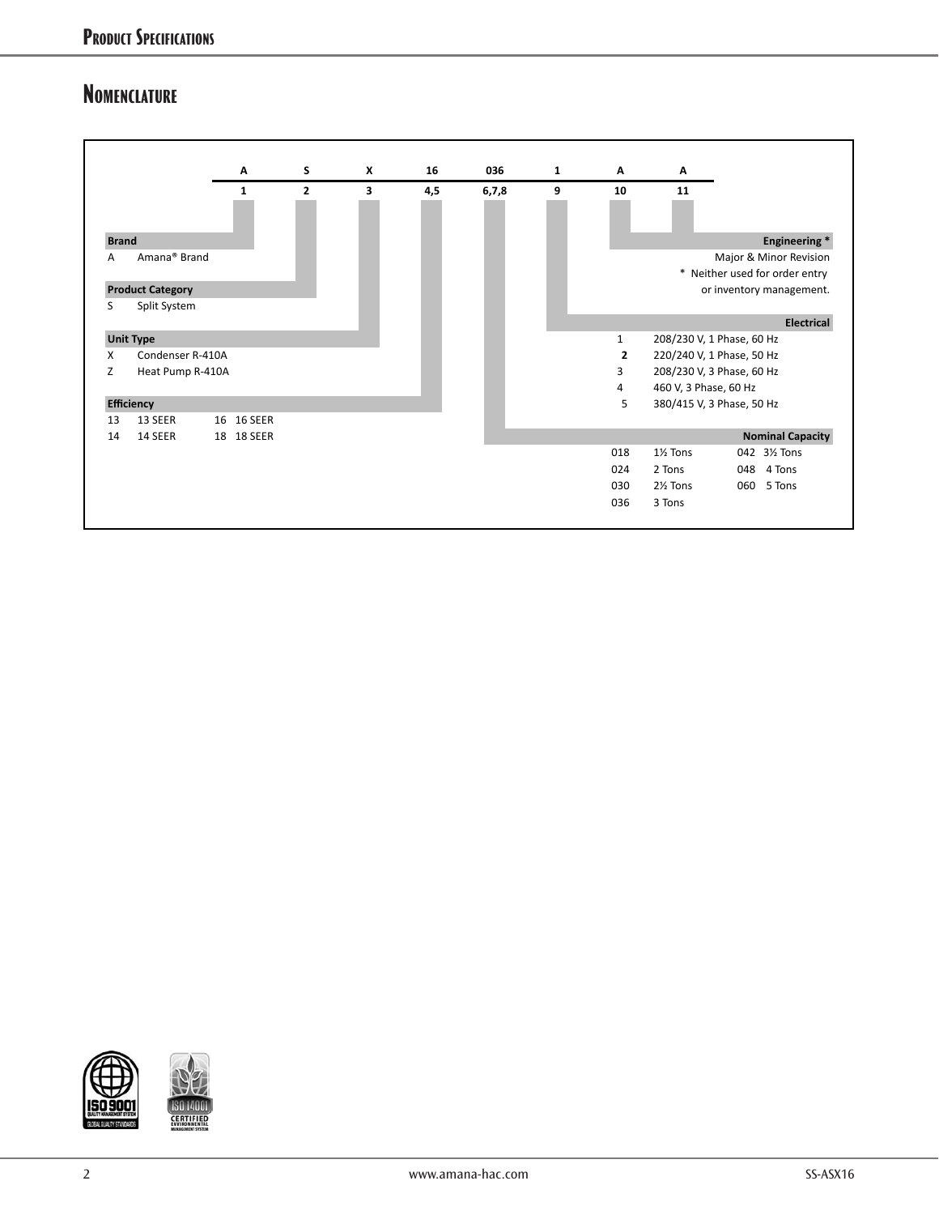## Nomenclature

| A | S | X | 16 | 036 | 1 | A | A |
|---|---|---|---|---|---|---|---|
| 1 | 2 | 3 | 4,5 | 6,7,8 | 9 | 10 | 11 |

**Brand**

| Code | Description |
|---|---|
| A | Amana® Brand |

**Product Category**

| Code | Description |
|---|---|
| S | Split System |

**Unit Type**

| Code | Description |
|---|---|
| X | Condenser R-410A |
| Z | Heat Pump R-410A |

**Efficiency**

| Code | Description | Code | Description |
|---|---|---|---|
| 13 | 13 SEER | 16 | 16 SEER |
| 14 | 14 SEER | 18 | 18 SEER |

**Nominal Capacity**

| Code | Description | Code | Description |
|---|---|---|---|
| 018 | 1½ Tons | 042 | 3½ Tons |
| 024 | 2 Tons | 048 | 4 Tons |
| 030 | 2½ Tons | 060 | 5 Tons |
| 036 | 3 Tons | | |

**Electrical**

| Code | Description |
|---|---|
| 1 | 208/230 V, 1 Phase, 60 Hz |
| **2** | 220/240 V, 1 Phase, 50 Hz |
| 3 | 208/230 V, 3 Phase, 60 Hz |
| 4 | 460 V, 3 Phase, 60 Hz |
| 5 | 380/415 V, 3 Phase, 50 Hz |

**Engineering ***

Major & Minor Revision

* Neither used for order entry or inventory management.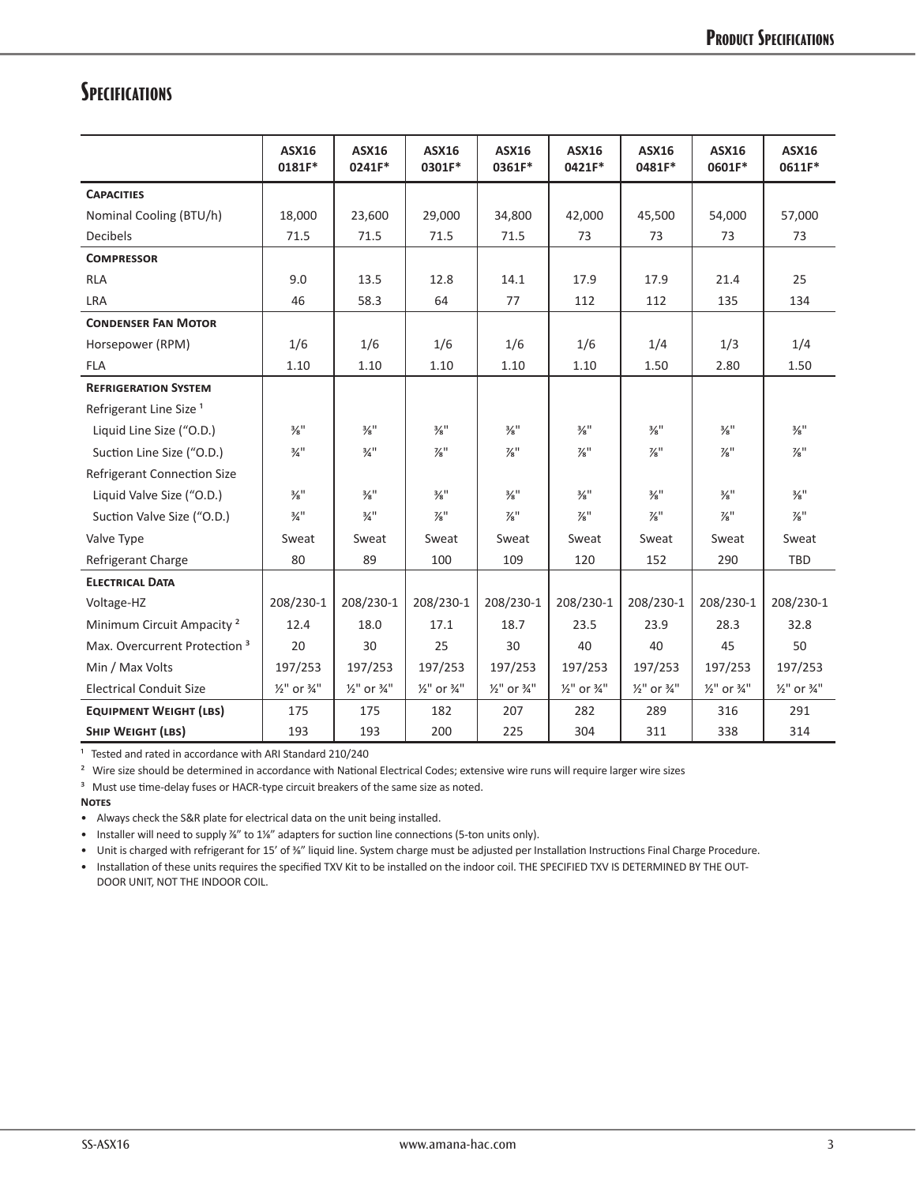## Specifications

| | ASX16 0181F* | ASX16 0241F* | ASX16 0301F* | ASX16 0361F* | ASX16 0421F* | ASX16 0481F* | ASX16 0601F* | ASX16 0611F* |
|---|---|---|---|---|---|---|---|---|
| **Capacities** | | | | | | | | |
| Nominal Cooling (BTU/h) | 18,000 | 23,600 | 29,000 | 34,800 | 42,000 | 45,500 | 54,000 | 57,000 |
| Decibels | 71.5 | 71.5 | 71.5 | 71.5 | 73 | 73 | 73 | 73 |
| **Compressor** | | | | | | | | |
| RLA | 9.0 | 13.5 | 12.8 | 14.1 | 17.9 | 17.9 | 21.4 | 25 |
| LRA | 46 | 58.3 | 64 | 77 | 112 | 112 | 135 | 134 |
| **Condenser Fan Motor** | | | | | | | | |
| Horsepower (RPM) | 1/6 | 1/6 | 1/6 | 1/6 | 1/6 | 1/4 | 1/3 | 1/4 |
| FLA | 1.10 | 1.10 | 1.10 | 1.10 | 1.10 | 1.50 | 2.80 | 1.50 |
| **Refrigeration System** | | | | | | | | |
| Refrigerant Line Size [1] | | | | | | | | |
| Liquid Line Size ("O.D.) | ⅜" | ⅜" | ⅜" | ⅜" | ⅜" | ⅜" | ⅜" | ⅜" |
| Suction Line Size ("O.D.) | ¾" | ¾" | ⅞" | ⅞" | ⅞" | ⅞" | ⅞" | ⅞" |
| Refrigerant Connection Size | | | | | | | | |
| Liquid Valve Size ("O.D.) | ⅜" | ⅜" | ⅜" | ⅜" | ⅜" | ⅜" | ⅜" | ⅜" |
| Suction Valve Size ("O.D.) | ¾" | ¾" | ⅞" | ⅞" | ⅞" | ⅞" | ⅞" | ⅞" |
| Valve Type | Sweat | Sweat | Sweat | Sweat | Sweat | Sweat | Sweat | Sweat |
| Refrigerant Charge | 80 | 89 | 100 | 109 | 120 | 152 | 290 | TBD |
| **Electrical Data** | | | | | | | | |
| Voltage-HZ | 208/230-1 | 208/230-1 | 208/230-1 | 208/230-1 | 208/230-1 | 208/230-1 | 208/230-1 | 208/230-1 |
| Minimum Circuit Ampacity [2] | 12.4 | 18.0 | 17.1 | 18.7 | 23.5 | 23.9 | 28.3 | 32.8 |
| Max. Overcurrent Protection [3] | 20 | 30 | 25 | 30 | 40 | 40 | 45 | 50 |
| Min / Max Volts | 197/253 | 197/253 | 197/253 | 197/253 | 197/253 | 197/253 | 197/253 | 197/253 |
| Electrical Conduit Size | ½" or ¾" | ½" or ¾" | ½" or ¾" | ½" or ¾" | ½" or ¾" | ½" or ¾" | ½" or ¾" | ½" or ¾" |
| **Equipment Weight (lbs)** | 175 | 175 | 182 | 207 | 282 | 289 | 316 | 291 |
| **Ship Weight (lbs)** | 193 | 193 | 200 | 225 | 304 | 311 | 338 | 314 |

[1] Tested and rated in accordance with ARI Standard 210/240

[2] Wire size should be determined in accordance with National Electrical Codes; extensive wire runs will require larger wire sizes

[3] Must use time-delay fuses or HACR-type circuit breakers of the same size as noted.

**Notes**

- Always check the S&R plate for electrical data on the unit being installed.
- Installer will need to supply ⅞" to 1⅛" adapters for suction line connections (5-ton units only).
- Unit is charged with refrigerant for 15' of ⅜" liquid line. System charge must be adjusted per Installation Instructions Final Charge Procedure.
- Installation of these units requires the specified TXV Kit to be installed on the indoor coil. THE SPECIFIED TXV IS DETERMINED BY THE OUTDOOR UNIT, NOT THE INDOOR COIL.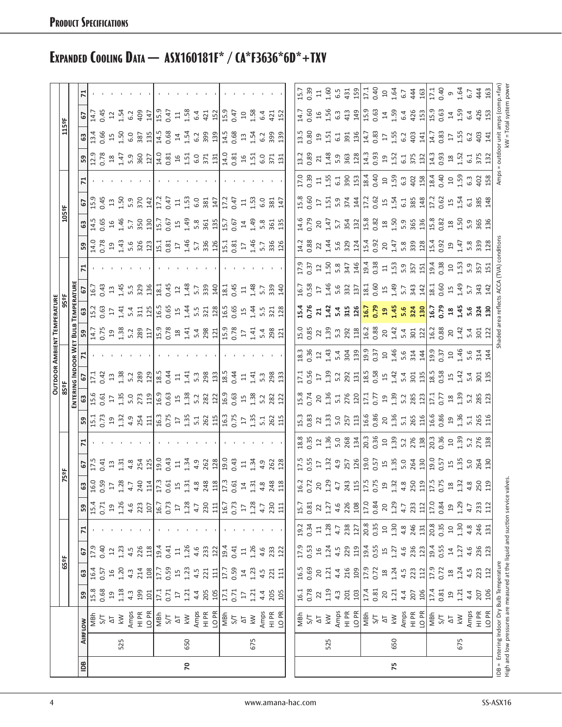| IDB | Airflow | | Outdoor Ambient Temperature 65ºF | | | | 75ºF | | | | 85ºF | | | | 95ºF | | | | 105ºF | | | | 115ºF | | | |
|---|---|---|---|---|---|---|---|---|---|---|---|---|---|---|---|---|---|---|---|---|---|---|---|---|---|---|
| | | | Entering Indoor Wet Bulb Temperature | | | | | | | | | | | | | | | | | | | | | | | |
| | | | 59 | 63 | 67 | 71 | 59 | 63 | 67 | 71 | 59 | 63 | 67 | 71 | 59 | 63 | 67 | 71 | 59 | 63 | 67 | 71 | 59 | 63 | 67 | 71 |
| 70 | 525 | MBh | 15.8 | 16.4 | 17.9 | - | 15.4 | 16.0 | 17.5 | - | 15.1 | 15.6 | 17.1 | - | 14.7 | 15.2 | 16.7 | - | 14.0 | 14.5 | 15.9 | - | 12.9 | 13.4 | 14.7 | - |
| | | S/T | 0.68 | 0.57 | 0.40 | - | 0.71 | 0.59 | 0.41 | - | 0.73 | 0.61 | 0.42 | - | 0.75 | 0.63 | 0.43 | - | 0.78 | 0.65 | 0.45 | - | 0.78 | 0.66 | 0.45 | - |
| | | ΔT | 19 | 16 | 12 | - | 19 | 17 | 13 | - | 19 | 17 | 13 | - | 19 | 17 | 13 | - | 19 | 16 | 13 | - | 18 | 15 | 12 | - |
| | | kW | 1.18 | 1.20 | 1.23 | - | 1.26 | 1.28 | 1.31 | - | 1.32 | 1.35 | 1.38 | - | 1.38 | 1.41 | 1.45 | - | 1.43 | 1.46 | 1.50 | - | 1.47 | 1.50 | 1.54 | - |
| | | Amps | 4.3 | 4.3 | 4.5 | - | 4.6 | 4.7 | 4.8 | - | 4.9 | 5.0 | 5.2 | - | 5.2 | 5.4 | 5.5 | - | 5.6 | 5.7 | 5.9 | - | 5.9 | 6.0 | 6.2 | - |
| | | HI PR | 199 | 214 | 226 | - | 223 | 240 | 254 | - | 254 | 273 | 289 | - | 289 | 311 | 329 | - | 326 | 350 | 370 | - | 360 | 387 | 409 | - |
| | | LO PR | 101 | 108 | 118 | - | 107 | 114 | 125 | - | 111 | 119 | 129 | - | 117 | 125 | 136 | - | 123 | 130 | 142 | - | 127 | 135 | 147 | - |
| | 650 | MBh | 17.1 | 17.7 | 19.4 | - | 16.7 | 17.3 | 19.0 | - | 16.3 | 16.9 | 18.5 | - | 15.9 | 16.5 | 18.1 | - | 15.1 | 15.7 | 17.2 | - | 14.0 | 14.5 | 15.9 | - |
| | | S/T | 0.71 | 0.59 | 0.41 | - | 0.73 | 0.61 | 0.43 | - | 0.75 | 0.63 | 0.44 | - | 0.78 | 0.65 | 0.45 | - | 0.81 | 0.67 | 0.47 | - | 0.81 | 0.68 | 0.47 | - |
| | | ΔT | 17 | 15 | 11 | - | 17 | 15 | 11 | - | 17 | 15 | 11 | - | 18 | 15 | 12 | - | 17 | 15 | 11 | - | 16 | 14 | 11 | - |
| | | kW | 1.21 | 1.23 | 1.26 | - | 1.28 | 1.31 | 1.34 | - | 1.35 | 1.38 | 1.41 | - | 1.41 | 1.44 | 1.48 | - | 1.46 | 1.49 | 1.53 | - | 1.51 | 1.54 | 1.58 | - |
| | | Amps | 4.4 | 4.5 | 4.6 | - | 4.7 | 4.8 | 4.9 | - | 5.1 | 5.2 | 5.3 | - | 5.4 | 5.5 | 5.7 | - | 5.7 | 5.8 | 6.0 | - | 6.0 | 6.2 | 6.4 | - |
| | | HI PR | 205 | 221 | 233 | - | 230 | 248 | 262 | - | 262 | 282 | 298 | - | 298 | 321 | 339 | - | 336 | 361 | 381 | - | 371 | 399 | 421 | - |
| | | LO PR | 105 | 111 | 122 | - | 111 | 118 | 128 | - | 115 | 122 | 133 | - | 121 | 128 | 140 | - | 126 | 135 | 147 | - | 131 | 139 | 152 | - |
| | 675 | MBh | 17.1 | 17.7 | 19.4 | - | 16.7 | 17.3 | 19.0 | - | 16.3 | 16.9 | 18.5 | - | 15.9 | 16.5 | 18.1 | - | 15.1 | 15.7 | 17.2 | - | 14.0 | 14.5 | 15.9 | - |
| | | S/T | 0.71 | 0.59 | 0.41 | - | 0.73 | 0.61 | 0.43 | - | 0.75 | 0.63 | 0.44 | - | 0.78 | 0.65 | 0.45 | - | 0.81 | 0.67 | 0.47 | - | 0.81 | 0.68 | 0.47 | - |
| | | ΔT | 17 | 14 | 11 | - | 17 | 14 | 11 | - | 17 | 15 | 11 | - | 17 | 15 | 11 | - | 17 | 14 | 11 | - | 16 | 13 | 10 | - |
| | | kW | 1.21 | 1.23 | 1.26 | - | 1.28 | 1.31 | 1.34 | - | 1.35 | 1.38 | 1.41 | - | 1.41 | 1.44 | 1.48 | - | 1.46 | 1.49 | 1.53 | - | 1.51 | 1.54 | 1.58 | - |
| | | Amps | 4.4 | 4.5 | 4.6 | - | 4.7 | 4.8 | 4.9 | - | 5.1 | 5.2 | 5.3 | - | 5.4 | 5.5 | 5.7 | - | 5.7 | 5.8 | 6.0 | - | 6.0 | 6.2 | 6.4 | - |
| | | HI PR | 205 | 221 | 233 | - | 230 | 248 | 262 | - | 262 | 282 | 298 | - | 298 | 321 | 339 | - | 336 | 361 | 381 | - | 371 | 399 | 421 | - |
| | | LO PR | 105 | 111 | 122 | - | 111 | 118 | 128 | - | 115 | 122 | 133 | - | 121 | 128 | 140 | - | 126 | 135 | 147 | - | 131 | 139 | 152 | - |
| 75 | 525 | MBh | 16.1 | 16.5 | 17.9 | 19.2 | 15.7 | 16.2 | 17.5 | 18.8 | 15.3 | 15.8 | 17.1 | 18.3 | 15.0 | **15.4** | 16.7 | 17.9 | 14.2 | 14.6 | 15.8 | 17.0 | 13.2 | 13.5 | 14.7 | 15.7 |
| | | S/T | 0.78 | 0.69 | 0.53 | 0.34 | 0.81 | 0.72 | 0.55 | 0.35 | 0.83 | 0.74 | 0.56 | 0.36 | 0.85 | **0.76** | 0.58 | 0.37 | 0.88 | 0.79 | 0.60 | 0.39 | 0.89 | 0.80 | 0.60 | 0.39 |
| | | ΔT | 22 | 20 | 16 | 11 | 22 | 20 | 17 | 12 | 22 | 20 | 17 | 12 | 22 | **21** | 17 | 12 | 22 | 20 | 17 | 11 | 21 | 19 | 16 | 11 |
| | | kW | 1.19 | 1.21 | 1.24 | 1.28 | 1.27 | 1.29 | 1.32 | 1.36 | 1.33 | 1.36 | 1.39 | 1.43 | 1.39 | **1.42** | 1.46 | 1.50 | 1.44 | 1.47 | 1.51 | 1.55 | 1.48 | 1.51 | 1.56 | 1.60 |
| | | Amps | 4.3 | 4.4 | 4.5 | 4.7 | 4.6 | 4.7 | 4.9 | 5.0 | 5.0 | 5.1 | 5.2 | 5.4 | 5.3 | **5.4** | 5.6 | 5.8 | 5.6 | 5.7 | 5.9 | 6.1 | 5.9 | 6.1 | 6.3 | 6.5 |
| | | HI PR | 201 | 216 | 229 | 238 | 226 | 243 | 257 | 268 | 257 | 276 | 292 | 304 | 292 | **315** | 332 | 347 | 329 | 354 | 374 | 390 | 363 | 391 | 413 | 431 |
| | | LO PR | 103 | 109 | 119 | 127 | 108 | 115 | 126 | 134 | 113 | 120 | 131 | 139 | 118 | **126** | 137 | 146 | 124 | 132 | 144 | 153 | 128 | 136 | 149 | 159 |
| | 650 | MBh | 17.4 | 17.9 | 19.4 | 20.8 | 17.0 | 17.5 | 19.0 | 20.3 | 16.6 | 17.1 | 18.5 | 19.9 | 16.2 | **16.7** | 18.1 | 19.4 | 15.4 | 15.8 | 17.2 | 18.4 | 14.3 | 14.7 | 15.9 | 17.1 |
| | | S/T | 0.81 | 0.72 | 0.55 | 0.35 | 0.84 | 0.75 | 0.57 | 0.36 | 0.86 | 0.77 | 0.58 | 0.37 | 0.88 | **0.79** | 0.60 | 0.38 | 0.92 | 0.82 | 0.62 | 0.40 | 0.93 | 0.83 | 0.63 | 0.40 |
| | | ΔT | 20 | 18 | 15 | 10 | 20 | 19 | 15 | 10 | 20 | 19 | 15 | 10 | 20 | **19** | 15 | 11 | 20 | 18 | 15 | 10 | 19 | 17 | 14 | 10 |
| | | kW | 1.21 | 1.24 | 1.27 | 1.30 | 1.29 | 1.32 | 1.35 | 1.39 | 1.36 | 1.39 | 1.42 | 1.46 | 1.42 | **1.45** | 1.49 | 1.53 | 1.47 | 1.50 | 1.54 | 1.59 | 1.52 | 1.55 | 1.59 | 1.64 |
| | | Amps | 4.4 | 4.5 | 4.6 | 4.8 | 4.7 | 4.8 | 5.0 | 5.2 | 5.1 | 5.2 | 5.4 | 5.6 | 5.4 | **5.6** | 5.7 | 5.9 | 5.8 | 5.9 | 6.1 | 6.3 | 6.1 | 6.2 | 6.4 | 6.7 |
| | | HI PR | 207 | 223 | 236 | 246 | 233 | 250 | 264 | 276 | 265 | 285 | 301 | 314 | 301 | **324** | 343 | 357 | 339 | 365 | 385 | 402 | 375 | 403 | 426 | 444 |
| | | LO PR | 106 | 112 | 123 | 131 | 112 | 119 | 130 | 138 | 116 | 123 | 135 | 144 | 122 | **130** | 142 | 151 | 128 | 136 | 148 | 158 | 132 | 141 | 153 | 163 |
| | 675 | MBh | 17.4 | 17.9 | 19.4 | 20.8 | 17.0 | 17.5 | 19.0 | 20.3 | 16.6 | 17.1 | 18.5 | 19.9 | 16.2 | **16.7** | 18.1 | 19.4 | 15.4 | 15.8 | 17.2 | 18.4 | 14.3 | 14.7 | 15.9 | 17.1 |
| | | S/T | 0.81 | 0.72 | 0.55 | 0.35 | 0.84 | 0.75 | 0.57 | 0.36 | 0.86 | 0.77 | 0.58 | 0.37 | 0.88 | **0.79** | 0.60 | 0.38 | 0.92 | 0.82 | 0.62 | 0.40 | 0.93 | 0.83 | 0.63 | 0.40 |
| | | ΔT | 19 | 18 | 14 | 10 | 19 | 18 | 15 | 10 | 19 | 18 | 15 | 10 | 20 | **18** | 15 | 10 | 19 | 18 | 15 | 10 | 18 | 17 | 14 | 9 |
| | | kW | 1.21 | 1.24 | 1.27 | 1.30 | 1.29 | 1.32 | 1.35 | 1.39 | 1.36 | 1.39 | 1.42 | 1.46 | 1.42 | **1.45** | 1.49 | 1.53 | 1.47 | 1.50 | 1.54 | 1.59 | 1.52 | 1.55 | 1.59 | 1.64 |
| | | Amps | 4.4 | 4.5 | 4.6 | 4.8 | 4.7 | 4.8 | 5.0 | 5.2 | 5.1 | 5.2 | 5.4 | 5.6 | 5.4 | **5.6** | 5.7 | 5.9 | 5.8 | 5.9 | 6.1 | 6.3 | 6.1 | 6.2 | 6.4 | 6.7 |
| | | HI PR | 207 | 223 | 236 | 246 | 233 | 250 | 264 | 276 | 265 | 285 | 301 | 314 | 301 | **324** | 343 | 357 | 339 | 365 | 385 | 402 | 375 | 403 | 426 | 444 |
| | | LO PR | 106 | 112 | 123 | 131 | 112 | 119 | 130 | 138 | 116 | 123 | 135 | 144 | 122 | **130** | 142 | 151 | 128 | 136 | 148 | 158 | 132 | 141 | 153 | 163 |

IDB = Entering Indoor Dry Bulb Temperature
High and low pressures are measured at the liquid and suction service valves.

Shaded area reflects ACCA (TVA) conditions

Amps = outdoor unit amps (comp.+fan)
kW = Total system power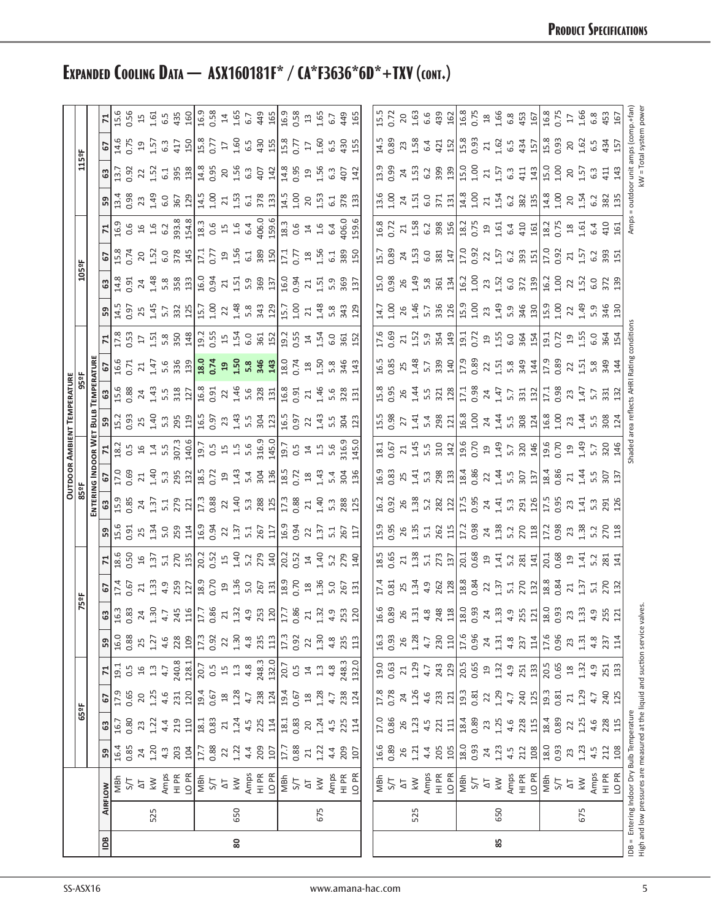# Expanded Cooling Data — ASX160181F* / CA*F3636*6D*+TXV (cont.)

| IDB | Airflow | | Outdoor Ambient Temperature | | | | | | | | | | | | | | | | | | | | | |
|---|---|---|---|---|---|---|---|---|---|---|---|---|---|---|---|---|---|---|---|---|---|---|---|---|
| | | | 65ºF | | | | 75ºF | | | | 85ºF | | | | 95ºF | | | | 105ºF | | | | 115ºF | | | |
| | | | Entering Indoor Wet Bulb Temperature | | | | | | | | | | | | | | | | | | | | | | | |
| | | | 59 | 63 | 67 | 71 | 59 | 63 | 67 | 71 | 59 | 63 | 67 | 71 | 59 | 63 | 67 | 71 | 59 | 63 | 67 | 71 | 59 | 63 | 67 | 71 |
| 80 | 525 | MBh | 16.4 | 16.7 | 17.9 | 19.1 | 16.0 | 16.3 | 17.4 | 18.6 | 15.6 | 15.9 | 17.0 | 18.2 | 15.2 | 15.6 | 16.6 | 17.8 | 14.5 | 14.8 | 15.8 | 16.9 | 13.4 | 13.7 | 14.6 | 15.6 |
| | | S/T | 0.85 | 0.80 | 0.65 | 0.5 | 0.88 | 0.83 | 0.67 | 0.50 | 0.91 | 0.85 | 0.69 | 0.5 | 0.93 | 0.88 | 0.71 | 0.53 | 0.97 | 0.91 | 0.74 | 0.6 | 0.98 | 0.92 | 0.75 | 0.56 |
| | | ΔT | 24 | 23 | 20 | 16 | 25 | 24 | 21 | 16 | 25 | 24 | 21 | 16 | 25 | 24 | 21 | 17 | 25 | 24 | 20 | 16 | 23 | 22 | 19 | 15 |
| | | kW | 1.20 | 1.22 | 1.25 | 1.3 | 1.27 | 1.30 | 1.33 | 1.37 | 1.34 | 1.37 | 1.40 | 1.4 | 1.40 | 1.43 | 1.47 | 1.51 | 1.45 | 1.48 | 1.52 | 1.6 | 1.49 | 1.52 | 1.57 | 1.61 |
| | | Amps | 4.3 | 4.4 | 4.6 | 4.7 | 4.6 | 4.7 | 4.9 | 5.1 | 5.0 | 5.1 | 5.3 | 5.5 | 5.3 | 5.5 | 5.6 | 5.8 | 5.7 | 5.8 | 6.0 | 6.2 | 6.0 | 6.1 | 6.3 | 6.5 |
| | | HI PR | 203 | 219 | 231 | 240.8 | 228 | 245 | 259 | 270 | 259 | 279 | 295 | 307.3 | 295 | 318 | 336 | 350 | 332 | 358 | 378 | 393.8 | 367 | 395 | 417 | 435 |
| | | LO PR | 104 | 110 | 120 | 128.1 | 109 | 116 | 127 | 135 | 114 | 121 | 132 | 140.6 | 119 | 127 | 139 | 148 | 125 | 133 | 145 | 154.8 | 129 | 138 | 150 | 160 |
| | 650 | MBh | 17.7 | 18.1 | 19.4 | 20.7 | 17.3 | 17.7 | 18.9 | 20.2 | 16.9 | 17.3 | 18.5 | 19.7 | 16.5 | 16.8 | **18.0** | 19.2 | 15.7 | 16.0 | 17.1 | 18.3 | 14.5 | 14.8 | 15.8 | 16.9 |
| | | S/T | 0.88 | 0.83 | 0.67 | 0.5 | 0.92 | 0.86 | 0.70 | 0.52 | 0.94 | 0.88 | 0.72 | 0.5 | 0.97 | 0.91 | **0.74** | 0.55 | 1.00 | 0.94 | 0.77 | 0.6 | 1.00 | 0.95 | 0.77 | 0.58 |
| | | ΔT | 22 | 21 | 18 | 15 | 22 | 21 | 19 | 15 | 22 | 22 | 19 | 15 | 23 | 22 | **19** | 15 | 22 | 21 | 19 | 15 | 21 | 20 | 17 | 14 |
| | | kW | 1.22 | 1.24 | 1.28 | 1.3 | 1.30 | 1.32 | 1.36 | 1.40 | 1.37 | 1.40 | 1.43 | 1.5 | 1.43 | 1.46 | **1.50** | 1.54 | 1.48 | 1.51 | 1.56 | 1.6 | 1.53 | 1.56 | 1.60 | 1.65 |
| | | Amps | 4.4 | 4.5 | 4.7 | 4.8 | 4.8 | 4.9 | 5.0 | 5.2 | 5.1 | 5.3 | 5.4 | 5.6 | 5.5 | 5.6 | **5.8** | 6.0 | 5.8 | 5.9 | 6.1 | 6.4 | 6.1 | 6.3 | 6.5 | 6.7 |
| | | HI PR | 209 | 225 | 238 | 248.3 | 235 | 253 | 267 | 279 | 267 | 288 | 304 | 316.9 | 304 | 328 | **346** | 361 | 343 | 369 | 389 | 406.0 | 378 | 407 | 430 | 449 |
| | | LO PR | 107 | 114 | 124 | 132.0 | 113 | 120 | 131 | 140 | 117 | 125 | 136 | 145.0 | 123 | 131 | **143** | 152 | 129 | 137 | 150 | 159.6 | 133 | 142 | 155 | 165 |
| | 675 | MBh | 17.7 | 18.1 | 19.4 | 20.7 | 17.3 | 17.7 | 18.9 | 20.2 | 16.9 | 17.3 | 18.5 | 19.7 | 16.5 | 16.8 | 18.0 | 19.2 | 15.7 | 16.0 | 17.1 | 18.3 | 14.5 | 14.8 | 15.8 | 16.9 |
| | | S/T | 0.88 | 0.83 | 0.67 | 0.5 | 0.92 | 0.86 | 0.70 | 0.52 | 0.94 | 0.88 | 0.72 | 0.5 | 0.97 | 0.91 | 0.74 | 0.55 | 1.00 | 0.94 | 0.77 | 0.6 | 1.00 | 0.95 | 0.77 | 0.58 |
| | | ΔT | 21 | 20 | 18 | 14 | 21 | 21 | 18 | 14 | 22 | 21 | 18 | 14 | 22 | 21 | 18 | 14 | 21 | 21 | 18 | 14 | 20 | 19 | 17 | 13 |
| | | kW | 1.22 | 1.24 | 1.28 | 1.3 | 1.30 | 1.32 | 1.36 | 1.40 | 1.37 | 1.40 | 1.43 | 1.5 | 1.43 | 1.46 | 1.50 | 1.54 | 1.48 | 1.51 | 1.56 | 1.6 | 1.53 | 1.56 | 1.60 | 1.65 |
| | | Amps | 4.4 | 4.5 | 4.7 | 4.8 | 4.8 | 4.9 | 5.0 | 5.2 | 5.1 | 5.3 | 5.4 | 5.6 | 5.5 | 5.6 | 5.8 | 6.0 | 5.8 | 5.9 | 6.1 | 6.4 | 6.1 | 6.3 | 6.5 | 6.7 |
| | | HI PR | 209 | 225 | 238 | 248.3 | 235 | 253 | 267 | 279 | 267 | 288 | 304 | 316.9 | 304 | 328 | 346 | 361 | 343 | 369 | 389 | 406.0 | 378 | 407 | 430 | 449 |
| | | LO PR | 107 | 114 | 124 | 132.0 | 113 | 120 | 131 | 140 | 117 | 125 | 136 | 145.0 | 123 | 131 | 143 | 152 | 129 | 137 | 150 | 159.6 | 133 | 142 | 155 | 165 |
| 85 | 525 | MBh | 16.6 | 17.0 | 17.8 | 19.0 | 16.3 | 16.6 | 17.4 | 18.5 | 15.9 | 16.2 | 16.9 | 18.1 | 15.5 | 15.8 | 16.5 | 17.6 | 14.7 | 15.0 | 15.7 | 16.8 | 13.6 | 13.9 | 14.5 | 15.5 |
| | | S/T | 0.89 | 0.86 | 0.78 | 0.63 | 0.93 | 0.89 | 0.81 | 0.65 | 0.95 | 0.92 | 0.83 | 0.67 | 0.98 | 0.95 | 0.85 | 0.69 | 1.00 | 0.98 | 0.89 | 0.72 | 1.00 | 0.99 | 0.89 | 0.72 |
| | | ΔT | 26 | 26 | 24 | 21 | 26 | 26 | 25 | 21 | 26 | 26 | 25 | 21 | 27 | 26 | 25 | 21 | 26 | 26 | 24 | 21 | 24 | 24 | 23 | 20 |
| | | kW | 1.21 | 1.23 | 1.26 | 1.29 | 1.28 | 1.31 | 1.34 | 1.38 | 1.35 | 1.38 | 1.41 | 1.45 | 1.41 | 1.44 | 1.48 | 1.52 | 1.46 | 1.49 | 1.53 | 1.58 | 1.51 | 1.53 | 1.58 | 1.63 |
| | | Amps | 4.4 | 4.5 | 4.6 | 4.7 | 4.7 | 4.8 | 4.9 | 5.1 | 5.1 | 5.2 | 5.3 | 5.5 | 5.4 | 5.5 | 5.7 | 5.9 | 5.7 | 5.8 | 6.0 | 6.2 | 6.0 | 6.2 | 6.4 | 6.6 |
| | | HI PR | 205 | 221 | 233 | 243 | 230 | 248 | 262 | 273 | 262 | 282 | 298 | 310 | 298 | 321 | 339 | 354 | 336 | 361 | 381 | 398 | 371 | 399 | 421 | 439 |
| | | LO PR | 105 | 111 | 121 | 129 | 110 | 118 | 128 | 137 | 115 | 122 | 133 | 142 | 121 | 128 | 140 | 149 | 126 | 134 | 147 | 156 | 131 | 139 | 152 | 162 |
| | 650 | MBh | 18.0 | 18.4 | 19.3 | 20.5 | 17.6 | 18.0 | 18.8 | 20.1 | 17.2 | 17.5 | 18.4 | 19.6 | 16.8 | 17.1 | 17.9 | 19.1 | 15.9 | 16.2 | 17.0 | 18.2 | 14.8 | 15.0 | 15.8 | 16.8 |
| | | S/T | 0.93 | 0.89 | 0.81 | 0.65 | 0.96 | 0.93 | 0.84 | 0.68 | 0.98 | 0.95 | 0.86 | 0.70 | 1.00 | 0.98 | 0.89 | 0.72 | 1.00 | 1.00 | 0.92 | 0.75 | 1.00 | 1.00 | 0.93 | 0.75 |
| | | ΔT | 24 | 23 | 22 | 19 | 24 | 24 | 22 | 19 | 24 | 24 | 22 | 19 | 24 | 24 | 22 | 19 | 23 | 23 | 22 | 19 | 21 | 21 | 21 | 18 |
| | | kW | 1.23 | 1.25 | 1.29 | 1.32 | 1.31 | 1.33 | 1.37 | 1.41 | 1.38 | 1.41 | 1.44 | 1.49 | 1.44 | 1.47 | 1.51 | 1.55 | 1.49 | 1.52 | 1.57 | 1.61 | 1.54 | 1.57 | 1.62 | 1.66 |
| | | Amps | 4.5 | 4.6 | 4.7 | 4.9 | 4.8 | 4.9 | 5.1 | 5.2 | 5.2 | 5.3 | 5.5 | 5.7 | 5.5 | 5.7 | 5.8 | 6.0 | 5.9 | 6.0 | 6.2 | 6.4 | 6.2 | 6.3 | 6.5 | 6.8 |
| | | HI PR | 212 | 228 | 240 | 251 | 237 | 255 | 270 | 281 | 270 | 291 | 307 | 320 | 308 | 331 | 349 | 364 | 346 | 372 | 393 | 410 | 382 | 411 | 434 | 453 |
| | | LO PR | 108 | 115 | 125 | 133 | 114 | 121 | 132 | 141 | 118 | 126 | 137 | 146 | 124 | 132 | 144 | 154 | 130 | 139 | 151 | 161 | 135 | 143 | 157 | 167 |
| | 675 | MBh | 18.0 | 18.4 | 19.3 | 20.5 | 17.6 | 18.0 | 18.8 | 20.1 | 17.2 | 17.5 | 18.4 | 19.6 | 16.8 | 17.1 | 17.9 | 19.1 | 15.9 | 16.2 | 17.0 | 18.2 | 14.8 | 15.0 | 15.8 | 16.8 |
| | | S/T | 0.93 | 0.89 | 0.81 | 0.65 | 0.96 | 0.93 | 0.84 | 0.68 | 0.98 | 0.95 | 0.86 | 0.70 | 1.00 | 0.98 | 0.89 | 0.72 | 1.00 | 1.00 | 0.92 | 0.75 | 1.00 | 1.00 | 0.93 | 0.75 |
| | | ΔT | 23 | 22 | 21 | 18 | 23 | 23 | 21 | 19 | 23 | 23 | 21 | 19 | 23 | 23 | 22 | 19 | 22 | 22 | 21 | 18 | 20 | 20 | 20 | 17 |
| | | kW | 1.23 | 1.25 | 1.29 | 1.32 | 1.31 | 1.33 | 1.37 | 1.41 | 1.38 | 1.41 | 1.44 | 1.49 | 1.44 | 1.47 | 1.51 | 1.55 | 1.49 | 1.52 | 1.57 | 1.61 | 1.54 | 1.57 | 1.62 | 1.66 |
| | | Amps | 4.5 | 4.6 | 4.7 | 4.9 | 4.8 | 4.9 | 5.1 | 5.2 | 5.2 | 5.3 | 5.5 | 5.7 | 5.5 | 5.7 | 5.8 | 6.0 | 5.9 | 6.0 | 6.2 | 6.4 | 6.2 | 6.3 | 6.5 | 6.8 |
| | | HI PR | 212 | 228 | 240 | 251 | 237 | 255 | 270 | 281 | 270 | 291 | 307 | 320 | 308 | 331 | 349 | 364 | 346 | 372 | 393 | 410 | 382 | 411 | 434 | 453 |
| | | LO PR | 108 | 115 | 125 | 133 | 114 | 121 | 132 | 141 | 118 | 126 | 137 | 146 | 124 | 132 | 144 | 154 | 130 | 139 | 151 | 161 | 135 | 143 | 157 | 167 |

IDB = Entering Indoor Dry Bulb Temperature
High and low pressures are measured at the liquid and suction service valves.

Shaded area reflects AHRI Rating conditions

Amps = outdoor unit amps (comp.+fan)
kW = Total system power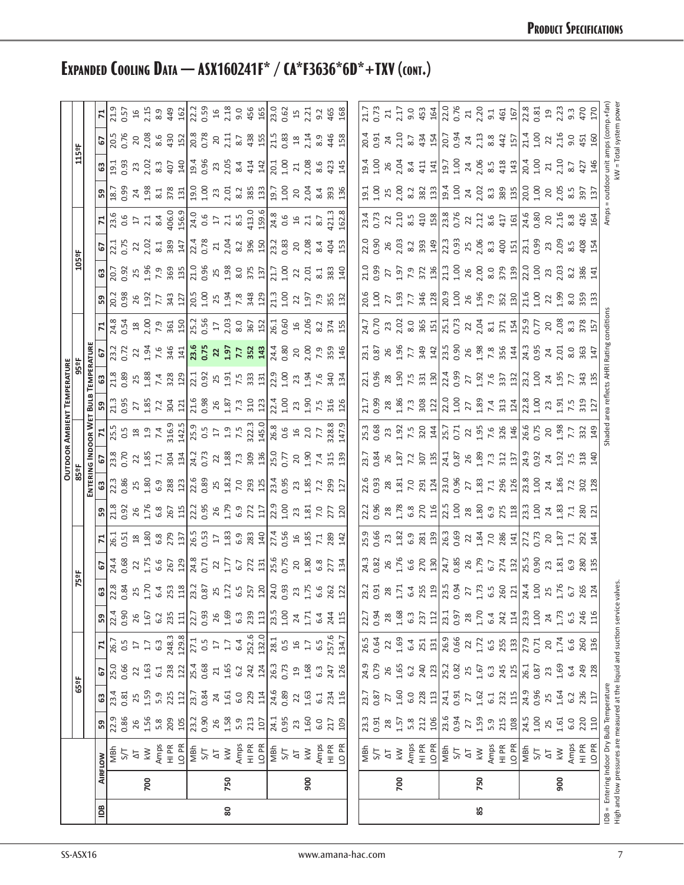# Expanded Cooling Data — ASX160241F* / CA*F3636*6D*+TXV (cont.)

| IDB | Airflow | | Outdoor Ambient Temperature | | | | | | | | | | | | | | | | | | | | | |
|---|---|---|---|---|---|---|---|---|---|---|---|---|---|---|---|---|---|---|---|---|---|---|---|---|
| | | | 65°F | | | | 75°F | | | | 85°F | | | | 95°F | | | | 105°F | | | | 115°F | | | |
| | | | Entering Indoor Wet Bulb Temperature | | | | | | | | | | | | | | | | | | | | | | | |
| | | | 59 | 63 | 67 | 71 | 59 | 63 | 67 | 71 | 59 | 63 | 67 | 71 | 59 | 63 | 67 | 71 | 59 | 63 | 67 | 71 | 59 | 63 | 67 | 71 |
| 80 | 700 | MBh | 22.9 | 23.4 | 25.0 | 26.7 | 22.4 | 22.8 | 24.4 | 26.1 | 21.8 | 22.3 | 23.8 | 25.5 | 21.3 | 21.8 | 23.2 | 24.8 | 20.2 | 20.7 | 22.1 | 23.6 | 18.7 | 19.1 | 20.5 | 21.9 |
| | | S/T | 0.86 | 0.81 | 0.66 | 0.5 | 0.90 | 0.84 | 0.68 | 0.51 | 0.92 | 0.86 | 0.70 | 0.5 | 0.95 | 0.89 | 0.72 | 0.54 | 0.98 | 0.92 | 0.75 | 0.6 | 0.99 | 0.93 | 0.76 | 0.57 |
| | | ΔT | 26 | 25 | 22 | 17 | 26 | 25 | 22 | 18 | 26 | 25 | 22 | 18 | 27 | 25 | 22 | 18 | 26 | 25 | 22 | 17 | 24 | 23 | 20 | 16 |
| | | kW | 1.56 | 1.59 | 1.63 | 1.7 | 1.67 | 1.70 | 1.75 | 1.80 | 1.76 | 1.80 | 1.85 | 1.9 | 1.85 | 1.88 | 1.94 | 2.00 | 1.92 | 1.96 | 2.02 | 2.1 | 1.98 | 2.02 | 2.08 | 2.15 |
| | | Amps | 5.8 | 5.9 | 6.1 | 6.3 | 6.2 | 6.4 | 6.6 | 6.8 | 6.8 | 6.9 | 7.1 | 7.4 | 7.2 | 7.4 | 7.6 | 7.9 | 7.7 | 7.9 | 8.1 | 8.4 | 8.1 | 8.3 | 8.6 | 8.9 |
| | | HI PR | 209 | 225 | 238 | 248.3 | 235 | 253 | 267 | 279 | 267 | 288 | 304 | 316.9 | 304 | 328 | 346 | 361 | 343 | 369 | 389 | 406.0 | 378 | 407 | 430 | 449 |
| | | LO PR | 105 | 112 | 122 | 129.8 | 111 | 118 | 129 | 137 | 115 | 123 | 134 | 142.5 | 121 | 129 | 141 | 150 | 127 | 135 | 147 | 156.9 | 131 | 140 | 152 | 162 |
| | 750 | MBh | 23.2 | 23.7 | 25.4 | 27.1 | 22.7 | 23.2 | 24.8 | 26.5 | 22.2 | 22.6 | 24.2 | 25.9 | 21.6 | 22.1 | **23.6** | 25.2 | 20.5 | 21.0 | 22.4 | 24.0 | 19.0 | 19.4 | 20.8 | 22.2 |
| | | S/T | 0.90 | 0.84 | 0.68 | 0.5 | 0.93 | 0.87 | 0.71 | 0.53 | 0.95 | 0.89 | 0.73 | 0.5 | 0.98 | 0.92 | **0.75** | 0.56 | 1.00 | 0.96 | 0.78 | 0.6 | 1.00 | 0.96 | 0.78 | 0.59 |
| | | ΔT | 26 | 24 | 21 | 17 | 26 | 25 | 22 | 17 | 26 | 25 | 22 | 17 | 26 | 25 | **22** | 17 | 25 | 25 | 21 | 17 | 23 | 23 | 20 | 16 |
| | | kW | 1.58 | 1.61 | 1.65 | 1.7 | 1.69 | 1.72 | 1.77 | 1.83 | 1.79 | 1.82 | 1.88 | 1.9 | 1.87 | 1.91 | **1.97** | 2.03 | 1.94 | 1.98 | 2.04 | 2.1 | 2.01 | 2.05 | 2.11 | 2.18 |
| | | Amps | 5.9 | 6.0 | 6.2 | 6.4 | 6.3 | 6.5 | 6.7 | 6.9 | 6.9 | 7.0 | 7.3 | 7.5 | 7.3 | 7.5 | **7.7** | 8.0 | 7.8 | 8.0 | 8.2 | 8.5 | 8.2 | 8.4 | 8.7 | 9.0 |
| | | HI PR | 213 | 229 | 242 | 252.6 | 239 | 257 | 272 | 283 | 272 | 293 | 309 | 322.3 | 310 | 333 | **352** | 367 | 348 | 375 | 396 | 413.0 | 385 | 414 | 438 | 456 |
| | | LO PR | 107 | 114 | 124 | 132.0 | 113 | 120 | 131 | 140 | 117 | 125 | 136 | 145.0 | 123 | 131 | **143** | 152 | 129 | 137 | 150 | 159.6 | 133 | 142 | 155 | 165 |
| | 900 | MBh | 24.1 | 24.6 | 26.3 | 28.1 | 23.5 | 24.0 | 25.6 | 27.4 | 22.9 | 23.4 | 25.0 | 26.8 | 22.4 | 22.9 | 24.4 | 26.1 | 21.3 | 21.7 | 23.2 | 24.8 | 19.7 | 20.1 | 21.5 | 23.0 |
| | | S/T | 0.95 | 0.89 | 0.73 | 0.5 | 1.00 | 0.93 | 0.75 | 0.56 | 1.00 | 0.95 | 0.77 | 0.6 | 1.00 | 1.00 | 0.80 | 0.60 | 1.00 | 1.00 | 0.83 | 0.6 | 1.00 | 1.00 | 0.83 | 0.62 |
| | | ΔT | 23 | 22 | 19 | 16 | 24 | 23 | 20 | 16 | 23 | 23 | 20 | 16 | 23 | 23 | 20 | 16 | 22 | 22 | 20 | 16 | 20 | 21 | 18 | 15 |
| | | kW | 1.60 | 1.63 | 1.68 | 1.7 | 1.71 | 1.75 | 1.80 | 1.85 | 1.81 | 1.85 | 1.90 | 2.0 | 1.90 | 1.94 | 2.00 | 2.06 | 1.97 | 2.01 | 2.08 | 2.1 | 2.04 | 2.08 | 2.14 | 2.21 |
| | | Amps | 6.0 | 6.1 | 6.3 | 6.5 | 6.4 | 6.6 | 6.8 | 7.1 | 7.0 | 7.2 | 7.4 | 7.7 | 7.5 | 7.6 | 7.9 | 8.2 | 7.9 | 8.1 | 8.4 | 8.7 | 8.4 | 8.6 | 8.9 | 9.2 |
| | | HI PR | 217 | 234 | 247 | 257.6 | 244 | 262 | 277 | 289 | 277 | 299 | 315 | 328.8 | 316 | 340 | 359 | 374 | 355 | 383 | 404 | 421.3 | 393 | 423 | 446 | 465 |
| | | LO PR | 109 | 116 | 126 | 134.7 | 115 | 122 | 134 | 142 | 120 | 127 | 139 | 147.9 | 126 | 134 | 146 | 155 | 132 | 140 | 153 | 162.8 | 136 | 145 | 158 | 168 |
| 85 | 700 | MBh | 23.3 | 23.7 | 24.9 | 26.5 | 22.7 | 23.2 | 24.3 | 25.9 | 22.2 | 22.6 | 23.7 | 25.3 | 21.7 | 22.1 | 23.1 | 24.7 | 20.6 | 21.0 | 22.0 | 23.4 | 19.1 | 19.4 | 20.4 | 21.7 |
| | | S/T | 0.91 | 0.87 | 0.79 | 0.64 | 0.94 | 0.91 | 0.82 | 0.66 | 0.96 | 0.93 | 0.84 | 0.68 | 0.99 | 0.96 | 0.87 | 0.70 | 1.00 | 0.99 | 0.90 | 0.73 | 1.00 | 1.00 | 0.91 | 0.73 |
| | | ΔT | 28 | 27 | 26 | 22 | 28 | 28 | 26 | 23 | 28 | 28 | 26 | 23 | 28 | 28 | 26 | 23 | 27 | 27 | 26 | 22 | 25 | 26 | 24 | 21 |
| | | kW | 1.57 | 1.60 | 1.65 | 1.69 | 1.68 | 1.71 | 1.76 | 1.82 | 1.78 | 1.81 | 1.87 | 1.92 | 1.86 | 1.90 | 1.96 | 2.02 | 1.93 | 1.97 | 2.03 | 2.10 | 2.00 | 2.04 | 2.10 | 2.17 |
| | | Amps | 5.8 | 6.0 | 6.2 | 6.4 | 6.3 | 6.4 | 6.6 | 6.9 | 6.8 | 7.0 | 7.2 | 7.5 | 7.3 | 7.5 | 7.7 | 8.0 | 7.7 | 7.9 | 8.2 | 8.5 | 8.2 | 8.4 | 8.7 | 9.0 |
| | | HI PR | 212 | 228 | 240 | 251 | 237 | 255 | 270 | 281 | 270 | 291 | 307 | 320 | 308 | 331 | 349 | 365 | 346 | 372 | 393 | 410 | 382 | 411 | 434 | 453 |
| | | LO PR | 106 | 113 | 123 | 131 | 112 | 119 | 130 | 139 | 116 | 124 | 135 | 144 | 122 | 130 | 142 | 151 | 128 | 136 | 149 | 158 | 133 | 141 | 154 | 164 |
| | 750 | MBh | 23.6 | 24.1 | 25.2 | 26.9 | 23.1 | 23.5 | 24.7 | 26.3 | 22.5 | 23.0 | 24.1 | 25.7 | 22.0 | 22.4 | 23.5 | 25.1 | 20.9 | 21.3 | 22.3 | 23.8 | 19.4 | 19.7 | 20.7 | 22.0 |
| | | S/T | 0.94 | 0.91 | 0.82 | 0.66 | 0.97 | 0.94 | 0.85 | 0.69 | 1.00 | 0.96 | 0.87 | 0.71 | 1.00 | 0.99 | 0.90 | 0.73 | 1.00 | 1.00 | 0.93 | 0.76 | 1.00 | 1.00 | 0.94 | 0.76 |
| | | ΔT | 27 | 27 | 25 | 22 | 28 | 27 | 26 | 22 | 28 | 27 | 26 | 22 | 27 | 27 | 26 | 22 | 26 | 26 | 25 | 22 | 24 | 24 | 24 | 21 |
| | | kW | 1.59 | 1.62 | 1.67 | 1.72 | 1.70 | 1.73 | 1.79 | 1.84 | 1.80 | 1.83 | 1.89 | 1.95 | 1.89 | 1.92 | 1.98 | 2.04 | 1.96 | 2.00 | 2.06 | 2.12 | 2.02 | 2.06 | 2.13 | 2.20 |
| | | Amps | 5.9 | 6.1 | 6.3 | 6.5 | 6.4 | 6.5 | 6.7 | 7.0 | 6.9 | 7.1 | 7.3 | 7.6 | 7.4 | 7.6 | 7.8 | 8.1 | 7.9 | 8.0 | 8.3 | 8.6 | 8.3 | 8.5 | 8.8 | 9.1 |
| | | HI PR | 215 | 232 | 245 | 255 | 242 | 260 | 274 | 286 | 275 | 296 | 312 | 326 | 313 | 337 | 356 | 371 | 352 | 379 | 400 | 417 | 389 | 418 | 442 | 461 |
| | | LO PR | 108 | 115 | 125 | 133 | 114 | 121 | 132 | 141 | 118 | 126 | 137 | 146 | 124 | 132 | 144 | 154 | 130 | 139 | 151 | 161 | 135 | 143 | 157 | 167 |
| | 900 | MBh | 24.5 | 24.9 | 26.1 | 27.9 | 23.9 | 24.4 | 25.5 | 27.2 | 23.3 | 23.8 | 24.9 | 26.6 | 22.8 | 23.2 | 24.3 | 25.9 | 21.6 | 22.0 | 23.1 | 24.6 | 20.0 | 20.4 | 21.4 | 22.8 |
| | | S/T | 1.00 | 0.96 | 0.87 | 0.71 | 1.00 | 1.00 | 0.90 | 0.73 | 1.00 | 1.00 | 0.92 | 0.75 | 1.00 | 1.00 | 0.95 | 0.77 | 1.00 | 1.00 | 0.99 | 0.80 | 1.00 | 1.00 | 1.00 | 0.81 |
| | | ΔT | 25 | 25 | 23 | 20 | 24 | 25 | 23 | 20 | 24 | 24 | 24 | 20 | 23 | 24 | 24 | 20 | 22 | 23 | 23 | 20 | 20 | 21 | 22 | 19 |
| | | kW | 1.61 | 1.64 | 1.69 | 1.74 | 1.73 | 1.76 | 1.81 | 1.87 | 1.83 | 1.86 | 1.92 | 1.98 | 1.91 | 1.95 | 2.01 | 2.08 | 1.99 | 2.03 | 2.09 | 2.16 | 2.05 | 2.10 | 2.16 | 2.23 |
| | | Amps | 6.0 | 6.2 | 6.4 | 6.6 | 6.5 | 6.7 | 6.9 | 7.1 | 7.1 | 7.2 | 7.5 | 7.7 | 7.5 | 7.7 | 8.0 | 8.3 | 8.0 | 8.2 | 8.5 | 8.8 | 8.5 | 8.7 | 9.0 | 9.3 |
| | | HI PR | 220 | 236 | 249 | 260 | 246 | 265 | 280 | 292 | 280 | 302 | 318 | 332 | 319 | 343 | 363 | 378 | 359 | 386 | 408 | 426 | 397 | 427 | 451 | 470 |
| | | LO PR | 110 | 117 | 128 | 136 | 116 | 124 | 135 | 144 | 121 | 128 | 140 | 149 | 127 | 135 | 147 | 157 | 133 | 141 | 154 | 164 | 137 | 146 | 160 | 170 |

IDB = Entering Indoor Dry Bulb Temperature
High and low pressures are measured at the liquid and suction service valves.

Shaded area reflects AHRI Rating conditions

Amps = outdoor unit amps (comp.+fan)
kW = Total system power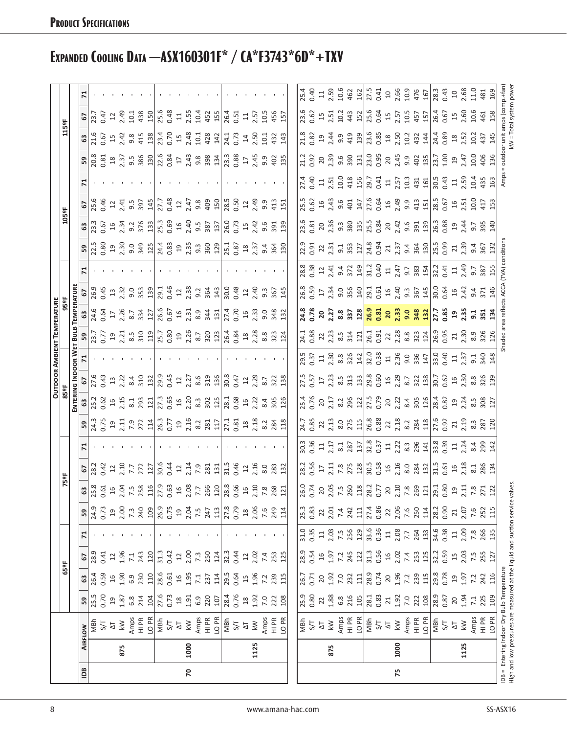**Product Specifications**

# Expanded Cooling Data — ASX160301F* / CA*F3743*6D*+TXV

| IDB | Airflow | | 65°F | | | | 75°F | | | | 85°F | | | | 95°F | | | | 105°F | | | | 115°F | | | |
|---|---|---|---|---|---|---|---|---|---|---|---|---|---|---|---|---|---|---|---|---|---|---|---|---|---|---|
| | | | 59 | 63 | 67 | 71 | 59 | 63 | 67 | 71 | 59 | 63 | 67 | 71 | 59 | 63 | 67 | 71 | 59 | 63 | 67 | 71 | 59 | 63 | 67 | 71 |
| 70 | 875 | MBh | 25.5 | 26.4 | 28.9 | - | 24.9 | 25.8 | 28.2 | - | 24.3 | 25.2 | 27.6 | - | 23.7 | 24.6 | 26.9 | - | 22.5 | 23.3 | 25.6 | - | 20.8 | 21.6 | 23.7 | - |
| | | S/T | 0.70 | 0.59 | 0.41 | - | 0.73 | 0.61 | 0.42 | - | 0.75 | 0.62 | 0.43 | - | 0.77 | 0.64 | 0.45 | - | 0.80 | 0.67 | 0.46 | - | 0.81 | 0.67 | 0.47 | - |
| | | ΔT | 19 | 16 | 12 | - | 19 | 16 | 12 | - | 19 | 16 | 13 | - | 19 | 17 | 13 | - | 19 | 16 | 12 | - | 18 | 15 | 12 | - |
| | | kW | 1.87 | 1.90 | 1.96 | - | 2.00 | 2.04 | 2.10 | - | 2.11 | 2.15 | 2.22 | - | 2.21 | 2.26 | 2.32 | - | 2.30 | 2.34 | 2.41 | - | 2.37 | 2.42 | 2.49 | - |
| | | Amps | 6.8 | 6.9 | 7.1 | - | 7.3 | 7.5 | 7.7 | - | 7.9 | 8.1 | 8.4 | - | 8.5 | 8.7 | 9.0 | - | 9.0 | 9.2 | 9.5 | - | 9.5 | 9.8 | 10.1 | - |
| | | HI PR | 214 | 230 | 243 | - | 240 | 258 | 272 | - | 272 | 293 | 310 | - | 310 | 334 | 353 | - | 349 | 376 | 397 | - | 386 | 415 | 438 | - |
| | | LO PR | 104 | 110 | 120 | - | 109 | 116 | 127 | - | 114 | 121 | 132 | - | 119 | 127 | 139 | - | 125 | 133 | 145 | - | 130 | 138 | 150 | - |
| | 1000 | MBh | 27.6 | 28.6 | 31.3 | - | 26.9 | 27.9 | 30.6 | - | 26.3 | 27.3 | 29.9 | - | 25.7 | 26.6 | 29.1 | - | 24.4 | 25.3 | 27.7 | - | 22.6 | 23.4 | 25.6 | - |
| | | S/T | 0.73 | 0.61 | 0.42 | - | 0.75 | 0.63 | 0.44 | - | 0.77 | 0.65 | 0.45 | - | 0.80 | 0.67 | 0.46 | - | 0.83 | 0.69 | 0.48 | - | 0.84 | 0.70 | 0.48 | - |
| | | ΔT | 18 | 16 | 12 | - | 19 | 16 | 12 | - | 19 | 16 | 12 | - | 19 | 16 | 12 | - | 19 | 16 | 12 | - | 17 | 15 | 11 | - |
| | | kW | 1.91 | 1.95 | 2.00 | - | 2.04 | 2.08 | 2.14 | - | 2.16 | 2.20 | 2.27 | - | 2.26 | 2.31 | 2.38 | - | 2.35 | 2.40 | 2.47 | - | 2.43 | 2.48 | 2.55 | - |
| | | Amps | 6.9 | 7.1 | 7.3 | - | 7.5 | 7.7 | 7.9 | - | 8.2 | 8.3 | 8.6 | - | 8.7 | 8.9 | 9.2 | - | 9.3 | 9.5 | 9.8 | - | 9.8 | 10.1 | 10.4 | - |
| | | HI PR | 220 | 237 | 250 | - | 247 | 266 | 281 | - | 281 | 302 | 319 | - | 320 | 344 | 364 | - | 360 | 387 | 409 | - | 398 | 428 | 452 | - |
| | | LO PR | 107 | 114 | 124 | - | 113 | 120 | 131 | - | 117 | 125 | 136 | - | 123 | 131 | 143 | - | 129 | 137 | 150 | - | 134 | 142 | 155 | - |
| | 1125 | MBh | 28.4 | 29.5 | 32.3 | - | 27.8 | 28.8 | 31.5 | - | 27.1 | 28.1 | 30.8 | - | 26.4 | 27.4 | 30.0 | - | 25.1 | 26.0 | 28.5 | - | 23.3 | 24.1 | 26.4 | - |
| | | S/T | 0.76 | 0.64 | 0.44 | - | 0.79 | 0.66 | 0.46 | - | 0.81 | 0.68 | 0.47 | - | 0.84 | 0.70 | 0.48 | - | 0.87 | 0.73 | 0.50 | - | 0.88 | 0.73 | 0.51 | - |
| | | ΔT | 18 | 15 | 12 | - | 18 | 16 | 12 | - | 18 | 16 | 12 | - | 18 | 16 | 12 | - | 18 | 15 | 12 | - | 17 | 14 | 11 | - |
| | | kW | 1.92 | 1.96 | 2.02 | - | 2.06 | 2.10 | 2.16 | - | 2.18 | 2.22 | 2.29 | - | 2.28 | 2.33 | 2.40 | - | 2.37 | 2.42 | 2.49 | - | 2.45 | 2.50 | 2.57 | - |
| | | Amps | 7.0 | 7.2 | 7.4 | - | 7.6 | 7.8 | 8.0 | - | 8.2 | 8.4 | 8.7 | - | 8.8 | 9.0 | 9.3 | - | 9.4 | 9.6 | 9.9 | - | 9.9 | 10.1 | 10.5 | - |
| | | HI PR | 222 | 239 | 253 | - | 249 | 268 | 283 | - | 284 | 305 | 322 | - | 323 | 348 | 367 | - | 364 | 391 | 413 | - | 402 | 432 | 456 | - |
| | | LO PR | 108 | 115 | 125 | - | 114 | 121 | 132 | - | 118 | 126 | 138 | - | 124 | 132 | 145 | - | 130 | 139 | 151 | - | 135 | 143 | 157 | - |
| 75 | 875 | MBh | 25.9 | 26.7 | 28.9 | 31.0 | 25.3 | 26.0 | 28.2 | 30.3 | 24.7 | 25.4 | 27.5 | 29.5 | 24.1 | **24.8** | 26.8 | 28.8 | 22.9 | 23.6 | 25.5 | 27.4 | 21.2 | 21.8 | 23.6 | 25.4 |
| | | S/T | 0.80 | 0.71 | 0.54 | 0.35 | 0.83 | 0.74 | 0.56 | 0.36 | 0.85 | 0.76 | 0.57 | 0.37 | 0.88 | **0.78** | 0.59 | 0.38 | 0.91 | 0.81 | 0.62 | 0.40 | 0.92 | 0.82 | 0.62 | 0.40 |
| | | ΔT | 22 | 20 | 16 | 11 | 22 | 20 | 17 | 11 | 22 | 20 | 17 | 11 | 22 | **20** | 17 | 12 | 22 | 20 | 16 | 11 | 20 | 19 | 15 | 11 |
| | | kW | 1.88 | 1.92 | 1.97 | 2.03 | 2.01 | 2.05 | 2.11 | 2.17 | 2.13 | 2.17 | 2.23 | 2.30 | 2.23 | **2.27** | 2.34 | 2.41 | 2.31 | 2.36 | 2.43 | 2.51 | 2.39 | 2.44 | 2.51 | 2.59 |
| | | Amps | 6.8 | 7.0 | 7.2 | 7.5 | 7.4 | 7.5 | 7.8 | 8.1 | 8.0 | 8.2 | 8.5 | 8.8 | 8.5 | **8.8** | 9.0 | 9.4 | 9.1 | 9.3 | 9.6 | 10.0 | 9.6 | 9.9 | 10.2 | 10.6 |
| | | HI PR | 216 | 232 | 245 | 256 | 242 | 260 | 275 | 287 | 275 | 296 | 313 | 326 | 314 | **337** | 356 | 372 | 353 | 380 | 401 | 418 | 390 | 419 | 443 | 462 |
| | | LO PR | 105 | 111 | 122 | 129 | 111 | 118 | 128 | 137 | 115 | 122 | 133 | 142 | 121 | **128** | 140 | 149 | 127 | 135 | 147 | 156 | 131 | 139 | 152 | 162 |
| | 1000 | MBh | 28.1 | 28.9 | 31.3 | 33.6 | 27.4 | 28.2 | 30.5 | 32.8 | 26.8 | 27.5 | 29.8 | 32.0 | 26.1 | **26.9** | 29.1 | 31.2 | 24.8 | 25.5 | 27.6 | 29.7 | 23.0 | 23.6 | 25.6 | 27.5 |
| | | S/T | 0.83 | 0.74 | 0.56 | 0.36 | 0.86 | 0.77 | 0.58 | 0.37 | 0.88 | 0.79 | 0.60 | 0.38 | 0.91 | **0.81** | 0.61 | 0.40 | 0.94 | 0.84 | 0.64 | 0.41 | 0.95 | 0.85 | 0.64 | 0.41 |
| | | ΔT | 21 | 20 | 16 | 11 | 22 | 20 | 16 | 11 | 22 | 20 | 16 | 11 | 22 | **20** | 16 | 11 | 21 | 20 | 16 | 11 | 20 | 18 | 15 | 10 |
| | | kW | 1.92 | 1.96 | 2.02 | 2.08 | 2.06 | 2.10 | 2.16 | 2.22 | 2.18 | 2.22 | 2.29 | 2.36 | 2.28 | **2.33** | 2.40 | 2.47 | 2.37 | 2.42 | 2.49 | 2.57 | 2.45 | 2.50 | 2.57 | 2.66 |
| | | Amps | 7.0 | 7.2 | 7.4 | 7.7 | 7.6 | 7.8 | 8.0 | 8.3 | 8.2 | 8.4 | 8.7 | 9.0 | 8.8 | **9.0** | 9.3 | 9.7 | 9.4 | 9.6 | 9.9 | 10.3 | 9.9 | 10.2 | 10.5 | 10.9 |
| | | HI PR | 222 | 239 | 253 | 264 | 250 | 269 | 284 | 296 | 284 | 305 | 322 | 336 | 323 | **348** | 367 | 383 | 364 | 391 | 413 | 431 | 402 | 432 | 457 | 476 |
| | | LO PR | 108 | 115 | 125 | 133 | 114 | 121 | 132 | 141 | 118 | 126 | 138 | 147 | 124 | **132** | 145 | 154 | 130 | 139 | 151 | 161 | 135 | 144 | 157 | 167 |
| | 1125 | MBh | 28.9 | 29.8 | 32.2 | 34.6 | 28.2 | 29.1 | 31.5 | 33.8 | 27.6 | 28.4 | 30.7 | 33.0 | 26.9 | **27.7** | 30.0 | 32.2 | 25.5 | 26.3 | 28.5 | 30.5 | 23.7 | 24.4 | 26.4 | 28.3 |
| | | S/T | 0.87 | 0.78 | 0.59 | 0.38 | 0.90 | 0.80 | 0.61 | 0.39 | 0.92 | 0.82 | 0.62 | 0.40 | 0.95 | **0.85** | 0.64 | 0.41 | 0.99 | 0.88 | 0.67 | 0.43 | 1.00 | 0.89 | 0.67 | 0.43 |
| | | ΔT | 20 | 19 | 15 | 11 | 21 | 19 | 16 | 11 | 21 | 19 | 16 | 11 | 21 | **19** | 16 | 11 | 21 | 19 | 16 | 11 | 19 | 18 | 15 | 10 |
| | | kW | 1.94 | 1.97 | 2.03 | 2.09 | 2.07 | 2.11 | 2.18 | 2.24 | 2.19 | 2.24 | 2.30 | 2.37 | 2.30 | **2.35** | 2.42 | 2.49 | 2.39 | 2.44 | 2.51 | 2.59 | 2.47 | 2.52 | 2.60 | 2.68 |
| | | Amps | 7.1 | 7.2 | 7.5 | 7.8 | 7.6 | 7.8 | 8.1 | 8.4 | 8.3 | 8.5 | 8.8 | 9.1 | 8.9 | **9.1** | 9.4 | 9.7 | 9.4 | 9.7 | 10.0 | 10.4 | 10.0 | 10.2 | 10.6 | 11.0 |
| | | HI PR | 225 | 242 | 255 | 266 | 252 | 271 | 286 | 299 | 287 | 308 | 326 | 340 | 326 | **351** | 371 | 387 | 367 | 395 | 417 | 435 | 406 | 437 | 461 | 481 |
| | | LO PR | 109 | 116 | 127 | 135 | 115 | 122 | 134 | 142 | 120 | 127 | 139 | 148 | 126 | **134** | 146 | 155 | 132 | 140 | 153 | 163 | 136 | 145 | 158 | 169 |

Column headers: Outdoor Ambient Temperature (65°F–115°F); Entering Indoor Wet Bulb Temperature (59, 63, 67, 71).

IDB = Entering Indoor Dry Bulb Temperature
High and low pressures are measured at the liquid and suction service valves.

Shaded area reflects ACCA (TVA) conditions

Amps = outdoor unit amps (comp.+fan)
kW = Total system power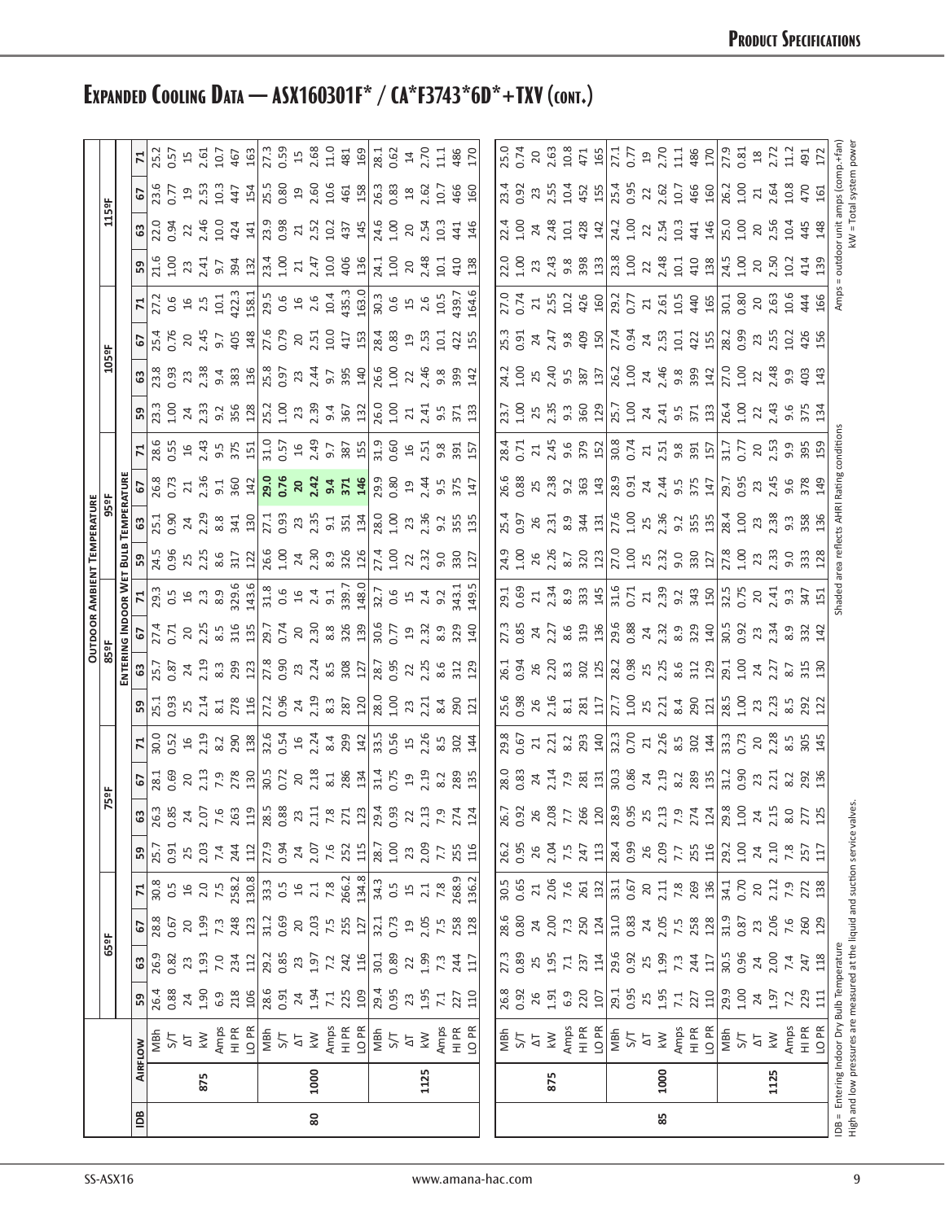# Expanded Cooling Data — ASX160301F* / CA*F3743*6D*+TXV (cont.)

| | | | Outdoor Ambient Temperature | | | | | | | | | | | | | | | | | | | | | | | |
|---|---|---|---|---|---|---|---|---|---|---|---|---|---|---|---|---|---|---|---|---|---|---|---|---|---|---|
| | | | 65ºF | | | | 75ºF | | | | 85ºF | | | | 95ºF | | | | 105ºF | | | | 115ºF | | | |
| | | | Entering Indoor Wet Bulb Temperature | | | | | | | | | | | | | | | | | | | | | | | |
| IDB | Airflow | | 59 | 63 | 67 | 71 | 59 | 63 | 67 | 71 | 59 | 63 | 67 | 71 | 59 | 63 | 67 | 71 | 59 | 63 | 67 | 71 | 59 | 63 | 67 | 71 |
| 80 | 875 | MBh | 26.4 | 26.9 | 28.8 | 30.8 | 25.7 | 26.3 | 28.1 | 30.0 | 25.1 | 25.7 | 27.4 | 29.3 | 24.5 | 25.1 | 26.8 | 28.6 | 23.3 | 23.8 | 25.4 | 27.2 | 21.6 | 22.0 | 23.6 | 25.2 |
| | | S/T | 0.88 | 0.82 | 0.67 | 0.5 | 0.91 | 0.85 | 0.69 | 0.52 | 0.93 | 0.87 | 0.71 | 0.5 | 0.96 | 0.90 | 0.73 | 0.55 | 1.00 | 0.93 | 0.76 | 0.6 | 1.00 | 0.94 | 0.77 | 0.57 |
| | | ΔT | 24 | 23 | 20 | 16 | 25 | 24 | 20 | 16 | 25 | 24 | 20 | 16 | 25 | 24 | 21 | 16 | 24 | 23 | 20 | 16 | 23 | 22 | 19 | 15 |
| | | kW | 1.90 | 1.93 | 1.99 | 2.0 | 2.03 | 2.07 | 2.13 | 2.19 | 2.14 | 2.19 | 2.25 | 2.3 | 2.25 | 2.29 | 2.36 | 2.43 | 2.33 | 2.38 | 2.45 | 2.5 | 2.41 | 2.46 | 2.53 | 2.61 |
| | | Amps | 6.9 | 7.0 | 7.3 | 7.5 | 7.4 | 7.6 | 7.9 | 8.2 | 8.1 | 8.3 | 8.5 | 8.9 | 8.6 | 8.8 | 9.1 | 9.5 | 9.2 | 9.4 | 9.7 | 10.1 | 9.7 | 10.0 | 10.3 | 10.7 |
| | | HI PR | 218 | 234 | 248 | 258.2 | 244 | 263 | 278 | 290 | 278 | 299 | 316 | 329.6 | 317 | 341 | 360 | 375 | 356 | 383 | 405 | 422.3 | 394 | 424 | 447 | 467 |
| | | LO PR | 106 | 112 | 123 | 130.8 | 112 | 119 | 130 | 138 | 116 | 123 | 135 | 143.6 | 122 | 130 | 142 | 151 | 128 | 136 | 148 | 158.1 | 132 | 141 | 154 | 163 |
| | 1000 | MBh | 28.6 | 29.2 | 31.2 | 33.3 | 27.9 | 28.5 | 30.5 | 32.6 | 27.2 | 27.8 | 29.7 | 31.8 | 26.6 | 27.1 | **29.0** | 31.0 | 25.2 | 25.8 | 27.6 | 29.5 | 23.4 | 23.9 | 25.5 | 27.3 |
| | | S/T | 0.91 | 0.85 | 0.69 | 0.5 | 0.94 | 0.88 | 0.72 | 0.54 | 0.96 | 0.90 | 0.74 | 0.6 | 1.00 | 0.93 | **0.76** | 0.57 | 1.00 | 0.97 | 0.79 | 0.6 | 1.00 | 0.98 | 0.80 | 0.59 |
| | | ΔT | 24 | 23 | 20 | 16 | 24 | 23 | 20 | 16 | 24 | 23 | 20 | 16 | 24 | 23 | **20** | 16 | 23 | 23 | 20 | 16 | 21 | 21 | 19 | 15 |
| | | kW | 1.94 | 1.97 | 2.03 | 2.1 | 2.07 | 2.11 | 2.18 | 2.24 | 2.19 | 2.24 | 2.30 | 2.4 | 2.30 | 2.35 | **2.42** | 2.49 | 2.39 | 2.44 | 2.51 | 2.6 | 2.47 | 2.52 | 2.60 | 2.68 |
| | | Amps | 7.1 | 7.2 | 7.5 | 7.8 | 7.6 | 7.8 | 8.1 | 8.4 | 8.3 | 8.5 | 8.8 | 9.1 | 8.9 | 9.1 | **9.4** | 9.7 | 9.4 | 9.7 | 10.0 | 10.4 | 10.0 | 10.2 | 10.6 | 11.0 |
| | | HI PR | 225 | 242 | 255 | 266.2 | 252 | 271 | 286 | 299 | 287 | 308 | 326 | 339.7 | 326 | 351 | **371** | 387 | 367 | 395 | 417 | 435.3 | 406 | 437 | 461 | 481 |
| | | LO PR | 109 | 116 | 127 | 134.8 | 115 | 123 | 134 | 142 | 120 | 127 | 139 | 148.0 | 126 | 134 | **146** | 155 | 132 | 140 | 153 | 163.0 | 136 | 145 | 158 | 169 |
| | 1125 | MBh | 29.4 | 30.1 | 32.1 | 34.3 | 28.7 | 29.4 | 31.4 | 33.5 | 28.0 | 28.7 | 30.6 | 32.7 | 27.4 | 28.0 | 29.9 | 31.9 | 26.0 | 26.6 | 28.4 | 30.3 | 24.1 | 24.6 | 26.3 | 28.1 |
| | | S/T | 0.95 | 0.89 | 0.73 | 0.5 | 1.00 | 0.93 | 0.75 | 0.56 | 1.00 | 0.95 | 0.77 | 0.6 | 1.00 | 1.00 | 0.80 | 0.60 | 1.00 | 1.00 | 0.83 | 0.6 | 1.00 | 1.00 | 0.83 | 0.62 |
| | | ΔT | 23 | 22 | 19 | 15 | 23 | 22 | 19 | 15 | 23 | 22 | 19 | 15 | 22 | 23 | 19 | 16 | 21 | 22 | 19 | 15 | 20 | 20 | 18 | 14 |
| | | kW | 1.95 | 1.99 | 2.05 | 2.1 | 2.09 | 2.13 | 2.19 | 2.26 | 2.21 | 2.25 | 2.32 | 2.4 | 2.32 | 2.36 | 2.44 | 2.51 | 2.41 | 2.46 | 2.53 | 2.6 | 2.48 | 2.54 | 2.62 | 2.70 |
| | | Amps | 7.1 | 7.3 | 7.5 | 7.8 | 7.7 | 7.9 | 8.2 | 8.5 | 8.4 | 8.6 | 8.9 | 9.2 | 9.0 | 9.2 | 9.5 | 9.8 | 9.5 | 9.8 | 10.1 | 10.5 | 10.1 | 10.3 | 10.7 | 11.1 |
| | | HI PR | 227 | 244 | 258 | 268.9 | 255 | 274 | 289 | 302 | 290 | 312 | 329 | 343.1 | 330 | 355 | 375 | 391 | 371 | 399 | 422 | 439.7 | 410 | 441 | 466 | 486 |
| | | LO PR | 110 | 117 | 128 | 136.2 | 116 | 124 | 135 | 142 | 121 | 129 | 140 | 149.5 | 127 | 135 | 147 | 157 | 133 | 142 | 155 | 164.6 | 138 | 146 | 160 | 170 |
| 85 | 875 | MBh | 26.8 | 27.3 | 28.6 | 30.5 | 26.2 | 26.7 | 28.0 | 29.8 | 25.6 | 26.1 | 27.3 | 29.1 | 24.9 | 25.4 | 26.6 | 28.4 | 23.7 | 24.2 | 25.3 | 27.0 | 22.0 | 22.4 | 23.4 | 25.0 |
| | | S/T | 0.92 | 0.89 | 0.80 | 0.65 | 0.95 | 0.92 | 0.83 | 0.67 | 0.98 | 0.94 | 0.85 | 0.69 | 1.00 | 0.97 | 0.88 | 0.71 | 1.00 | 1.00 | 0.91 | 0.74 | 1.00 | 1.00 | 0.92 | 0.74 |
| | | ΔT | 26 | 25 | 24 | 21 | 26 | 26 | 24 | 21 | 26 | 26 | 24 | 21 | 26 | 26 | 25 | 21 | 25 | 25 | 24 | 21 | 23 | 24 | 23 | 20 |
| | | kW | 1.91 | 1.95 | 2.00 | 2.06 | 2.04 | 2.08 | 2.14 | 2.21 | 2.16 | 2.20 | 2.27 | 2.34 | 2.26 | 2.31 | 2.38 | 2.45 | 2.35 | 2.40 | 2.47 | 2.55 | 2.43 | 2.48 | 2.55 | 2.63 |
| | | Amps | 6.9 | 7.1 | 7.3 | 7.6 | 7.5 | 7.7 | 7.9 | 8.2 | 8.1 | 8.3 | 8.6 | 8.9 | 8.7 | 8.9 | 9.2 | 9.6 | 9.3 | 9.5 | 9.8 | 10.2 | 9.8 | 10.1 | 10.4 | 10.8 |
| | | HI PR | 220 | 237 | 250 | 261 | 247 | 266 | 281 | 293 | 281 | 302 | 319 | 333 | 320 | 344 | 363 | 379 | 360 | 387 | 409 | 426 | 398 | 428 | 452 | 471 |
| | | LO PR | 107 | 114 | 124 | 132 | 113 | 120 | 131 | 140 | 117 | 125 | 136 | 145 | 123 | 131 | 143 | 152 | 129 | 137 | 150 | 160 | 133 | 142 | 155 | 165 |
| | 1000 | MBh | 29.1 | 29.6 | 31.0 | 33.1 | 28.4 | 28.9 | 30.3 | 32.3 | 27.7 | 28.2 | 29.6 | 31.6 | 27.0 | 27.6 | 28.9 | 30.8 | 25.7 | 26.2 | 27.4 | 29.2 | 23.8 | 24.2 | 25.4 | 27.1 |
| | | S/T | 0.95 | 0.92 | 0.83 | 0.67 | 0.99 | 0.95 | 0.86 | 0.70 | 1.00 | 0.98 | 0.88 | 0.71 | 1.00 | 1.00 | 0.91 | 0.74 | 1.00 | 1.00 | 0.94 | 0.77 | 1.00 | 1.00 | 0.95 | 0.77 |
| | | ΔT | 25 | 25 | 24 | 20 | 26 | 25 | 24 | 21 | 25 | 25 | 24 | 21 | 25 | 25 | 24 | 21 | 24 | 24 | 24 | 21 | 22 | 22 | 22 | 19 |
| | | kW | 1.95 | 1.99 | 2.05 | 2.11 | 2.09 | 2.13 | 2.19 | 2.26 | 2.21 | 2.25 | 2.32 | 2.39 | 2.32 | 2.36 | 2.44 | 2.51 | 2.41 | 2.46 | 2.53 | 2.61 | 2.48 | 2.54 | 2.62 | 2.70 |
| | | Amps | 7.1 | 7.3 | 7.5 | 7.8 | 7.7 | 7.9 | 8.2 | 8.5 | 8.4 | 8.6 | 8.9 | 9.2 | 9.0 | 9.2 | 9.5 | 9.8 | 9.5 | 9.8 | 10.1 | 10.5 | 10.1 | 10.3 | 10.7 | 11.1 |
| | | HI PR | 227 | 244 | 258 | 269 | 255 | 274 | 289 | 302 | 290 | 312 | 329 | 343 | 330 | 355 | 375 | 391 | 371 | 399 | 422 | 440 | 410 | 441 | 466 | 486 |
| | | LO PR | 110 | 117 | 128 | 136 | 116 | 124 | 135 | 144 | 121 | 129 | 140 | 150 | 127 | 135 | 147 | 157 | 133 | 142 | 155 | 165 | 138 | 146 | 160 | 170 |
| | 1125 | MBh | 29.9 | 30.5 | 31.9 | 34.1 | 29.2 | 29.8 | 31.2 | 33.3 | 28.5 | 29.1 | 30.5 | 32.5 | 27.8 | 28.4 | 29.7 | 31.7 | 26.4 | 27.0 | 28.2 | 30.1 | 24.5 | 25.0 | 26.2 | 27.9 |
| | | S/T | 1.00 | 0.96 | 0.87 | 0.70 | 1.00 | 1.00 | 0.90 | 0.73 | 1.00 | 1.00 | 0.92 | 0.75 | 1.00 | 1.00 | 0.95 | 0.77 | 1.00 | 1.00 | 0.99 | 0.80 | 1.00 | 1.00 | 1.00 | 0.81 |
| | | ΔT | 24 | 24 | 23 | 20 | 24 | 24 | 23 | 20 | 23 | 24 | 23 | 20 | 22 | 23 | 23 | 20 | 22 | 22 | 23 | 20 | 20 | 20 | 21 | 18 |
| | | kW | 1.97 | 2.00 | 2.06 | 2.12 | 2.10 | 2.15 | 2.21 | 2.28 | 2.23 | 2.27 | 2.34 | 2.41 | 2.33 | 2.38 | 2.45 | 2.53 | 2.43 | 2.48 | 2.55 | 2.63 | 2.50 | 2.56 | 2.64 | 2.72 |
| | | Amps | 7.2 | 7.4 | 7.6 | 7.9 | 7.8 | 8.0 | 8.2 | 8.5 | 8.5 | 8.7 | 8.9 | 9.3 | 9.0 | 9.3 | 9.6 | 9.9 | 9.6 | 9.9 | 10.2 | 10.6 | 10.2 | 10.4 | 10.8 | 11.2 |
| | | HI PR | 229 | 247 | 260 | 272 | 257 | 277 | 292 | 305 | 292 | 315 | 332 | 347 | 333 | 358 | 378 | 395 | 375 | 403 | 426 | 444 | 414 | 445 | 470 | 491 |
| | | LO PR | 111 | 118 | 129 | 138 | 117 | 125 | 136 | 145 | 122 | 130 | 142 | 151 | 128 | 136 | 149 | 159 | 134 | 143 | 156 | 166 | 139 | 148 | 161 | 172 |

IDB = Entering Indoor Dry Bulb Temperature
High and low pressures are measured at the liquid and suction service valves.

Shaded area reflects AHRI Rating conditions

Amps = outdoor unit amps (comp.+fan)
kW = Total system power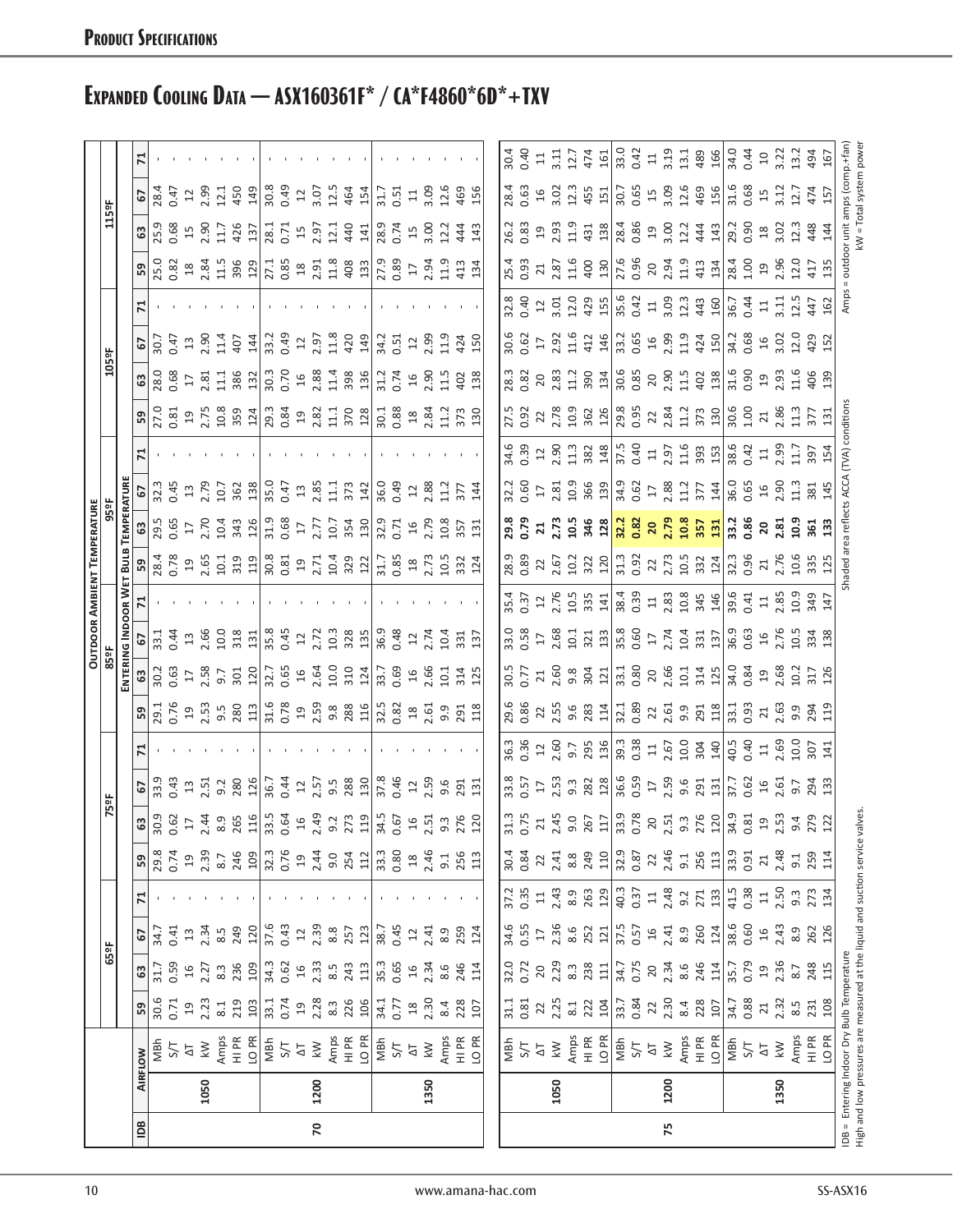# Product Specifications

## Expanded Cooling Data — ASX160361F* / CA*F4860*6D*+TXV

| | | | Outdoor Ambient Temperature | | | | | | | | | | | | | | | | | | | | | | | |
|---|---|---|---|---|---|---|---|---|---|---|---|---|---|---|---|---|---|---|---|---|---|---|---|---|---|---|
| | | | 65ºF | | | | 75ºF | | | | 85ºF | | | | 95ºF | | | | 105ºF | | | | 115ºF | | | |
| | | | Entering Indoor Wet Bulb Temperature | | | | | | | | | | | | | | | | | | | | | | | |
| IDB | Airflow | | 59 | 63 | 67 | 71 | 59 | 63 | 67 | 71 | 59 | 63 | 67 | 71 | 59 | 63 | 67 | 71 | 59 | 63 | 67 | 71 | 59 | 63 | 67 | 71 |
| 70 | 1050 | MBh | 30.6 | 31.7 | 34.7 | - | 29.8 | 30.9 | 33.9 | - | 29.1 | 30.2 | 33.1 | - | 28.4 | 29.5 | 32.3 | - | 27.0 | 28.0 | 30.7 | - | 25.0 | 25.9 | 28.4 | - |
| | | S/T | 0.71 | 0.59 | 0.41 | - | 0.74 | 0.62 | 0.43 | - | 0.76 | 0.63 | 0.44 | - | 0.78 | 0.65 | 0.45 | - | 0.81 | 0.68 | 0.47 | - | 0.82 | 0.68 | 0.47 | - |
| | | ΔT | 19 | 16 | 13 | - | 19 | 17 | 13 | - | 19 | 17 | 13 | - | 19 | 17 | 13 | - | 19 | 17 | 13 | - | 18 | 15 | 12 | - |
| | | kW | 2.23 | 2.27 | 2.34 | - | 2.39 | 2.44 | 2.51 | - | 2.53 | 2.58 | 2.66 | - | 2.65 | 2.70 | 2.79 | - | 2.75 | 2.81 | 2.90 | - | 2.84 | 2.90 | 2.99 | - |
| | | Amps | 8.1 | 8.3 | 8.5 | - | 8.7 | 8.9 | 9.2 | - | 9.5 | 9.7 | 10.0 | - | 10.1 | 10.4 | 10.7 | - | 10.8 | 11.1 | 11.4 | - | 11.5 | 11.7 | 12.1 | - |
| | | HI PR | 219 | 236 | 249 | - | 246 | 265 | 280 | - | 280 | 301 | 318 | - | 319 | 343 | 362 | - | 359 | 386 | 407 | - | 396 | 426 | 450 | - |
| | | LO PR | 103 | 109 | 120 | - | 109 | 116 | 126 | - | 113 | 120 | 131 | - | 119 | 126 | 138 | - | 124 | 132 | 144 | - | 129 | 137 | 149 | - |
| | 1200 | MBh | 33.1 | 34.3 | 37.6 | - | 32.3 | 33.5 | 36.7 | - | 31.6 | 32.7 | 35.8 | - | 30.8 | 31.9 | 35.0 | - | 29.3 | 30.3 | 33.2 | - | 27.1 | 28.1 | 30.8 | - |
| | | S/T | 0.74 | 0.62 | 0.43 | - | 0.76 | 0.64 | 0.44 | - | 0.78 | 0.65 | 0.45 | - | 0.81 | 0.68 | 0.47 | - | 0.84 | 0.70 | 0.49 | - | 0.85 | 0.71 | 0.49 | - |
| | | ΔT | 19 | 16 | 12 | - | 19 | 16 | 12 | - | 19 | 16 | 12 | - | 19 | 17 | 13 | - | 19 | 16 | 12 | - | 18 | 15 | 12 | - |
| | | kW | 2.28 | 2.33 | 2.39 | - | 2.44 | 2.49 | 2.57 | - | 2.59 | 2.64 | 2.72 | - | 2.71 | 2.77 | 2.85 | - | 2.82 | 2.88 | 2.97 | - | 2.91 | 2.97 | 3.07 | - |
| | | Amps | 8.3 | 8.5 | 8.8 | - | 9.0 | 9.2 | 9.5 | - | 9.8 | 10.0 | 10.3 | - | 10.4 | 10.7 | 11.1 | - | 11.1 | 11.4 | 11.8 | - | 11.8 | 12.1 | 12.5 | - |
| | | HI PR | 226 | 243 | 257 | - | 254 | 273 | 288 | - | 288 | 310 | 328 | - | 329 | 354 | 373 | - | 370 | 398 | 420 | - | 408 | 440 | 464 | - |
| | | LO PR | 106 | 113 | 123 | - | 112 | 119 | 130 | - | 116 | 124 | 135 | - | 122 | 130 | 142 | - | 128 | 136 | 149 | - | 133 | 141 | 154 | - |
| | 1350 | MBh | 34.1 | 35.3 | 38.7 | - | 33.3 | 34.5 | 37.8 | - | 32.5 | 33.7 | 36.9 | - | 31.7 | 32.9 | 36.0 | - | 30.1 | 31.2 | 34.2 | - | 27.9 | 28.9 | 31.7 | - |
| | | S/T | 0.77 | 0.65 | 0.45 | - | 0.80 | 0.67 | 0.46 | - | 0.82 | 0.69 | 0.48 | - | 0.85 | 0.71 | 0.49 | - | 0.88 | 0.74 | 0.51 | - | 0.89 | 0.74 | 0.51 | - |
| | | ΔT | 18 | 16 | 12 | - | 18 | 16 | 12 | - | 18 | 16 | 12 | - | 18 | 16 | 12 | - | 18 | 16 | 12 | - | 17 | 15 | 11 | - |
| | | kW | 2.30 | 2.34 | 2.41 | - | 2.46 | 2.51 | 2.59 | - | 2.61 | 2.66 | 2.74 | - | 2.73 | 2.79 | 2.88 | - | 2.84 | 2.90 | 2.99 | - | 2.94 | 3.00 | 3.09 | - |
| | | Amps | 8.4 | 8.6 | 8.9 | - | 9.1 | 9.3 | 9.6 | - | 9.9 | 10.1 | 10.4 | - | 10.5 | 10.8 | 11.2 | - | 11.2 | 11.5 | 11.9 | - | 11.9 | 12.2 | 12.6 | - |
| | | HI PR | 228 | 246 | 259 | - | 256 | 276 | 291 | - | 291 | 314 | 331 | - | 332 | 357 | 377 | - | 373 | 402 | 424 | - | 413 | 444 | 469 | - |
| | | LO PR | 107 | 114 | 124 | - | 113 | 120 | 131 | - | 118 | 125 | 137 | - | 124 | 131 | 144 | - | 130 | 138 | 150 | - | 134 | 143 | 156 | - |
| 75 | 1050 | MBh | 31.1 | 32.0 | 34.6 | 37.2 | 30.4 | 31.3 | 33.8 | 36.3 | 29.6 | 30.5 | 33.0 | 35.4 | 28.9 | **29.8** | 32.2 | 34.6 | 27.5 | 28.3 | 30.6 | 32.8 | 25.4 | 26.2 | 28.4 | 30.4 |
| | | S/T | 0.81 | 0.72 | 0.55 | 0.35 | 0.84 | 0.75 | 0.57 | 0.36 | 0.86 | 0.77 | 0.58 | 0.37 | 0.89 | **0.79** | 0.60 | 0.39 | 0.92 | 0.82 | 0.62 | 0.40 | 0.93 | 0.83 | 0.63 | 0.40 |
| | | ΔT | 22 | 20 | 17 | 11 | 22 | 21 | 17 | 12 | 22 | 21 | 17 | 12 | 22 | **21** | 17 | 12 | 22 | 20 | 17 | 12 | 21 | 19 | 16 | 11 |
| | | kW | 2.25 | 2.29 | 2.36 | 2.43 | 2.41 | 2.45 | 2.53 | 2.60 | 2.55 | 2.60 | 2.68 | 2.76 | 2.67 | **2.73** | 2.81 | 2.90 | 2.78 | 2.83 | 2.92 | 3.01 | 2.87 | 2.93 | 3.02 | 3.11 |
| | | Amps | 8.1 | 8.3 | 8.6 | 8.9 | 8.8 | 9.0 | 9.3 | 9.7 | 9.6 | 9.8 | 10.1 | 10.5 | 10.2 | **10.5** | 10.9 | 11.3 | 10.9 | 11.2 | 11.6 | 12.0 | 11.6 | 11.9 | 12.3 | 12.7 |
| | | HI PR | 222 | 238 | 252 | 263 | 249 | 267 | 282 | 295 | 283 | 304 | 321 | 335 | 322 | **346** | 366 | 382 | 362 | 390 | 412 | 429 | 400 | 431 | 455 | 474 |
| | | LO PR | 104 | 111 | 121 | 129 | 110 | 117 | 128 | 136 | 114 | 121 | 133 | 141 | 120 | **128** | 139 | 148 | 126 | 134 | 146 | 155 | 130 | 138 | 151 | 161 |
| | 1200 | MBh | 33.7 | 34.7 | 37.5 | 40.3 | 32.9 | 33.9 | 36.6 | 39.3 | 32.1 | 33.1 | 35.8 | 38.4 | 31.3 | **32.2** | 34.9 | 37.5 | 29.8 | 30.6 | 33.2 | 35.6 | 27.6 | 28.4 | 30.7 | 33.0 |
| | | S/T | 0.84 | 0.75 | 0.57 | 0.37 | 0.87 | 0.78 | 0.59 | 0.38 | 0.89 | 0.80 | 0.60 | 0.39 | 0.92 | **0.82** | 0.62 | 0.40 | 0.95 | 0.85 | 0.65 | 0.42 | 0.96 | 0.86 | 0.65 | 0.42 |
| | | ΔT | 22 | 20 | 16 | 11 | 22 | 20 | 17 | 11 | 22 | 20 | 17 | 11 | 22 | **20** | 17 | 11 | 22 | 20 | 16 | 11 | 20 | 19 | 15 | 11 |
| | | kW | 2.30 | 2.34 | 2.41 | 2.48 | 2.46 | 2.51 | 2.59 | 2.67 | 2.61 | 2.66 | 2.74 | 2.83 | 2.73 | **2.79** | 2.88 | 2.97 | 2.84 | 2.90 | 2.99 | 3.09 | 2.94 | 3.00 | 3.09 | 3.19 |
| | | Amps | 8.4 | 8.6 | 8.9 | 9.2 | 9.1 | 9.3 | 9.6 | 10.0 | 9.9 | 10.1 | 10.4 | 10.8 | 10.5 | **10.8** | 11.2 | 11.6 | 11.2 | 11.5 | 11.9 | 12.3 | 11.9 | 12.2 | 12.6 | 13.1 |
| | | HI PR | 228 | 246 | 260 | 271 | 256 | 276 | 291 | 304 | 291 | 314 | 331 | 345 | 332 | **357** | 377 | 393 | 373 | 402 | 424 | 443 | 413 | 444 | 469 | 489 |
| | | LO PR | 107 | 114 | 124 | 133 | 113 | 120 | 131 | 140 | 118 | 125 | 137 | 146 | 124 | **131** | 144 | 153 | 130 | 138 | 150 | 160 | 134 | 143 | 156 | 166 |
| | 1350 | MBh | 34.7 | 35.7 | 38.6 | 41.5 | 33.9 | 34.9 | 37.7 | 40.5 | 33.1 | 34.0 | 36.9 | 39.6 | 32.3 | **33.2** | 36.0 | 38.6 | 30.6 | 31.6 | 34.2 | 36.7 | 28.4 | 29.2 | 31.6 | 34.0 |
| | | S/T | 0.88 | 0.79 | 0.60 | 0.38 | 0.91 | 0.81 | 0.62 | 0.40 | 0.93 | 0.84 | 0.63 | 0.41 | 0.96 | **0.86** | 0.65 | 0.42 | 1.00 | 0.90 | 0.68 | 0.44 | 1.00 | 0.90 | 0.68 | 0.44 |
| | | ΔT | 21 | 19 | 16 | 11 | 21 | 19 | 16 | 11 | 21 | 19 | 16 | 11 | 21 | **20** | 16 | 11 | 21 | 19 | 16 | 11 | 19 | 18 | 15 | 10 |
| | | kW | 2.32 | 2.36 | 2.43 | 2.50 | 2.48 | 2.53 | 2.61 | 2.69 | 2.63 | 2.68 | 2.76 | 2.85 | 2.76 | **2.81** | 2.90 | 2.99 | 2.86 | 2.93 | 3.02 | 3.11 | 2.96 | 3.02 | 3.12 | 3.22 |
| | | Amps | 8.5 | 8.7 | 8.9 | 9.3 | 9.1 | 9.4 | 9.7 | 10.0 | 9.9 | 10.2 | 10.5 | 10.9 | 10.6 | **10.9** | 11.3 | 11.7 | 11.3 | 11.6 | 12.0 | 12.5 | 12.0 | 12.3 | 12.7 | 13.2 |
| | | HI PR | 231 | 248 | 262 | 273 | 259 | 279 | 294 | 307 | 294 | 317 | 334 | 349 | 335 | **361** | 381 | 397 | 377 | 406 | 429 | 447 | 417 | 448 | 474 | 494 |
| | | LO PR | 108 | 115 | 126 | 134 | 114 | 122 | 133 | 141 | 119 | 126 | 138 | 147 | 125 | **133** | 145 | 154 | 131 | 139 | 152 | 162 | 135 | 144 | 157 | 167 |

IDB = Entering Indoor Dry Bulb Temperature
High and low pressures are measured at the liquid and suction service valves.

Shaded area reflects ACCA (TVA) conditions

Amps = outdoor unit amps (comp.+fan)
kW = Total system power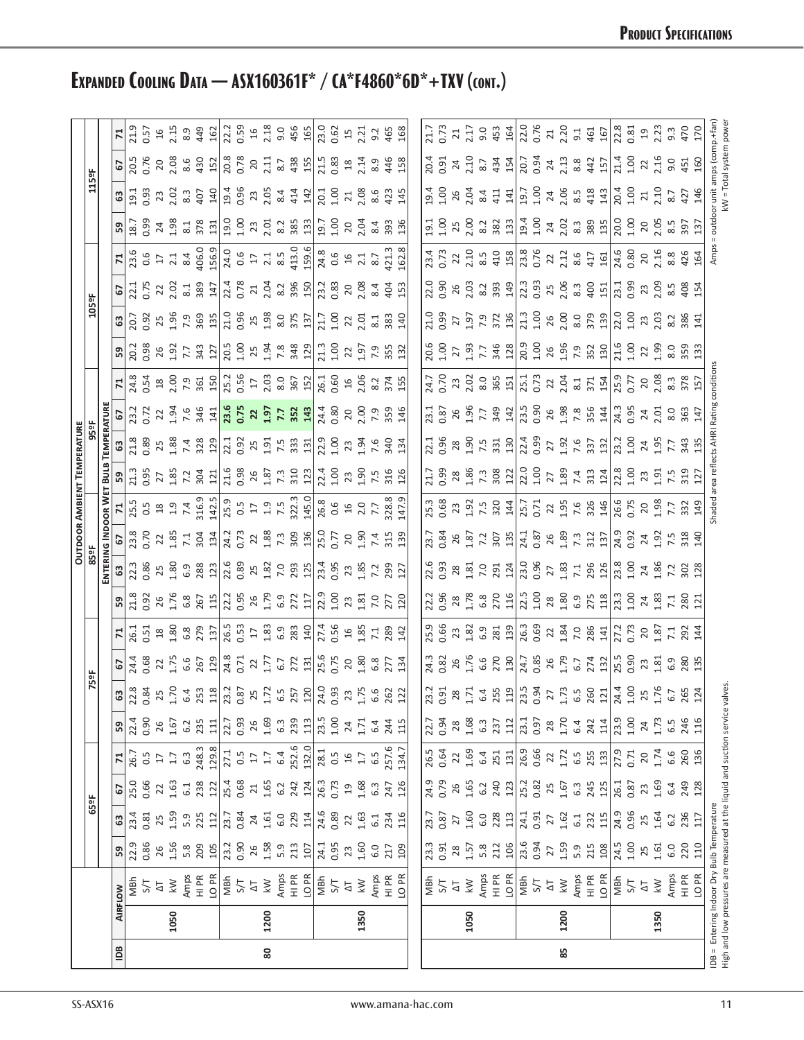# Expanded Cooling Data — ASX160361F* / CA*F4860*6D*+TXV (cont.)

| IDB | Airflow | | 65ºF | | | | 75ºF | | | | 85ºF | | | | 95ºF | | | | 105ºF | | | | 115ºF | | | |
|---|---|---|---|---|---|---|---|---|---|---|---|---|---|---|---|---|---|---|---|---|---|---|---|---|---|---|
| | | | **Outdoor Ambient Temperature / Entering Indoor Wet Bulb Temperature** | | | | | | | | | | | | | | | | | | | | | | | |
| | | | 59 | 63 | 67 | 71 | 59 | 63 | 67 | 71 | 59 | 63 | 67 | 71 | 59 | 63 | 67 | 71 | 59 | 63 | 67 | 71 | 59 | 63 | 67 | 71 |
| 80 | 1050 | MBh | 22.9 | 23.4 | 25.0 | 26.7 | 22.4 | 22.8 | 24.4 | 26.1 | 21.8 | 22.3 | 23.8 | 25.5 | 21.3 | 21.8 | 23.2 | 24.8 | 20.2 | 20.7 | 22.1 | 23.6 | 18.7 | 19.1 | 20.5 | 21.9 |
| | | S/T | 0.86 | 0.81 | 0.66 | 0.5 | 0.90 | 0.84 | 0.68 | 0.51 | 0.92 | 0.86 | 0.70 | 0.5 | 0.95 | 0.89 | 0.72 | 0.54 | 0.98 | 0.92 | 0.75 | 0.6 | 0.99 | 0.93 | 0.76 | 0.57 |
| | | ΔT | 26 | 25 | 22 | 17 | 26 | 25 | 22 | 18 | 26 | 25 | 22 | 18 | 27 | 25 | 22 | 18 | 26 | 25 | 22 | 17 | 24 | 23 | 20 | 16 |
| | | kW | 1.56 | 1.59 | 1.63 | 1.7 | 1.67 | 1.70 | 1.75 | 1.80 | 1.76 | 1.80 | 1.85 | 1.9 | 1.85 | 1.88 | 1.94 | 2.00 | 1.92 | 1.96 | 2.02 | 2.1 | 1.98 | 2.02 | 2.08 | 2.15 |
| | | Amps | 5.8 | 5.9 | 6.1 | 6.3 | 6.2 | 6.4 | 6.6 | 6.8 | 6.8 | 6.9 | 7.1 | 7.4 | 7.2 | 7.4 | 7.6 | 7.9 | 7.7 | 7.9 | 8.1 | 8.4 | 8.1 | 8.3 | 8.6 | 8.9 |
| | | HI PR | 209 | 225 | 238 | 248.3 | 235 | 253 | 267 | 279 | 267 | 288 | 304 | 316.9 | 304 | 328 | 346 | 361 | 343 | 369 | 389 | 406.0 | 378 | 407 | 430 | 449 |
| | | LO PR | 105 | 112 | 122 | 129.8 | 111 | 118 | 129 | 137 | 115 | 123 | 134 | 142.5 | 121 | 129 | 141 | 150 | 127 | 135 | 147 | 156.9 | 131 | 140 | 152 | 162 |
| | 1200 | MBh | 23.2 | 23.7 | 25.4 | 27.1 | 22.7 | 23.2 | 24.8 | 26.5 | 22.2 | 22.6 | 24.2 | 25.9 | 21.6 | 22.1 | **23.6** | 25.2 | 20.5 | 21.0 | 22.4 | 24.0 | 19.0 | 19.4 | 20.8 | 22.2 |
| | | S/T | 0.90 | 0.84 | 0.68 | 0.5 | 0.93 | 0.87 | 0.71 | 0.53 | 0.95 | 0.89 | 0.73 | 0.5 | 0.98 | 0.92 | **0.75** | 0.56 | 1.00 | 0.96 | 0.78 | 0.6 | 1.00 | 0.96 | 0.78 | 0.59 |
| | | ΔT | 26 | 24 | 21 | 17 | 26 | 25 | 22 | 17 | 26 | 25 | 22 | 17 | 26 | 25 | **22** | 17 | 25 | 25 | 21 | 17 | 23 | 23 | 20 | 16 |
| | | kW | 1.58 | 1.61 | 1.65 | 1.7 | 1.69 | 1.72 | 1.77 | 1.83 | 1.79 | 1.82 | 1.88 | 1.9 | 1.87 | 1.91 | **1.97** | 2.03 | 1.94 | 1.98 | 2.04 | 2.1 | 2.01 | 2.05 | 2.11 | 2.18 |
| | | Amps | 5.9 | 6.0 | 6.2 | 6.4 | 6.3 | 6.5 | 6.7 | 6.9 | 6.9 | 7.0 | 7.3 | 7.5 | 7.3 | 7.5 | **7.7** | 8.0 | 7.8 | 8.0 | 8.2 | 8.5 | 8.2 | 8.4 | 8.7 | 9.0 |
| | | HI PR | 213 | 229 | 242 | 252.6 | 239 | 257 | 272 | 283 | 272 | 293 | 309 | 322.3 | 310 | 333 | **352** | 367 | 348 | 375 | 396 | 413.0 | 385 | 414 | 438 | 456 |
| | | LO PR | 107 | 114 | 124 | 132.0 | 113 | 120 | 131 | 140 | 117 | 125 | 136 | 145.0 | 123 | 131 | **143** | 152 | 129 | 137 | 150 | 159.6 | 133 | 142 | 155 | 165 |
| | 1350 | MBh | 24.1 | 24.6 | 26.3 | 28.1 | 23.5 | 24.0 | 25.6 | 27.4 | 22.9 | 23.4 | 25.0 | 26.8 | 22.4 | 22.9 | 24.4 | 26.1 | 21.3 | 21.7 | 23.2 | 24.8 | 19.7 | 20.1 | 21.5 | 23.0 |
| | | S/T | 0.95 | 0.89 | 0.73 | 0.5 | 1.00 | 0.93 | 0.75 | 0.56 | 1.00 | 0.95 | 0.77 | 0.6 | 1.00 | 1.00 | 0.80 | 0.60 | 1.00 | 1.00 | 0.83 | 0.6 | 1.00 | 1.00 | 0.83 | 0.62 |
| | | ΔT | 23 | 22 | 19 | 16 | 24 | 23 | 20 | 16 | 23 | 23 | 20 | 16 | 23 | 23 | 20 | 16 | 22 | 22 | 20 | 16 | 20 | 21 | 18 | 15 |
| | | kW | 1.60 | 1.63 | 1.68 | 1.7 | 1.71 | 1.75 | 1.80 | 1.85 | 1.81 | 1.85 | 1.90 | 2.0 | 1.90 | 1.94 | 2.00 | 2.06 | 1.97 | 2.01 | 2.08 | 2.1 | 2.04 | 2.08 | 2.14 | 2.21 |
| | | Amps | 6.0 | 6.1 | 6.3 | 6.5 | 6.4 | 6.6 | 6.8 | 7.1 | 7.0 | 7.2 | 7.4 | 7.7 | 7.5 | 7.6 | 7.9 | 8.2 | 7.9 | 8.1 | 8.4 | 8.7 | 8.4 | 8.6 | 8.9 | 9.2 |
| | | HI PR | 217 | 234 | 247 | 257.6 | 244 | 262 | 277 | 289 | 277 | 299 | 315 | 328.8 | 316 | 340 | 359 | 374 | 355 | 383 | 404 | 421.3 | 393 | 423 | 446 | 465 |
| | | LO PR | 109 | 116 | 126 | 134.7 | 115 | 122 | 134 | 142 | 120 | 127 | 139 | 147.9 | 126 | 134 | 146 | 155 | 132 | 140 | 153 | 162.8 | 136 | 145 | 158 | 168 |
| 85 | 1050 | MBh | 23.3 | 23.7 | 24.9 | 26.5 | 22.7 | 23.2 | 24.3 | 25.9 | 22.2 | 22.6 | 23.7 | 25.3 | 21.7 | 22.1 | 23.1 | 24.7 | 20.6 | 21.0 | 22.0 | 23.4 | 19.1 | 19.4 | 20.4 | 21.7 |
| | | S/T | 0.91 | 0.87 | 0.79 | 0.64 | 0.94 | 0.91 | 0.82 | 0.66 | 0.96 | 0.93 | 0.84 | 0.68 | 0.99 | 0.96 | 0.87 | 0.70 | 1.00 | 0.99 | 0.90 | 0.73 | 1.00 | 1.00 | 0.91 | 0.73 |
| | | ΔT | 28 | 27 | 26 | 22 | 28 | 28 | 26 | 23 | 28 | 28 | 26 | 23 | 28 | 28 | 26 | 23 | 27 | 27 | 26 | 22 | 25 | 26 | 24 | 21 |
| | | kW | 1.57 | 1.60 | 1.65 | 1.69 | 1.68 | 1.71 | 1.76 | 1.82 | 1.78 | 1.81 | 1.87 | 1.92 | 1.86 | 1.90 | 1.96 | 2.02 | 1.93 | 1.97 | 2.03 | 2.10 | 2.00 | 2.04 | 2.10 | 2.17 |
| | | Amps | 5.8 | 6.0 | 6.2 | 6.4 | 6.3 | 6.4 | 6.6 | 6.9 | 6.8 | 7.0 | 7.2 | 7.5 | 7.3 | 7.5 | 7.7 | 8.0 | 7.7 | 7.9 | 8.2 | 8.5 | 8.2 | 8.4 | 8.7 | 9.0 |
| | | HI PR | 212 | 228 | 240 | 251 | 237 | 255 | 270 | 281 | 270 | 291 | 307 | 320 | 308 | 331 | 349 | 365 | 346 | 372 | 393 | 410 | 382 | 411 | 434 | 453 |
| | | LO PR | 106 | 113 | 123 | 131 | 112 | 119 | 130 | 139 | 116 | 124 | 135 | 144 | 122 | 130 | 142 | 151 | 128 | 136 | 149 | 158 | 133 | 141 | 154 | 164 |
| | 1200 | MBh | 23.6 | 24.1 | 25.2 | 26.9 | 23.1 | 23.5 | 24.7 | 26.3 | 22.5 | 23.0 | 24.1 | 25.7 | 22.0 | 22.4 | 23.5 | 25.1 | 20.9 | 21.3 | 22.3 | 23.8 | 19.4 | 19.7 | 20.7 | 22.0 |
| | | S/T | 0.94 | 0.91 | 0.82 | 0.66 | 0.97 | 0.94 | 0.85 | 0.69 | 1.00 | 0.96 | 0.87 | 0.71 | 1.00 | 0.99 | 0.90 | 0.73 | 1.00 | 1.00 | 0.93 | 0.76 | 1.00 | 1.00 | 0.94 | 0.76 |
| | | ΔT | 27 | 27 | 25 | 22 | 28 | 27 | 26 | 22 | 28 | 27 | 26 | 22 | 27 | 27 | 26 | 22 | 26 | 26 | 25 | 22 | 24 | 24 | 24 | 21 |
| | | kW | 1.59 | 1.62 | 1.67 | 1.72 | 1.70 | 1.73 | 1.79 | 1.84 | 1.80 | 1.83 | 1.89 | 1.95 | 1.89 | 1.92 | 1.98 | 2.04 | 1.96 | 2.00 | 2.06 | 2.12 | 2.02 | 2.06 | 2.13 | 2.20 |
| | | Amps | 5.9 | 6.1 | 6.3 | 6.5 | 6.4 | 6.5 | 6.7 | 7.0 | 6.9 | 7.1 | 7.3 | 7.6 | 7.4 | 7.6 | 7.8 | 8.1 | 7.9 | 8.0 | 8.3 | 8.6 | 8.3 | 8.5 | 8.8 | 9.1 |
| | | HI PR | 215 | 232 | 245 | 255 | 242 | 260 | 274 | 286 | 275 | 296 | 312 | 326 | 313 | 337 | 356 | 371 | 352 | 379 | 400 | 417 | 389 | 418 | 442 | 461 |
| | | LO PR | 108 | 115 | 125 | 133 | 114 | 121 | 132 | 141 | 118 | 126 | 137 | 146 | 124 | 132 | 144 | 154 | 130 | 139 | 151 | 161 | 135 | 143 | 157 | 167 |
| | 1350 | MBh | 24.5 | 24.9 | 26.1 | 27.9 | 23.9 | 24.4 | 25.5 | 27.2 | 23.3 | 23.8 | 24.9 | 26.6 | 22.8 | 23.2 | 24.3 | 25.9 | 21.6 | 22.0 | 23.1 | 24.6 | 20.0 | 20.4 | 21.4 | 22.8 |
| | | S/T | 1.00 | 0.96 | 0.87 | 0.71 | 1.00 | 1.00 | 0.90 | 0.73 | 1.00 | 1.00 | 0.92 | 0.75 | 1.00 | 1.00 | 0.95 | 0.77 | 1.00 | 1.00 | 0.99 | 0.80 | 1.00 | 1.00 | 1.00 | 0.81 |
| | | ΔT | 25 | 25 | 23 | 20 | 24 | 25 | 23 | 20 | 24 | 24 | 24 | 20 | 23 | 24 | 24 | 20 | 22 | 23 | 23 | 20 | 20 | 21 | 22 | 19 |
| | | kW | 1.61 | 1.64 | 1.69 | 1.74 | 1.73 | 1.76 | 1.81 | 1.87 | 1.83 | 1.86 | 1.92 | 1.98 | 1.91 | 1.95 | 2.01 | 2.08 | 1.99 | 2.03 | 2.09 | 2.16 | 2.05 | 2.10 | 2.16 | 2.23 |
| | | Amps | 6.0 | 6.2 | 6.4 | 6.6 | 6.5 | 6.7 | 6.9 | 7.1 | 7.1 | 7.2 | 7.5 | 7.7 | 7.5 | 7.7 | 8.0 | 8.3 | 8.0 | 8.2 | 8.5 | 8.8 | 8.5 | 8.7 | 9.0 | 9.3 |
| | | HI PR | 220 | 236 | 249 | 260 | 246 | 265 | 280 | 292 | 280 | 302 | 318 | 332 | 319 | 343 | 363 | 378 | 359 | 386 | 408 | 426 | 397 | 427 | 451 | 470 |
| | | LO PR | 110 | 117 | 128 | 136 | 116 | 124 | 135 | 144 | 121 | 128 | 140 | 149 | 127 | 135 | 147 | 157 | 133 | 141 | 154 | 164 | 137 | 146 | 160 | 170 |

IDB = Entering Indoor Dry Bulb Temperature
High and low pressures are measured at the liquid and suction service valves.

Shaded area reflects AHRI Rating conditions

Amps = outdoor unit amps (comp.+fan)
kW = Total system power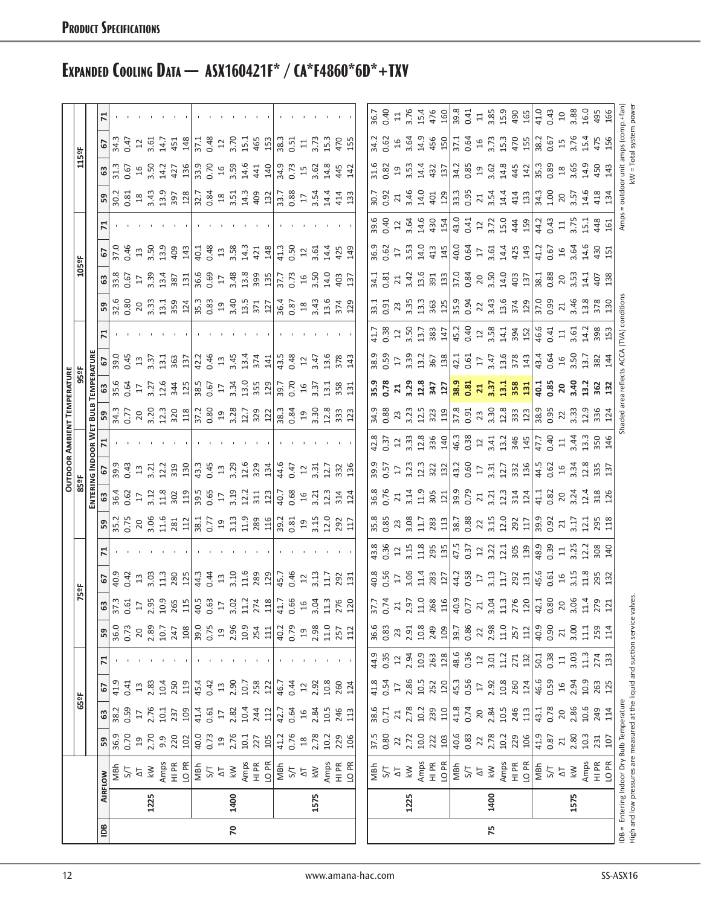# Expanded Cooling Data — ASX160421F* / CA*F4860*6D*+TXV

| | | | Outdoor Ambient Temperature | | | | | | | | | | | | | | | | | | | | | | | |
|---|---|---|---|---|---|---|---|---|---|---|---|---|---|---|---|---|---|---|---|---|---|---|---|---|---|---|
| | | | 65°F | | | | 75°F | | | | 85°F | | | | 95°F | | | | 105°F | | | | 115°F | | | |
| | | | Entering Indoor Wet Bulb Temperature | | | | | | | | | | | | | | | | | | | | | | | |
| IDB | Airflow | | 59 | 63 | 67 | 71 | 59 | 63 | 67 | 71 | 59 | 63 | 67 | 71 | 59 | 63 | 67 | 71 | 59 | 63 | 67 | 71 | 59 | 63 | 67 | 71 |
| 70 | 1225 | MBh | 36.9 | 38.2 | 41.9 | - | 36.0 | 37.3 | 40.9 | - | 35.2 | 36.4 | 39.9 | - | 34.3 | 35.6 | 39.0 | - | 32.6 | 33.8 | 37.0 | - | 30.2 | 31.3 | 34.3 | - |
| | | S/T | 0.70 | 0.59 | 0.41 | - | 0.73 | 0.61 | 0.42 | - | 0.75 | 0.62 | 0.43 | - | 0.77 | 0.64 | 0.45 | - | 0.80 | 0.67 | 0.46 | - | 0.81 | 0.67 | 0.47 | - |
| | | ΔT | 19 | 17 | 13 | - | 20 | 17 | 13 | - | 20 | 17 | 13 | - | 20 | 17 | 13 | - | 20 | 17 | 13 | - | 18 | 16 | 12 | - |
| | | kW | 2.70 | 2.76 | 2.83 | - | 2.89 | 2.95 | 3.03 | - | 3.06 | 3.12 | 3.21 | - | 3.20 | 3.27 | 3.37 | - | 3.33 | 3.39 | 3.50 | - | 3.43 | 3.50 | 3.61 | - |
| | | Amps | 9.9 | 10.1 | 10.4 | - | 10.7 | 10.9 | 11.3 | - | 11.6 | 11.8 | 12.2 | - | 12.3 | 12.6 | 13.1 | - | 13.1 | 13.4 | 13.9 | - | 13.9 | 14.2 | 14.7 | - |
| | | HI PR | 220 | 237 | 250 | - | 247 | 265 | 280 | - | 281 | 302 | 319 | - | 320 | 344 | 363 | - | 359 | 387 | 409 | - | 397 | 427 | 451 | - |
| | | LO PR | 102 | 109 | 119 | - | 108 | 115 | 125 | - | 112 | 119 | 130 | - | 118 | 125 | 137 | - | 124 | 131 | 143 | - | 128 | 136 | 148 | - |
| | 1400 | MBh | 40.0 | 41.4 | 45.4 | - | 39.0 | 40.5 | 44.3 | - | 38.1 | 39.5 | 43.3 | - | 37.2 | 38.5 | 42.2 | - | 35.3 | 36.6 | 40.1 | - | 32.7 | 33.9 | 37.1 | - |
| | | S/T | 0.73 | 0.61 | 0.42 | - | 0.75 | 0.63 | 0.44 | - | 0.77 | 0.65 | 0.45 | - | 0.80 | 0.67 | 0.46 | - | 0.83 | 0.69 | 0.48 | - | 0.84 | 0.70 | 0.48 | - |
| | | ΔT | 19 | 17 | 13 | - | 19 | 17 | 13 | - | 19 | 17 | 13 | - | 19 | 17 | 13 | - | 19 | 17 | 13 | - | 18 | 16 | 12 | - |
| | | kW | 2.76 | 2.82 | 2.90 | - | 2.96 | 3.02 | 3.10 | - | 3.13 | 3.19 | 3.29 | - | 3.28 | 3.34 | 3.45 | - | 3.40 | 3.48 | 3.58 | - | 3.51 | 3.59 | 3.70 | - |
| | | Amps | 10.1 | 10.4 | 10.7 | - | 10.9 | 11.2 | 11.6 | - | 11.9 | 12.2 | 12.6 | - | 12.7 | 13.0 | 13.4 | - | 13.5 | 13.8 | 14.3 | - | 14.3 | 14.6 | 15.1 | - |
| | | HI PR | 227 | 244 | 258 | - | 254 | 274 | 289 | - | 289 | 311 | 329 | - | 329 | 355 | 374 | - | 371 | 399 | 421 | - | 409 | 441 | 465 | - |
| | | LO PR | 105 | 112 | 122 | - | 111 | 118 | 129 | - | 116 | 123 | 134 | - | 122 | 129 | 141 | - | 127 | 135 | 148 | - | 132 | 140 | 153 | - |
| | 1575 | MBh | 41.2 | 42.7 | 46.7 | - | 40.2 | 41.7 | 45.7 | - | 39.2 | 40.7 | 44.6 | - | 38.3 | 39.7 | 43.5 | - | 36.4 | 37.7 | 41.3 | - | 33.7 | 34.9 | 38.3 | - |
| | | S/T | 0.76 | 0.64 | 0.44 | - | 0.79 | 0.66 | 0.46 | - | 0.81 | 0.68 | 0.47 | - | 0.84 | 0.70 | 0.48 | - | 0.87 | 0.73 | 0.50 | - | 0.88 | 0.73 | 0.51 | - |
| | | ΔT | 18 | 16 | 12 | - | 19 | 16 | 12 | - | 19 | 16 | 12 | - | 19 | 16 | 12 | - | 18 | 16 | 12 | - | 17 | 15 | 11 | - |
| | | kW | 2.78 | 2.84 | 2.92 | - | 2.98 | 3.04 | 3.13 | - | 3.15 | 3.21 | 3.31 | - | 3.30 | 3.37 | 3.47 | - | 3.43 | 3.50 | 3.61 | - | 3.54 | 3.62 | 3.73 | - |
| | | Amps | 10.2 | 10.5 | 10.8 | - | 11.0 | 11.3 | 11.7 | - | 12.0 | 12.3 | 12.7 | - | 12.8 | 13.1 | 13.6 | - | 13.6 | 14.0 | 14.4 | - | 14.4 | 14.8 | 15.3 | - |
| | | HI PR | 229 | 246 | 260 | - | 257 | 276 | 292 | - | 292 | 314 | 332 | - | 333 | 358 | 378 | - | 374 | 403 | 425 | - | 414 | 445 | 470 | - |
| | | LO PR | 106 | 113 | 124 | - | 112 | 120 | 131 | - | 117 | 124 | 136 | - | 123 | 131 | 143 | - | 129 | 137 | 149 | - | 133 | 142 | 155 | - |
| 75 | 1225 | MBh | 37.5 | 38.6 | 41.8 | 44.9 | 36.6 | 37.7 | 40.8 | 43.8 | 35.8 | 36.8 | 39.9 | 42.8 | 34.9 | **35.9** | 38.9 | 41.7 | 33.1 | 34.1 | 36.9 | 39.6 | 30.7 | 31.6 | 34.2 | 36.7 |
| | | S/T | 0.80 | 0.71 | 0.54 | 0.35 | 0.83 | 0.74 | 0.56 | 0.36 | 0.85 | 0.76 | 0.57 | 0.37 | 0.88 | **0.78** | 0.59 | 0.38 | 0.91 | 0.81 | 0.62 | 0.40 | 0.92 | 0.82 | 0.62 | 0.40 |
| | | ΔT | 22 | 21 | 17 | 12 | 23 | 21 | 17 | 12 | 23 | 21 | 17 | 12 | 23 | **21** | 17 | 12 | 23 | 21 | 17 | 12 | 21 | 19 | 16 | 11 |
| | | kW | 2.72 | 2.78 | 2.86 | 2.94 | 2.91 | 2.97 | 3.06 | 3.15 | 3.08 | 3.14 | 3.23 | 3.33 | 3.23 | **3.29** | 3.39 | 3.50 | 3.35 | 3.42 | 3.53 | 3.64 | 3.46 | 3.53 | 3.64 | 3.76 |
| | | Amps | 10.0 | 10.2 | 10.5 | 10.9 | 10.8 | 11.0 | 11.4 | 11.8 | 11.7 | 11.9 | 12.3 | 12.8 | 12.5 | **12.8** | 13.2 | 13.7 | 13.3 | 13.6 | 14.0 | 14.6 | 14.0 | 14.4 | 14.9 | 15.4 |
| | | HI PR | 222 | 239 | 252 | 263 | 249 | 268 | 283 | 295 | 283 | 305 | 322 | 336 | 323 | **347** | 367 | 383 | 363 | 391 | 413 | 430 | 401 | 432 | 456 | 476 |
| | | LO PR | 103 | 110 | 120 | 128 | 109 | 116 | 127 | 135 | 113 | 121 | 132 | 140 | 119 | **127** | 138 | 147 | 125 | 133 | 145 | 154 | 129 | 137 | 150 | 160 |
| | 1400 | MBh | 40.6 | 41.8 | 45.3 | 48.6 | 39.7 | 40.9 | 44.2 | 47.5 | 38.7 | 39.9 | 43.2 | 46.3 | 37.8 | **38.9** | 42.1 | 45.2 | 35.9 | 37.0 | 40.0 | 43.0 | 33.3 | 34.2 | 37.1 | 39.8 |
| | | S/T | 0.83 | 0.74 | 0.56 | 0.36 | 0.86 | 0.77 | 0.58 | 0.37 | 0.88 | 0.79 | 0.60 | 0.38 | 0.91 | **0.81** | 0.61 | 0.40 | 0.94 | 0.84 | 0.64 | 0.41 | 0.95 | 0.85 | 0.64 | 0.41 |
| | | ΔT | 22 | 20 | 17 | 12 | 22 | 21 | 17 | 12 | 22 | 21 | 17 | 12 | 23 | **21** | 17 | 12 | 22 | 20 | 17 | 12 | 21 | 19 | 16 | 11 |
| | | kW | 2.78 | 2.84 | 2.92 | 3.01 | 2.98 | 3.04 | 3.13 | 3.22 | 3.15 | 3.21 | 3.31 | 3.41 | 3.30 | **3.37** | 3.47 | 3.58 | 3.43 | 3.50 | 3.61 | 3.72 | 3.54 | 3.62 | 3.73 | 3.85 |
| | | Amps | 10.2 | 10.5 | 10.8 | 11.2 | 11.0 | 11.3 | 11.7 | 12.1 | 12.0 | 12.3 | 12.7 | 13.2 | 12.8 | **13.1** | 13.6 | 14.1 | 13.6 | 14.0 | 14.4 | 15.0 | 14.4 | 14.8 | 15.3 | 15.9 |
| | | HI PR | 229 | 246 | 260 | 271 | 257 | 276 | 292 | 305 | 292 | 314 | 332 | 346 | 333 | **358** | 378 | 394 | 374 | 403 | 425 | 444 | 414 | 445 | 470 | 490 |
| | | LO PR | 106 | 113 | 124 | 132 | 112 | 120 | 131 | 139 | 117 | 124 | 136 | 145 | 123 | **131** | 143 | 152 | 129 | 137 | 149 | 159 | 133 | 142 | 155 | 165 |
| | 1575 | MBh | 41.9 | 43.1 | 46.6 | 50.1 | 40.9 | 42.1 | 45.6 | 48.9 | 39.9 | 41.1 | 44.5 | 47.7 | 38.9 | **40.1** | 43.4 | 46.6 | 37.0 | 38.1 | 41.2 | 44.2 | 34.3 | 35.3 | 38.2 | 41.0 |
| | | S/T | 0.87 | 0.78 | 0.59 | 0.38 | 0.90 | 0.80 | 0.61 | 0.39 | 0.92 | 0.82 | 0.62 | 0.40 | 0.95 | **0.85** | 0.64 | 0.41 | 0.99 | 0.88 | 0.67 | 0.43 | 1.00 | 0.89 | 0.67 | 0.43 |
| | | ΔT | 21 | 20 | 16 | 11 | 21 | 20 | 16 | 11 | 21 | 20 | 16 | 11 | 22 | **20** | 16 | 11 | 21 | 20 | 16 | 11 | 20 | 18 | 15 | 10 |
| | | kW | 2.80 | 2.86 | 2.94 | 3.03 | 3.00 | 3.06 | 3.15 | 3.25 | 3.17 | 3.24 | 3.34 | 3.44 | 3.33 | **3.40** | 3.50 | 3.61 | 3.46 | 3.53 | 3.64 | 3.75 | 3.57 | 3.65 | 3.76 | 3.88 |
| | | Amps | 10.3 | 10.6 | 10.9 | 11.3 | 11.1 | 11.4 | 11.8 | 12.2 | 12.1 | 12.4 | 12.8 | 13.3 | 12.9 | **13.2** | 13.7 | 14.2 | 13.8 | 14.1 | 14.6 | 15.1 | 14.6 | 14.9 | 15.4 | 16.0 |
| | | HI PR | 231 | 249 | 263 | 274 | 259 | 279 | 295 | 308 | 295 | 318 | 335 | 350 | 336 | **362** | 382 | 398 | 378 | 407 | 430 | 448 | 418 | 450 | 475 | 495 |
| | | LO PR | 107 | 114 | 125 | 133 | 114 | 121 | 132 | 140 | 118 | 126 | 137 | 146 | 124 | **132** | 144 | 153 | 130 | 138 | 151 | 161 | 134 | 143 | 156 | 166 |

IDB = Entering Indoor Dry Bulb Temperature
High and low pressures are measured at the liquid and suction service valves.

Shaded area reflects ACCA (TVA) conditions

Amps = outdoor unit amps (comp.+fan)
kW = Total system power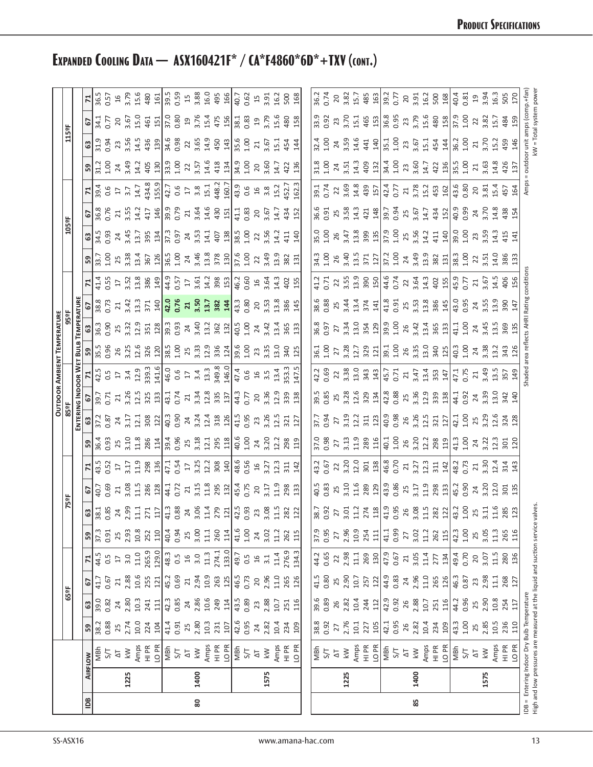# Expanded Cooling Data — ASX160421F* / CA*F4860*6D*+TXV (cont.)

Outdoor Ambient Temperature; sub-columns are Entering Indoor Wet Bulb Temperature (59, 63, 67, 71).

| IDB | Airflow | | 65°F | | | | 75°F | | | | 85°F | | | | 95°F | | | | 105°F | | | | 115°F | | | |
|---|---|---|---|---|---|---|---|---|---|---|---|---|---|---|---|---|---|---|---|---|---|---|---|---|---|---|
| | | | 59 | 63 | 67 | 71 | 59 | 63 | 67 | 71 | 59 | 63 | 67 | 71 | 59 | 63 | 67 | 71 | 59 | 63 | 67 | 71 | 59 | 63 | 67 | 71 |
| 80 | 1225 | MBh | 38.2 | 39.0 | 41.7 | 44.5 | 37.3 | 38.1 | 40.7 | 43.5 | 36.4 | 37.2 | 39.7 | 42.5 | 35.5 | 36.3 | 38.8 | 41.4 | 33.7 | 34.5 | 36.8 | 39.4 | 31.2 | 31.9 | 34.1 | 36.5 |
| | | S/T | 0.88 | 0.82 | 0.67 | 0.5 | 0.91 | 0.85 | 0.69 | 0.52 | 0.93 | 0.87 | 0.71 | 0.5 | 0.96 | 0.90 | 0.73 | 0.55 | 1.00 | 0.93 | 0.76 | 0.6 | 1.00 | 0.94 | 0.77 | 0.57 |
| | | ΔT | 25 | 24 | 21 | 17 | 25 | 24 | 21 | 17 | 25 | 24 | 21 | 17 | 26 | 25 | 21 | 17 | 25 | 24 | 21 | 17 | 24 | 23 | 20 | 16 |
| | | kW | 2.74 | 2.80 | 2.88 | 3.0 | 2.93 | 2.99 | 3.08 | 3.17 | 3.10 | 3.17 | 3.26 | 3.4 | 3.25 | 3.32 | 3.42 | 3.52 | 3.38 | 3.45 | 3.55 | 3.7 | 3.49 | 3.56 | 3.67 | 3.79 |
| | | Amps | 10.0 | 10.3 | 10.6 | 11.0 | 10.8 | 11.1 | 11.5 | 11.9 | 11.8 | 12.1 | 12.5 | 12.9 | 12.6 | 12.9 | 13.3 | 13.8 | 13.4 | 13.7 | 14.2 | 14.7 | 14.2 | 14.5 | 15.0 | 15.6 |
| | | HI PR | 224 | 241 | 255 | 265.9 | 252 | 271 | 286 | 298 | 286 | 308 | 325 | 339.3 | 326 | 351 | 371 | 386 | 367 | 395 | 417 | 434.8 | 405 | 436 | 461 | 480 |
| | | LO PR | 104 | 111 | 121 | 129.0 | 110 | 117 | 128 | 136 | 114 | 122 | 133 | 141.6 | 120 | 128 | 140 | 149 | 126 | 134 | 146 | 155.9 | 130 | 139 | 151 | 161 |
| | 1400 | MBh | 41.4 | 42.3 | 45.2 | 48.3 | 40.4 | 41.3 | 44.1 | 47.1 | 39.4 | 40.3 | 43.1 | 46.0 | 38.5 | 39.3 | **42.0** | 44.9 | 36.5 | 37.3 | 39.9 | 42.7 | 33.9 | 34.6 | 37.0 | 39.5 |
| | | S/T | 0.91 | 0.85 | 0.69 | 0.5 | 0.94 | 0.88 | 0.72 | 0.54 | 0.96 | 0.90 | 0.74 | 0.6 | 1.00 | 0.93 | **0.76** | 0.57 | 1.00 | 0.97 | 0.79 | 0.6 | 1.00 | 0.98 | 0.80 | 0.59 |
| | | ΔT | 25 | 24 | 21 | 16 | 25 | 24 | 21 | 17 | 25 | 24 | 21 | 17 | 25 | 24 | **21** | 17 | 24 | 24 | 21 | 17 | 22 | 22 | 19 | 15 |
| | | kW | 2.80 | 2.86 | 2.94 | 3.0 | 3.00 | 3.06 | 3.15 | 3.25 | 3.18 | 3.24 | 3.34 | 3.4 | 3.33 | 3.40 | **3.50** | 3.61 | 3.46 | 3.53 | 3.64 | 3.8 | 3.57 | 3.65 | 3.76 | 3.88 |
| | | Amps | 10.3 | 10.6 | 10.9 | 11.3 | 11.1 | 11.4 | 11.8 | 12.2 | 12.1 | 12.4 | 12.8 | 13.3 | 12.9 | 13.2 | **13.7** | 14.2 | 13.8 | 14.1 | 14.6 | 15.1 | 14.6 | 14.9 | 15.4 | 16.0 |
| | | HI PR | 231 | 249 | 263 | 274.1 | 260 | 279 | 295 | 308 | 295 | 318 | 335 | 349.8 | 336 | 362 | **382** | 398 | 378 | 407 | 430 | 448.2 | 418 | 450 | 475 | 495 |
| | | LO PR | 107 | 114 | 125 | 133.0 | 114 | 121 | 132 | 140 | 118 | 126 | 137 | 146.0 | 124 | 132 | **144** | 153 | 130 | 138 | 151 | 160.7 | 134 | 143 | 156 | 166 |
| | 1575 | MBh | 42.6 | 43.5 | 46.5 | 49.7 | 41.6 | 42.5 | 45.4 | 48.6 | 40.6 | 41.5 | 44.3 | 47.4 | 39.6 | 40.5 | 43.3 | 46.2 | 37.6 | 38.5 | 41.1 | 43.9 | 34.9 | 35.6 | 38.1 | 40.7 |
| | | S/T | 0.95 | 0.89 | 0.73 | 0.5 | 1.00 | 0.93 | 0.75 | 0.56 | 1.00 | 0.95 | 0.77 | 0.6 | 1.00 | 1.00 | 0.80 | 0.60 | 1.00 | 1.00 | 0.83 | 0.6 | 1.00 | 1.00 | 0.83 | 0.62 |
| | | ΔT | 24 | 23 | 20 | 16 | 24 | 23 | 20 | 16 | 24 | 23 | 20 | 16 | 23 | 24 | 20 | 16 | 22 | 22 | 20 | 16 | 20 | 21 | 19 | 15 |
| | | kW | 2.82 | 2.88 | 2.96 | 3.1 | 3.02 | 3.08 | 3.17 | 3.27 | 3.20 | 3.26 | 3.36 | 3.5 | 3.35 | 3.42 | 3.53 | 3.64 | 3.49 | 3.56 | 3.67 | 3.8 | 3.60 | 3.67 | 3.79 | 3.91 |
| | | Amps | 10.4 | 10.7 | 11.0 | 11.4 | 11.2 | 11.5 | 11.9 | 12.3 | 12.2 | 12.5 | 12.9 | 13.4 | 13.0 | 13.4 | 13.8 | 14.3 | 13.9 | 14.2 | 14.7 | 15.2 | 14.7 | 15.1 | 15.6 | 16.2 |
| | | HI PR | 234 | 251 | 265 | 276.9 | 262 | 282 | 298 | 311 | 298 | 321 | 339 | 353.3 | 340 | 365 | 386 | 402 | 382 | 411 | 434 | 452.7 | 422 | 454 | 480 | 500 |
| | | LO PR | 109 | 116 | 126 | 134.3 | 115 | 122 | 133 | 142 | 119 | 127 | 138 | 147.5 | 125 | 133 | 145 | 155 | 131 | 140 | 152 | 162.3 | 136 | 144 | 158 | 168 |
| 85 | 1225 | MBh | 38.8 | 39.6 | 41.5 | 44.2 | 37.9 | 38.7 | 40.5 | 43.2 | 37.0 | 37.7 | 39.5 | 42.2 | 36.1 | 36.8 | 38.6 | 41.2 | 34.3 | 35.0 | 36.6 | 39.1 | 31.8 | 32.4 | 33.9 | 36.2 |
| | | S/T | 0.92 | 0.89 | 0.80 | 0.65 | 0.95 | 0.92 | 0.83 | 0.67 | 0.98 | 0.94 | 0.85 | 0.69 | 1.00 | 0.97 | 0.88 | 0.71 | 1.00 | 1.00 | 0.91 | 0.74 | 1.00 | 1.00 | 0.92 | 0.74 |
| | | ΔT | 27 | 26 | 25 | 22 | 27 | 27 | 25 | 22 | 27 | 27 | 25 | 22 | 27 | 27 | 25 | 22 | 26 | 26 | 25 | 22 | 24 | 24 | 23 | 20 |
| | | kW | 2.76 | 2.82 | 2.90 | 2.98 | 2.96 | 3.01 | 3.10 | 3.20 | 3.13 | 3.19 | 3.28 | 3.38 | 3.28 | 3.34 | 3.44 | 3.55 | 3.40 | 3.47 | 3.58 | 3.69 | 3.51 | 3.59 | 3.70 | 3.82 |
| | | Amps | 10.1 | 10.4 | 10.7 | 11.1 | 10.9 | 11.2 | 11.6 | 12.0 | 11.9 | 12.2 | 12.6 | 13.0 | 12.7 | 13.0 | 13.4 | 13.9 | 13.5 | 13.8 | 14.3 | 14.8 | 14.3 | 14.6 | 15.1 | 15.7 |
| | | HI PR | 227 | 244 | 257 | 269 | 254 | 274 | 289 | 301 | 289 | 311 | 329 | 343 | 329 | 354 | 374 | 390 | 371 | 399 | 421 | 439 | 409 | 441 | 465 | 485 |
| | | LO PR | 105 | 112 | 122 | 130 | 111 | 118 | 129 | 138 | 116 | 123 | 134 | 143 | 121 | 129 | 141 | 150 | 127 | 135 | 148 | 157 | 132 | 140 | 153 | 163 |
| | 1400 | MBh | 42.1 | 42.9 | 44.9 | 47.9 | 41.1 | 41.9 | 43.9 | 46.8 | 40.1 | 40.9 | 42.8 | 45.7 | 39.1 | 39.9 | 41.8 | 44.6 | 37.2 | 37.9 | 39.7 | 42.4 | 34.4 | 35.1 | 36.8 | 39.2 |
| | | S/T | 0.95 | 0.92 | 0.83 | 0.67 | 0.99 | 0.95 | 0.86 | 0.70 | 1.00 | 0.98 | 0.88 | 0.71 | 1.00 | 1.00 | 0.91 | 0.74 | 1.00 | 1.00 | 0.94 | 0.77 | 1.00 | 1.00 | 0.95 | 0.77 |
| | | ΔT | 26 | 26 | 24 | 21 | 27 | 26 | 25 | 21 | 26 | 26 | 25 | 21 | 26 | 26 | 25 | 22 | 24 | 25 | 25 | 21 | 23 | 23 | 23 | 20 |
| | | kW | 2.82 | 2.88 | 2.96 | 3.05 | 3.02 | 3.08 | 3.17 | 3.27 | 3.20 | 3.26 | 3.36 | 3.47 | 3.35 | 3.42 | 3.53 | 3.64 | 3.49 | 3.56 | 3.67 | 3.78 | 3.60 | 3.67 | 3.79 | 3.91 |
| | | Amps | 10.4 | 10.7 | 11.0 | 11.4 | 11.2 | 11.5 | 11.9 | 12.3 | 12.2 | 12.5 | 12.9 | 13.4 | 13.0 | 13.4 | 13.8 | 14.3 | 13.9 | 14.2 | 14.7 | 15.2 | 14.7 | 15.1 | 15.6 | 16.2 |
| | | HI PR | 234 | 251 | 265 | 277 | 262 | 282 | 298 | 311 | 298 | 321 | 339 | 353 | 340 | 365 | 386 | 402 | 382 | 411 | 434 | 453 | 422 | 454 | 480 | 500 |
| | | LO PR | 109 | 116 | 126 | 134 | 115 | 122 | 133 | 142 | 119 | 127 | 138 | 147 | 125 | 133 | 145 | 155 | 131 | 140 | 152 | 162 | 136 | 144 | 158 | 168 |
| | 1575 | MBh | 43.3 | 44.2 | 46.3 | 49.4 | 42.3 | 43.2 | 45.2 | 48.2 | 41.3 | 42.1 | 44.1 | 47.1 | 40.3 | 41.1 | 43.0 | 45.9 | 38.3 | 39.0 | 40.9 | 43.6 | 35.5 | 36.2 | 37.9 | 40.4 |
| | | S/T | 1.00 | 0.96 | 0.87 | 0.70 | 1.00 | 1.00 | 0.90 | 0.73 | 1.00 | 1.00 | 0.92 | 0.75 | 1.00 | 1.00 | 0.95 | 0.77 | 1.00 | 1.00 | 0.99 | 0.80 | 1.00 | 1.00 | 1.00 | 0.81 |
| | | ΔT | 25 | 25 | 23 | 20 | 25 | 25 | 24 | 21 | 24 | 25 | 24 | 21 | 24 | 24 | 24 | 21 | 22 | 23 | 24 | 20 | 21 | 21 | 22 | 19 |
| | | kW | 2.85 | 2.90 | 2.98 | 3.07 | 3.05 | 3.11 | 3.20 | 3.30 | 3.22 | 3.29 | 3.39 | 3.49 | 3.38 | 3.45 | 3.55 | 3.67 | 3.51 | 3.59 | 3.70 | 3.81 | 3.63 | 3.70 | 3.82 | 3.94 |
| | | Amps | 10.5 | 10.8 | 11.1 | 11.5 | 11.3 | 11.6 | 12.0 | 12.4 | 12.3 | 12.6 | 13.0 | 13.5 | 13.2 | 13.5 | 13.9 | 14.5 | 14.0 | 14.3 | 14.8 | 15.4 | 14.8 | 15.2 | 15.7 | 16.3 |
| | | HI PR | 236 | 254 | 268 | 280 | 265 | 285 | 301 | 314 | 301 | 324 | 342 | 357 | 343 | 369 | 390 | 406 | 386 | 415 | 438 | 457 | 426 | 459 | 484 | 505 |
| | | LO PR | 110 | 117 | 127 | 136 | 116 | 123 | 135 | 143 | 120 | 128 | 140 | 149 | 126 | 135 | 147 | 156 | 133 | 141 | 154 | 164 | 137 | 146 | 159 | 170 |

IDB = Entering Indoor Dry Bulb Temperature
High and low pressures are measured at the liquid and suction service valves.

Shaded area reflects AHRI Rating conditions

Amps = outdoor unit amps (comp.+fan)
kW = Total system power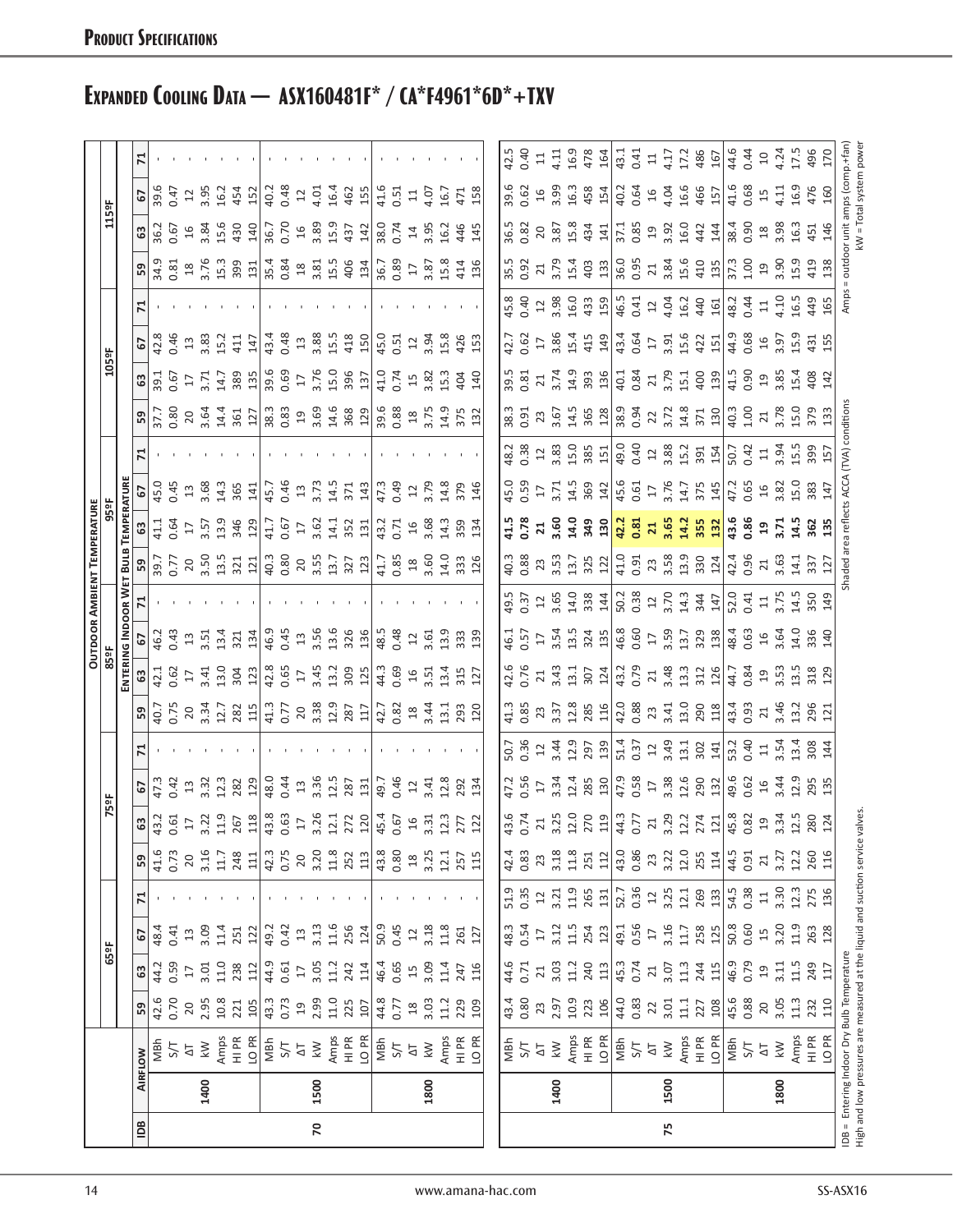# Expanded Cooling Data — ASX160481F* / CA*F4961*6D*+TXV

| | | | Outdoor Ambient Temperature | | | | | | | | | | | | | | | | | | | | | | | |
|---|---|---|---|---|---|---|---|---|---|---|---|---|---|---|---|---|---|---|---|---|---|---|---|---|---|---|
| | | | 65ºF | | | | 75ºF | | | | 85ºF | | | | 95ºF | | | | 105ºF | | | | 115ºF | | | |
| | | | Entering Indoor Wet Bulb Temperature | | | | | | | | | | | | | | | | | | | | | | | |
| IDB | Airflow | | 59 | 63 | 67 | 71 | 59 | 63 | 67 | 71 | 59 | 63 | 67 | 71 | 59 | 63 | 67 | 71 | 59 | 63 | 67 | 71 | 59 | 63 | 67 | 71 |
| 70 | 1400 | MBh | 42.6 | 44.2 | 48.4 | - | 41.6 | 43.2 | 47.3 | - | 40.7 | 42.1 | 46.2 | - | 39.7 | 41.1 | 45.0 | - | 37.7 | 39.1 | 42.8 | - | 34.9 | 36.2 | 39.6 | - |
| | | S/T | 0.70 | 0.59 | 0.41 | - | 0.73 | 0.61 | 0.42 | - | 0.75 | 0.62 | 0.43 | - | 0.77 | 0.64 | 0.45 | - | 0.80 | 0.67 | 0.46 | - | 0.81 | 0.67 | 0.47 | - |
| | | ΔT | 20 | 17 | 13 | - | 20 | 17 | 13 | - | 20 | 17 | 13 | - | 20 | 17 | 13 | - | 20 | 17 | 13 | - | 18 | 16 | 12 | - |
| | | kW | 2.95 | 3.01 | 3.09 | - | 3.16 | 3.22 | 3.32 | - | 3.34 | 3.41 | 3.51 | - | 3.50 | 3.57 | 3.68 | - | 3.64 | 3.71 | 3.83 | - | 3.76 | 3.84 | 3.95 | - |
| | | Amps | 10.8 | 11.0 | 11.4 | - | 11.7 | 11.9 | 12.3 | - | 12.7 | 13.0 | 13.4 | - | 13.5 | 13.9 | 14.3 | - | 14.4 | 14.7 | 15.2 | - | 15.3 | 15.6 | 16.2 | - |
| | | HI PR | 221 | 238 | 251 | - | 248 | 267 | 282 | - | 282 | 304 | 321 | - | 321 | 346 | 365 | - | 361 | 389 | 411 | - | 399 | 430 | 454 | - |
| | | LO PR | 105 | 112 | 122 | - | 111 | 118 | 129 | - | 115 | 123 | 134 | - | 121 | 129 | 141 | - | 127 | 135 | 147 | - | 131 | 140 | 152 | - |
| | 1500 | MBh | 43.3 | 44.9 | 49.2 | - | 42.3 | 43.8 | 48.0 | - | 41.3 | 42.8 | 46.9 | - | 40.3 | 41.7 | 45.7 | - | 38.3 | 39.6 | 43.4 | - | 35.4 | 36.7 | 40.2 | - |
| | | S/T | 0.73 | 0.61 | 0.42 | - | 0.75 | 0.63 | 0.44 | - | 0.77 | 0.65 | 0.45 | - | 0.80 | 0.67 | 0.46 | - | 0.83 | 0.69 | 0.48 | - | 0.84 | 0.70 | 0.48 | - |
| | | ΔT | 19 | 17 | 13 | - | 20 | 17 | 13 | - | 20 | 17 | 13 | - | 20 | 17 | 13 | - | 19 | 17 | 13 | - | 18 | 16 | 12 | - |
| | | kW | 2.99 | 3.05 | 3.13 | - | 3.20 | 3.26 | 3.36 | - | 3.38 | 3.45 | 3.56 | - | 3.55 | 3.62 | 3.73 | - | 3.69 | 3.76 | 3.88 | - | 3.81 | 3.89 | 4.01 | - |
| | | Amps | 11.0 | 11.2 | 11.6 | - | 11.8 | 12.1 | 12.5 | - | 12.9 | 13.2 | 13.6 | - | 13.7 | 14.1 | 14.5 | - | 14.6 | 15.0 | 15.5 | - | 15.5 | 15.9 | 16.4 | - |
| | | HI PR | 225 | 242 | 256 | - | 252 | 272 | 287 | - | 287 | 309 | 326 | - | 327 | 352 | 371 | - | 368 | 396 | 418 | - | 406 | 437 | 462 | - |
| | | LO PR | 107 | 114 | 124 | - | 113 | 120 | 131 | - | 117 | 125 | 136 | - | 123 | 131 | 143 | - | 129 | 137 | 150 | - | 134 | 142 | 155 | - |
| | 1800 | MBh | 44.8 | 46.4 | 50.9 | - | 43.8 | 45.4 | 49.7 | - | 42.7 | 44.3 | 48.5 | - | 41.7 | 43.2 | 47.3 | - | 39.6 | 41.0 | 45.0 | - | 36.7 | 38.0 | 41.6 | - |
| | | S/T | 0.77 | 0.65 | 0.45 | - | 0.80 | 0.67 | 0.46 | - | 0.82 | 0.69 | 0.48 | - | 0.85 | 0.71 | 0.49 | - | 0.88 | 0.74 | 0.51 | - | 0.89 | 0.74 | 0.51 | - |
| | | ΔT | 18 | 15 | 12 | - | 18 | 16 | 12 | - | 18 | 16 | 12 | - | 18 | 16 | 12 | - | 18 | 15 | 12 | - | 17 | 14 | 11 | - |
| | | kW | 3.03 | 3.09 | 3.18 | - | 3.25 | 3.31 | 3.41 | - | 3.44 | 3.51 | 3.61 | - | 3.60 | 3.68 | 3.79 | - | 3.75 | 3.82 | 3.94 | - | 3.87 | 3.95 | 4.07 | - |
| | | Amps | 11.2 | 11.4 | 11.8 | - | 12.1 | 12.3 | 12.8 | - | 13.1 | 13.4 | 13.9 | - | 14.0 | 14.3 | 14.8 | - | 14.9 | 15.3 | 15.8 | - | 15.8 | 16.2 | 16.7 | - |
| | | HI PR | 229 | 247 | 261 | - | 257 | 277 | 292 | - | 293 | 315 | 333 | - | 333 | 359 | 379 | - | 375 | 404 | 426 | - | 414 | 446 | 471 | - |
| | | LO PR | 109 | 116 | 127 | - | 115 | 122 | 134 | - | 120 | 127 | 139 | - | 126 | 134 | 146 | - | 132 | 140 | 153 | - | 136 | 145 | 158 | - |
| 75 | 1400 | MBh | 43.4 | 44.6 | 48.3 | 51.9 | 42.4 | 43.6 | 47.2 | 50.7 | 41.3 | 42.6 | 46.1 | 49.5 | 40.3 | **41.5** | 45.0 | 48.2 | 38.3 | 39.5 | 42.7 | 45.8 | 35.5 | 36.5 | 39.6 | 42.5 |
| | | S/T | 0.80 | 0.71 | 0.54 | 0.35 | 0.83 | 0.74 | 0.56 | 0.36 | 0.85 | 0.76 | 0.57 | 0.37 | 0.88 | **0.78** | 0.59 | 0.38 | 0.91 | 0.81 | 0.62 | 0.40 | 0.92 | 0.82 | 0.62 | 0.40 |
| | | ΔT | 23 | 21 | 17 | 12 | 23 | 21 | 17 | 12 | 23 | 21 | 17 | 12 | 23 | **21** | 17 | 12 | 23 | 21 | 17 | 12 | 21 | 20 | 16 | 11 |
| | | kW | 2.97 | 3.03 | 3.12 | 3.21 | 3.18 | 3.25 | 3.34 | 3.44 | 3.37 | 3.43 | 3.54 | 3.65 | 3.53 | **3.60** | 3.71 | 3.83 | 3.67 | 3.74 | 3.86 | 3.98 | 3.79 | 3.87 | 3.99 | 4.11 |
| | | Amps | 10.9 | 11.2 | 11.5 | 11.9 | 11.8 | 12.0 | 12.4 | 12.9 | 12.8 | 13.1 | 13.5 | 14.0 | 13.7 | **14.0** | 14.5 | 15.0 | 14.5 | 14.9 | 15.4 | 16.0 | 15.4 | 15.8 | 16.3 | 16.9 |
| | | HI PR | 223 | 240 | 254 | 265 | 251 | 270 | 285 | 297 | 285 | 307 | 324 | 338 | 325 | **349** | 369 | 385 | 365 | 393 | 415 | 433 | 403 | 434 | 458 | 478 |
| | | LO PR | 106 | 113 | 123 | 131 | 112 | 119 | 130 | 139 | 116 | 124 | 135 | 144 | 122 | **130** | 142 | 151 | 128 | 136 | 149 | 159 | 133 | 141 | 154 | 164 |
| | 1500 | MBh | 44.0 | 45.3 | 49.1 | 52.7 | 43.0 | 44.3 | 47.9 | 51.4 | 42.0 | 43.2 | 46.8 | 50.2 | 41.0 | **42.2** | 45.6 | 49.0 | 38.9 | 40.1 | 43.4 | 46.5 | 36.0 | 37.1 | 40.2 | 43.1 |
| | | S/T | 0.83 | 0.74 | 0.56 | 0.36 | 0.86 | 0.77 | 0.58 | 0.37 | 0.88 | 0.79 | 0.60 | 0.38 | 0.91 | **0.81** | 0.61 | 0.40 | 0.94 | 0.84 | 0.64 | 0.41 | 0.95 | 0.85 | 0.64 | 0.41 |
| | | ΔT | 22 | 21 | 17 | 12 | 23 | 21 | 17 | 12 | 23 | 21 | 17 | 12 | 23 | **21** | 17 | 12 | 22 | 21 | 17 | 12 | 21 | 19 | 16 | 11 |
| | | kW | 3.01 | 3.07 | 3.16 | 3.25 | 3.22 | 3.29 | 3.38 | 3.49 | 3.41 | 3.48 | 3.59 | 3.70 | 3.58 | **3.65** | 3.76 | 3.88 | 3.72 | 3.79 | 3.91 | 4.04 | 3.84 | 3.92 | 4.04 | 4.17 |
| | | Amps | 11.1 | 11.3 | 11.7 | 12.1 | 12.0 | 12.2 | 12.6 | 13.1 | 13.0 | 13.3 | 13.7 | 14.3 | 13.9 | **14.2** | 14.7 | 15.2 | 14.8 | 15.1 | 15.6 | 16.2 | 15.6 | 16.0 | 16.6 | 17.2 |
| | | HI PR | 227 | 244 | 258 | 269 | 255 | 274 | 290 | 302 | 290 | 312 | 329 | 344 | 330 | **355** | 375 | 391 | 371 | 400 | 422 | 440 | 410 | 442 | 466 | 486 |
| | | LO PR | 108 | 115 | 125 | 133 | 114 | 121 | 132 | 141 | 118 | 126 | 138 | 147 | 124 | **132** | 145 | 154 | 130 | 139 | 151 | 161 | 135 | 144 | 157 | 167 |
| | 1800 | MBh | 45.6 | 46.9 | 50.8 | 54.5 | 44.5 | 45.8 | 49.6 | 53.2 | 43.4 | 44.7 | 48.4 | 52.0 | 42.4 | **43.6** | 47.2 | 50.7 | 40.3 | 41.5 | 44.9 | 48.2 | 37.3 | 38.4 | 41.6 | 44.6 |
| | | S/T | 0.88 | 0.79 | 0.60 | 0.38 | 0.91 | 0.82 | 0.62 | 0.40 | 0.93 | 0.84 | 0.63 | 0.41 | 0.96 | **0.86** | 0.65 | 0.42 | 1.00 | 0.90 | 0.68 | 0.44 | 1.00 | 0.90 | 0.68 | 0.44 |
| | | ΔT | 20 | 19 | 15 | 11 | 21 | 19 | 16 | 11 | 21 | 19 | 16 | 11 | 21 | **19** | 16 | 11 | 21 | 19 | 16 | 11 | 19 | 18 | 15 | 10 |
| | | kW | 3.05 | 3.11 | 3.20 | 3.30 | 3.27 | 3.34 | 3.44 | 3.54 | 3.46 | 3.53 | 3.64 | 3.75 | 3.63 | **3.71** | 3.82 | 3.94 | 3.78 | 3.85 | 3.97 | 4.10 | 3.90 | 3.98 | 4.11 | 4.24 |
| | | Amps | 11.3 | 11.5 | 11.9 | 12.3 | 12.2 | 12.5 | 12.9 | 13.4 | 13.2 | 13.5 | 14.0 | 14.5 | 14.1 | **14.5** | 15.0 | 15.5 | 15.0 | 15.4 | 15.9 | 16.5 | 15.9 | 16.3 | 16.9 | 17.5 |
| | | HI PR | 232 | 249 | 263 | 275 | 260 | 280 | 295 | 308 | 296 | 318 | 336 | 350 | 337 | **362** | 383 | 399 | 379 | 408 | 431 | 449 | 419 | 451 | 476 | 496 |
| | | LO PR | 110 | 117 | 128 | 136 | 116 | 124 | 135 | 144 | 121 | 129 | 140 | 149 | 127 | **135** | 147 | 157 | 133 | 142 | 155 | 165 | 138 | 146 | 160 | 170 |

IDB = Entering Indoor Dry Bulb Temperature
High and low pressures are measured at the liquid and suction service valves.

Shaded area reflects ACCA (TVA) conditions

Amps = outdoor unit amps (comp.+fan)
kW = Total system power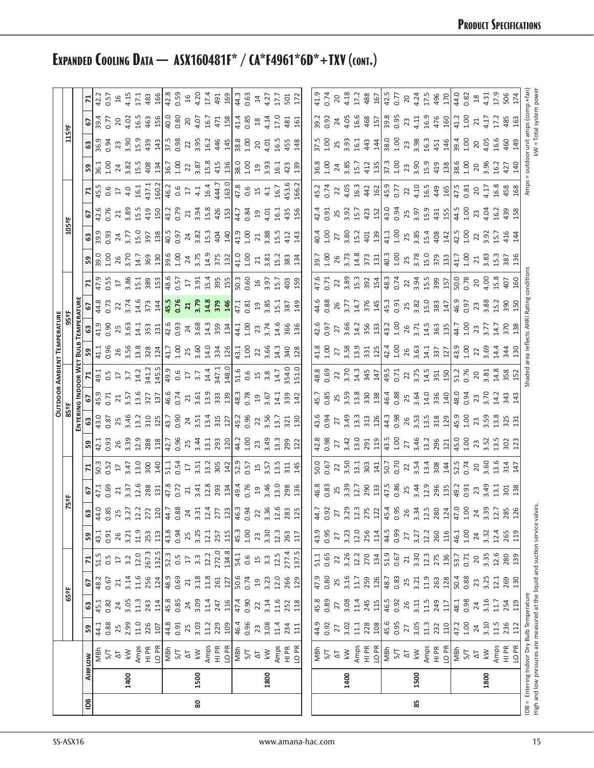# Product Specifications

## Expanded Cooling Data — ASX160481F* / CA*F4961*6D*+TXV (cont.)

| IDB | Airflow | | 65ºF 59 | 65ºF 63 | 65ºF 67 | 65ºF 71 | 75ºF 59 | 75ºF 63 | 75ºF 67 | 75ºF 71 | 85ºF 59 | 85ºF 63 | 85ºF 67 | 85ºF 71 | 95ºF 59 | 95ºF 63 | 95ºF 67 | 95ºF 71 | 105ºF 59 | 105ºF 63 | 105ºF 67 | 105ºF 71 | 115ºF 59 | 115ºF 63 | 115ºF 67 | 115ºF 71 |
|---|---|---|---|---|---|---|---|---|---|---|---|---|---|---|---|---|---|---|---|---|---|---|---|---|---|---|
| | | | **Outdoor Ambient Temperature / Entering Indoor Wet Bulb Temperature** | | | | | | | | | | | | | | | | | | | | | | | |
| 80 | 1400 | MBh | 44.1 | 45.1 | 48.2 | 51.5 | 43.1 | 44.0 | 47.1 | 50.3 | 42.1 | 43.0 | 45.9 | 49.1 | 41.1 | 41.9 | 44.8 | 47.9 | 39.0 | 39.9 | 42.6 | 45.5 | 36.1 | 36.9 | 39.4 | 42.2 |
| | | S/T | 0.88 | 0.82 | 0.67 | 0.5 | 0.91 | 0.85 | 0.69 | 0.52 | 0.93 | 0.87 | 0.71 | 0.5 | 0.96 | 0.90 | 0.73 | 0.55 | 1.00 | 0.93 | 0.76 | 0.6 | 1.00 | 0.94 | 0.77 | 0.57 |
| | | ΔT | 25 | 24 | 21 | 17 | 26 | 25 | 21 | 17 | 26 | 25 | 21 | 17 | 26 | 25 | 22 | 17 | 26 | 24 | 21 | 17 | 24 | 23 | 20 | 16 |
| | | kW | 2.99 | 3.05 | 3.14 | 3.2 | 3.21 | 3.27 | 3.37 | 3.47 | 3.39 | 3.46 | 3.57 | 3.7 | 3.56 | 3.63 | 3.74 | 3.86 | 3.70 | 3.77 | 3.89 | 4.0 | 3.82 | 3.90 | 4.02 | 4.15 |
| | | Amps | 11.0 | 11.3 | 11.6 | 12.0 | 11.9 | 12.2 | 12.6 | 13.0 | 12.9 | 13.2 | 13.6 | 14.2 | 13.8 | 14.1 | 14.6 | 15.1 | 14.7 | 15.0 | 15.5 | 16.1 | 15.5 | 15.9 | 16.5 | 17.1 |
| | | HI PR | 226 | 243 | 256 | 267.3 | 253 | 272 | 288 | 300 | 288 | 310 | 327 | 341.2 | 328 | 353 | 373 | 389 | 369 | 397 | 419 | 437.1 | 408 | 439 | 463 | 483 |
| | | LO PR | 107 | 114 | 124 | 132.5 | 113 | 120 | 131 | 140 | 118 | 125 | 137 | 145.5 | 124 | 131 | 144 | 153 | 130 | 138 | 150 | 160.2 | 134 | 143 | 156 | 166 |
| | 1500 | MBh | 44.8 | 45.8 | 48.9 | 52.3 | 43.8 | 44.7 | 47.8 | 51.1 | 42.7 | 43.7 | 46.6 | 49.9 | 41.7 | 42.6 | **45.5** | 48.6 | 39.6 | 40.5 | 43.2 | 46.2 | 36.7 | 37.5 | 40.0 | 42.8 |
| | | S/T | 0.91 | 0.85 | 0.69 | 0.5 | 0.94 | 0.88 | 0.72 | 0.54 | 0.96 | 0.90 | 0.74 | 0.6 | 1.00 | 0.93 | **0.76** | 0.57 | 1.00 | 0.97 | 0.79 | 0.6 | 1.00 | 0.98 | 0.80 | 0.59 |
| | | ΔT | 25 | 24 | 21 | 17 | 25 | 24 | 21 | 17 | 25 | 24 | 21 | 17 | 25 | 24 | **21** | 17 | 24 | 24 | 21 | 17 | 22 | 22 | 20 | 16 |
| | | kW | 3.03 | 3.09 | 3.18 | 3.3 | 3.25 | 3.31 | 3.41 | 3.51 | 3.44 | 3.51 | 3.61 | 3.7 | 3.60 | 3.68 | **3.79** | 3.91 | 3.75 | 3.82 | 3.94 | 4.1 | 3.87 | 3.95 | 4.07 | 4.20 |
| | | Amps | 11.2 | 11.4 | 11.8 | 12.2 | 12.1 | 12.4 | 12.8 | 13.2 | 13.1 | 13.4 | 13.9 | 14.4 | 14.0 | 14.3 | **14.8** | 15.4 | 14.9 | 15.3 | 15.8 | 16.4 | 15.8 | 16.2 | 16.7 | 17.4 |
| | | HI PR | 229 | 247 | 261 | 272.0 | 257 | 277 | 293 | 305 | 293 | 315 | 333 | 347.1 | 334 | 359 | **379** | 395 | 375 | 404 | 426 | 444.7 | 415 | 446 | 471 | 491 |
| | | LO PR | 109 | 116 | 127 | 134.8 | 115 | 123 | 134 | 142 | 120 | 127 | 139 | 148.0 | 126 | 134 | **146** | 155 | 132 | 140 | 153 | 163.0 | 136 | 145 | 158 | 169 |
| | 1800 | MBh | 46.4 | 47.4 | 50.6 | 54.1 | 45.3 | 46.3 | 49.4 | 52.9 | 44.2 | 45.2 | 48.3 | 51.6 | 43.1 | 44.1 | 47.1 | 50.3 | 41.0 | 41.9 | 44.7 | 47.8 | 38.0 | 38.8 | 41.4 | 44.3 |
| | | S/T | 0.96 | 0.90 | 0.74 | 0.6 | 1.00 | 0.94 | 0.76 | 0.57 | 1.00 | 0.96 | 0.78 | 0.6 | 1.00 | 1.00 | 0.81 | 0.60 | 1.00 | 1.00 | 0.84 | 0.6 | 1.00 | 1.00 | 0.85 | 0.63 |
| | | ΔT | 23 | 22 | 19 | 15 | 23 | 22 | 19 | 15 | 23 | 22 | 19 | 15 | 22 | 23 | 19 | 16 | 21 | 21 | 19 | 15 | 19 | 20 | 18 | 14 |
| | | kW | 3.08 | 3.14 | 3.23 | 3.3 | 3.30 | 3.36 | 3.46 | 3.57 | 3.49 | 3.56 | 3.67 | 3.8 | 3.66 | 3.74 | 3.85 | 3.97 | 3.81 | 3.88 | 4.01 | 4.1 | 3.93 | 4.01 | 4.14 | 4.27 |
| | | Amps | 11.4 | 11.6 | 12.0 | 12.5 | 12.3 | 12.6 | 13.0 | 13.5 | 13.3 | 13.7 | 14.1 | 14.7 | 14.3 | 14.6 | 15.1 | 15.7 | 15.2 | 15.5 | 16.1 | 16.7 | 16.1 | 16.5 | 17.0 | 17.7 |
| | | HI PR | 234 | 252 | 266 | 277.4 | 263 | 283 | 298 | 311 | 299 | 321 | 339 | 354.0 | 340 | 366 | 387 | 403 | 383 | 412 | 435 | 453.6 | 423 | 455 | 481 | 501 |
| | | LO PR | 111 | 118 | 129 | 137.5 | 117 | 125 | 136 | 145 | 122 | 130 | 142 | 151.0 | 128 | 136 | 149 | 159 | 134 | 143 | 156 | 166.2 | 139 | 148 | 161 | 172 |
| 85 | 1400 | MBh | 44.9 | 45.8 | 47.9 | 51.1 | 43.9 | 44.7 | 46.8 | 50.0 | 42.8 | 43.6 | 45.7 | 48.8 | 41.8 | 42.6 | 44.6 | 47.6 | 39.7 | 40.4 | 42.4 | 45.2 | 36.8 | 37.5 | 39.2 | 41.9 |
| | | S/T | 0.92 | 0.89 | 0.80 | 0.65 | 0.95 | 0.92 | 0.83 | 0.67 | 0.98 | 0.94 | 0.85 | 0.69 | 1.00 | 0.97 | 0.88 | 0.71 | 1.00 | 1.00 | 0.91 | 0.74 | 1.00 | 1.00 | 0.92 | 0.74 |
| | | ΔT | 27 | 27 | 25 | 22 | 27 | 27 | 25 | 22 | 27 | 27 | 25 | 22 | 27 | 27 | 26 | 22 | 26 | 27 | 25 | 22 | 24 | 25 | 24 | 20 |
| | | kW | 3.02 | 3.08 | 3.16 | 3.26 | 3.23 | 3.29 | 3.39 | 3.50 | 3.42 | 3.49 | 3.59 | 3.70 | 3.58 | 3.66 | 3.77 | 3.89 | 3.73 | 3.80 | 3.92 | 4.05 | 3.85 | 3.93 | 4.05 | 4.18 |
| | | Amps | 11.1 | 11.4 | 11.7 | 12.2 | 12.0 | 12.3 | 12.7 | 13.1 | 13.0 | 13.3 | 13.8 | 14.3 | 13.9 | 14.2 | 14.7 | 15.3 | 14.8 | 15.2 | 15.7 | 16.3 | 15.7 | 16.1 | 16.6 | 17.2 |
| | | HI PR | 228 | 245 | 259 | 270 | 256 | 275 | 290 | 303 | 291 | 313 | 330 | 345 | 331 | 356 | 376 | 392 | 373 | 401 | 423 | 442 | 412 | 443 | 468 | 488 |
| | | LO PR | 108 | 115 | 126 | 134 | 114 | 122 | 133 | 141 | 119 | 126 | 138 | 147 | 125 | 133 | 145 | 154 | 131 | 139 | 152 | 162 | 135 | 144 | 157 | 167 |
| | 1500 | MBh | 45.6 | 46.5 | 48.7 | 51.9 | 44.5 | 45.4 | 47.5 | 50.7 | 43.5 | 44.3 | 46.4 | 49.5 | 42.4 | 43.2 | 45.3 | 48.3 | 40.3 | 41.1 | 43.0 | 45.9 | 37.3 | 38.0 | 39.8 | 42.5 |
| | | S/T | 0.95 | 0.92 | 0.83 | 0.67 | 0.99 | 0.95 | 0.86 | 0.70 | 1.00 | 0.98 | 0.88 | 0.71 | 1.00 | 1.00 | 0.91 | 0.74 | 1.00 | 1.00 | 0.94 | 0.77 | 1.00 | 1.00 | 0.95 | 0.77 |
| | | ΔT | 27 | 26 | 25 | 21 | 27 | 26 | 25 | 22 | 27 | 26 | 25 | 22 | 26 | 26 | 25 | 22 | 25 | 25 | 25 | 22 | 23 | 23 | 23 | 20 |
| | | kW | 3.05 | 3.11 | 3.21 | 3.30 | 3.27 | 3.34 | 3.44 | 3.54 | 3.46 | 3.53 | 3.64 | 3.75 | 3.63 | 3.71 | 3.82 | 3.94 | 3.78 | 3.85 | 3.97 | 4.10 | 3.90 | 3.98 | 4.11 | 4.24 |
| | | Amps | 11.3 | 11.5 | 11.9 | 12.3 | 12.2 | 12.5 | 12.9 | 13.4 | 13.2 | 13.5 | 14.0 | 14.5 | 14.1 | 14.5 | 15.0 | 15.5 | 15.0 | 15.4 | 15.9 | 16.5 | 15.9 | 16.3 | 16.9 | 17.5 |
| | | HI PR | 232 | 249 | 263 | 275 | 260 | 280 | 296 | 308 | 296 | 318 | 336 | 351 | 337 | 363 | 383 | 399 | 379 | 408 | 431 | 449 | 419 | 451 | 476 | 496 |
| | | LO PR | 110 | 117 | 128 | 136 | 116 | 124 | 135 | 144 | 121 | 129 | 140 | 150 | 127 | 135 | 147 | 157 | 133 | 142 | 155 | 165 | 138 | 146 | 160 | 170 |
| | 1800 | MBh | 47.2 | 48.1 | 50.4 | 53.7 | 46.1 | 47.0 | 49.2 | 52.5 | 45.0 | 45.9 | 48.0 | 51.2 | 43.9 | 44.7 | 46.9 | 50.0 | 41.7 | 42.5 | 44.5 | 47.5 | 38.6 | 39.4 | 41.2 | 44.0 |
| | | S/T | 1.00 | 0.98 | 0.88 | 0.71 | 1.00 | 1.00 | 0.91 | 0.74 | 1.00 | 1.00 | 0.94 | 0.76 | 1.00 | 1.00 | 0.97 | 0.78 | 1.00 | 1.00 | 1.00 | 0.81 | 1.00 | 1.00 | 1.00 | 0.82 |
| | | ΔT | 24 | 24 | 23 | 20 | 24 | 24 | 23 | 20 | 23 | 23 | 23 | 20 | 22 | 23 | 23 | 20 | 21 | 22 | 23 | 20 | 20 | 20 | 21 | 18 |
| | | kW | 3.10 | 3.16 | 3.25 | 3.35 | 3.32 | 3.39 | 3.49 | 3.60 | 3.52 | 3.59 | 3.70 | 3.81 | 3.69 | 3.77 | 3.88 | 4.00 | 3.83 | 3.92 | 4.04 | 4.17 | 3.96 | 4.05 | 4.17 | 4.31 |
| | | Amps | 11.5 | 11.7 | 12.1 | 12.6 | 12.4 | 12.7 | 13.1 | 13.6 | 13.5 | 13.8 | 14.2 | 14.8 | 14.4 | 14.7 | 15.2 | 15.8 | 15.3 | 15.7 | 16.2 | 16.8 | 16.2 | 16.6 | 17.2 | 17.9 |
| | | HI PR | 236 | 254 | 269 | 280 | 265 | 285 | 301 | 314 | 302 | 325 | 343 | 358 | 344 | 370 | 390 | 407 | 387 | 416 | 439 | 458 | 427 | 460 | 485 | 506 |
| | | LO PR | 112 | 119 | 130 | 139 | 119 | 126 | 138 | 147 | 123 | 131 | 143 | 152 | 130 | 138 | 150 | 160 | 136 | 144 | 158 | 168 | 140 | 149 | 163 | 174 |

IDB = Entering Indoor Dry Bulb Temperature
High and low pressures are measured at the liquid and suction service valves.

Shaded area reflects AHRI Rating conditions

Amps = outdoor unit amps (comp.+fan)
kW = Total system power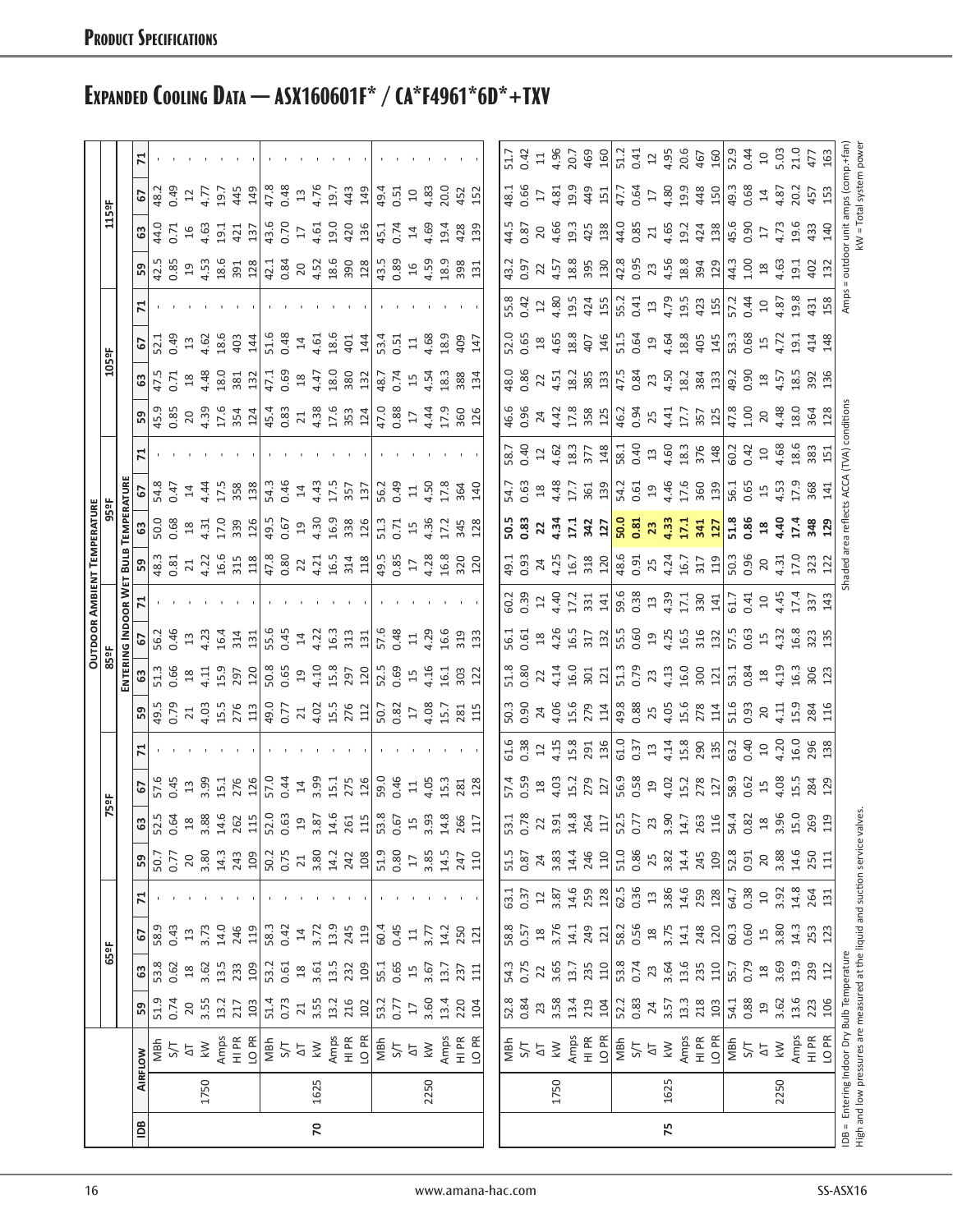# Expanded Cooling Data — ASX160601F* / CA*F4961*6D*+TXV

| | | | OUTDOOR AMBIENT TEMPERATURE | | | | | | | | | | | | | | | | | | | | | | | |
|---|---|---|---|---|---|---|---|---|---|---|---|---|---|---|---|---|---|---|---|---|---|---|---|---|---|---|
| | | | 65ºF | | | | 75ºF | | | | 85ºF | | | | 95ºF | | | | 105ºF | | | | 115ºF | | | |
| | | | ENTERING INDOOR WET BULB TEMPERATURE | | | | | | | | | | | | | | | | | | | | | | | |
| IDB | AIRFLOW | | 59 | 63 | 67 | 71 | 59 | 63 | 67 | 71 | 59 | 63 | 67 | 71 | 59 | 63 | 67 | 71 | 59 | 63 | 67 | 71 | 59 | 63 | 67 | 71 |
| 70 | 1750 | MBh | 51.9 | 53.8 | 58.9 | - | 50.7 | 52.5 | 57.6 | - | 49.5 | 51.3 | 56.2 | - | 48.3 | 50.0 | 54.8 | - | 45.9 | 47.5 | 52.1 | - | 42.5 | 44.0 | 48.2 | - |
| | | S/T | 0.74 | 0.62 | 0.43 | - | 0.77 | 0.64 | 0.45 | - | 0.79 | 0.66 | 0.46 | - | 0.81 | 0.68 | 0.47 | - | 0.85 | 0.71 | 0.49 | - | 0.85 | 0.71 | 0.49 | - |
| | | ΔT | 20 | 18 | 13 | - | 20 | 18 | 13 | - | 21 | 18 | 13 | - | 21 | 18 | 14 | - | 20 | 18 | 13 | - | 19 | 16 | 12 | - |
| | | kW | 3.55 | 3.62 | 3.73 | - | 3.80 | 3.88 | 3.99 | - | 4.03 | 4.11 | 4.23 | - | 4.22 | 4.31 | 4.44 | - | 4.39 | 4.48 | 4.62 | - | 4.53 | 4.63 | 4.77 | - |
| | | Amps | 13.2 | 13.5 | 14.0 | - | 14.3 | 14.6 | 15.1 | - | 15.5 | 15.9 | 16.4 | - | 16.6 | 17.0 | 17.5 | - | 17.6 | 18.0 | 18.6 | - | 18.6 | 19.1 | 19.7 | - |
| | | HI PR | 217 | 233 | 246 | - | 243 | 262 | 276 | - | 276 | 297 | 314 | - | 315 | 339 | 358 | - | 354 | 381 | 403 | - | 391 | 421 | 445 | - |
| | | LO PR | 103 | 109 | 119 | - | 109 | 115 | 126 | - | 113 | 120 | 131 | - | 118 | 126 | 138 | - | 124 | 132 | 144 | - | 128 | 137 | 149 | - |
| | 1625 | MBh | 51.4 | 53.2 | 58.3 | - | 50.2 | 52.0 | 57.0 | - | 49.0 | 50.8 | 55.6 | - | 47.8 | 49.5 | 54.3 | - | 45.4 | 47.1 | 51.6 | - | 42.1 | 43.6 | 47.8 | - |
| | | S/T | 0.73 | 0.61 | 0.42 | - | 0.75 | 0.63 | 0.44 | - | 0.77 | 0.65 | 0.45 | - | 0.80 | 0.67 | 0.46 | - | 0.83 | 0.69 | 0.48 | - | 0.84 | 0.70 | 0.48 | - |
| | | ΔT | 21 | 18 | 14 | - | 21 | 19 | 14 | - | 21 | 19 | 14 | - | 22 | 19 | 14 | - | 21 | 18 | 14 | - | 20 | 17 | 13 | - |
| | | kW | 3.55 | 3.61 | 3.72 | - | 3.80 | 3.87 | 3.99 | - | 4.02 | 4.10 | 4.22 | - | 4.21 | 4.30 | 4.43 | - | 4.38 | 4.47 | 4.61 | - | 4.52 | 4.61 | 4.76 | - |
| | | Amps | 13.2 | 13.5 | 13.9 | - | 14.2 | 14.6 | 15.1 | - | 15.5 | 15.8 | 16.3 | - | 16.5 | 16.9 | 17.5 | - | 17.6 | 18.0 | 18.6 | - | 18.6 | 19.0 | 19.7 | - |
| | | HI PR | 216 | 232 | 245 | - | 242 | 261 | 275 | - | 276 | 297 | 313 | - | 314 | 338 | 357 | - | 353 | 380 | 401 | - | 390 | 420 | 443 | - |
| | | LO PR | 102 | 109 | 119 | - | 108 | 115 | 126 | - | 112 | 120 | 131 | - | 118 | 126 | 137 | - | 124 | 132 | 144 | - | 128 | 136 | 149 | - |
| | 2250 | MBh | 53.2 | 55.1 | 60.4 | - | 51.9 | 53.8 | 59.0 | - | 50.7 | 52.5 | 57.6 | - | 49.5 | 51.3 | 56.2 | - | 47.0 | 48.7 | 53.4 | - | 43.5 | 45.1 | 49.4 | - |
| | | S/T | 0.77 | 0.65 | 0.45 | - | 0.80 | 0.67 | 0.46 | - | 0.82 | 0.69 | 0.48 | - | 0.85 | 0.71 | 0.49 | - | 0.88 | 0.74 | 0.51 | - | 0.89 | 0.74 | 0.51 | - |
| | | ΔT | 17 | 15 | 11 | - | 17 | 15 | 11 | - | 17 | 15 | 11 | - | 17 | 15 | 11 | - | 17 | 15 | 11 | - | 16 | 14 | 10 | - |
| | | kW | 3.60 | 3.67 | 3.77 | - | 3.85 | 3.93 | 4.05 | - | 4.08 | 4.16 | 4.29 | - | 4.28 | 4.36 | 4.50 | - | 4.44 | 4.54 | 4.68 | - | 4.59 | 4.69 | 4.83 | - |
| | | Amps | 13.4 | 13.7 | 14.2 | - | 14.5 | 14.8 | 15.3 | - | 15.7 | 16.1 | 16.6 | - | 16.8 | 17.2 | 17.8 | - | 17.9 | 18.3 | 18.9 | - | 18.9 | 19.4 | 20.0 | - |
| | | HI PR | 220 | 237 | 250 | - | 247 | 266 | 281 | - | 281 | 303 | 319 | - | 320 | 345 | 364 | - | 360 | 388 | 409 | - | 398 | 428 | 452 | - |
| | | LO PR | 104 | 111 | 121 | - | 110 | 117 | 128 | - | 115 | 122 | 133 | - | 120 | 128 | 140 | - | 126 | 134 | 147 | - | 131 | 139 | 152 | - |
| 75 | 1750 | MBh | 52.8 | 54.3 | 58.8 | 63.1 | 51.5 | 53.1 | 57.4 | 61.6 | 50.3 | 51.8 | 56.1 | 60.2 | 49.1 | **50.5** | 54.7 | 58.7 | 46.6 | 48.0 | 52.0 | 55.8 | 43.2 | 44.5 | 48.1 | 51.7 |
| | | S/T | 0.84 | 0.75 | 0.57 | 0.37 | 0.87 | 0.78 | 0.59 | 0.38 | 0.90 | 0.80 | 0.61 | 0.39 | 0.93 | **0.83** | 0.63 | 0.40 | 0.96 | 0.86 | 0.65 | 0.42 | 0.97 | 0.87 | 0.66 | 0.42 |
| | | ΔT | 23 | 22 | 18 | 12 | 24 | 22 | 18 | 12 | 24 | 22 | 18 | 12 | 24 | **22** | 18 | 12 | 24 | 22 | 18 | 12 | 22 | 20 | 17 | 11 |
| | | kW | 3.58 | 3.65 | 3.76 | 3.87 | 3.83 | 3.91 | 4.03 | 4.15 | 4.06 | 4.14 | 4.26 | 4.40 | 4.25 | **4.34** | 4.48 | 4.62 | 4.42 | 4.51 | 4.65 | 4.80 | 4.57 | 4.66 | 4.81 | 4.96 |
| | | Amps | 13.4 | 13.7 | 14.1 | 14.6 | 14.4 | 14.8 | 15.2 | 15.8 | 15.6 | 16.0 | 16.5 | 17.2 | 16.7 | **17.1** | 17.7 | 18.3 | 17.8 | 18.2 | 18.8 | 19.5 | 18.8 | 19.3 | 19.9 | 20.7 |
| | | HI PR | 219 | 235 | 249 | 259 | 246 | 264 | 279 | 291 | 279 | 301 | 317 | 331 | 318 | **342** | 361 | 377 | 358 | 385 | 407 | 424 | 395 | 425 | 449 | 469 |
| | | LO PR | 104 | 110 | 121 | 128 | 110 | 117 | 127 | 136 | 114 | 121 | 132 | 141 | 120 | **127** | 139 | 148 | 125 | 133 | 146 | 155 | 130 | 138 | 151 | 160 |
| | 1625 | MBh | 52.2 | 53.8 | 58.2 | 62.5 | 51.0 | 52.5 | 56.9 | 61.0 | 49.8 | 51.3 | 55.5 | 59.6 | 48.6 | **50.0** | 54.2 | 58.1 | 46.2 | 47.5 | 51.5 | 55.2 | 42.8 | 44.0 | 47.7 | 51.2 |
| | | S/T | 0.83 | 0.74 | 0.56 | 0.36 | 0.86 | 0.77 | 0.58 | 0.37 | 0.88 | 0.79 | 0.60 | 0.38 | 0.91 | **0.81** | 0.61 | 0.40 | 0.94 | 0.84 | 0.64 | 0.41 | 0.95 | 0.85 | 0.64 | 0.41 |
| | | ΔT | 24 | 23 | 18 | 13 | 25 | 23 | 19 | 13 | 25 | 23 | 19 | 13 | 25 | **23** | 19 | 13 | 25 | 23 | 19 | 13 | 23 | 21 | 17 | 12 |
| | | kW | 3.57 | 3.64 | 3.75 | 3.86 | 3.82 | 3.90 | 4.02 | 4.14 | 4.05 | 4.13 | 4.25 | 4.39 | 4.24 | **4.33** | 4.46 | 4.60 | 4.41 | 4.50 | 4.64 | 4.79 | 4.56 | 4.65 | 4.80 | 4.95 |
| | | Amps | 13.3 | 13.6 | 14.1 | 14.6 | 14.4 | 14.7 | 15.2 | 15.8 | 15.6 | 16.0 | 16.5 | 17.1 | 16.7 | **17.1** | 17.6 | 18.3 | 17.7 | 18.2 | 18.8 | 19.5 | 18.8 | 19.2 | 19.9 | 20.6 |
| | | HI PR | 218 | 235 | 248 | 259 | 245 | 263 | 278 | 290 | 278 | 300 | 316 | 330 | 317 | **341** | 360 | 376 | 357 | 384 | 405 | 423 | 394 | 424 | 448 | 467 |
| | | LO PR | 103 | 110 | 120 | 128 | 109 | 116 | 127 | 135 | 114 | 121 | 132 | 141 | 119 | **127** | 139 | 148 | 125 | 133 | 145 | 155 | 129 | 138 | 150 | 160 |
| | 2250 | MBh | 54.1 | 55.7 | 60.3 | 64.7 | 52.8 | 54.4 | 58.9 | 63.2 | 51.6 | 53.1 | 57.5 | 61.7 | 50.3 | **51.8** | 56.1 | 60.2 | 47.8 | 49.2 | 53.3 | 57.2 | 44.3 | 45.6 | 49.3 | 52.9 |
| | | S/T | 0.88 | 0.79 | 0.60 | 0.38 | 0.91 | 0.82 | 0.62 | 0.40 | 0.93 | 0.84 | 0.63 | 0.41 | 0.96 | **0.86** | 0.65 | 0.42 | 1.00 | 0.90 | 0.68 | 0.44 | 1.00 | 0.90 | 0.68 | 0.44 |
| | | ΔT | 19 | 18 | 15 | 10 | 20 | 18 | 15 | 10 | 20 | 18 | 15 | 10 | 20 | **18** | 15 | 10 | 20 | 18 | 15 | 10 | 18 | 17 | 14 | 10 |
| | | kW | 3.62 | 3.69 | 3.80 | 3.92 | 3.88 | 3.96 | 4.08 | 4.20 | 4.11 | 4.19 | 4.32 | 4.45 | 4.31 | **4.40** | 4.53 | 4.68 | 4.48 | 4.57 | 4.72 | 4.87 | 4.63 | 4.73 | 4.87 | 5.03 |
| | | Amps | 13.6 | 13.9 | 14.3 | 14.8 | 14.6 | 15.0 | 15.5 | 16.0 | 15.9 | 16.3 | 16.8 | 17.4 | 17.0 | **17.4** | 17.9 | 18.6 | 18.0 | 18.5 | 19.1 | 19.8 | 19.1 | 19.6 | 20.2 | 21.0 |
| | | HI PR | 223 | 239 | 253 | 264 | 250 | 269 | 284 | 296 | 284 | 306 | 323 | 337 | 323 | **348** | 368 | 383 | 364 | 392 | 414 | 431 | 402 | 433 | 457 | 477 |
| | | LO PR | 106 | 112 | 123 | 131 | 111 | 119 | 129 | 138 | 116 | 123 | 135 | 143 | 122 | **129** | 141 | 151 | 128 | 136 | 148 | 158 | 132 | 140 | 153 | 163 |

IDB = Entering Indoor Dry Bulb Temperature
High and low pressures are measured at the liquid and suction service valves.

Shaded area reflects ACCA (TVA) conditions

Amps = outdoor unit amps (comp.+fan)
kW = Total system power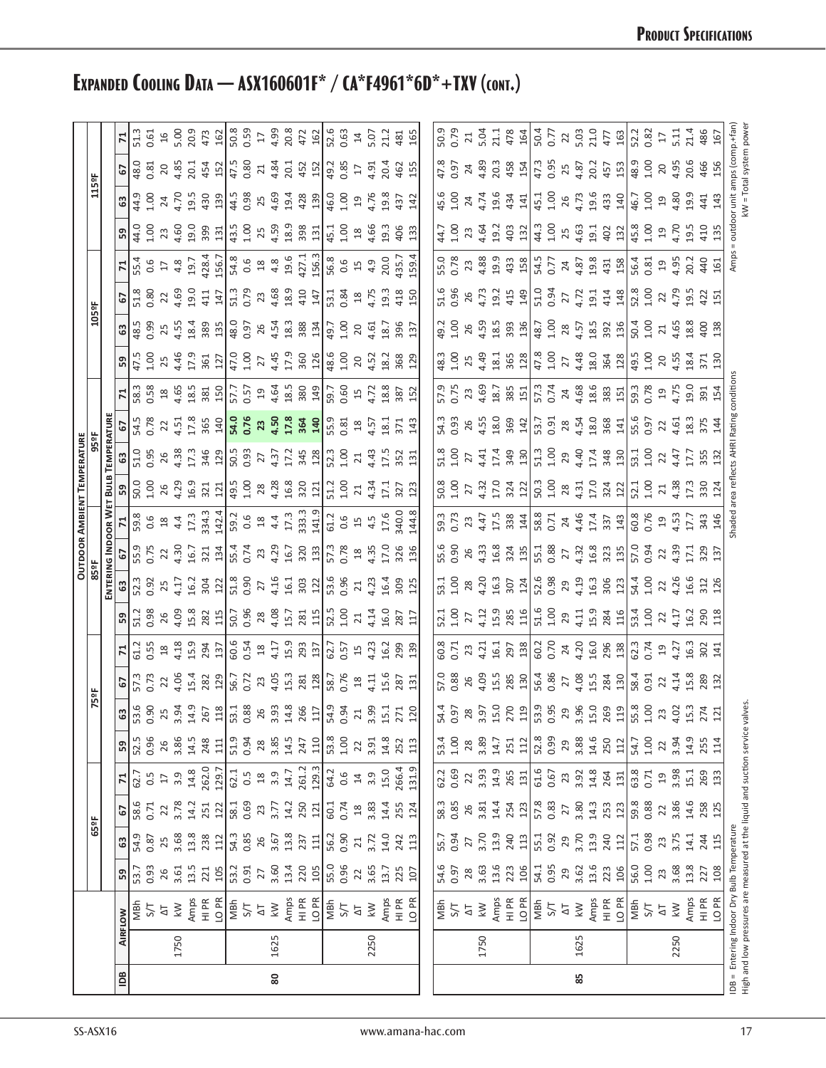# Expanded Cooling Data — ASX160601F* / CA*F4961*6D*+TXV (cont.)

| IDB | Airflow | | Outdoor Ambient Temperature | | | | | | | | | | | | | | | | | | | | | |
|---|---|---|---|---|---|---|---|---|---|---|---|---|---|---|---|---|---|---|---|---|---|---|---|---|
| | | | 65°F | | | | 75°F | | | | 85°F | | | | 95°F | | | | 105°F | | | | 115°F | | | |
| | | | Entering Indoor Wet Bulb Temperature | | | | | | | | | | | | | | | | | | | | | | | |
| | | | 59 | 63 | 67 | 71 | 59 | 63 | 67 | 71 | 59 | 63 | 67 | 71 | 59 | 63 | 67 | 71 | 59 | 63 | 67 | 71 | 59 | 63 | 67 | 71 |
| 80 | 1750 | MBh | 53.7 | 54.9 | 58.6 | 62.7 | 52.5 | 53.6 | 57.3 | 61.2 | 51.2 | 52.3 | 55.9 | 59.8 | 50.0 | 51.0 | 54.5 | 58.3 | 47.5 | 48.5 | 51.8 | 55.4 | 44.0 | 44.9 | 48.0 | 51.3 |
| | | S/T | 0.93 | 0.87 | 0.71 | 0.5 | 0.96 | 0.90 | 0.73 | 0.55 | 0.98 | 0.92 | 0.75 | 0.6 | 1.00 | 0.95 | 0.78 | 0.58 | 1.00 | 0.99 | 0.80 | 0.6 | 1.00 | 1.00 | 0.81 | 0.61 |
| | | ΔT | 26 | 25 | 22 | 17 | 26 | 25 | 22 | 18 | 26 | 25 | 22 | 18 | 26 | 26 | 22 | 18 | 25 | 25 | 22 | 17 | 23 | 24 | 20 | 16 |
| | | kW | 3.61 | 3.68 | 3.78 | 3.9 | 3.86 | 3.94 | 4.06 | 4.18 | 4.09 | 4.17 | 4.30 | 4.4 | 4.29 | 4.38 | 4.51 | 4.65 | 4.46 | 4.55 | 4.69 | 4.8 | 4.60 | 4.70 | 4.85 | 5.00 |
| | | Amps | 13.5 | 13.8 | 14.2 | 14.8 | 14.5 | 14.9 | 15.4 | 15.9 | 15.8 | 16.2 | 16.7 | 17.3 | 16.9 | 17.3 | 17.8 | 18.5 | 17.9 | 18.4 | 19.0 | 19.7 | 19.0 | 19.5 | 20.1 | 20.9 |
| | | HI PR | 221 | 238 | 251 | 262.0 | 248 | 267 | 282 | 294 | 282 | 304 | 321 | 334.3 | 321 | 346 | 365 | 381 | 361 | 389 | 411 | 428.4 | 399 | 430 | 454 | 473 |
| | | LO PR | 105 | 112 | 122 | 129.7 | 111 | 118 | 129 | 137 | 115 | 122 | 134 | 142.4 | 121 | 129 | 140 | 150 | 127 | 135 | 147 | 156.7 | 131 | 139 | 152 | 162 |
| | 1625 | MBh | 53.2 | 54.3 | 58.1 | 62.1 | 51.9 | 53.1 | 56.7 | 60.6 | 50.7 | 51.8 | 55.4 | 59.2 | 49.5 | 50.5 | **54.0** | 57.7 | 47.0 | 48.0 | 51.3 | 54.8 | 43.5 | 44.5 | 47.5 | 50.8 |
| | | S/T | 0.91 | 0.85 | 0.69 | 0.5 | 0.94 | 0.88 | 0.72 | 0.54 | 0.96 | 0.90 | 0.74 | 0.6 | 1.00 | 0.93 | **0.76** | 0.57 | 1.00 | 0.97 | 0.79 | 0.6 | 1.00 | 0.98 | 0.80 | 0.59 |
| | | ΔT | 27 | 26 | 23 | 18 | 28 | 26 | 23 | 18 | 28 | 27 | 23 | 18 | 28 | 27 | **23** | 19 | 27 | 26 | 23 | 18 | 25 | 25 | 21 | 17 |
| | | kW | 3.60 | 3.67 | 3.77 | 3.9 | 3.85 | 3.93 | 4.05 | 4.17 | 4.08 | 4.16 | 4.29 | 4.4 | 4.28 | 4.37 | **4.50** | 4.64 | 4.45 | 4.54 | 4.68 | 4.8 | 4.59 | 4.69 | 4.84 | 4.99 |
| | | Amps | 13.4 | 13.8 | 14.2 | 14.7 | 14.5 | 14.8 | 15.3 | 15.9 | 15.7 | 16.1 | 16.7 | 17.3 | 16.8 | 17.2 | **17.8** | 18.5 | 17.9 | 18.3 | 18.9 | 19.6 | 18.9 | 19.4 | 20.1 | 20.8 |
| | | HI PR | 220 | 237 | 250 | 261.2 | 247 | 266 | 281 | 293 | 281 | 303 | 320 | 333.3 | 320 | 345 | **364** | 380 | 360 | 388 | 410 | 427.1 | 398 | 428 | 452 | 472 |
| | | LO PR | 105 | 111 | 121 | 129.3 | 110 | 117 | 128 | 137 | 115 | 122 | 133 | 141.9 | 121 | 128 | **140** | 149 | 126 | 134 | 147 | 156.3 | 131 | 139 | 152 | 162 |
| | 2250 | MBh | 55.0 | 56.2 | 60.1 | 64.2 | 53.8 | 54.9 | 58.7 | 62.7 | 52.5 | 53.6 | 57.3 | 61.2 | 51.2 | 52.3 | 55.9 | 59.7 | 48.6 | 49.7 | 53.1 | 56.8 | 45.1 | 46.0 | 49.2 | 52.6 |
| | | S/T | 0.96 | 0.90 | 0.74 | 0.6 | 1.00 | 0.94 | 0.76 | 0.57 | 1.00 | 0.96 | 0.78 | 0.6 | 1.00 | 1.00 | 0.81 | 0.60 | 1.00 | 1.00 | 0.84 | 0.6 | 1.00 | 1.00 | 0.85 | 0.63 |
| | | ΔT | 22 | 21 | 18 | 14 | 22 | 21 | 18 | 15 | 21 | 21 | 18 | 15 | 21 | 21 | 18 | 15 | 20 | 20 | 18 | 15 | 18 | 19 | 17 | 14 |
| | | kW | 3.65 | 3.72 | 3.83 | 3.9 | 3.91 | 3.99 | 4.11 | 4.23 | 4.14 | 4.23 | 4.35 | 4.5 | 4.34 | 4.43 | 4.57 | 4.72 | 4.52 | 4.61 | 4.75 | 4.9 | 4.66 | 4.76 | 4.91 | 5.07 |
| | | Amps | 13.7 | 14.0 | 14.4 | 15.0 | 14.8 | 15.1 | 15.6 | 16.2 | 16.0 | 16.4 | 17.0 | 17.6 | 17.1 | 17.5 | 18.1 | 18.8 | 18.2 | 18.7 | 19.3 | 20.0 | 19.3 | 19.8 | 20.4 | 21.2 |
| | | HI PR | 225 | 242 | 255 | 266.4 | 252 | 271 | 287 | 299 | 287 | 309 | 326 | 340.0 | 327 | 352 | 371 | 387 | 368 | 396 | 418 | 435.7 | 406 | 437 | 462 | 481 |
| | | LO PR | 107 | 113 | 124 | 131.9 | 113 | 120 | 131 | 139 | 117 | 125 | 136 | 144.8 | 123 | 131 | 143 | 152 | 129 | 137 | 150 | 159.4 | 133 | 142 | 155 | 165 |
| 85 | 1750 | MBh | 54.6 | 55.7 | 58.3 | 62.2 | 53.4 | 54.4 | 57.0 | 60.8 | 52.1 | 53.1 | 55.6 | 59.3 | 50.8 | 51.8 | 54.3 | 57.9 | 48.3 | 49.2 | 51.6 | 55.0 | 44.7 | 45.6 | 47.8 | 50.9 |
| | | S/T | 0.97 | 0.94 | 0.85 | 0.69 | 1.00 | 0.97 | 0.88 | 0.71 | 1.00 | 1.00 | 0.90 | 0.73 | 1.00 | 1.00 | 0.93 | 0.75 | 1.00 | 1.00 | 0.96 | 0.78 | 1.00 | 1.00 | 0.97 | 0.79 |
| | | ΔT | 28 | 27 | 26 | 22 | 28 | 28 | 26 | 23 | 27 | 28 | 26 | 23 | 27 | 27 | 26 | 23 | 25 | 26 | 26 | 23 | 23 | 24 | 24 | 21 |
| | | kW | 3.63 | 3.70 | 3.81 | 3.93 | 3.89 | 3.97 | 4.09 | 4.21 | 4.12 | 4.20 | 4.33 | 4.47 | 4.32 | 4.41 | 4.55 | 4.69 | 4.49 | 4.59 | 4.73 | 4.88 | 4.64 | 4.74 | 4.89 | 5.04 |
| | | Amps | 13.6 | 13.9 | 14.4 | 14.9 | 14.7 | 15.0 | 15.5 | 16.1 | 15.9 | 16.3 | 16.8 | 17.5 | 17.0 | 17.4 | 18.0 | 18.7 | 18.1 | 18.5 | 19.2 | 19.9 | 19.2 | 19.6 | 20.3 | 21.1 |
| | | HI PR | 223 | 240 | 254 | 265 | 251 | 270 | 285 | 297 | 285 | 307 | 324 | 338 | 324 | 349 | 369 | 385 | 365 | 393 | 415 | 433 | 403 | 434 | 458 | 478 |
| | | LO PR | 106 | 113 | 123 | 131 | 112 | 119 | 130 | 138 | 116 | 124 | 135 | 144 | 122 | 130 | 142 | 151 | 128 | 136 | 149 | 158 | 132 | 141 | 154 | 164 |
| | 1625 | MBh | 54.1 | 55.1 | 57.8 | 61.6 | 52.8 | 53.9 | 56.4 | 60.2 | 51.6 | 52.6 | 55.1 | 58.8 | 50.3 | 51.3 | 53.7 | 57.3 | 47.8 | 48.7 | 51.0 | 54.5 | 44.3 | 45.1 | 47.3 | 50.4 |
| | | S/T | 0.95 | 0.92 | 0.83 | 0.67 | 0.99 | 0.95 | 0.86 | 0.70 | 1.00 | 0.98 | 0.88 | 0.71 | 1.00 | 1.00 | 0.91 | 0.74 | 1.00 | 1.00 | 0.94 | 0.77 | 1.00 | 1.00 | 0.95 | 0.77 |
| | | ΔT | 29 | 29 | 27 | 23 | 29 | 29 | 27 | 24 | 29 | 29 | 27 | 24 | 28 | 29 | 28 | 24 | 27 | 28 | 27 | 24 | 25 | 26 | 25 | 22 |
| | | kW | 3.62 | 3.70 | 3.80 | 3.92 | 3.88 | 3.96 | 4.08 | 4.20 | 4.11 | 4.19 | 4.32 | 4.46 | 4.31 | 4.40 | 4.54 | 4.68 | 4.48 | 4.57 | 4.72 | 4.87 | 4.63 | 4.73 | 4.87 | 5.03 |
| | | Amps | 13.6 | 13.9 | 14.3 | 14.8 | 14.6 | 15.0 | 15.5 | 16.0 | 15.9 | 16.3 | 16.8 | 17.4 | 17.0 | 17.4 | 18.0 | 18.6 | 18.0 | 18.5 | 19.1 | 19.8 | 19.1 | 19.6 | 20.2 | 21.0 |
| | | HI PR | 223 | 240 | 253 | 264 | 250 | 269 | 284 | 296 | 284 | 306 | 323 | 337 | 324 | 348 | 368 | 383 | 364 | 392 | 414 | 431 | 402 | 433 | 457 | 477 |
| | | LO PR | 106 | 112 | 123 | 131 | 112 | 119 | 130 | 138 | 116 | 123 | 135 | 143 | 122 | 130 | 141 | 151 | 128 | 136 | 148 | 158 | 132 | 140 | 153 | 163 |
| | 2250 | MBh | 56.0 | 57.1 | 59.8 | 63.8 | 54.7 | 55.8 | 58.4 | 62.3 | 53.4 | 54.4 | 57.0 | 60.8 | 52.1 | 53.1 | 55.6 | 59.3 | 49.5 | 50.4 | 52.8 | 56.4 | 45.8 | 46.7 | 48.9 | 52.2 |
| | | S/T | 1.00 | 0.98 | 0.88 | 0.71 | 1.00 | 1.00 | 0.91 | 0.74 | 1.00 | 1.00 | 0.94 | 0.76 | 1.00 | 1.00 | 0.97 | 0.78 | 1.00 | 1.00 | 1.00 | 0.81 | 1.00 | 1.00 | 1.00 | 0.82 |
| | | ΔT | 23 | 23 | 22 | 19 | 22 | 23 | 22 | 19 | 22 | 22 | 22 | 19 | 21 | 22 | 22 | 19 | 20 | 21 | 22 | 19 | 19 | 19 | 20 | 17 |
| | | kW | 3.68 | 3.75 | 3.86 | 3.98 | 3.94 | 4.02 | 4.14 | 4.27 | 4.17 | 4.26 | 4.39 | 4.53 | 4.38 | 4.47 | 4.61 | 4.75 | 4.55 | 4.65 | 4.79 | 4.95 | 4.70 | 4.80 | 4.95 | 5.11 |
| | | Amps | 13.8 | 14.1 | 14.6 | 15.1 | 14.9 | 15.3 | 15.8 | 16.3 | 16.2 | 16.6 | 17.1 | 17.7 | 17.3 | 17.7 | 18.3 | 19.0 | 18.4 | 18.8 | 19.5 | 20.2 | 19.5 | 19.9 | 20.6 | 21.4 |
| | | HI PR | 227 | 244 | 258 | 269 | 255 | 274 | 289 | 302 | 290 | 312 | 329 | 343 | 330 | 355 | 375 | 391 | 371 | 400 | 422 | 440 | 410 | 441 | 466 | 486 |
| | | LO PR | 108 | 115 | 125 | 133 | 114 | 121 | 132 | 141 | 118 | 126 | 137 | 146 | 124 | 132 | 144 | 154 | 130 | 138 | 151 | 161 | 135 | 143 | 156 | 167 |

IDB = Entering Indoor Dry Bulb Temperature
High and low pressures are measured at the liquid and suction service valves.

Shaded area reflects AHRI Rating conditions

Amps = outdoor unit amps (comp.+fan)
kW = Total system power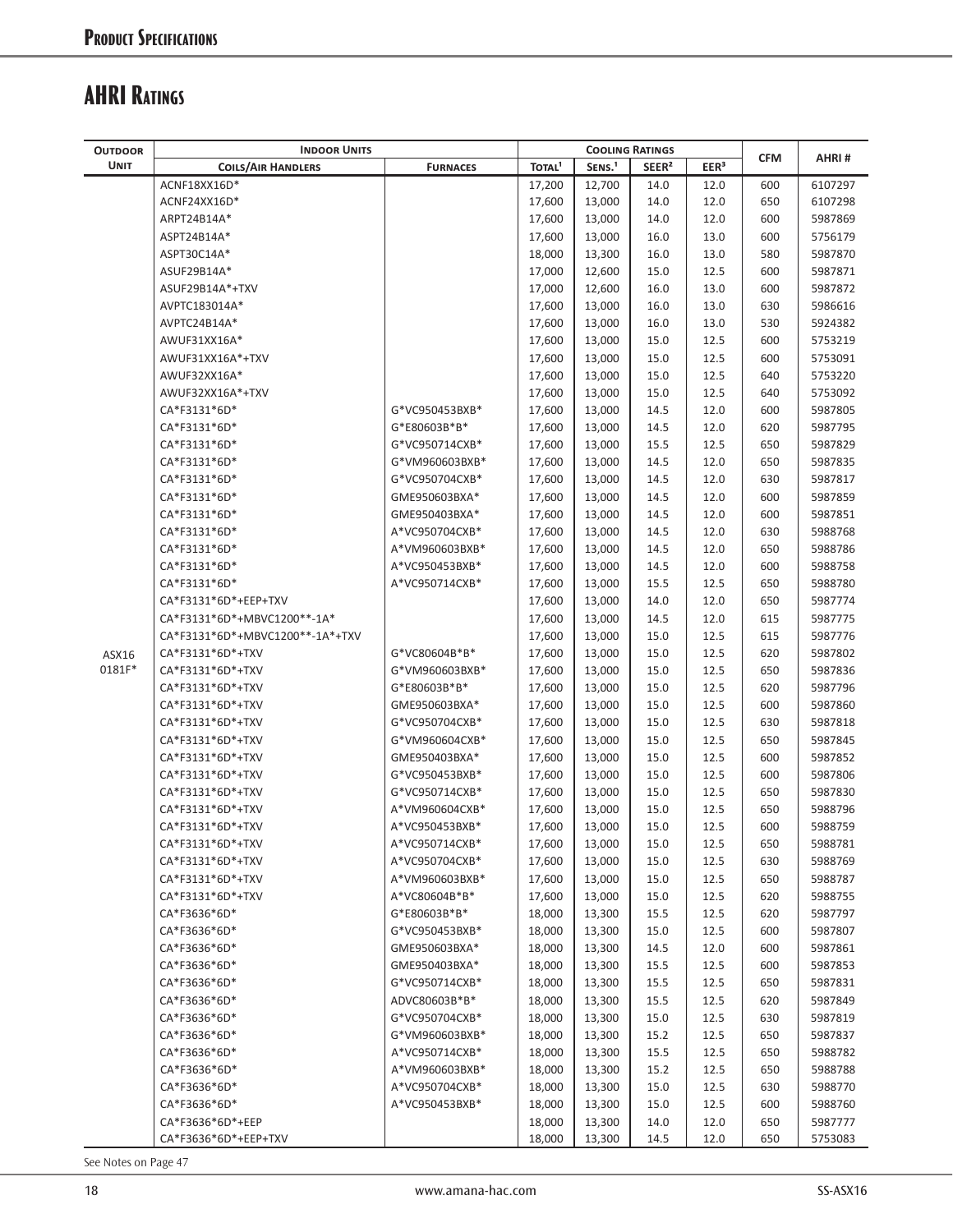## Product Specifications

# AHRI Ratings

| Outdoor Unit | Indoor Units | | Cooling Ratings | | | | CFM | AHRI # |
|---|---|---|---|---|---|---|---|---|
| | Coils/Air Handlers | Furnaces | Total[1] | Sens.[1] | SEER[2] | EER[3] | | |
| ASX16 0181F* | ACNF18XX16D* | | 17,200 | 12,700 | 14.0 | 12.0 | 600 | 6107297 |
| | ACNF24XX16D* | | 17,600 | 13,000 | 14.0 | 12.0 | 650 | 6107298 |
| | ARPT24B14A* | | 17,600 | 13,000 | 14.0 | 12.0 | 600 | 5987869 |
| | ASPT24B14A* | | 17,600 | 13,000 | 16.0 | 13.0 | 600 | 5756179 |
| | ASPT30C14A* | | 18,000 | 13,300 | 16.0 | 13.0 | 580 | 5987870 |
| | ASUF29B14A* | | 17,000 | 12,600 | 15.0 | 12.5 | 600 | 5987871 |
| | ASUF29B14A*+TXV | | 17,000 | 12,600 | 16.0 | 13.0 | 600 | 5987872 |
| | AVPTC183014A* | | 17,600 | 13,000 | 16.0 | 13.0 | 630 | 5986616 |
| | AVPTC24B14A* | | 17,600 | 13,000 | 16.0 | 13.0 | 530 | 5924382 |
| | AWUF31XX16A* | | 17,600 | 13,000 | 15.0 | 12.5 | 600 | 5753219 |
| | AWUF31XX16A*+TXV | | 17,600 | 13,000 | 15.0 | 12.5 | 600 | 5753091 |
| | AWUF32XX16A* | | 17,600 | 13,000 | 15.0 | 12.5 | 640 | 5753220 |
| | AWUF32XX16A*+TXV | | 17,600 | 13,000 | 15.0 | 12.5 | 640 | 5753092 |
| | CA*F3131*6D* | G*VC950453BXB* | 17,600 | 13,000 | 14.5 | 12.0 | 600 | 5987805 |
| | CA*F3131*6D* | G*E80603B*B* | 17,600 | 13,000 | 14.5 | 12.0 | 620 | 5987795 |
| | CA*F3131*6D* | G*VC950714CXB* | 17,600 | 13,000 | 15.5 | 12.5 | 650 | 5987829 |
| | CA*F3131*6D* | G*VM960603BXB* | 17,600 | 13,000 | 14.5 | 12.0 | 650 | 5987835 |
| | CA*F3131*6D* | G*VC950704CXB* | 17,600 | 13,000 | 14.5 | 12.0 | 630 | 5987817 |
| | CA*F3131*6D* | GME950603BXA* | 17,600 | 13,000 | 14.5 | 12.0 | 600 | 5987859 |
| | CA*F3131*6D* | GME950403BXA* | 17,600 | 13,000 | 14.5 | 12.0 | 600 | 5987851 |
| | CA*F3131*6D* | A*VC950704CXB* | 17,600 | 13,000 | 14.5 | 12.0 | 630 | 5988768 |
| | CA*F3131*6D* | A*VM960603BXB* | 17,600 | 13,000 | 14.5 | 12.0 | 650 | 5988786 |
| | CA*F3131*6D* | A*VC950453BXB* | 17,600 | 13,000 | 14.5 | 12.0 | 600 | 5988758 |
| | CA*F3131*6D* | A*VC950714CXB* | 17,600 | 13,000 | 15.5 | 12.5 | 650 | 5988780 |
| | CA*F3131*6D*+EEP+TXV | | 17,600 | 13,000 | 14.0 | 12.0 | 650 | 5987774 |
| | CA*F3131*6D*+MBVC1200**-1A* | | 17,600 | 13,000 | 14.5 | 12.0 | 615 | 5987775 |
| | CA*F3131*6D*+MBVC1200**-1A*+TXV | | 17,600 | 13,000 | 15.0 | 12.5 | 615 | 5987776 |
| | CA*F3131*6D*+TXV | G*VC80604B*B* | 17,600 | 13,000 | 15.0 | 12.5 | 620 | 5987802 |
| | CA*F3131*6D*+TXV | G*VM960603BXB* | 17,600 | 13,000 | 15.0 | 12.5 | 650 | 5987836 |
| | CA*F3131*6D*+TXV | G*E80603B*B* | 17,600 | 13,000 | 15.0 | 12.5 | 620 | 5987796 |
| | CA*F3131*6D*+TXV | GME950603BXA* | 17,600 | 13,000 | 15.0 | 12.5 | 600 | 5987860 |
| | CA*F3131*6D*+TXV | G*VC950704CXB* | 17,600 | 13,000 | 15.0 | 12.5 | 630 | 5987818 |
| | CA*F3131*6D*+TXV | G*VM960604CXB* | 17,600 | 13,000 | 15.0 | 12.5 | 650 | 5987845 |
| | CA*F3131*6D*+TXV | GME950403BXA* | 17,600 | 13,000 | 15.0 | 12.5 | 600 | 5987852 |
| | CA*F3131*6D*+TXV | G*VC950453BXB* | 17,600 | 13,000 | 15.0 | 12.5 | 600 | 5987806 |
| | CA*F3131*6D*+TXV | G*VC950714CXB* | 17,600 | 13,000 | 15.0 | 12.5 | 650 | 5987830 |
| | CA*F3131*6D*+TXV | A*VM960604CXB* | 17,600 | 13,000 | 15.0 | 12.5 | 650 | 5988796 |
| | CA*F3131*6D*+TXV | A*VC950453BXB* | 17,600 | 13,000 | 15.0 | 12.5 | 600 | 5988759 |
| | CA*F3131*6D*+TXV | A*VC950714CXB* | 17,600 | 13,000 | 15.0 | 12.5 | 650 | 5988781 |
| | CA*F3131*6D*+TXV | A*VC950704CXB* | 17,600 | 13,000 | 15.0 | 12.5 | 630 | 5988769 |
| | CA*F3131*6D*+TXV | A*VM960603BXB* | 17,600 | 13,000 | 15.0 | 12.5 | 650 | 5988787 |
| | CA*F3131*6D*+TXV | A*VC80604B*B* | 17,600 | 13,000 | 15.0 | 12.5 | 620 | 5988755 |
| | CA*F3636*6D* | G*E80603B*B* | 18,000 | 13,300 | 15.5 | 12.5 | 620 | 5987797 |
| | CA*F3636*6D* | G*VC950453BXB* | 18,000 | 13,300 | 15.0 | 12.5 | 600 | 5987807 |
| | CA*F3636*6D* | GME950603BXA* | 18,000 | 13,300 | 14.5 | 12.0 | 600 | 5987861 |
| | CA*F3636*6D* | GME950403BXA* | 18,000 | 13,300 | 15.5 | 12.5 | 600 | 5987853 |
| | CA*F3636*6D* | G*VC950714CXB* | 18,000 | 13,300 | 15.5 | 12.5 | 650 | 5987831 |
| | CA*F3636*6D* | ADVC80603B*B* | 18,000 | 13,300 | 15.5 | 12.5 | 620 | 5987849 |
| | CA*F3636*6D* | G*VC950704CXB* | 18,000 | 13,300 | 15.0 | 12.5 | 630 | 5987819 |
| | CA*F3636*6D* | G*VM960603BXB* | 18,000 | 13,300 | 15.2 | 12.5 | 650 | 5987837 |
| | CA*F3636*6D* | A*VC950714CXB* | 18,000 | 13,300 | 15.5 | 12.5 | 650 | 5988782 |
| | CA*F3636*6D* | A*VM960603BXB* | 18,000 | 13,300 | 15.2 | 12.5 | 650 | 5988788 |
| | CA*F3636*6D* | A*VC950704CXB* | 18,000 | 13,300 | 15.0 | 12.5 | 630 | 5988770 |
| | CA*F3636*6D* | A*VC950453BXB* | 18,000 | 13,300 | 15.0 | 12.5 | 600 | 5988760 |
| | CA*F3636*6D*+EEP | | 18,000 | 13,300 | 14.0 | 12.0 | 650 | 5987777 |
| | CA*F3636*6D*+EEP+TXV | | 18,000 | 13,300 | 14.5 | 12.0 | 650 | 5753083 |

See Notes on Page 47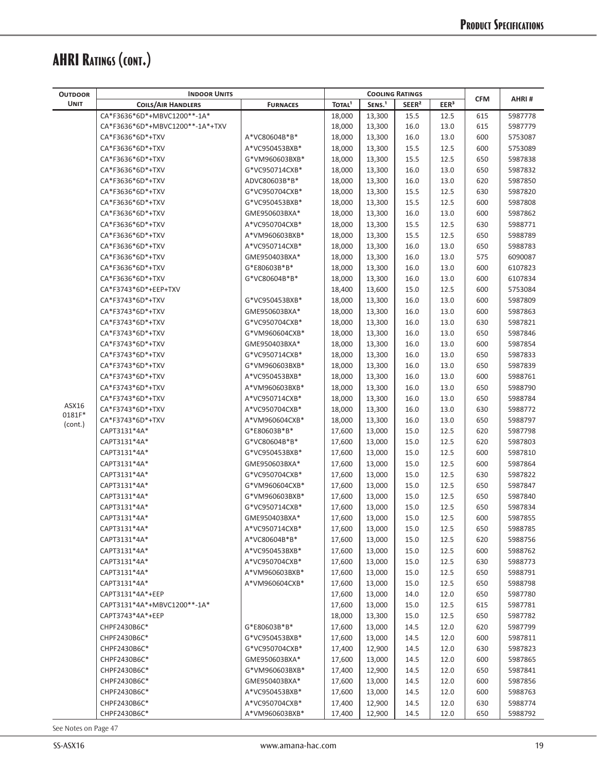# AHRI Ratings (cont.)

| Outdoor Unit | Indoor Units | | Cooling Ratings | | | | CFM | AHRI # |
|---|---|---|---|---|---|---|---|---|
| | Coils/Air Handlers | Furnaces | Total[1] | Sens.[1] | SEER[2] | EER[3] | | |
| ASX16 0181F* (cont.) | CA*F3636*6D*+MBVC1200**-1A* | | 18,000 | 13,300 | 15.5 | 12.5 | 615 | 5987778 |
| | CA*F3636*6D*+MBVC1200**-1A*+TXV | | 18,000 | 13,300 | 16.0 | 13.0 | 615 | 5987779 |
| | CA*F3636*6D*+TXV | A*VC80604B*B* | 18,000 | 13,300 | 16.0 | 13.0 | 600 | 5753087 |
| | CA*F3636*6D*+TXV | A*VC950453BXB* | 18,000 | 13,300 | 15.5 | 12.5 | 600 | 5753089 |
| | CA*F3636*6D*+TXV | G*VM960603BXB* | 18,000 | 13,300 | 15.5 | 12.5 | 650 | 5987838 |
| | CA*F3636*6D*+TXV | G*VC950714CXB* | 18,000 | 13,300 | 16.0 | 13.0 | 650 | 5987832 |
| | CA*F3636*6D*+TXV | ADVC80603B*B* | 18,000 | 13,300 | 16.0 | 13.0 | 620 | 5987850 |
| | CA*F3636*6D*+TXV | G*VC950704CXB* | 18,000 | 13,300 | 15.5 | 12.5 | 630 | 5987820 |
| | CA*F3636*6D*+TXV | G*VC950453BXB* | 18,000 | 13,300 | 15.5 | 12.5 | 600 | 5987808 |
| | CA*F3636*6D*+TXV | GME950603BXA* | 18,000 | 13,300 | 16.0 | 13.0 | 600 | 5987862 |
| | CA*F3636*6D*+TXV | A*VC950704CXB* | 18,000 | 13,300 | 15.5 | 12.5 | 630 | 5988771 |
| | CA*F3636*6D*+TXV | A*VM960603BXB* | 18,000 | 13,300 | 15.5 | 12.5 | 650 | 5988789 |
| | CA*F3636*6D*+TXV | A*VC950714CXB* | 18,000 | 13,300 | 16.0 | 13.0 | 650 | 5988783 |
| | CA*F3636*6D*+TXV | GME950403BXA* | 18,000 | 13,300 | 16.0 | 13.0 | 575 | 6090087 |
| | CA*F3636*6D*+TXV | G*E80603B*B* | 18,000 | 13,300 | 16.0 | 13.0 | 600 | 6107823 |
| | CA*F3636*6D*+TXV | G*VC80604B*B* | 18,000 | 13,300 | 16.0 | 13.0 | 600 | 6107834 |
| | CA*F3743*6D*+EEP+TXV | | 18,400 | 13,600 | 15.0 | 12.5 | 600 | 5753084 |
| | CA*F3743*6D*+TXV | G*VC950453BXB* | 18,000 | 13,300 | 16.0 | 13.0 | 600 | 5987809 |
| | CA*F3743*6D*+TXV | GME950603BXA* | 18,000 | 13,300 | 16.0 | 13.0 | 600 | 5987863 |
| | CA*F3743*6D*+TXV | G*VC950704CXB* | 18,000 | 13,300 | 16.0 | 13.0 | 630 | 5987821 |
| | CA*F3743*6D*+TXV | G*VM960604CXB* | 18,000 | 13,300 | 16.0 | 13.0 | 650 | 5987846 |
| | CA*F3743*6D*+TXV | GME950403BXA* | 18,000 | 13,300 | 16.0 | 13.0 | 600 | 5987854 |
| | CA*F3743*6D*+TXV | G*VC950714CXB* | 18,000 | 13,300 | 16.0 | 13.0 | 650 | 5987833 |
| | CA*F3743*6D*+TXV | G*VM960603BXB* | 18,000 | 13,300 | 16.0 | 13.0 | 650 | 5987839 |
| | CA*F3743*6D*+TXV | A*VC950453BXB* | 18,000 | 13,300 | 16.0 | 13.0 | 600 | 5988761 |
| | CA*F3743*6D*+TXV | A*VM960603BXB* | 18,000 | 13,300 | 16.0 | 13.0 | 650 | 5988790 |
| | CA*F3743*6D*+TXV | A*VC950714CXB* | 18,000 | 13,300 | 16.0 | 13.0 | 650 | 5988784 |
| | CA*F3743*6D*+TXV | A*VC950704CXB* | 18,000 | 13,300 | 16.0 | 13.0 | 630 | 5988772 |
| | CA*F3743*6D*+TXV | A*VM960604CXB* | 18,000 | 13,300 | 16.0 | 13.0 | 650 | 5988797 |
| | CAPT3131*4A* | G*E80603B*B* | 17,600 | 13,000 | 15.0 | 12.5 | 620 | 5987798 |
| | CAPT3131*4A* | G*VC80604B*B* | 17,600 | 13,000 | 15.0 | 12.5 | 620 | 5987803 |
| | CAPT3131*4A* | G*VC950453BXB* | 17,600 | 13,000 | 15.0 | 12.5 | 600 | 5987810 |
| | CAPT3131*4A* | GME950603BXA* | 17,600 | 13,000 | 15.0 | 12.5 | 600 | 5987864 |
| | CAPT3131*4A* | G*VC950704CXB* | 17,600 | 13,000 | 15.0 | 12.5 | 630 | 5987822 |
| | CAPT3131*4A* | G*VM960604CXB* | 17,600 | 13,000 | 15.0 | 12.5 | 650 | 5987847 |
| | CAPT3131*4A* | G*VM960603BXB* | 17,600 | 13,000 | 15.0 | 12.5 | 650 | 5987840 |
| | CAPT3131*4A* | G*VC950714CXB* | 17,600 | 13,000 | 15.0 | 12.5 | 650 | 5987834 |
| | CAPT3131*4A* | GME950403BXA* | 17,600 | 13,000 | 15.0 | 12.5 | 600 | 5987855 |
| | CAPT3131*4A* | A*VC950714CXB* | 17,600 | 13,000 | 15.0 | 12.5 | 650 | 5988785 |
| | CAPT3131*4A* | A*VC80604B*B* | 17,600 | 13,000 | 15.0 | 12.5 | 620 | 5988756 |
| | CAPT3131*4A* | A*VC950453BXB* | 17,600 | 13,000 | 15.0 | 12.5 | 600 | 5988762 |
| | CAPT3131*4A* | A*VC950704CXB* | 17,600 | 13,000 | 15.0 | 12.5 | 630 | 5988773 |
| | CAPT3131*4A* | A*VM960603BXB* | 17,600 | 13,000 | 15.0 | 12.5 | 650 | 5988791 |
| | CAPT3131*4A* | A*VM960604CXB* | 17,600 | 13,000 | 15.0 | 12.5 | 650 | 5988798 |
| | CAPT3131*4A*+EEP | | 17,600 | 13,000 | 14.0 | 12.0 | 650 | 5987780 |
| | CAPT3131*4A*+MBVC1200**-1A* | | 17,600 | 13,000 | 15.0 | 12.5 | 615 | 5987781 |
| | CAPT3743*4A*+EEP | | 18,000 | 13,300 | 15.0 | 12.5 | 650 | 5987782 |
| | CHPF2430B6C* | G*E80603B*B* | 17,600 | 13,000 | 14.5 | 12.0 | 620 | 5987799 |
| | CHPF2430B6C* | G*VC950453BXB* | 17,600 | 13,000 | 14.5 | 12.0 | 600 | 5987811 |
| | CHPF2430B6C* | G*VC950704CXB* | 17,400 | 12,900 | 14.5 | 12.0 | 630 | 5987823 |
| | CHPF2430B6C* | GME950603BXA* | 17,600 | 13,000 | 14.5 | 12.0 | 600 | 5987865 |
| | CHPF2430B6C* | G*VM960603BXB* | 17,400 | 12,900 | 14.5 | 12.0 | 650 | 5987841 |
| | CHPF2430B6C* | GME950403BXA* | 17,600 | 13,000 | 14.5 | 12.0 | 600 | 5987856 |
| | CHPF2430B6C* | A*VC950453BXB* | 17,600 | 13,000 | 14.5 | 12.0 | 600 | 5988763 |
| | CHPF2430B6C* | A*VC950704CXB* | 17,400 | 12,900 | 14.5 | 12.0 | 630 | 5988774 |
| | CHPF2430B6C* | A*VM960603BXB* | 17,400 | 12,900 | 14.5 | 12.0 | 650 | 5988792 |

See Notes on Page 47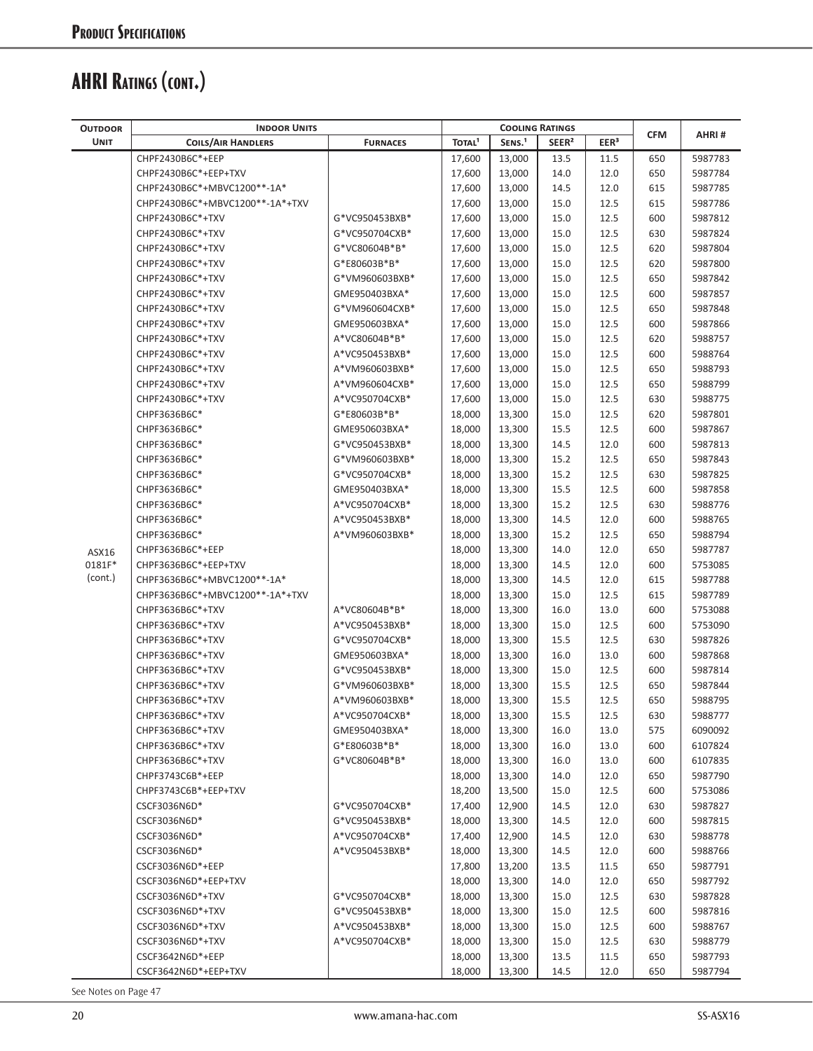# AHRI Ratings (cont.)

| Outdoor | Indoor Units | | Cooling Ratings | | | | CFM | AHRI # |
|---|---|---|---|---|---|---|---|---|
| Unit | Coils/Air Handlers | Furnaces | Total[1] | Sens.[1] | SEER[2] | EER[3] | | |
| ASX16 0181F* (cont.) | CHPF2430B6C*+EEP | | 17,600 | 13,000 | 13.5 | 11.5 | 650 | 5987783 |
| | CHPF2430B6C*+EEP+TXV | | 17,600 | 13,000 | 14.0 | 12.0 | 650 | 5987784 |
| | CHPF2430B6C*+MBVC1200**-1A* | | 17,600 | 13,000 | 14.5 | 12.0 | 615 | 5987785 |
| | CHPF2430B6C*+MBVC1200**-1A*+TXV | | 17,600 | 13,000 | 15.0 | 12.5 | 615 | 5987786 |
| | CHPF2430B6C*+TXV | G*VC950453BXB* | 17,600 | 13,000 | 15.0 | 12.5 | 600 | 5987812 |
| | CHPF2430B6C*+TXV | G*VC950704CXB* | 17,600 | 13,000 | 15.0 | 12.5 | 630 | 5987824 |
| | CHPF2430B6C*+TXV | G*VC80604B*B* | 17,600 | 13,000 | 15.0 | 12.5 | 620 | 5987804 |
| | CHPF2430B6C*+TXV | G*E80603B*B* | 17,600 | 13,000 | 15.0 | 12.5 | 620 | 5987800 |
| | CHPF2430B6C*+TXV | G*VM960603BXB* | 17,600 | 13,000 | 15.0 | 12.5 | 650 | 5987842 |
| | CHPF2430B6C*+TXV | GME950403BXA* | 17,600 | 13,000 | 15.0 | 12.5 | 600 | 5987857 |
| | CHPF2430B6C*+TXV | G*VM960604CXB* | 17,600 | 13,000 | 15.0 | 12.5 | 650 | 5987848 |
| | CHPF2430B6C*+TXV | GME950603BXA* | 17,600 | 13,000 | 15.0 | 12.5 | 600 | 5987866 |
| | CHPF2430B6C*+TXV | A*VC80604B*B* | 17,600 | 13,000 | 15.0 | 12.5 | 620 | 5988757 |
| | CHPF2430B6C*+TXV | A*VC950453BXB* | 17,600 | 13,000 | 15.0 | 12.5 | 600 | 5988764 |
| | CHPF2430B6C*+TXV | A*VM960603BXB* | 17,600 | 13,000 | 15.0 | 12.5 | 650 | 5988793 |
| | CHPF2430B6C*+TXV | A*VM960604CXB* | 17,600 | 13,000 | 15.0 | 12.5 | 650 | 5988799 |
| | CHPF2430B6C*+TXV | A*VC950704CXB* | 17,600 | 13,000 | 15.0 | 12.5 | 630 | 5988775 |
| | CHPF3636B6C* | G*E80603B*B* | 18,000 | 13,300 | 15.0 | 12.5 | 620 | 5987801 |
| | CHPF3636B6C* | GME950603BXA* | 18,000 | 13,300 | 15.5 | 12.5 | 600 | 5987867 |
| | CHPF3636B6C* | G*VC950453BXB* | 18,000 | 13,300 | 14.5 | 12.0 | 600 | 5987813 |
| | CHPF3636B6C* | G*VM960603BXB* | 18,000 | 13,300 | 15.2 | 12.5 | 650 | 5987843 |
| | CHPF3636B6C* | G*VC950704CXB* | 18,000 | 13,300 | 15.2 | 12.5 | 630 | 5987825 |
| | CHPF3636B6C* | GME950403BXA* | 18,000 | 13,300 | 15.5 | 12.5 | 600 | 5987858 |
| | CHPF3636B6C* | A*VC950704CXB* | 18,000 | 13,300 | 15.2 | 12.5 | 630 | 5988776 |
| | CHPF3636B6C* | A*VC950453BXB* | 18,000 | 13,300 | 14.5 | 12.0 | 600 | 5988765 |
| | CHPF3636B6C* | A*VM960603BXB* | 18,000 | 13,300 | 15.2 | 12.5 | 650 | 5988794 |
| | CHPF3636B6C*+EEP | | 18,000 | 13,300 | 14.0 | 12.0 | 650 | 5987787 |
| | CHPF3636B6C*+EEP+TXV | | 18,000 | 13,300 | 14.5 | 12.0 | 600 | 5753085 |
| | CHPF3636B6C*+MBVC1200**-1A* | | 18,000 | 13,300 | 14.5 | 12.0 | 615 | 5987788 |
| | CHPF3636B6C*+MBVC1200**-1A*+TXV | | 18,000 | 13,300 | 15.0 | 12.5 | 615 | 5987789 |
| | CHPF3636B6C*+TXV | A*VC80604B*B* | 18,000 | 13,300 | 16.0 | 13.0 | 600 | 5753088 |
| | CHPF3636B6C*+TXV | A*VC950453BXB* | 18,000 | 13,300 | 15.0 | 12.5 | 600 | 5753090 |
| | CHPF3636B6C*+TXV | G*VC950704CXB* | 18,000 | 13,300 | 15.5 | 12.5 | 630 | 5987826 |
| | CHPF3636B6C*+TXV | GME950603BXA* | 18,000 | 13,300 | 16.0 | 13.0 | 600 | 5987868 |
| | CHPF3636B6C*+TXV | G*VC950453BXB* | 18,000 | 13,300 | 15.0 | 12.5 | 600 | 5987814 |
| | CHPF3636B6C*+TXV | G*VM960603BXB* | 18,000 | 13,300 | 15.5 | 12.5 | 650 | 5987844 |
| | CHPF3636B6C*+TXV | A*VM960603BXB* | 18,000 | 13,300 | 15.5 | 12.5 | 650 | 5988795 |
| | CHPF3636B6C*+TXV | A*VC950704CXB* | 18,000 | 13,300 | 15.5 | 12.5 | 630 | 5988777 |
| | CHPF3636B6C*+TXV | GME950403BXA* | 18,000 | 13,300 | 16.0 | 13.0 | 575 | 6090092 |
| | CHPF3636B6C*+TXV | G*E80603B*B* | 18,000 | 13,300 | 16.0 | 13.0 | 600 | 6107824 |
| | CHPF3636B6C*+TXV | G*VC80604B*B* | 18,000 | 13,300 | 16.0 | 13.0 | 600 | 6107835 |
| | CHPF3743C6B*+EEP | | 18,000 | 13,300 | 14.0 | 12.0 | 650 | 5987790 |
| | CHPF3743C6B*+EEP+TXV | | 18,200 | 13,500 | 15.0 | 12.5 | 600 | 5753086 |
| | CSCF3036N6D* | G*VC950704CXB* | 17,400 | 12,900 | 14.5 | 12.0 | 630 | 5987827 |
| | CSCF3036N6D* | G*VC950453BXB* | 18,000 | 13,300 | 14.5 | 12.0 | 600 | 5987815 |
| | CSCF3036N6D* | A*VC950704CXB* | 17,400 | 12,900 | 14.5 | 12.0 | 630 | 5988778 |
| | CSCF3036N6D* | A*VC950453BXB* | 18,000 | 13,300 | 14.5 | 12.0 | 600 | 5988766 |
| | CSCF3036N6D*+EEP | | 17,800 | 13,200 | 13.5 | 11.5 | 650 | 5987791 |
| | CSCF3036N6D*+EEP+TXV | | 18,000 | 13,300 | 14.0 | 12.0 | 650 | 5987792 |
| | CSCF3036N6D*+TXV | G*VC950704CXB* | 18,000 | 13,300 | 15.0 | 12.5 | 630 | 5987828 |
| | CSCF3036N6D*+TXV | G*VC950453BXB* | 18,000 | 13,300 | 15.0 | 12.5 | 600 | 5987816 |
| | CSCF3036N6D*+TXV | A*VC950453BXB* | 18,000 | 13,300 | 15.0 | 12.5 | 600 | 5988767 |
| | CSCF3036N6D*+TXV | A*VC950704CXB* | 18,000 | 13,300 | 15.0 | 12.5 | 630 | 5988779 |
| | CSCF3642N6D*+EEP | | 18,000 | 13,300 | 13.5 | 11.5 | 650 | 5987793 |
| | CSCF3642N6D*+EEP+TXV | | 18,000 | 13,300 | 14.5 | 12.0 | 650 | 5987794 |

See Notes on Page 47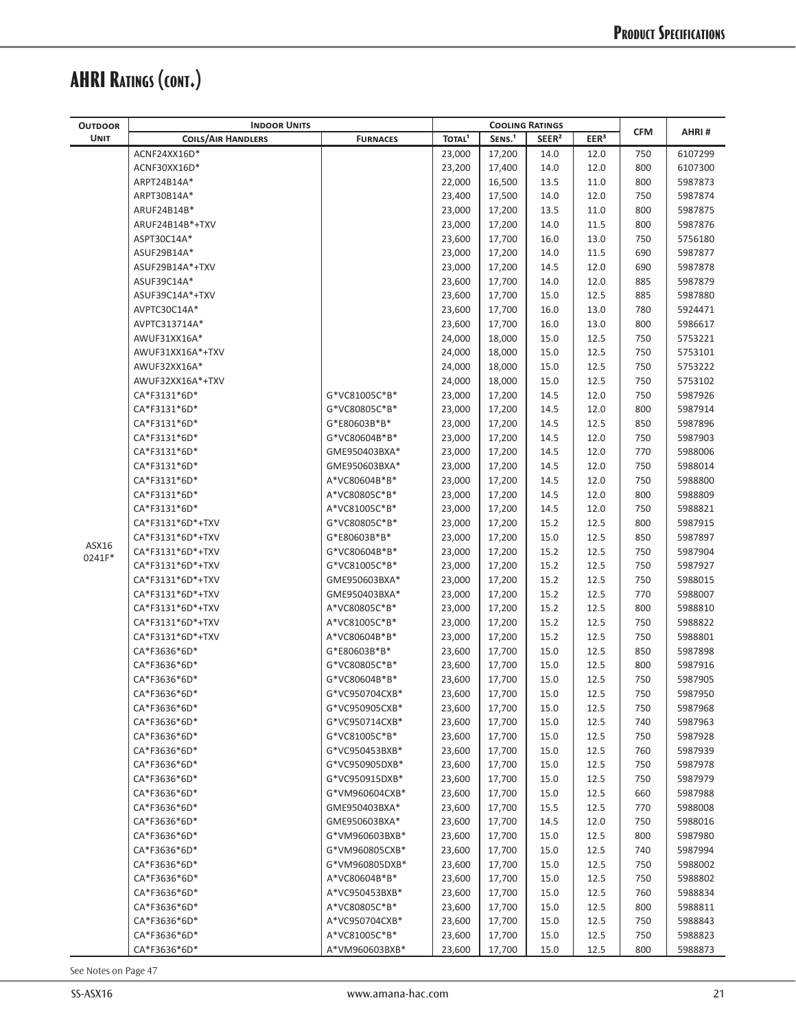# AHRI Ratings (cont.)

| Outdoor | Indoor Units | | Cooling Ratings | | | | CFM | AHRI # |
|---|---|---|---|---|---|---|---|---|
| Unit | Coils/Air Handlers | Furnaces | Total[1] | Sens.[1] | SEER[2] | EER[3] | | |
| ASX16 0241F* | ACNF24XX16D* | | 23,000 | 17,200 | 14.0 | 12.0 | 750 | 6107299 |
| | ACNF30XX16D* | | 23,200 | 17,400 | 14.0 | 12.0 | 800 | 6107300 |
| | ARPT24B14A* | | 22,000 | 16,500 | 13.5 | 11.0 | 800 | 5987873 |
| | ARPT30B14A* | | 23,400 | 17,500 | 14.0 | 12.0 | 750 | 5987874 |
| | ARUF24B14B* | | 23,000 | 17,200 | 13.5 | 11.0 | 800 | 5987875 |
| | ARUF24B14B*+TXV | | 23,000 | 17,200 | 14.0 | 11.5 | 800 | 5987876 |
| | ASPT30C14A* | | 23,600 | 17,700 | 16.0 | 13.0 | 750 | 5756180 |
| | ASUF29B14A* | | 23,000 | 17,200 | 14.0 | 11.5 | 690 | 5987877 |
| | ASUF29B14A*+TXV | | 23,000 | 17,200 | 14.5 | 12.0 | 690 | 5987878 |
| | ASUF39C14A* | | 23,600 | 17,700 | 14.0 | 12.0 | 885 | 5987879 |
| | ASUF39C14A*+TXV | | 23,600 | 17,700 | 15.0 | 12.5 | 885 | 5987880 |
| | AVPTC30C14A* | | 23,600 | 17,700 | 16.0 | 13.0 | 780 | 5924471 |
| | AVPTC313714A* | | 23,600 | 17,700 | 16.0 | 13.0 | 800 | 5986617 |
| | AWUF31XX16A* | | 24,000 | 18,000 | 15.0 | 12.5 | 750 | 5753221 |
| | AWUF31XX16A*+TXV | | 24,000 | 18,000 | 15.0 | 12.5 | 750 | 5753101 |
| | AWUF32XX16A* | | 24,000 | 18,000 | 15.0 | 12.5 | 750 | 5753222 |
| | AWUF32XX16A*+TXV | | 24,000 | 18,000 | 15.0 | 12.5 | 750 | 5753102 |
| | CA*F3131*6D* | G*VC81005C*B* | 23,000 | 17,200 | 14.5 | 12.0 | 750 | 5987926 |
| | CA*F3131*6D* | G*VC80805C*B* | 23,000 | 17,200 | 14.5 | 12.0 | 800 | 5987914 |
| | CA*F3131*6D* | G*E80603B*B* | 23,000 | 17,200 | 14.5 | 12.5 | 850 | 5987896 |
| | CA*F3131*6D* | G*VC80604B*B* | 23,000 | 17,200 | 14.5 | 12.0 | 750 | 5987903 |
| | CA*F3131*6D* | GME950403BXA* | 23,000 | 17,200 | 14.5 | 12.0 | 770 | 5988006 |
| | CA*F3131*6D* | GME950603BXA* | 23,000 | 17,200 | 14.5 | 12.0 | 750 | 5988014 |
| | CA*F3131*6D* | A*VC80604B*B* | 23,000 | 17,200 | 14.5 | 12.0 | 750 | 5988800 |
| | CA*F3131*6D* | A*VC80805C*B* | 23,000 | 17,200 | 14.5 | 12.0 | 800 | 5988809 |
| | CA*F3131*6D* | A*VC81005C*B* | 23,000 | 17,200 | 14.5 | 12.0 | 750 | 5988821 |
| | CA*F3131*6D*+TXV | G*VC80805C*B* | 23,000 | 17,200 | 15.2 | 12.5 | 800 | 5987915 |
| | CA*F3131*6D*+TXV | G*E80603B*B* | 23,000 | 17,200 | 15.0 | 12.5 | 850 | 5987897 |
| | CA*F3131*6D*+TXV | G*VC80604B*B* | 23,000 | 17,200 | 15.2 | 12.5 | 750 | 5987904 |
| | CA*F3131*6D*+TXV | G*VC81005C*B* | 23,000 | 17,200 | 15.2 | 12.5 | 750 | 5987927 |
| | CA*F3131*6D*+TXV | GME950603BXA* | 23,000 | 17,200 | 15.2 | 12.5 | 750 | 5988015 |
| | CA*F3131*6D*+TXV | GME950403BXA* | 23,000 | 17,200 | 15.2 | 12.5 | 770 | 5988007 |
| | CA*F3131*6D*+TXV | A*VC80805C*B* | 23,000 | 17,200 | 15.2 | 12.5 | 800 | 5988810 |
| | CA*F3131*6D*+TXV | A*VC81005C*B* | 23,000 | 17,200 | 15.2 | 12.5 | 750 | 5988822 |
| | CA*F3131*6D*+TXV | A*VC80604B*B* | 23,000 | 17,200 | 15.2 | 12.5 | 750 | 5988801 |
| | CA*F3636*6D* | G*E80603B*B* | 23,600 | 17,700 | 15.0 | 12.5 | 850 | 5987898 |
| | CA*F3636*6D* | G*VC80805C*B* | 23,600 | 17,700 | 15.0 | 12.5 | 800 | 5987916 |
| | CA*F3636*6D* | G*VC80604B*B* | 23,600 | 17,700 | 15.0 | 12.5 | 750 | 5987905 |
| | CA*F3636*6D* | G*VC950704CXB* | 23,600 | 17,700 | 15.0 | 12.5 | 750 | 5987950 |
| | CA*F3636*6D* | G*VC950905CXB* | 23,600 | 17,700 | 15.0 | 12.5 | 750 | 5987968 |
| | CA*F3636*6D* | G*VC950714CXB* | 23,600 | 17,700 | 15.0 | 12.5 | 740 | 5987963 |
| | CA*F3636*6D* | G*VC81005C*B* | 23,600 | 17,700 | 15.0 | 12.5 | 750 | 5987928 |
| | CA*F3636*6D* | G*VC950453BXB* | 23,600 | 17,700 | 15.0 | 12.5 | 760 | 5987939 |
| | CA*F3636*6D* | G*VC950905DXB* | 23,600 | 17,700 | 15.0 | 12.5 | 750 | 5987978 |
| | CA*F3636*6D* | G*VC950915DXB* | 23,600 | 17,700 | 15.0 | 12.5 | 750 | 5987979 |
| | CA*F3636*6D* | G*VM960604CXB* | 23,600 | 17,700 | 15.0 | 12.5 | 660 | 5987988 |
| | CA*F3636*6D* | GME950403BXA* | 23,600 | 17,700 | 15.5 | 12.5 | 770 | 5988008 |
| | CA*F3636*6D* | GME950603BXA* | 23,600 | 17,700 | 14.5 | 12.0 | 750 | 5988016 |
| | CA*F3636*6D* | G*VM960603BXB* | 23,600 | 17,700 | 15.0 | 12.5 | 800 | 5987980 |
| | CA*F3636*6D* | G*VM960805CXB* | 23,600 | 17,700 | 15.0 | 12.5 | 740 | 5987994 |
| | CA*F3636*6D* | G*VM960805DXB* | 23,600 | 17,700 | 15.0 | 12.5 | 750 | 5988002 |
| | CA*F3636*6D* | A*VC80604B*B* | 23,600 | 17,700 | 15.0 | 12.5 | 750 | 5988802 |
| | CA*F3636*6D* | A*VC950453BXB* | 23,600 | 17,700 | 15.0 | 12.5 | 760 | 5988834 |
| | CA*F3636*6D* | A*VC80805C*B* | 23,600 | 17,700 | 15.0 | 12.5 | 800 | 5988811 |
| | CA*F3636*6D* | A*VC950704CXB* | 23,600 | 17,700 | 15.0 | 12.5 | 750 | 5988843 |
| | CA*F3636*6D* | A*VC81005C*B* | 23,600 | 17,700 | 15.0 | 12.5 | 750 | 5988823 |
| | CA*F3636*6D* | A*VM960603BXB* | 23,600 | 17,700 | 15.0 | 12.5 | 800 | 5988873 |

See Notes on Page 47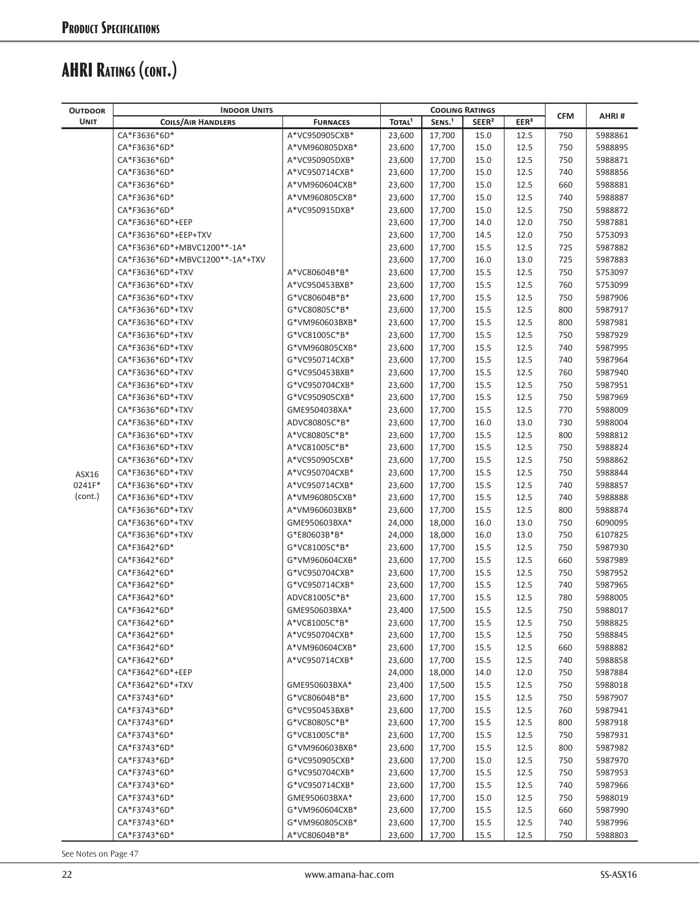## AHRI Ratings (cont.)

| Outdoor Unit | Indoor Units | | Cooling Ratings | | | | CFM | AHRI # |
|---|---|---|---|---|---|---|---|---|
| | Coils/Air Handlers | Furnaces | Total[1] | Sens.[1] | SEER[2] | EER[3] | | |
| ASX16 0241F* (cont.) | CA*F3636*6D* | A*VC950905CXB* | 23,600 | 17,700 | 15.0 | 12.5 | 750 | 5988861 |
| | CA*F3636*6D* | A*VM960805DXB* | 23,600 | 17,700 | 15.0 | 12.5 | 750 | 5988895 |
| | CA*F3636*6D* | A*VC950905DXB* | 23,600 | 17,700 | 15.0 | 12.5 | 750 | 5988871 |
| | CA*F3636*6D* | A*VC950714CXB* | 23,600 | 17,700 | 15.0 | 12.5 | 740 | 5988856 |
| | CA*F3636*6D* | A*VM960604CXB* | 23,600 | 17,700 | 15.0 | 12.5 | 660 | 5988881 |
| | CA*F3636*6D* | A*VM960805CXB* | 23,600 | 17,700 | 15.0 | 12.5 | 740 | 5988887 |
| | CA*F3636*6D* | A*VC950915DXB* | 23,600 | 17,700 | 15.0 | 12.5 | 750 | 5988872 |
| | CA*F3636*6D*+EEP | | 23,600 | 17,700 | 14.0 | 12.0 | 750 | 5987881 |
| | CA*F3636*6D*+EEP+TXV | | 23,600 | 17,700 | 14.5 | 12.0 | 750 | 5753093 |
| | CA*F3636*6D*+MBVC1200**-1A* | | 23,600 | 17,700 | 15.5 | 12.5 | 725 | 5987882 |
| | CA*F3636*6D*+MBVC1200**-1A*+TXV | | 23,600 | 17,700 | 16.0 | 13.0 | 725 | 5987883 |
| | CA*F3636*6D*+TXV | A*VC80604B*B* | 23,600 | 17,700 | 15.5 | 12.5 | 750 | 5753097 |
| | CA*F3636*6D*+TXV | A*VC950453BXB* | 23,600 | 17,700 | 15.5 | 12.5 | 760 | 5753099 |
| | CA*F3636*6D*+TXV | G*VC80604B*B* | 23,600 | 17,700 | 15.5 | 12.5 | 750 | 5987906 |
| | CA*F3636*6D*+TXV | G*VC80805C*B* | 23,600 | 17,700 | 15.5 | 12.5 | 800 | 5987917 |
| | CA*F3636*6D*+TXV | G*VM960603BXB* | 23,600 | 17,700 | 15.5 | 12.5 | 800 | 5987981 |
| | CA*F3636*6D*+TXV | G*VC81005C*B* | 23,600 | 17,700 | 15.5 | 12.5 | 750 | 5987929 |
| | CA*F3636*6D*+TXV | G*VM960805CXB* | 23,600 | 17,700 | 15.5 | 12.5 | 740 | 5987995 |
| | CA*F3636*6D*+TXV | G*VC950714CXB* | 23,600 | 17,700 | 15.5 | 12.5 | 740 | 5987964 |
| | CA*F3636*6D*+TXV | G*VC950453BXB* | 23,600 | 17,700 | 15.5 | 12.5 | 760 | 5987940 |
| | CA*F3636*6D*+TXV | G*VC950704CXB* | 23,600 | 17,700 | 15.5 | 12.5 | 750 | 5987951 |
| | CA*F3636*6D*+TXV | G*VC950905CXB* | 23,600 | 17,700 | 15.5 | 12.5 | 750 | 5987969 |
| | CA*F3636*6D*+TXV | GME950403BXA* | 23,600 | 17,700 | 15.5 | 12.5 | 770 | 5988009 |
| | CA*F3636*6D*+TXV | ADVC80805C*B* | 23,600 | 17,700 | 16.0 | 13.0 | 730 | 5988004 |
| | CA*F3636*6D*+TXV | A*VC80805C*B* | 23,600 | 17,700 | 15.5 | 12.5 | 800 | 5988812 |
| | CA*F3636*6D*+TXV | A*VC81005C*B* | 23,600 | 17,700 | 15.5 | 12.5 | 750 | 5988824 |
| | CA*F3636*6D*+TXV | A*VC950905CXB* | 23,600 | 17,700 | 15.5 | 12.5 | 750 | 5988862 |
| | CA*F3636*6D*+TXV | A*VC950704CXB* | 23,600 | 17,700 | 15.5 | 12.5 | 750 | 5988844 |
| | CA*F3636*6D*+TXV | A*VC950714CXB* | 23,600 | 17,700 | 15.5 | 12.5 | 740 | 5988857 |
| | CA*F3636*6D*+TXV | A*VM960805CXB* | 23,600 | 17,700 | 15.5 | 12.5 | 740 | 5988888 |
| | CA*F3636*6D*+TXV | A*VM960603BXB* | 23,600 | 17,700 | 15.5 | 12.5 | 800 | 5988874 |
| | CA*F3636*6D*+TXV | GME950603BXA* | 24,000 | 18,000 | 16.0 | 13.0 | 750 | 6090095 |
| | CA*F3636*6D*+TXV | G*E80603B*B* | 24,000 | 18,000 | 16.0 | 13.0 | 750 | 6107825 |
| | CA*F3642*6D* | G*VC81005C*B* | 23,600 | 17,700 | 15.5 | 12.5 | 750 | 5987930 |
| | CA*F3642*6D* | G*VM960604CXB* | 23,600 | 17,700 | 15.5 | 12.5 | 660 | 5987989 |
| | CA*F3642*6D* | G*VC950704CXB* | 23,600 | 17,700 | 15.5 | 12.5 | 750 | 5987952 |
| | CA*F3642*6D* | G*VC950714CXB* | 23,600 | 17,700 | 15.5 | 12.5 | 740 | 5987965 |
| | CA*F3642*6D* | ADVC81005C*B* | 23,600 | 17,700 | 15.5 | 12.5 | 780 | 5988005 |
| | CA*F3642*6D* | GME950603BXA* | 23,400 | 17,500 | 15.5 | 12.5 | 750 | 5988017 |
| | CA*F3642*6D* | A*VC81005C*B* | 23,600 | 17,700 | 15.5 | 12.5 | 750 | 5988825 |
| | CA*F3642*6D* | A*VC950704CXB* | 23,600 | 17,700 | 15.5 | 12.5 | 750 | 5988845 |
| | CA*F3642*6D* | A*VM960604CXB* | 23,600 | 17,700 | 15.5 | 12.5 | 660 | 5988882 |
| | CA*F3642*6D* | A*VC950714CXB* | 23,600 | 17,700 | 15.5 | 12.5 | 740 | 5988858 |
| | CA*F3642*6D*+EEP | | 24,000 | 18,000 | 14.0 | 12.0 | 750 | 5987884 |
| | CA*F3642*6D*+TXV | GME950603BXA* | 23,400 | 17,500 | 15.5 | 12.5 | 750 | 5988018 |
| | CA*F3743*6D* | G*VC80604B*B* | 23,600 | 17,700 | 15.5 | 12.5 | 750 | 5987907 |
| | CA*F3743*6D* | G*VC950453BXB* | 23,600 | 17,700 | 15.5 | 12.5 | 760 | 5987941 |
| | CA*F3743*6D* | G*VC80805C*B* | 23,600 | 17,700 | 15.5 | 12.5 | 800 | 5987918 |
| | CA*F3743*6D* | G*VC81005C*B* | 23,600 | 17,700 | 15.5 | 12.5 | 750 | 5987931 |
| | CA*F3743*6D* | G*VM960603BXB* | 23,600 | 17,700 | 15.5 | 12.5 | 800 | 5987982 |
| | CA*F3743*6D* | G*VC950905CXB* | 23,600 | 17,700 | 15.0 | 12.5 | 750 | 5987970 |
| | CA*F3743*6D* | G*VC950704CXB* | 23,600 | 17,700 | 15.5 | 12.5 | 750 | 5987953 |
| | CA*F3743*6D* | G*VC950714CXB* | 23,600 | 17,700 | 15.5 | 12.5 | 740 | 5987966 |
| | CA*F3743*6D* | GME950603BXA* | 23,600 | 17,700 | 15.0 | 12.5 | 750 | 5988019 |
| | CA*F3743*6D* | G*VM960604CXB* | 23,600 | 17,700 | 15.5 | 12.5 | 660 | 5987990 |
| | CA*F3743*6D* | G*VM960805CXB* | 23,600 | 17,700 | 15.5 | 12.5 | 740 | 5987996 |
| | CA*F3743*6D* | A*VC80604B*B* | 23,600 | 17,700 | 15.5 | 12.5 | 750 | 5988803 |

See Notes on Page 47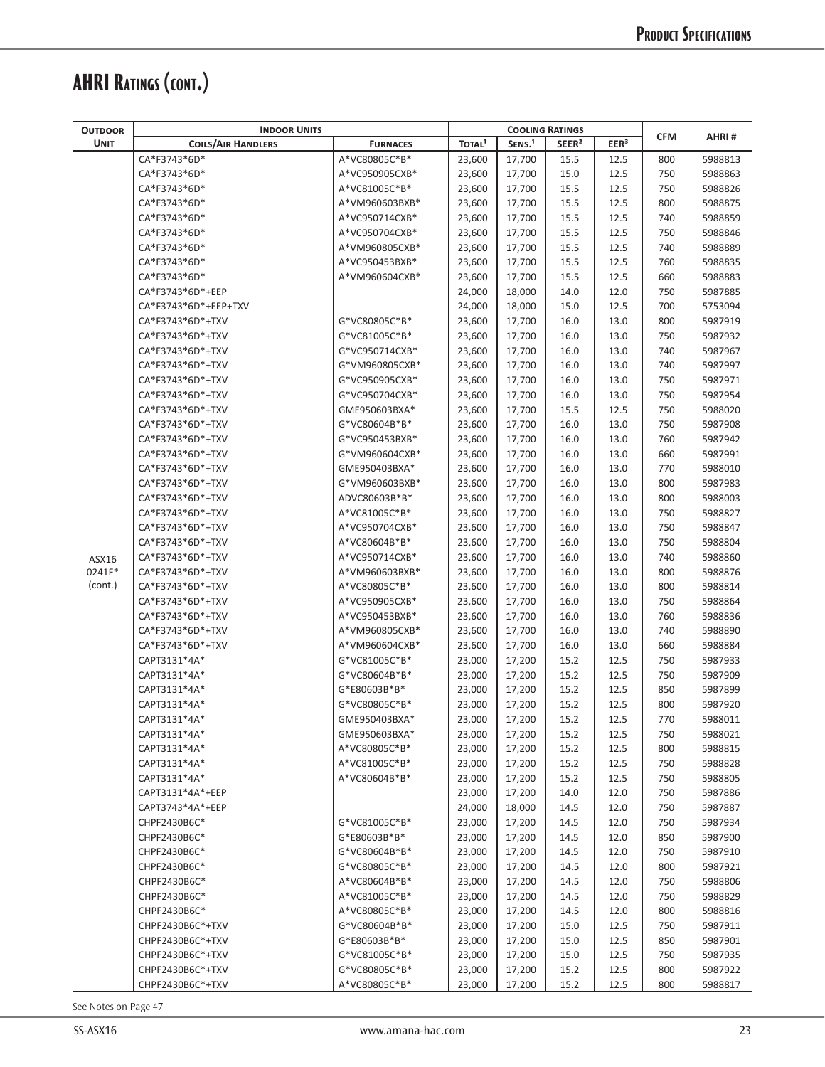# AHRI Ratings (cont.)

| Outdoor Unit | Indoor Units | | Cooling Ratings | | | | CFM | AHRI # |
|---|---|---|---|---|---|---|---|---|
| | Coils/Air Handlers | Furnaces | Total[1] | Sens.[1] | SEER[2] | EER[3] | | |
| ASX16 0241F* (cont.) | CA*F3743*6D* | A*VC80805C*B* | 23,600 | 17,700 | 15.5 | 12.5 | 800 | 5988813 |
| | CA*F3743*6D* | A*VC950905CXB* | 23,600 | 17,700 | 15.0 | 12.5 | 750 | 5988863 |
| | CA*F3743*6D* | A*VC81005C*B* | 23,600 | 17,700 | 15.5 | 12.5 | 750 | 5988826 |
| | CA*F3743*6D* | A*VM960603BXB* | 23,600 | 17,700 | 15.5 | 12.5 | 800 | 5988875 |
| | CA*F3743*6D* | A*VC950714CXB* | 23,600 | 17,700 | 15.5 | 12.5 | 740 | 5988859 |
| | CA*F3743*6D* | A*VC950704CXB* | 23,600 | 17,700 | 15.5 | 12.5 | 750 | 5988846 |
| | CA*F3743*6D* | A*VM960805CXB* | 23,600 | 17,700 | 15.5 | 12.5 | 740 | 5988889 |
| | CA*F3743*6D* | A*VC950453BXB* | 23,600 | 17,700 | 15.5 | 12.5 | 760 | 5988835 |
| | CA*F3743*6D* | A*VM960604CXB* | 23,600 | 17,700 | 15.5 | 12.5 | 660 | 5988883 |
| | CA*F3743*6D*+EEP | | 24,000 | 18,000 | 14.0 | 12.0 | 750 | 5987885 |
| | CA*F3743*6D*+EEP+TXV | | 24,000 | 18,000 | 15.0 | 12.5 | 700 | 5753094 |
| | CA*F3743*6D*+TXV | G*VC80805C*B* | 23,600 | 17,700 | 16.0 | 13.0 | 800 | 5987919 |
| | CA*F3743*6D*+TXV | G*VC81005C*B* | 23,600 | 17,700 | 16.0 | 13.0 | 750 | 5987932 |
| | CA*F3743*6D*+TXV | G*VC950714CXB* | 23,600 | 17,700 | 16.0 | 13.0 | 740 | 5987967 |
| | CA*F3743*6D*+TXV | G*VM960805CXB* | 23,600 | 17,700 | 16.0 | 13.0 | 740 | 5987997 |
| | CA*F3743*6D*+TXV | G*VC950905CXB* | 23,600 | 17,700 | 16.0 | 13.0 | 750 | 5987971 |
| | CA*F3743*6D*+TXV | G*VC950704CXB* | 23,600 | 17,700 | 16.0 | 13.0 | 750 | 5987954 |
| | CA*F3743*6D*+TXV | GME950603BXA* | 23,600 | 17,700 | 15.5 | 12.5 | 750 | 5988020 |
| | CA*F3743*6D*+TXV | G*VC80604B*B* | 23,600 | 17,700 | 16.0 | 13.0 | 750 | 5987908 |
| | CA*F3743*6D*+TXV | G*VC950453BXB* | 23,600 | 17,700 | 16.0 | 13.0 | 760 | 5987942 |
| | CA*F3743*6D*+TXV | G*VM960604CXB* | 23,600 | 17,700 | 16.0 | 13.0 | 660 | 5987991 |
| | CA*F3743*6D*+TXV | GME950403BXA* | 23,600 | 17,700 | 16.0 | 13.0 | 770 | 5988010 |
| | CA*F3743*6D*+TXV | G*VM960603BXB* | 23,600 | 17,700 | 16.0 | 13.0 | 800 | 5987983 |
| | CA*F3743*6D*+TXV | ADVC80603B*B* | 23,600 | 17,700 | 16.0 | 13.0 | 800 | 5988003 |
| | CA*F3743*6D*+TXV | A*VC81005C*B* | 23,600 | 17,700 | 16.0 | 13.0 | 750 | 5988827 |
| | CA*F3743*6D*+TXV | A*VC950704CXB* | 23,600 | 17,700 | 16.0 | 13.0 | 750 | 5988847 |
| | CA*F3743*6D*+TXV | A*VC80604B*B* | 23,600 | 17,700 | 16.0 | 13.0 | 750 | 5988804 |
| | CA*F3743*6D*+TXV | A*VC950714CXB* | 23,600 | 17,700 | 16.0 | 13.0 | 740 | 5988860 |
| | CA*F3743*6D*+TXV | A*VM960603BXB* | 23,600 | 17,700 | 16.0 | 13.0 | 800 | 5988876 |
| | CA*F3743*6D*+TXV | A*VC80805C*B* | 23,600 | 17,700 | 16.0 | 13.0 | 800 | 5988814 |
| | CA*F3743*6D*+TXV | A*VC950905CXB* | 23,600 | 17,700 | 16.0 | 13.0 | 750 | 5988864 |
| | CA*F3743*6D*+TXV | A*VC950453BXB* | 23,600 | 17,700 | 16.0 | 13.0 | 760 | 5988836 |
| | CA*F3743*6D*+TXV | A*VM960805CXB* | 23,600 | 17,700 | 16.0 | 13.0 | 740 | 5988890 |
| | CA*F3743*6D*+TXV | A*VM960604CXB* | 23,600 | 17,700 | 16.0 | 13.0 | 660 | 5988884 |
| | CAPT3131*4A* | G*VC81005C*B* | 23,000 | 17,200 | 15.2 | 12.5 | 750 | 5987933 |
| | CAPT3131*4A* | G*VC80604B*B* | 23,000 | 17,200 | 15.2 | 12.5 | 750 | 5987909 |
| | CAPT3131*4A* | G*E80603B*B* | 23,000 | 17,200 | 15.2 | 12.5 | 850 | 5987899 |
| | CAPT3131*4A* | G*VC80805C*B* | 23,000 | 17,200 | 15.2 | 12.5 | 800 | 5987920 |
| | CAPT3131*4A* | GME950403BXA* | 23,000 | 17,200 | 15.2 | 12.5 | 770 | 5988011 |
| | CAPT3131*4A* | GME950603BXA* | 23,000 | 17,200 | 15.2 | 12.5 | 750 | 5988021 |
| | CAPT3131*4A* | A*VC80805C*B* | 23,000 | 17,200 | 15.2 | 12.5 | 800 | 5988815 |
| | CAPT3131*4A* | A*VC81005C*B* | 23,000 | 17,200 | 15.2 | 12.5 | 750 | 5988828 |
| | CAPT3131*4A* | A*VC80604B*B* | 23,000 | 17,200 | 15.2 | 12.5 | 750 | 5988805 |
| | CAPT3131*4A*+EEP | | 23,000 | 17,200 | 14.0 | 12.0 | 750 | 5987886 |
| | CAPT3743*4A*+EEP | | 24,000 | 18,000 | 14.5 | 12.0 | 750 | 5987887 |
| | CHPF2430B6C* | G*VC81005C*B* | 23,000 | 17,200 | 14.5 | 12.0 | 750 | 5987934 |
| | CHPF2430B6C* | G*E80603B*B* | 23,000 | 17,200 | 14.5 | 12.0 | 850 | 5987900 |
| | CHPF2430B6C* | G*VC80604B*B* | 23,000 | 17,200 | 14.5 | 12.0 | 750 | 5987910 |
| | CHPF2430B6C* | G*VC80805C*B* | 23,000 | 17,200 | 14.5 | 12.0 | 800 | 5987921 |
| | CHPF2430B6C* | A*VC80604B*B* | 23,000 | 17,200 | 14.5 | 12.0 | 750 | 5988806 |
| | CHPF2430B6C* | A*VC81005C*B* | 23,000 | 17,200 | 14.5 | 12.0 | 750 | 5988829 |
| | CHPF2430B6C* | A*VC80805C*B* | 23,000 | 17,200 | 14.5 | 12.0 | 800 | 5988816 |
| | CHPF2430B6C*+TXV | G*VC80604B*B* | 23,000 | 17,200 | 15.0 | 12.5 | 750 | 5987911 |
| | CHPF2430B6C*+TXV | G*E80603B*B* | 23,000 | 17,200 | 15.0 | 12.5 | 850 | 5987901 |
| | CHPF2430B6C*+TXV | G*VC81005C*B* | 23,000 | 17,200 | 15.0 | 12.5 | 750 | 5987935 |
| | CHPF2430B6C*+TXV | G*VC80805C*B* | 23,000 | 17,200 | 15.2 | 12.5 | 800 | 5987922 |
| | CHPF2430B6C*+TXV | A*VC80805C*B* | 23,000 | 17,200 | 15.2 | 12.5 | 800 | 5988817 |

See Notes on Page 47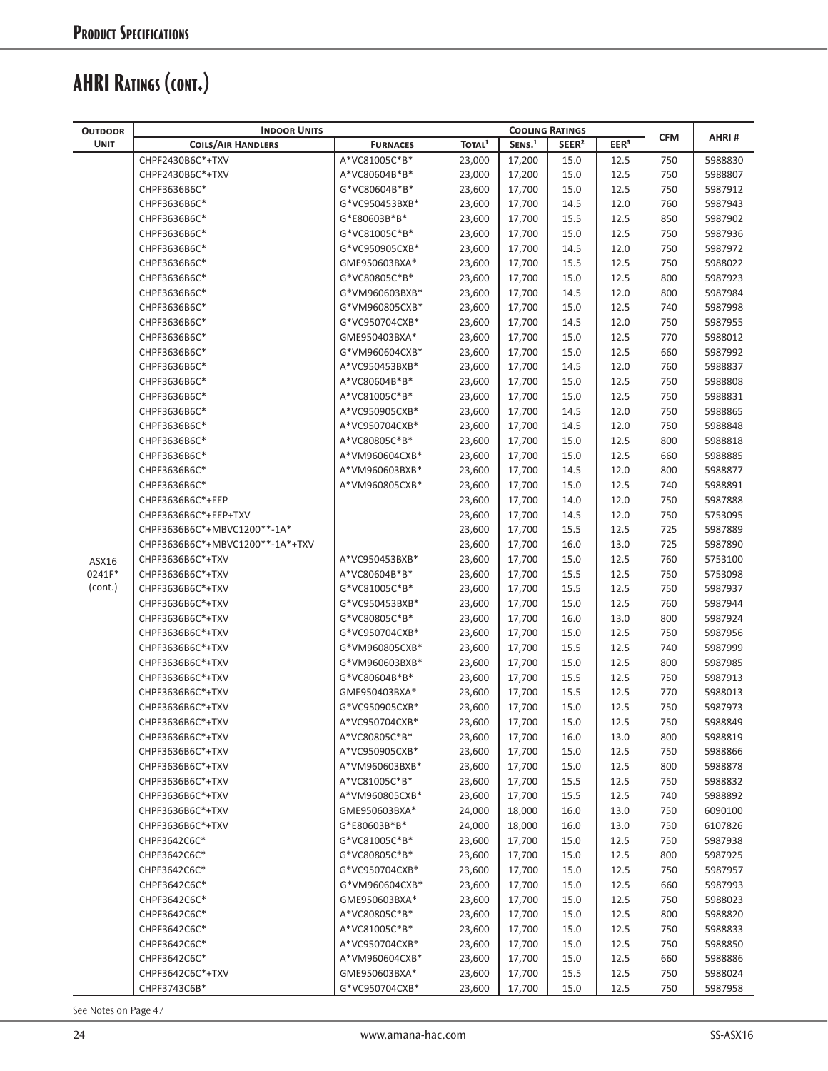# Product Specifications

## AHRI Ratings (cont.)

| Outdoor Unit | Indoor Units | | Cooling Ratings | | | | CFM | AHRI # |
|---|---|---|---|---|---|---|---|---|
| | Coils/Air Handlers | Furnaces | Total[1] | Sens.[1] | SEER[2] | EER[3] | | |
| ASX16 0241F* (cont.) | CHPF2430B6C*+TXV | A*VC81005C*B* | 23,000 | 17,200 | 15.0 | 12.5 | 750 | 5988830 |
| | CHPF2430B6C*+TXV | A*VC80604B*B* | 23,000 | 17,200 | 15.0 | 12.5 | 750 | 5988807 |
| | CHPF3636B6C* | G*VC80604B*B* | 23,600 | 17,700 | 15.0 | 12.5 | 750 | 5987912 |
| | CHPF3636B6C* | G*VC950453BXB* | 23,600 | 17,700 | 14.5 | 12.0 | 760 | 5987943 |
| | CHPF3636B6C* | G*E80603B*B* | 23,600 | 17,700 | 15.5 | 12.5 | 850 | 5987902 |
| | CHPF3636B6C* | G*VC81005C*B* | 23,600 | 17,700 | 15.0 | 12.5 | 750 | 5987936 |
| | CHPF3636B6C* | G*VC950905CXB* | 23,600 | 17,700 | 14.5 | 12.0 | 750 | 5987972 |
| | CHPF3636B6C* | GME950603BXA* | 23,600 | 17,700 | 15.5 | 12.5 | 750 | 5988022 |
| | CHPF3636B6C* | G*VC80805C*B* | 23,600 | 17,700 | 15.0 | 12.5 | 800 | 5987923 |
| | CHPF3636B6C* | G*VM960603BXB* | 23,600 | 17,700 | 14.5 | 12.0 | 800 | 5987984 |
| | CHPF3636B6C* | G*VM960805CXB* | 23,600 | 17,700 | 15.0 | 12.5 | 740 | 5987998 |
| | CHPF3636B6C* | G*VC950704CXB* | 23,600 | 17,700 | 14.5 | 12.0 | 750 | 5987955 |
| | CHPF3636B6C* | GME950403BXA* | 23,600 | 17,700 | 15.0 | 12.5 | 770 | 5988012 |
| | CHPF3636B6C* | G*VM960604CXB* | 23,600 | 17,700 | 15.0 | 12.5 | 660 | 5987992 |
| | CHPF3636B6C* | A*VC950453BXB* | 23,600 | 17,700 | 14.5 | 12.0 | 760 | 5988837 |
| | CHPF3636B6C* | A*VC80604B*B* | 23,600 | 17,700 | 15.0 | 12.5 | 750 | 5988808 |
| | CHPF3636B6C* | A*VC81005C*B* | 23,600 | 17,700 | 15.0 | 12.5 | 750 | 5988831 |
| | CHPF3636B6C* | A*VC950905CXB* | 23,600 | 17,700 | 14.5 | 12.0 | 750 | 5988865 |
| | CHPF3636B6C* | A*VC950704CXB* | 23,600 | 17,700 | 14.5 | 12.0 | 750 | 5988848 |
| | CHPF3636B6C* | A*VC80805C*B* | 23,600 | 17,700 | 15.0 | 12.5 | 800 | 5988818 |
| | CHPF3636B6C* | A*VM960604CXB* | 23,600 | 17,700 | 15.0 | 12.5 | 660 | 5988885 |
| | CHPF3636B6C* | A*VM960603BXB* | 23,600 | 17,700 | 14.5 | 12.0 | 800 | 5988877 |
| | CHPF3636B6C* | A*VM960805CXB* | 23,600 | 17,700 | 15.0 | 12.5 | 740 | 5988891 |
| | CHPF3636B6C*+EEP | | 23,600 | 17,700 | 14.0 | 12.0 | 750 | 5987888 |
| | CHPF3636B6C*+EEP+TXV | | 23,600 | 17,700 | 14.5 | 12.0 | 750 | 5753095 |
| | CHPF3636B6C*+MBVC1200**-1A* | | 23,600 | 17,700 | 15.5 | 12.5 | 725 | 5987889 |
| | CHPF3636B6C*+MBVC1200**-1A*+TXV | | 23,600 | 17,700 | 16.0 | 13.0 | 725 | 5987890 |
| | CHPF3636B6C*+TXV | A*VC950453BXB* | 23,600 | 17,700 | 15.0 | 12.5 | 760 | 5753100 |
| | CHPF3636B6C*+TXV | A*VC80604B*B* | 23,600 | 17,700 | 15.5 | 12.5 | 750 | 5753098 |
| | CHPF3636B6C*+TXV | G*VC81005C*B* | 23,600 | 17,700 | 15.5 | 12.5 | 750 | 5987937 |
| | CHPF3636B6C*+TXV | G*VC950453BXB* | 23,600 | 17,700 | 15.0 | 12.5 | 760 | 5987944 |
| | CHPF3636B6C*+TXV | G*VC80805C*B* | 23,600 | 17,700 | 16.0 | 13.0 | 800 | 5987924 |
| | CHPF3636B6C*+TXV | G*VC950704CXB* | 23,600 | 17,700 | 15.0 | 12.5 | 750 | 5987956 |
| | CHPF3636B6C*+TXV | G*VM960805CXB* | 23,600 | 17,700 | 15.5 | 12.5 | 740 | 5987999 |
| | CHPF3636B6C*+TXV | G*VM960603BXB* | 23,600 | 17,700 | 15.0 | 12.5 | 800 | 5987985 |
| | CHPF3636B6C*+TXV | G*VC80604B*B* | 23,600 | 17,700 | 15.5 | 12.5 | 750 | 5987913 |
| | CHPF3636B6C*+TXV | GME950403BXA* | 23,600 | 17,700 | 15.5 | 12.5 | 770 | 5988013 |
| | CHPF3636B6C*+TXV | G*VC950905CXB* | 23,600 | 17,700 | 15.0 | 12.5 | 750 | 5987973 |
| | CHPF3636B6C*+TXV | A*VC950704CXB* | 23,600 | 17,700 | 15.0 | 12.5 | 750 | 5988849 |
| | CHPF3636B6C*+TXV | A*VC80805C*B* | 23,600 | 17,700 | 16.0 | 13.0 | 800 | 5988819 |
| | CHPF3636B6C*+TXV | A*VC950905CXB* | 23,600 | 17,700 | 15.0 | 12.5 | 750 | 5988866 |
| | CHPF3636B6C*+TXV | A*VM960603BXB* | 23,600 | 17,700 | 15.0 | 12.5 | 800 | 5988878 |
| | CHPF3636B6C*+TXV | A*VC81005C*B* | 23,600 | 17,700 | 15.5 | 12.5 | 750 | 5988832 |
| | CHPF3636B6C*+TXV | A*VM960805CXB* | 23,600 | 17,700 | 15.5 | 12.5 | 740 | 5988892 |
| | CHPF3636B6C*+TXV | GME950603BXA* | 24,000 | 18,000 | 16.0 | 13.0 | 750 | 6090100 |
| | CHPF3636B6C*+TXV | G*E80603B*B* | 24,000 | 18,000 | 16.0 | 13.0 | 750 | 6107826 |
| | CHPF3642C6C* | G*VC81005C*B* | 23,600 | 17,700 | 15.0 | 12.5 | 750 | 5987938 |
| | CHPF3642C6C* | G*VC80805C*B* | 23,600 | 17,700 | 15.0 | 12.5 | 800 | 5987925 |
| | CHPF3642C6C* | G*VC950704CXB* | 23,600 | 17,700 | 15.0 | 12.5 | 750 | 5987957 |
| | CHPF3642C6C* | G*VM960604CXB* | 23,600 | 17,700 | 15.0 | 12.5 | 660 | 5987993 |
| | CHPF3642C6C* | GME950603BXA* | 23,600 | 17,700 | 15.0 | 12.5 | 750 | 5988023 |
| | CHPF3642C6C* | A*VC80805C*B* | 23,600 | 17,700 | 15.0 | 12.5 | 800 | 5988820 |
| | CHPF3642C6C* | A*VC81005C*B* | 23,600 | 17,700 | 15.0 | 12.5 | 750 | 5988833 |
| | CHPF3642C6C* | A*VC950704CXB* | 23,600 | 17,700 | 15.0 | 12.5 | 750 | 5988850 |
| | CHPF3642C6C* | A*VM960604CXB* | 23,600 | 17,700 | 15.0 | 12.5 | 660 | 5988886 |
| | CHPF3642C6C*+TXV | GME950603BXA* | 23,600 | 17,700 | 15.5 | 12.5 | 750 | 5988024 |
| | CHPF3743C6B* | G*VC950704CXB* | 23,600 | 17,700 | 15.0 | 12.5 | 750 | 5987958 |

See Notes on Page 47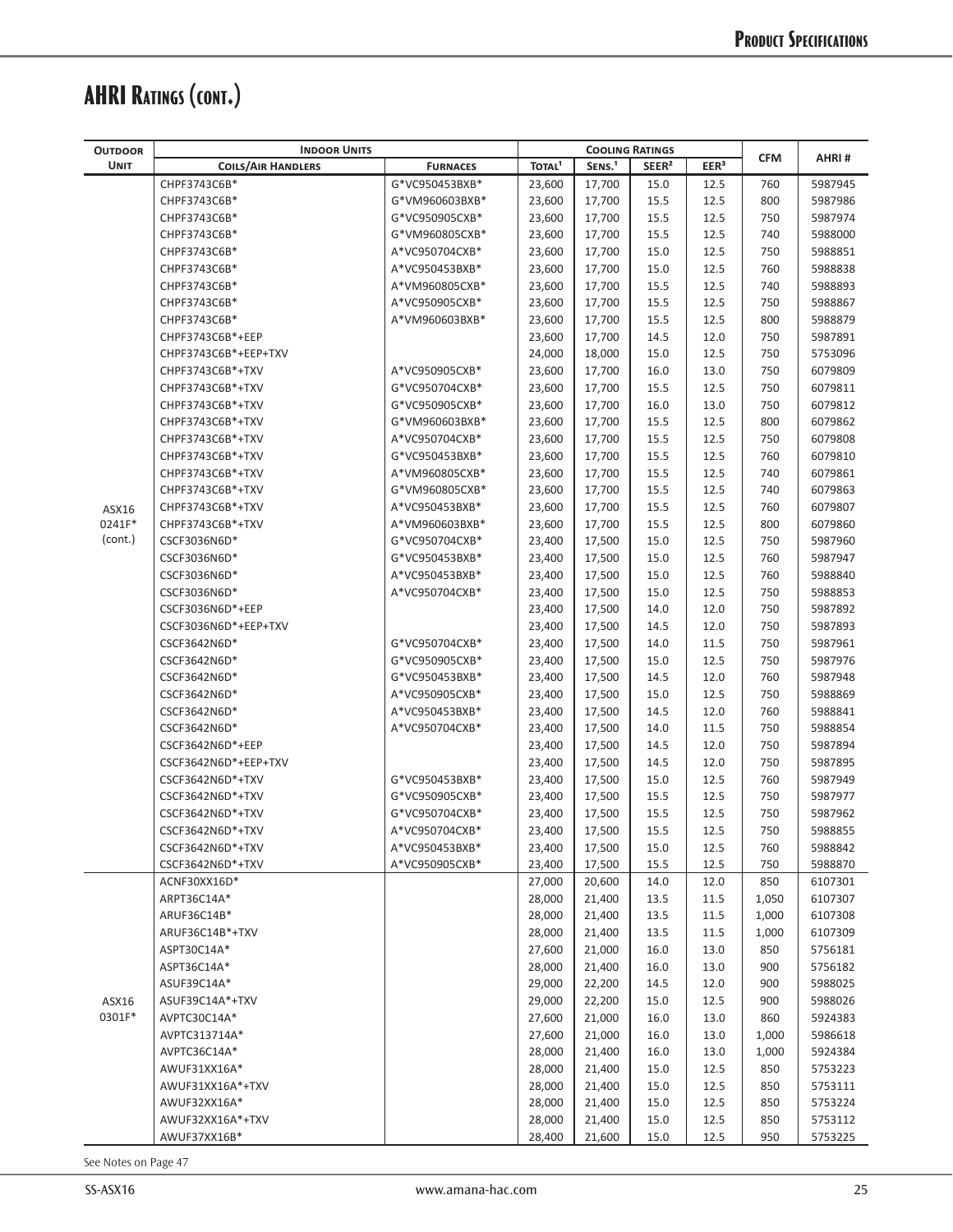# AHRI Ratings (cont.)

| Outdoor Unit | Indoor Units | | Cooling Ratings | | | | CFM | AHRI # |
|---|---|---|---|---|---|---|---|---|
| | Coils/Air Handlers | Furnaces | Total[1] | Sens.[1] | SEER[2] | EER[3] | | |
| ASX16 0241F* (cont.) | CHPF3743C6B* | G*VC950453BXB* | 23,600 | 17,700 | 15.0 | 12.5 | 760 | 5987945 |
| | CHPF3743C6B* | G*VM960603BXB* | 23,600 | 17,700 | 15.5 | 12.5 | 800 | 5987986 |
| | CHPF3743C6B* | G*VC950905CXB* | 23,600 | 17,700 | 15.5 | 12.5 | 750 | 5987974 |
| | CHPF3743C6B* | G*VM960805CXB* | 23,600 | 17,700 | 15.5 | 12.5 | 740 | 5988000 |
| | CHPF3743C6B* | A*VC950704CXB* | 23,600 | 17,700 | 15.0 | 12.5 | 750 | 5988851 |
| | CHPF3743C6B* | A*VC950453BXB* | 23,600 | 17,700 | 15.0 | 12.5 | 760 | 5988838 |
| | CHPF3743C6B* | A*VM960805CXB* | 23,600 | 17,700 | 15.5 | 12.5 | 740 | 5988893 |
| | CHPF3743C6B* | A*VC950905CXB* | 23,600 | 17,700 | 15.5 | 12.5 | 750 | 5988867 |
| | CHPF3743C6B* | A*VM960603BXB* | 23,600 | 17,700 | 15.5 | 12.5 | 800 | 5988879 |
| | CHPF3743C6B*+EEP | | 23,600 | 17,700 | 14.5 | 12.0 | 750 | 5987891 |
| | CHPF3743C6B*+EEP+TXV | | 24,000 | 18,000 | 15.0 | 12.5 | 750 | 5753096 |
| | CHPF3743C6B*+TXV | A*VC950905CXB* | 23,600 | 17,700 | 16.0 | 13.0 | 750 | 6079809 |
| | CHPF3743C6B*+TXV | G*VC950704CXB* | 23,600 | 17,700 | 15.5 | 12.5 | 750 | 6079811 |
| | CHPF3743C6B*+TXV | G*VC950905CXB* | 23,600 | 17,700 | 16.0 | 13.0 | 750 | 6079812 |
| | CHPF3743C6B*+TXV | G*VM960603BXB* | 23,600 | 17,700 | 15.5 | 12.5 | 800 | 6079862 |
| | CHPF3743C6B*+TXV | A*VC950704CXB* | 23,600 | 17,700 | 15.5 | 12.5 | 750 | 6079808 |
| | CHPF3743C6B*+TXV | G*VC950453BXB* | 23,600 | 17,700 | 15.5 | 12.5 | 760 | 6079810 |
| | CHPF3743C6B*+TXV | A*VM960805CXB* | 23,600 | 17,700 | 15.5 | 12.5 | 740 | 6079861 |
| | CHPF3743C6B*+TXV | G*VM960805CXB* | 23,600 | 17,700 | 15.5 | 12.5 | 740 | 6079863 |
| | CHPF3743C6B*+TXV | A*VC950453BXB* | 23,600 | 17,700 | 15.5 | 12.5 | 760 | 6079807 |
| | CHPF3743C6B*+TXV | A*VM960603BXB* | 23,600 | 17,700 | 15.5 | 12.5 | 800 | 6079860 |
| | CSCF3036N6D* | G*VC950704CXB* | 23,400 | 17,500 | 15.0 | 12.5 | 750 | 5987960 |
| | CSCF3036N6D* | G*VC950453BXB* | 23,400 | 17,500 | 15.0 | 12.5 | 760 | 5987947 |
| | CSCF3036N6D* | A*VC950453BXB* | 23,400 | 17,500 | 15.0 | 12.5 | 760 | 5988840 |
| | CSCF3036N6D* | A*VC950704CXB* | 23,400 | 17,500 | 15.0 | 12.5 | 750 | 5988853 |
| | CSCF3036N6D*+EEP | | 23,400 | 17,500 | 14.0 | 12.0 | 750 | 5987892 |
| | CSCF3036N6D*+EEP+TXV | | 23,400 | 17,500 | 14.5 | 12.0 | 750 | 5987893 |
| | CSCF3642N6D* | G*VC950704CXB* | 23,400 | 17,500 | 14.0 | 11.5 | 750 | 5987961 |
| | CSCF3642N6D* | G*VC950905CXB* | 23,400 | 17,500 | 15.0 | 12.5 | 750 | 5987976 |
| | CSCF3642N6D* | G*VC950453BXB* | 23,400 | 17,500 | 14.5 | 12.0 | 760 | 5987948 |
| | CSCF3642N6D* | A*VC950905CXB* | 23,400 | 17,500 | 15.0 | 12.5 | 750 | 5988869 |
| | CSCF3642N6D* | A*VC950453BXB* | 23,400 | 17,500 | 14.5 | 12.0 | 760 | 5988841 |
| | CSCF3642N6D* | A*VC950704CXB* | 23,400 | 17,500 | 14.0 | 11.5 | 750 | 5988854 |
| | CSCF3642N6D*+EEP | | 23,400 | 17,500 | 14.5 | 12.0 | 750 | 5987894 |
| | CSCF3642N6D*+EEP+TXV | | 23,400 | 17,500 | 14.5 | 12.0 | 750 | 5987895 |
| | CSCF3642N6D*+TXV | G*VC950453BXB* | 23,400 | 17,500 | 15.0 | 12.5 | 760 | 5987949 |
| | CSCF3642N6D*+TXV | G*VC950905CXB* | 23,400 | 17,500 | 15.5 | 12.5 | 750 | 5987977 |
| | CSCF3642N6D*+TXV | G*VC950704CXB* | 23,400 | 17,500 | 15.5 | 12.5 | 750 | 5987962 |
| | CSCF3642N6D*+TXV | A*VC950704CXB* | 23,400 | 17,500 | 15.5 | 12.5 | 750 | 5988855 |
| | CSCF3642N6D*+TXV | A*VC950453BXB* | 23,400 | 17,500 | 15.0 | 12.5 | 760 | 5988842 |
| | CSCF3642N6D*+TXV | A*VC950905CXB* | 23,400 | 17,500 | 15.5 | 12.5 | 750 | 5988870 |
| ASX16 0301F* | ACNF30XX16D* | | 27,000 | 20,600 | 14.0 | 12.0 | 850 | 6107301 |
| | ARPT36C14A* | | 28,000 | 21,400 | 13.5 | 11.5 | 1,050 | 6107307 |
| | ARUF36C14B* | | 28,000 | 21,400 | 13.5 | 11.5 | 1,000 | 6107308 |
| | ARUF36C14B*+TXV | | 28,000 | 21,400 | 13.5 | 11.5 | 1,000 | 6107309 |
| | ASPT30C14A* | | 27,600 | 21,000 | 16.0 | 13.0 | 850 | 5756181 |
| | ASPT36C14A* | | 28,000 | 21,400 | 16.0 | 13.0 | 900 | 5756182 |
| | ASUF39C14A* | | 29,000 | 22,200 | 14.5 | 12.0 | 900 | 5988025 |
| | ASUF39C14A*+TXV | | 29,000 | 22,200 | 15.0 | 12.5 | 900 | 5988026 |
| | AVPTC30C14A* | | 27,600 | 21,000 | 16.0 | 13.0 | 860 | 5924383 |
| | AVPTC313714A* | | 27,600 | 21,000 | 16.0 | 13.0 | 1,000 | 5986618 |
| | AVPTC36C14A* | | 28,000 | 21,400 | 16.0 | 13.0 | 1,000 | 5924384 |
| | AWUF31XX16A* | | 28,000 | 21,400 | 15.0 | 12.5 | 850 | 5753223 |
| | AWUF31XX16A*+TXV | | 28,000 | 21,400 | 15.0 | 12.5 | 850 | 5753111 |
| | AWUF32XX16A* | | 28,000 | 21,400 | 15.0 | 12.5 | 850 | 5753224 |
| | AWUF32XX16A*+TXV | | 28,000 | 21,400 | 15.0 | 12.5 | 850 | 5753112 |
| | AWUF37XX16B* | | 28,400 | 21,600 | 15.0 | 12.5 | 950 | 5753225 |

See Notes on Page 47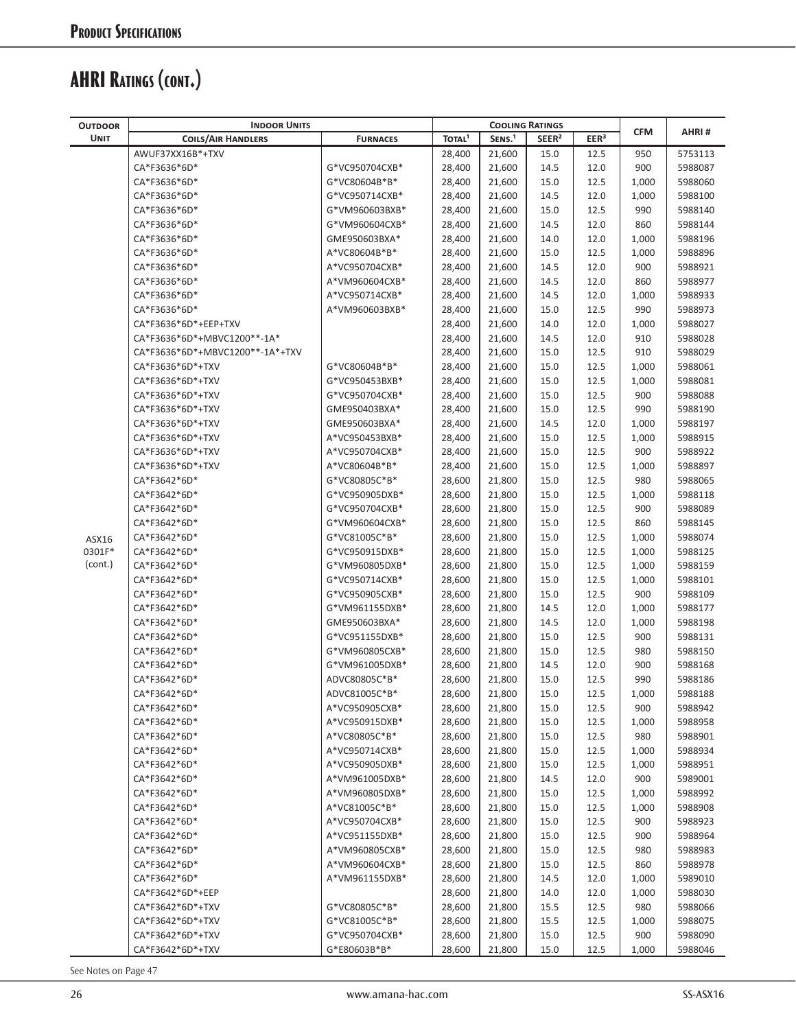## Product Specifications

# AHRI Ratings (cont.)

| Outdoor Unit | Indoor Units | | Cooling Ratings | | | | CFM | AHRI # |
|---|---|---|---|---|---|---|---|---|
| | Coils/Air Handlers | Furnaces | Total[1] | Sens.[1] | SEER[2] | EER[3] | | |
| ASX16 0301F* (cont.) | AWUF37XX16B*+TXV | | 28,400 | 21,600 | 15.0 | 12.5 | 950 | 5753113 |
| | CA*F3636*6D* | G*VC950704CXB* | 28,400 | 21,600 | 14.5 | 12.0 | 900 | 5988087 |
| | CA*F3636*6D* | G*VC80604B*B* | 28,400 | 21,600 | 15.0 | 12.5 | 1,000 | 5988060 |
| | CA*F3636*6D* | G*VC950714CXB* | 28,400 | 21,600 | 14.5 | 12.0 | 1,000 | 5988100 |
| | CA*F3636*6D* | G*VM960603BXB* | 28,400 | 21,600 | 15.0 | 12.5 | 990 | 5988140 |
| | CA*F3636*6D* | G*VM960604CXB* | 28,400 | 21,600 | 14.5 | 12.0 | 860 | 5988144 |
| | CA*F3636*6D* | GME950603BXA* | 28,400 | 21,600 | 14.0 | 12.0 | 1,000 | 5988196 |
| | CA*F3636*6D* | A*VC80604B*B* | 28,400 | 21,600 | 15.0 | 12.5 | 1,000 | 5988896 |
| | CA*F3636*6D* | A*VC950704CXB* | 28,400 | 21,600 | 14.5 | 12.0 | 900 | 5988921 |
| | CA*F3636*6D* | A*VM960604CXB* | 28,400 | 21,600 | 14.5 | 12.0 | 860 | 5988977 |
| | CA*F3636*6D* | A*VC950714CXB* | 28,400 | 21,600 | 14.5 | 12.0 | 1,000 | 5988933 |
| | CA*F3636*6D* | A*VM960603BXB* | 28,400 | 21,600 | 15.0 | 12.5 | 990 | 5988973 |
| | CA*F3636*6D*+EEP+TXV | | 28,400 | 21,600 | 14.0 | 12.0 | 1,000 | 5988027 |
| | CA*F3636*6D*+MBVC1200**-1A* | | 28,400 | 21,600 | 14.5 | 12.0 | 910 | 5988028 |
| | CA*F3636*6D*+MBVC1200**-1A*+TXV | | 28,400 | 21,600 | 15.0 | 12.5 | 910 | 5988029 |
| | CA*F3636*6D*+TXV | G*VC80604B*B* | 28,400 | 21,600 | 15.0 | 12.5 | 1,000 | 5988061 |
| | CA*F3636*6D*+TXV | G*VC950453BXB* | 28,400 | 21,600 | 15.0 | 12.5 | 1,000 | 5988081 |
| | CA*F3636*6D*+TXV | G*VC950704CXB* | 28,400 | 21,600 | 15.0 | 12.5 | 900 | 5988088 |
| | CA*F3636*6D*+TXV | GME950403BXA* | 28,400 | 21,600 | 15.0 | 12.5 | 990 | 5988190 |
| | CA*F3636*6D*+TXV | GME950603BXA* | 28,400 | 21,600 | 14.5 | 12.0 | 1,000 | 5988197 |
| | CA*F3636*6D*+TXV | A*VC950453BXB* | 28,400 | 21,600 | 15.0 | 12.5 | 1,000 | 5988915 |
| | CA*F3636*6D*+TXV | A*VC950704CXB* | 28,400 | 21,600 | 15.0 | 12.5 | 900 | 5988922 |
| | CA*F3636*6D*+TXV | A*VC80604B*B* | 28,400 | 21,600 | 15.0 | 12.5 | 1,000 | 5988897 |
| | CA*F3642*6D* | G*VC80805C*B* | 28,600 | 21,800 | 15.0 | 12.5 | 980 | 5988065 |
| | CA*F3642*6D* | G*VC950905DXB* | 28,600 | 21,800 | 15.0 | 12.5 | 1,000 | 5988118 |
| | CA*F3642*6D* | G*VC950704CXB* | 28,600 | 21,800 | 15.0 | 12.5 | 900 | 5988089 |
| | CA*F3642*6D* | G*VM960604CXB* | 28,600 | 21,800 | 15.0 | 12.5 | 860 | 5988145 |
| | CA*F3642*6D* | G*VC81005C*B* | 28,600 | 21,800 | 15.0 | 12.5 | 1,000 | 5988074 |
| | CA*F3642*6D* | G*VC950915DXB* | 28,600 | 21,800 | 15.0 | 12.5 | 1,000 | 5988125 |
| | CA*F3642*6D* | G*VM960805DXB* | 28,600 | 21,800 | 15.0 | 12.5 | 1,000 | 5988159 |
| | CA*F3642*6D* | G*VC950714CXB* | 28,600 | 21,800 | 15.0 | 12.5 | 1,000 | 5988101 |
| | CA*F3642*6D* | G*VC950905CXB* | 28,600 | 21,800 | 15.0 | 12.5 | 900 | 5988109 |
| | CA*F3642*6D* | G*VM961155DXB* | 28,600 | 21,800 | 14.5 | 12.0 | 1,000 | 5988177 |
| | CA*F3642*6D* | GME950603BXA* | 28,600 | 21,800 | 14.5 | 12.0 | 1,000 | 5988198 |
| | CA*F3642*6D* | G*VC951155DXB* | 28,600 | 21,800 | 15.0 | 12.5 | 900 | 5988131 |
| | CA*F3642*6D* | G*VM960805CXB* | 28,600 | 21,800 | 15.0 | 12.5 | 980 | 5988150 |
| | CA*F3642*6D* | G*VM961005DXB* | 28,600 | 21,800 | 14.5 | 12.0 | 900 | 5988168 |
| | CA*F3642*6D* | ADVC80805C*B* | 28,600 | 21,800 | 15.0 | 12.5 | 990 | 5988186 |
| | CA*F3642*6D* | ADVC81005C*B* | 28,600 | 21,800 | 15.0 | 12.5 | 1,000 | 5988188 |
| | CA*F3642*6D* | A*VC950905CXB* | 28,600 | 21,800 | 15.0 | 12.5 | 900 | 5988942 |
| | CA*F3642*6D* | A*VC950915DXB* | 28,600 | 21,800 | 15.0 | 12.5 | 1,000 | 5988958 |
| | CA*F3642*6D* | A*VC80805C*B* | 28,600 | 21,800 | 15.0 | 12.5 | 980 | 5988901 |
| | CA*F3642*6D* | A*VC950714CXB* | 28,600 | 21,800 | 15.0 | 12.5 | 1,000 | 5988934 |
| | CA*F3642*6D* | A*VC950905DXB* | 28,600 | 21,800 | 15.0 | 12.5 | 1,000 | 5988951 |
| | CA*F3642*6D* | A*VM961005DXB* | 28,600 | 21,800 | 14.5 | 12.0 | 900 | 5989001 |
| | CA*F3642*6D* | A*VM960805DXB* | 28,600 | 21,800 | 15.0 | 12.5 | 1,000 | 5988992 |
| | CA*F3642*6D* | A*VC81005C*B* | 28,600 | 21,800 | 15.0 | 12.5 | 1,000 | 5988908 |
| | CA*F3642*6D* | A*VC950704CXB* | 28,600 | 21,800 | 15.0 | 12.5 | 900 | 5988923 |
| | CA*F3642*6D* | A*VC951155DXB* | 28,600 | 21,800 | 15.0 | 12.5 | 900 | 5988964 |
| | CA*F3642*6D* | A*VM960805CXB* | 28,600 | 21,800 | 15.0 | 12.5 | 980 | 5988983 |
| | CA*F3642*6D* | A*VM960604CXB* | 28,600 | 21,800 | 15.0 | 12.5 | 860 | 5988978 |
| | CA*F3642*6D* | A*VM961155DXB* | 28,600 | 21,800 | 14.5 | 12.0 | 1,000 | 5989010 |
| | CA*F3642*6D*+EEP | | 28,600 | 21,800 | 14.0 | 12.0 | 1,000 | 5988030 |
| | CA*F3642*6D*+TXV | G*VC80805C*B* | 28,600 | 21,800 | 15.5 | 12.5 | 980 | 5988066 |
| | CA*F3642*6D*+TXV | G*VC81005C*B* | 28,600 | 21,800 | 15.5 | 12.5 | 1,000 | 5988075 |
| | CA*F3642*6D*+TXV | G*VC950704CXB* | 28,600 | 21,800 | 15.0 | 12.5 | 900 | 5988090 |
| | CA*F3642*6D*+TXV | G*E80603B*B* | 28,600 | 21,800 | 15.0 | 12.5 | 1,000 | 5988046 |

See Notes on Page 47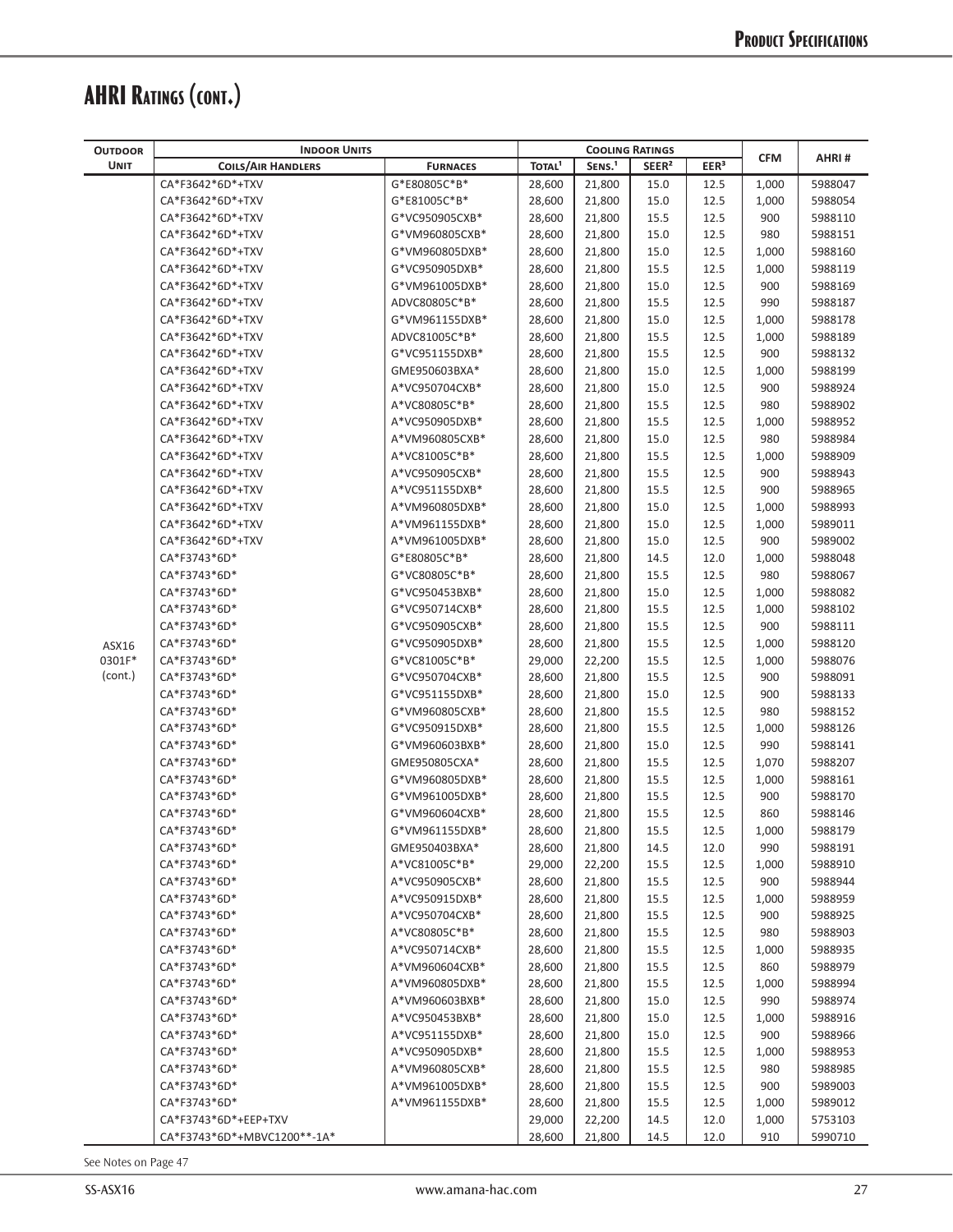# AHRI Ratings (cont.)

| Outdoor Unit | Indoor Units | | Cooling Ratings | | | | CFM | AHRI # |
|---|---|---|---|---|---|---|---|---|
| | Coils/Air Handlers | Furnaces | Total[1] | Sens.[1] | SEER[2] | EER[3] | | |
| ASX16 0301F* (cont.) | CA*F3642*6D*+TXV | G*E80805C*B* | 28,600 | 21,800 | 15.0 | 12.5 | 1,000 | 5988047 |
| | CA*F3642*6D*+TXV | G*E81005C*B* | 28,600 | 21,800 | 15.0 | 12.5 | 1,000 | 5988054 |
| | CA*F3642*6D*+TXV | G*VC950905CXB* | 28,600 | 21,800 | 15.5 | 12.5 | 900 | 5988110 |
| | CA*F3642*6D*+TXV | G*VM960805CXB* | 28,600 | 21,800 | 15.0 | 12.5 | 980 | 5988151 |
| | CA*F3642*6D*+TXV | G*VM960805DXB* | 28,600 | 21,800 | 15.0 | 12.5 | 1,000 | 5988160 |
| | CA*F3642*6D*+TXV | G*VC950905DXB* | 28,600 | 21,800 | 15.5 | 12.5 | 1,000 | 5988119 |
| | CA*F3642*6D*+TXV | G*VM961005DXB* | 28,600 | 21,800 | 15.0 | 12.5 | 900 | 5988169 |
| | CA*F3642*6D*+TXV | ADVC80805C*B* | 28,600 | 21,800 | 15.5 | 12.5 | 990 | 5988187 |
| | CA*F3642*6D*+TXV | G*VM961155DXB* | 28,600 | 21,800 | 15.0 | 12.5 | 1,000 | 5988178 |
| | CA*F3642*6D*+TXV | ADVC81005C*B* | 28,600 | 21,800 | 15.5 | 12.5 | 1,000 | 5988189 |
| | CA*F3642*6D*+TXV | G*VC951155DXB* | 28,600 | 21,800 | 15.5 | 12.5 | 900 | 5988132 |
| | CA*F3642*6D*+TXV | GME950603BXA* | 28,600 | 21,800 | 15.0 | 12.5 | 1,000 | 5988199 |
| | CA*F3642*6D*+TXV | A*VC950704CXB* | 28,600 | 21,800 | 15.0 | 12.5 | 900 | 5988924 |
| | CA*F3642*6D*+TXV | A*VC80805C*B* | 28,600 | 21,800 | 15.5 | 12.5 | 980 | 5988902 |
| | CA*F3642*6D*+TXV | A*VC950905DXB* | 28,600 | 21,800 | 15.5 | 12.5 | 1,000 | 5988952 |
| | CA*F3642*6D*+TXV | A*VM960805CXB* | 28,600 | 21,800 | 15.0 | 12.5 | 980 | 5988984 |
| | CA*F3642*6D*+TXV | A*VC81005C*B* | 28,600 | 21,800 | 15.5 | 12.5 | 1,000 | 5988909 |
| | CA*F3642*6D*+TXV | A*VC950905CXB* | 28,600 | 21,800 | 15.5 | 12.5 | 900 | 5988943 |
| | CA*F3642*6D*+TXV | A*VC951155DXB* | 28,600 | 21,800 | 15.5 | 12.5 | 900 | 5988965 |
| | CA*F3642*6D*+TXV | A*VM960805DXB* | 28,600 | 21,800 | 15.0 | 12.5 | 1,000 | 5988993 |
| | CA*F3642*6D*+TXV | A*VM961155DXB* | 28,600 | 21,800 | 15.0 | 12.5 | 1,000 | 5989011 |
| | CA*F3642*6D*+TXV | A*VM961005DXB* | 28,600 | 21,800 | 15.0 | 12.5 | 900 | 5989002 |
| | CA*F3743*6D* | G*E80805C*B* | 28,600 | 21,800 | 14.5 | 12.0 | 1,000 | 5988048 |
| | CA*F3743*6D* | G*VC80805C*B* | 28,600 | 21,800 | 15.5 | 12.5 | 980 | 5988067 |
| | CA*F3743*6D* | G*VC950453BXB* | 28,600 | 21,800 | 15.0 | 12.5 | 1,000 | 5988082 |
| | CA*F3743*6D* | G*VC950714CXB* | 28,600 | 21,800 | 15.5 | 12.5 | 1,000 | 5988102 |
| | CA*F3743*6D* | G*VC950905CXB* | 28,600 | 21,800 | 15.5 | 12.5 | 900 | 5988111 |
| | CA*F3743*6D* | G*VC950905DXB* | 28,600 | 21,800 | 15.5 | 12.5 | 1,000 | 5988120 |
| | CA*F3743*6D* | G*VC81005C*B* | 29,000 | 22,200 | 15.5 | 12.5 | 1,000 | 5988076 |
| | CA*F3743*6D* | G*VC950704CXB* | 28,600 | 21,800 | 15.5 | 12.5 | 900 | 5988091 |
| | CA*F3743*6D* | G*VC951155DXB* | 28,600 | 21,800 | 15.0 | 12.5 | 900 | 5988133 |
| | CA*F3743*6D* | G*VM960805CXB* | 28,600 | 21,800 | 15.5 | 12.5 | 980 | 5988152 |
| | CA*F3743*6D* | G*VC950915DXB* | 28,600 | 21,800 | 15.5 | 12.5 | 1,000 | 5988126 |
| | CA*F3743*6D* | G*VM960603BXB* | 28,600 | 21,800 | 15.0 | 12.5 | 990 | 5988141 |
| | CA*F3743*6D* | GME950805CXA* | 28,600 | 21,800 | 15.5 | 12.5 | 1,070 | 5988207 |
| | CA*F3743*6D* | G*VM960805DXB* | 28,600 | 21,800 | 15.5 | 12.5 | 1,000 | 5988161 |
| | CA*F3743*6D* | G*VM961005DXB* | 28,600 | 21,800 | 15.5 | 12.5 | 900 | 5988170 |
| | CA*F3743*6D* | G*VM960604CXB* | 28,600 | 21,800 | 15.5 | 12.5 | 860 | 5988146 |
| | CA*F3743*6D* | G*VM961155DXB* | 28,600 | 21,800 | 15.5 | 12.5 | 1,000 | 5988179 |
| | CA*F3743*6D* | GME950403BXA* | 28,600 | 21,800 | 14.5 | 12.0 | 990 | 5988191 |
| | CA*F3743*6D* | A*VC81005C*B* | 29,000 | 22,200 | 15.5 | 12.5 | 1,000 | 5988910 |
| | CA*F3743*6D* | A*VC950905CXB* | 28,600 | 21,800 | 15.5 | 12.5 | 900 | 5988944 |
| | CA*F3743*6D* | A*VC950915DXB* | 28,600 | 21,800 | 15.5 | 12.5 | 1,000 | 5988959 |
| | CA*F3743*6D* | A*VC950704CXB* | 28,600 | 21,800 | 15.5 | 12.5 | 900 | 5988925 |
| | CA*F3743*6D* | A*VC80805C*B* | 28,600 | 21,800 | 15.5 | 12.5 | 980 | 5988903 |
| | CA*F3743*6D* | A*VC950714CXB* | 28,600 | 21,800 | 15.5 | 12.5 | 1,000 | 5988935 |
| | CA*F3743*6D* | A*VM960604CXB* | 28,600 | 21,800 | 15.5 | 12.5 | 860 | 5988979 |
| | CA*F3743*6D* | A*VM960805DXB* | 28,600 | 21,800 | 15.5 | 12.5 | 1,000 | 5988994 |
| | CA*F3743*6D* | A*VM960603BXB* | 28,600 | 21,800 | 15.0 | 12.5 | 990 | 5988974 |
| | CA*F3743*6D* | A*VC950453BXB* | 28,600 | 21,800 | 15.0 | 12.5 | 1,000 | 5988916 |
| | CA*F3743*6D* | A*VC951155DXB* | 28,600 | 21,800 | 15.0 | 12.5 | 900 | 5988966 |
| | CA*F3743*6D* | A*VC950905DXB* | 28,600 | 21,800 | 15.5 | 12.5 | 1,000 | 5988953 |
| | CA*F3743*6D* | A*VM960805CXB* | 28,600 | 21,800 | 15.5 | 12.5 | 980 | 5988985 |
| | CA*F3743*6D* | A*VM961005DXB* | 28,600 | 21,800 | 15.5 | 12.5 | 900 | 5989003 |
| | CA*F3743*6D* | A*VM961155DXB* | 28,600 | 21,800 | 15.5 | 12.5 | 1,000 | 5989012 |
| | CA*F3743*6D*+EEP+TXV | | 29,000 | 22,200 | 14.5 | 12.0 | 1,000 | 5753103 |
| | CA*F3743*6D*+MBVC1200**-1A* | | 28,600 | 21,800 | 14.5 | 12.0 | 910 | 5990710 |

See Notes on Page 47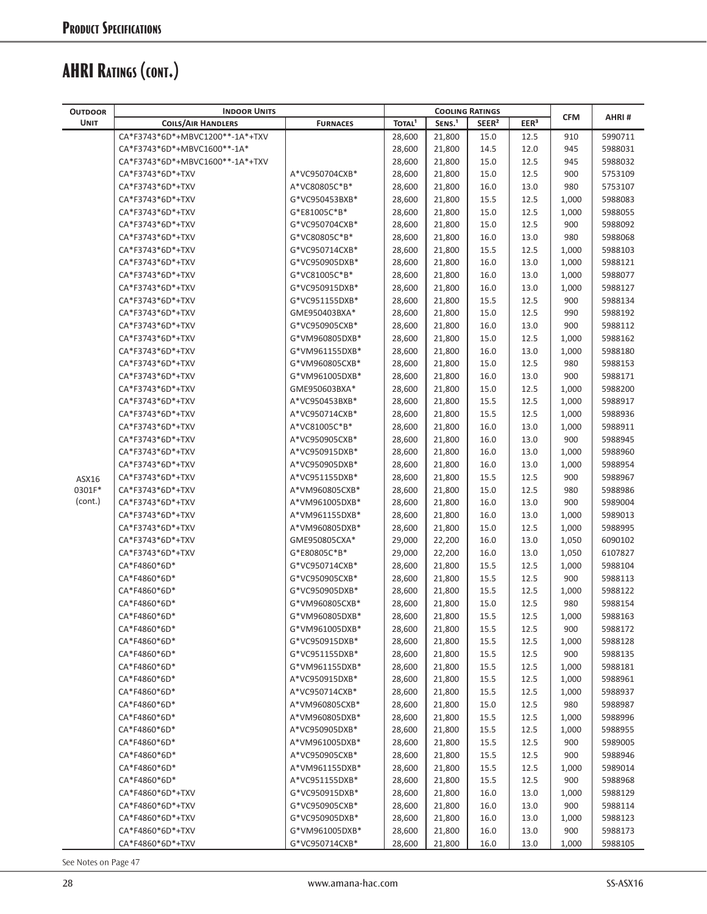# AHRI Ratings (cont.)

| Outdoor Unit | Indoor Units | | Cooling Ratings | | | | CFM | AHRI # |
|---|---|---|---|---|---|---|---|---|
| | Coils/Air Handlers | Furnaces | Total[1] | Sens.[1] | SEER[2] | EER[3] | | |
| ASX16 0301F* (cont.) | CA*F3743*6D*+MBVC1200**-1A*+TXV | | 28,600 | 21,800 | 15.0 | 12.5 | 910 | 5990711 |
| | CA*F3743*6D*+MBVC1600**-1A* | | 28,600 | 21,800 | 14.5 | 12.0 | 945 | 5988031 |
| | CA*F3743*6D*+MBVC1600**-1A*+TXV | | 28,600 | 21,800 | 15.0 | 12.5 | 945 | 5988032 |
| | CA*F3743*6D*+TXV | A*VC950704CXB* | 28,600 | 21,800 | 15.0 | 12.5 | 900 | 5753109 |
| | CA*F3743*6D*+TXV | A*VC80805C*B* | 28,600 | 21,800 | 16.0 | 13.0 | 980 | 5753107 |
| | CA*F3743*6D*+TXV | G*VC950453BXB* | 28,600 | 21,800 | 15.5 | 12.5 | 1,000 | 5988083 |
| | CA*F3743*6D*+TXV | G*E81005C*B* | 28,600 | 21,800 | 15.0 | 12.5 | 1,000 | 5988055 |
| | CA*F3743*6D*+TXV | G*VC950704CXB* | 28,600 | 21,800 | 15.0 | 12.5 | 900 | 5988092 |
| | CA*F3743*6D*+TXV | G*VC80805C*B* | 28,600 | 21,800 | 16.0 | 13.0 | 980 | 5988068 |
| | CA*F3743*6D*+TXV | G*VC950714CXB* | 28,600 | 21,800 | 15.5 | 12.5 | 1,000 | 5988103 |
| | CA*F3743*6D*+TXV | G*VC950905DXB* | 28,600 | 21,800 | 16.0 | 13.0 | 1,000 | 5988121 |
| | CA*F3743*6D*+TXV | G*VC81005C*B* | 28,600 | 21,800 | 16.0 | 13.0 | 1,000 | 5988077 |
| | CA*F3743*6D*+TXV | G*VC950915DXB* | 28,600 | 21,800 | 16.0 | 13.0 | 1,000 | 5988127 |
| | CA*F3743*6D*+TXV | G*VC951155DXB* | 28,600 | 21,800 | 15.5 | 12.5 | 900 | 5988134 |
| | CA*F3743*6D*+TXV | GME950403BXA* | 28,600 | 21,800 | 15.0 | 12.5 | 990 | 5988192 |
| | CA*F3743*6D*+TXV | G*VC950905CXB* | 28,600 | 21,800 | 16.0 | 13.0 | 900 | 5988112 |
| | CA*F3743*6D*+TXV | G*VM960805DXB* | 28,600 | 21,800 | 15.0 | 12.5 | 1,000 | 5988162 |
| | CA*F3743*6D*+TXV | G*VM961155DXB* | 28,600 | 21,800 | 16.0 | 13.0 | 1,000 | 5988180 |
| | CA*F3743*6D*+TXV | G*VM960805CXB* | 28,600 | 21,800 | 15.0 | 12.5 | 980 | 5988153 |
| | CA*F3743*6D*+TXV | G*VM961005DXB* | 28,600 | 21,800 | 16.0 | 13.0 | 900 | 5988171 |
| | CA*F3743*6D*+TXV | GME950603BXA* | 28,600 | 21,800 | 15.0 | 12.5 | 1,000 | 5988200 |
| | CA*F3743*6D*+TXV | A*VC950453BXB* | 28,600 | 21,800 | 15.5 | 12.5 | 1,000 | 5988917 |
| | CA*F3743*6D*+TXV | A*VC950714CXB* | 28,600 | 21,800 | 15.5 | 12.5 | 1,000 | 5988936 |
| | CA*F3743*6D*+TXV | A*VC81005C*B* | 28,600 | 21,800 | 16.0 | 13.0 | 1,000 | 5988911 |
| | CA*F3743*6D*+TXV | A*VC950905CXB* | 28,600 | 21,800 | 16.0 | 13.0 | 900 | 5988945 |
| | CA*F3743*6D*+TXV | A*VC950915DXB* | 28,600 | 21,800 | 16.0 | 13.0 | 1,000 | 5988960 |
| | CA*F3743*6D*+TXV | A*VC950905DXB* | 28,600 | 21,800 | 16.0 | 13.0 | 1,000 | 5988954 |
| | CA*F3743*6D*+TXV | A*VC951155DXB* | 28,600 | 21,800 | 15.5 | 12.5 | 900 | 5988967 |
| | CA*F3743*6D*+TXV | A*VM960805CXB* | 28,600 | 21,800 | 15.0 | 12.5 | 980 | 5988986 |
| | CA*F3743*6D*+TXV | A*VM961005DXB* | 28,600 | 21,800 | 16.0 | 13.0 | 900 | 5989004 |
| | CA*F3743*6D*+TXV | A*VM961155DXB* | 28,600 | 21,800 | 16.0 | 13.0 | 1,000 | 5989013 |
| | CA*F3743*6D*+TXV | A*VM960805DXB* | 28,600 | 21,800 | 15.0 | 12.5 | 1,000 | 5988995 |
| | CA*F3743*6D*+TXV | GME950805CXA* | 29,000 | 22,200 | 16.0 | 13.0 | 1,050 | 6090102 |
| | CA*F3743*6D*+TXV | G*E80805C*B* | 29,000 | 22,200 | 16.0 | 13.0 | 1,050 | 6107827 |
| | CA*F4860*6D* | G*VC950714CXB* | 28,600 | 21,800 | 15.5 | 12.5 | 1,000 | 5988104 |
| | CA*F4860*6D* | G*VC950905CXB* | 28,600 | 21,800 | 15.5 | 12.5 | 900 | 5988113 |
| | CA*F4860*6D* | G*VC950905DXB* | 28,600 | 21,800 | 15.5 | 12.5 | 1,000 | 5988122 |
| | CA*F4860*6D* | G*VM960805CXB* | 28,600 | 21,800 | 15.0 | 12.5 | 980 | 5988154 |
| | CA*F4860*6D* | G*VM960805DXB* | 28,600 | 21,800 | 15.5 | 12.5 | 1,000 | 5988163 |
| | CA*F4860*6D* | G*VM961005DXB* | 28,600 | 21,800 | 15.5 | 12.5 | 900 | 5988172 |
| | CA*F4860*6D* | G*VC950915DXB* | 28,600 | 21,800 | 15.5 | 12.5 | 1,000 | 5988128 |
| | CA*F4860*6D* | G*VC951155DXB* | 28,600 | 21,800 | 15.5 | 12.5 | 900 | 5988135 |
| | CA*F4860*6D* | G*VM961155DXB* | 28,600 | 21,800 | 15.5 | 12.5 | 1,000 | 5988181 |
| | CA*F4860*6D* | A*VC950915DXB* | 28,600 | 21,800 | 15.5 | 12.5 | 1,000 | 5988961 |
| | CA*F4860*6D* | A*VC950714CXB* | 28,600 | 21,800 | 15.5 | 12.5 | 1,000 | 5988937 |
| | CA*F4860*6D* | A*VM960805CXB* | 28,600 | 21,800 | 15.0 | 12.5 | 980 | 5988987 |
| | CA*F4860*6D* | A*VM960805DXB* | 28,600 | 21,800 | 15.5 | 12.5 | 1,000 | 5988996 |
| | CA*F4860*6D* | A*VC950905DXB* | 28,600 | 21,800 | 15.5 | 12.5 | 1,000 | 5988955 |
| | CA*F4860*6D* | A*VM961005DXB* | 28,600 | 21,800 | 15.5 | 12.5 | 900 | 5989005 |
| | CA*F4860*6D* | A*VC950905CXB* | 28,600 | 21,800 | 15.5 | 12.5 | 900 | 5988946 |
| | CA*F4860*6D* | A*VM961155DXB* | 28,600 | 21,800 | 15.5 | 12.5 | 1,000 | 5989014 |
| | CA*F4860*6D* | A*VC951155DXB* | 28,600 | 21,800 | 15.5 | 12.5 | 900 | 5988968 |
| | CA*F4860*6D*+TXV | G*VC950915DXB* | 28,600 | 21,800 | 16.0 | 13.0 | 1,000 | 5988129 |
| | CA*F4860*6D*+TXV | G*VC950905CXB* | 28,600 | 21,800 | 16.0 | 13.0 | 900 | 5988114 |
| | CA*F4860*6D*+TXV | G*VC950905DXB* | 28,600 | 21,800 | 16.0 | 13.0 | 1,000 | 5988123 |
| | CA*F4860*6D*+TXV | G*VM961005DXB* | 28,600 | 21,800 | 16.0 | 13.0 | 900 | 5988173 |
| | CA*F4860*6D*+TXV | G*VC950714CXB* | 28,600 | 21,800 | 16.0 | 13.0 | 1,000 | 5988105 |

See Notes on Page 47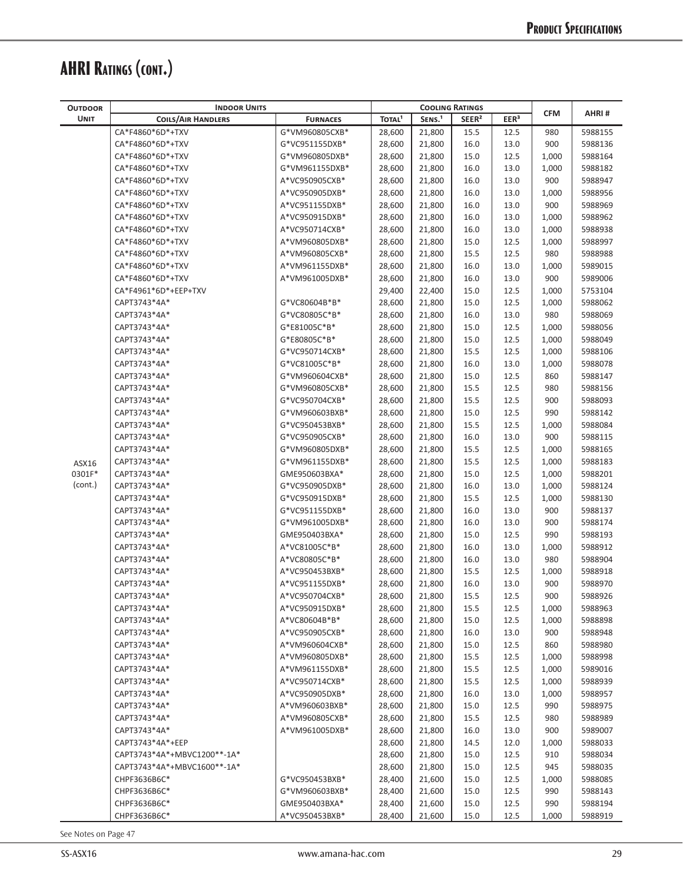## AHRI Ratings (cont.)

| Outdoor Unit | Indoor Units | | Cooling Ratings | | | | CFM | AHRI # |
|---|---|---|---|---|---|---|---|---|
| | Coils/Air Handlers | Furnaces | Total[1] | Sens.[1] | SEER[2] | EER[3] | | |
| ASX16 0301F* (cont.) | CA*F4860*6D*+TXV | G*VM960805CXB* | 28,600 | 21,800 | 15.5 | 12.5 | 980 | 5988155 |
| | CA*F4860*6D*+TXV | G*VC951155DXB* | 28,600 | 21,800 | 16.0 | 13.0 | 900 | 5988136 |
| | CA*F4860*6D*+TXV | G*VM960805DXB* | 28,600 | 21,800 | 15.0 | 12.5 | 1,000 | 5988164 |
| | CA*F4860*6D*+TXV | G*VM961155DXB* | 28,600 | 21,800 | 16.0 | 13.0 | 1,000 | 5988182 |
| | CA*F4860*6D*+TXV | A*VC950905CXB* | 28,600 | 21,800 | 16.0 | 13.0 | 900 | 5988947 |
| | CA*F4860*6D*+TXV | A*VC950905DXB* | 28,600 | 21,800 | 16.0 | 13.0 | 1,000 | 5988956 |
| | CA*F4860*6D*+TXV | A*VC951155DXB* | 28,600 | 21,800 | 16.0 | 13.0 | 900 | 5988969 |
| | CA*F4860*6D*+TXV | A*VC950915DXB* | 28,600 | 21,800 | 16.0 | 13.0 | 1,000 | 5988962 |
| | CA*F4860*6D*+TXV | A*VC950714CXB* | 28,600 | 21,800 | 16.0 | 13.0 | 1,000 | 5988938 |
| | CA*F4860*6D*+TXV | A*VM960805DXB* | 28,600 | 21,800 | 15.0 | 12.5 | 1,000 | 5988997 |
| | CA*F4860*6D*+TXV | A*VM960805CXB* | 28,600 | 21,800 | 15.5 | 12.5 | 980 | 5988988 |
| | CA*F4860*6D*+TXV | A*VM961155DXB* | 28,600 | 21,800 | 16.0 | 13.0 | 1,000 | 5989015 |
| | CA*F4860*6D*+TXV | A*VM961005DXB* | 28,600 | 21,800 | 16.0 | 13.0 | 900 | 5989006 |
| | CA*F4961*6D*+EEP+TXV | | 29,400 | 22,400 | 15.0 | 12.5 | 1,000 | 5753104 |
| | CAPT3743*4A* | G*VC80604B*B* | 28,600 | 21,800 | 15.0 | 12.5 | 1,000 | 5988062 |
| | CAPT3743*4A* | G*VC80805C*B* | 28,600 | 21,800 | 16.0 | 13.0 | 980 | 5988069 |
| | CAPT3743*4A* | G*E81005C*B* | 28,600 | 21,800 | 15.0 | 12.5 | 1,000 | 5988056 |
| | CAPT3743*4A* | G*E80805C*B* | 28,600 | 21,800 | 15.0 | 12.5 | 1,000 | 5988049 |
| | CAPT3743*4A* | G*VC950714CXB* | 28,600 | 21,800 | 15.5 | 12.5 | 1,000 | 5988106 |
| | CAPT3743*4A* | G*VC81005C*B* | 28,600 | 21,800 | 16.0 | 13.0 | 1,000 | 5988078 |
| | CAPT3743*4A* | G*VM960604CXB* | 28,600 | 21,800 | 15.0 | 12.5 | 860 | 5988147 |
| | CAPT3743*4A* | G*VM960805CXB* | 28,600 | 21,800 | 15.5 | 12.5 | 980 | 5988156 |
| | CAPT3743*4A* | G*VC950704CXB* | 28,600 | 21,800 | 15.5 | 12.5 | 900 | 5988093 |
| | CAPT3743*4A* | G*VM960603BXB* | 28,600 | 21,800 | 15.0 | 12.5 | 990 | 5988142 |
| | CAPT3743*4A* | G*VC950453BXB* | 28,600 | 21,800 | 15.5 | 12.5 | 1,000 | 5988084 |
| | CAPT3743*4A* | G*VC950905CXB* | 28,600 | 21,800 | 16.0 | 13.0 | 900 | 5988115 |
| | CAPT3743*4A* | G*VM960805DXB* | 28,600 | 21,800 | 15.5 | 12.5 | 1,000 | 5988165 |
| | CAPT3743*4A* | G*VM961155DXB* | 28,600 | 21,800 | 15.5 | 12.5 | 1,000 | 5988183 |
| | CAPT3743*4A* | GME950603BXA* | 28,600 | 21,800 | 15.0 | 12.5 | 1,000 | 5988201 |
| | CAPT3743*4A* | G*VC950905DXB* | 28,600 | 21,800 | 16.0 | 13.0 | 1,000 | 5988124 |
| | CAPT3743*4A* | G*VC950915DXB* | 28,600 | 21,800 | 15.5 | 12.5 | 1,000 | 5988130 |
| | CAPT3743*4A* | G*VC951155DXB* | 28,600 | 21,800 | 16.0 | 13.0 | 900 | 5988137 |
| | CAPT3743*4A* | G*VM961005DXB* | 28,600 | 21,800 | 16.0 | 13.0 | 900 | 5988174 |
| | CAPT3743*4A* | GME950403BXA* | 28,600 | 21,800 | 15.0 | 12.5 | 990 | 5988193 |
| | CAPT3743*4A* | A*VC81005C*B* | 28,600 | 21,800 | 16.0 | 13.0 | 1,000 | 5988912 |
| | CAPT3743*4A* | A*VC80805C*B* | 28,600 | 21,800 | 16.0 | 13.0 | 980 | 5988904 |
| | CAPT3743*4A* | A*VC950453BXB* | 28,600 | 21,800 | 15.5 | 12.5 | 1,000 | 5988918 |
| | CAPT3743*4A* | A*VC951155DXB* | 28,600 | 21,800 | 16.0 | 13.0 | 900 | 5988970 |
| | CAPT3743*4A* | A*VC950704CXB* | 28,600 | 21,800 | 15.5 | 12.5 | 900 | 5988926 |
| | CAPT3743*4A* | A*VC950915DXB* | 28,600 | 21,800 | 15.5 | 12.5 | 1,000 | 5988963 |
| | CAPT3743*4A* | A*VC80604B*B* | 28,600 | 21,800 | 15.0 | 12.5 | 1,000 | 5988898 |
| | CAPT3743*4A* | A*VC950905CXB* | 28,600 | 21,800 | 16.0 | 13.0 | 900 | 5988948 |
| | CAPT3743*4A* | A*VM960604CXB* | 28,600 | 21,800 | 15.0 | 12.5 | 860 | 5988980 |
| | CAPT3743*4A* | A*VM960805DXB* | 28,600 | 21,800 | 15.5 | 12.5 | 1,000 | 5988998 |
| | CAPT3743*4A* | A*VM961155DXB* | 28,600 | 21,800 | 15.5 | 12.5 | 1,000 | 5989016 |
| | CAPT3743*4A* | A*VC950714CXB* | 28,600 | 21,800 | 15.5 | 12.5 | 1,000 | 5988939 |
| | CAPT3743*4A* | A*VC950905DXB* | 28,600 | 21,800 | 16.0 | 13.0 | 1,000 | 5988957 |
| | CAPT3743*4A* | A*VM960603BXB* | 28,600 | 21,800 | 15.0 | 12.5 | 990 | 5988975 |
| | CAPT3743*4A* | A*VM960805CXB* | 28,600 | 21,800 | 15.5 | 12.5 | 980 | 5988989 |
| | CAPT3743*4A* | A*VM961005DXB* | 28,600 | 21,800 | 16.0 | 13.0 | 900 | 5989007 |
| | CAPT3743*4A*+EEP | | 28,600 | 21,800 | 14.5 | 12.0 | 1,000 | 5988033 |
| | CAPT3743*4A*+MBVC1200**-1A* | | 28,600 | 21,800 | 15.0 | 12.5 | 910 | 5988034 |
| | CAPT3743*4A*+MBVC1600**-1A* | | 28,600 | 21,800 | 15.0 | 12.5 | 945 | 5988035 |
| | CHPF3636B6C* | G*VC950453BXB* | 28,400 | 21,600 | 15.0 | 12.5 | 1,000 | 5988085 |
| | CHPF3636B6C* | G*VM960603BXB* | 28,400 | 21,600 | 15.0 | 12.5 | 990 | 5988143 |
| | CHPF3636B6C* | GME950403BXA* | 28,400 | 21,600 | 15.0 | 12.5 | 990 | 5988194 |
| | CHPF3636B6C* | A*VC950453BXB* | 28,400 | 21,600 | 15.0 | 12.5 | 1,000 | 5988919 |

See Notes on Page 47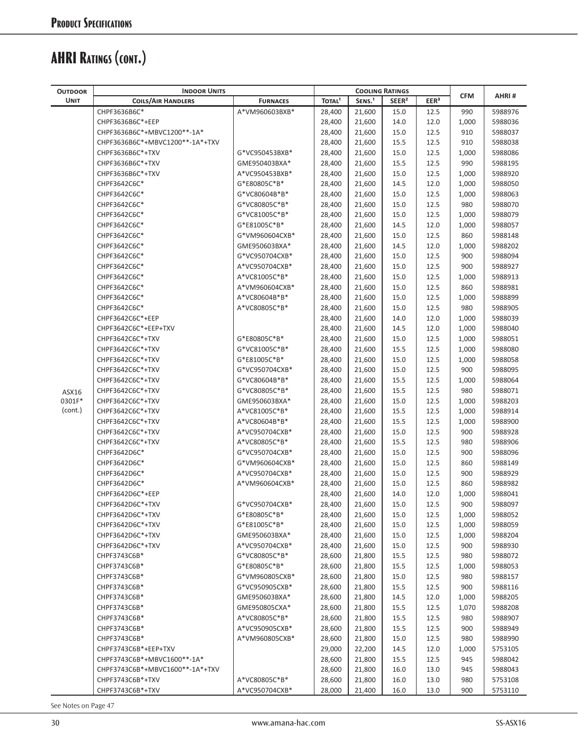# Product Specifications

## AHRI Ratings (cont.)

| Outdoor Unit | Indoor Units | | Cooling Ratings | | | | CFM | AHRI # |
|---|---|---|---|---|---|---|---|---|
| | Coils/Air Handlers | Furnaces | Total[1] | Sens.[1] | SEER[2] | EER[3] | | |
| ASX16 0301F* (cont.) | CHPF3636B6C* | A*VM960603BXB* | 28,400 | 21,600 | 15.0 | 12.5 | 990 | 5988976 |
| | CHPF3636B6C*+EEP | | 28,400 | 21,600 | 14.0 | 12.0 | 1,000 | 5988036 |
| | CHPF3636B6C*+MBVC1200**-1A* | | 28,400 | 21,600 | 15.0 | 12.5 | 910 | 5988037 |
| | CHPF3636B6C*+MBVC1200**-1A*+TXV | | 28,400 | 21,600 | 15.5 | 12.5 | 910 | 5988038 |
| | CHPF3636B6C*+TXV | G*VC950453BXB* | 28,400 | 21,600 | 15.0 | 12.5 | 1,000 | 5988086 |
| | CHPF3636B6C*+TXV | GME950403BXA* | 28,400 | 21,600 | 15.5 | 12.5 | 990 | 5988195 |
| | CHPF3636B6C*+TXV | A*VC950453BXB* | 28,400 | 21,600 | 15.0 | 12.5 | 1,000 | 5988920 |
| | CHPF3642C6C* | G*E80805C*B* | 28,400 | 21,600 | 14.5 | 12.0 | 1,000 | 5988050 |
| | CHPF3642C6C* | G*VC80604B*B* | 28,400 | 21,600 | 15.0 | 12.5 | 1,000 | 5988063 |
| | CHPF3642C6C* | G*VC80805C*B* | 28,400 | 21,600 | 15.0 | 12.5 | 980 | 5988070 |
| | CHPF3642C6C* | G*VC81005C*B* | 28,400 | 21,600 | 15.0 | 12.5 | 1,000 | 5988079 |
| | CHPF3642C6C* | G*E81005C*B* | 28,400 | 21,600 | 14.5 | 12.0 | 1,000 | 5988057 |
| | CHPF3642C6C* | G*VM960604CXB* | 28,400 | 21,600 | 15.0 | 12.5 | 860 | 5988148 |
| | CHPF3642C6C* | GME950603BXA* | 28,400 | 21,600 | 14.5 | 12.0 | 1,000 | 5988202 |
| | CHPF3642C6C* | G*VC950704CXB* | 28,400 | 21,600 | 15.0 | 12.5 | 900 | 5988094 |
| | CHPF3642C6C* | A*VC950704CXB* | 28,400 | 21,600 | 15.0 | 12.5 | 900 | 5988927 |
| | CHPF3642C6C* | A*VC81005C*B* | 28,400 | 21,600 | 15.0 | 12.5 | 1,000 | 5988913 |
| | CHPF3642C6C* | A*VM960604CXB* | 28,400 | 21,600 | 15.0 | 12.5 | 860 | 5988981 |
| | CHPF3642C6C* | A*VC80604B*B* | 28,400 | 21,600 | 15.0 | 12.5 | 1,000 | 5988899 |
| | CHPF3642C6C* | A*VC80805C*B* | 28,400 | 21,600 | 15.0 | 12.5 | 980 | 5988905 |
| | CHPF3642C6C*+EEP | | 28,400 | 21,600 | 14.0 | 12.0 | 1,000 | 5988039 |
| | CHPF3642C6C*+EEP+TXV | | 28,400 | 21,600 | 14.5 | 12.0 | 1,000 | 5988040 |
| | CHPF3642C6C*+TXV | G*E80805C*B* | 28,400 | 21,600 | 15.0 | 12.5 | 1,000 | 5988051 |
| | CHPF3642C6C*+TXV | G*VC81005C*B* | 28,400 | 21,600 | 15.5 | 12.5 | 1,000 | 5988080 |
| | CHPF3642C6C*+TXV | G*E81005C*B* | 28,400 | 21,600 | 15.0 | 12.5 | 1,000 | 5988058 |
| | CHPF3642C6C*+TXV | G*VC950704CXB* | 28,400 | 21,600 | 15.0 | 12.5 | 900 | 5988095 |
| | CHPF3642C6C*+TXV | G*VC80604B*B* | 28,400 | 21,600 | 15.5 | 12.5 | 1,000 | 5988064 |
| | CHPF3642C6C*+TXV | G*VC80805C*B* | 28,400 | 21,600 | 15.5 | 12.5 | 980 | 5988071 |
| | CHPF3642C6C*+TXV | GME950603BXA* | 28,400 | 21,600 | 15.0 | 12.5 | 1,000 | 5988203 |
| | CHPF3642C6C*+TXV | A*VC81005C*B* | 28,400 | 21,600 | 15.5 | 12.5 | 1,000 | 5988914 |
| | CHPF3642C6C*+TXV | A*VC80604B*B* | 28,400 | 21,600 | 15.5 | 12.5 | 1,000 | 5988900 |
| | CHPF3642C6C*+TXV | A*VC950704CXB* | 28,400 | 21,600 | 15.0 | 12.5 | 900 | 5988928 |
| | CHPF3642C6C*+TXV | A*VC80805C*B* | 28,400 | 21,600 | 15.5 | 12.5 | 980 | 5988906 |
| | CHPF3642D6C* | G*VC950704CXB* | 28,400 | 21,600 | 15.0 | 12.5 | 900 | 5988096 |
| | CHPF3642D6C* | G*VM960604CXB* | 28,400 | 21,600 | 15.0 | 12.5 | 860 | 5988149 |
| | CHPF3642D6C* | A*VC950704CXB* | 28,400 | 21,600 | 15.0 | 12.5 | 900 | 5988929 |
| | CHPF3642D6C* | A*VM960604CXB* | 28,400 | 21,600 | 15.0 | 12.5 | 860 | 5988982 |
| | CHPF3642D6C*+EEP | | 28,400 | 21,600 | 14.0 | 12.0 | 1,000 | 5988041 |
| | CHPF3642D6C*+TXV | G*VC950704CXB* | 28,400 | 21,600 | 15.0 | 12.5 | 900 | 5988097 |
| | CHPF3642D6C*+TXV | G*E80805C*B* | 28,400 | 21,600 | 15.0 | 12.5 | 1,000 | 5988052 |
| | CHPF3642D6C*+TXV | G*E81005C*B* | 28,400 | 21,600 | 15.0 | 12.5 | 1,000 | 5988059 |
| | CHPF3642D6C*+TXV | GME950603BXA* | 28,400 | 21,600 | 15.0 | 12.5 | 1,000 | 5988204 |
| | CHPF3642D6C*+TXV | A*VC950704CXB* | 28,400 | 21,600 | 15.0 | 12.5 | 900 | 5988930 |
| | CHPF3743C6B* | G*VC80805C*B* | 28,600 | 21,800 | 15.5 | 12.5 | 980 | 5988072 |
| | CHPF3743C6B* | G*E80805C*B* | 28,600 | 21,800 | 15.5 | 12.5 | 1,000 | 5988053 |
| | CHPF3743C6B* | G*VM960805CXB* | 28,600 | 21,800 | 15.0 | 12.5 | 980 | 5988157 |
| | CHPF3743C6B* | G*VC950905CXB* | 28,600 | 21,800 | 15.5 | 12.5 | 900 | 5988116 |
| | CHPF3743C6B* | GME950603BXA* | 28,600 | 21,800 | 14.5 | 12.0 | 1,000 | 5988205 |
| | CHPF3743C6B* | GME950805CXA* | 28,600 | 21,800 | 15.5 | 12.5 | 1,070 | 5988208 |
| | CHPF3743C6B* | A*VC80805C*B* | 28,600 | 21,800 | 15.5 | 12.5 | 980 | 5988907 |
| | CHPF3743C6B* | A*VC950905CXB* | 28,600 | 21,800 | 15.5 | 12.5 | 900 | 5988949 |
| | CHPF3743C6B* | A*VM960805CXB* | 28,600 | 21,800 | 15.0 | 12.5 | 980 | 5988990 |
| | CHPF3743C6B*+EEP+TXV | | 29,000 | 22,200 | 14.5 | 12.0 | 1,000 | 5753105 |
| | CHPF3743C6B*+MBVC1600**-1A* | | 28,600 | 21,800 | 15.5 | 12.5 | 945 | 5988042 |
| | CHPF3743C6B*+MBVC1600**-1A*+TXV | | 28,600 | 21,800 | 16.0 | 13.0 | 945 | 5988043 |
| | CHPF3743C6B*+TXV | A*VC80805C*B* | 28,600 | 21,800 | 16.0 | 13.0 | 980 | 5753108 |
| | CHPF3743C6B*+TXV | A*VC950704CXB* | 28,000 | 21,400 | 16.0 | 13.0 | 900 | 5753110 |

See Notes on Page 47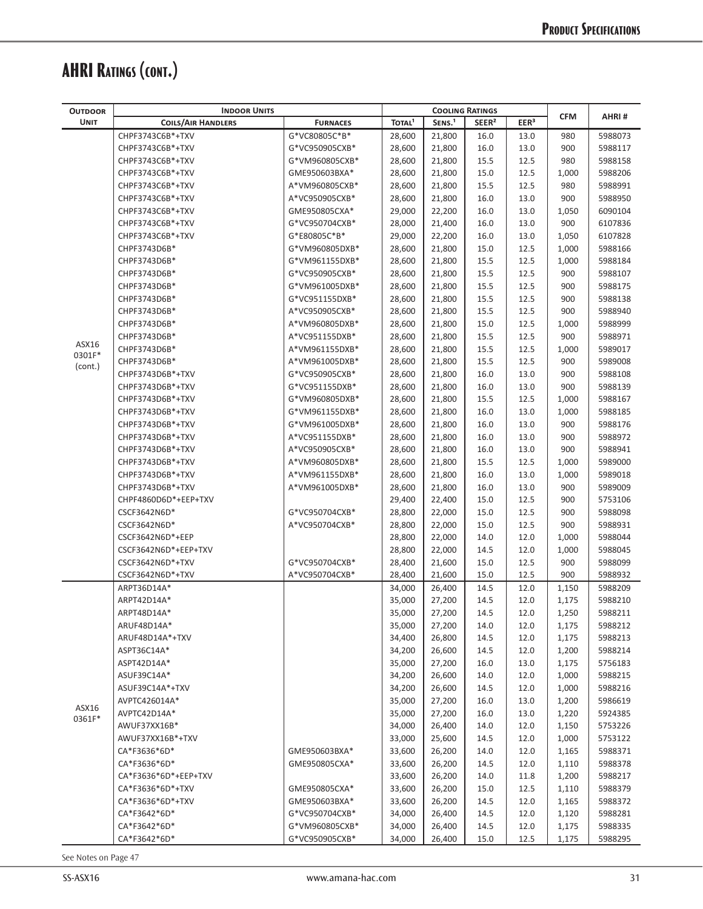# AHRI Ratings (cont.)

| Outdoor Unit | Indoor Units | | Cooling Ratings | | | | CFM | AHRI # |
|---|---|---|---|---|---|---|---|---|
| | Coils/Air Handlers | Furnaces | Total[1] | Sens.[1] | SEER[2] | EER[3] | | |
| ASX16 0301F* (cont.) | CHPF3743C6B*+TXV | G*VC80805C*B* | 28,600 | 21,800 | 16.0 | 13.0 | 980 | 5988073 |
| | CHPF3743C6B*+TXV | G*VC950905CXB* | 28,600 | 21,800 | 16.0 | 13.0 | 900 | 5988117 |
| | CHPF3743C6B*+TXV | G*VM960805CXB* | 28,600 | 21,800 | 15.5 | 12.5 | 980 | 5988158 |
| | CHPF3743C6B*+TXV | GME950603BXA* | 28,600 | 21,800 | 15.0 | 12.5 | 1,000 | 5988206 |
| | CHPF3743C6B*+TXV | A*VM960805CXB* | 28,600 | 21,800 | 15.5 | 12.5 | 980 | 5988991 |
| | CHPF3743C6B*+TXV | A*VC950905CXB* | 28,600 | 21,800 | 16.0 | 13.0 | 900 | 5988950 |
| | CHPF3743C6B*+TXV | GME950805CXA* | 29,000 | 22,200 | 16.0 | 13.0 | 1,050 | 6090104 |
| | CHPF3743C6B*+TXV | G*VC950704CXB* | 28,000 | 21,400 | 16.0 | 13.0 | 900 | 6107836 |
| | CHPF3743C6B*+TXV | G*E80805C*B* | 29,000 | 22,200 | 16.0 | 13.0 | 1,050 | 6107828 |
| | CHPF3743D6B* | G*VM960805DXB* | 28,600 | 21,800 | 15.0 | 12.5 | 1,000 | 5988166 |
| | CHPF3743D6B* | G*VM961155DXB* | 28,600 | 21,800 | 15.5 | 12.5 | 1,000 | 5988184 |
| | CHPF3743D6B* | G*VC950905CXB* | 28,600 | 21,800 | 15.5 | 12.5 | 900 | 5988107 |
| | CHPF3743D6B* | G*VM961005DXB* | 28,600 | 21,800 | 15.5 | 12.5 | 900 | 5988175 |
| | CHPF3743D6B* | G*VC951155DXB* | 28,600 | 21,800 | 15.5 | 12.5 | 900 | 5988138 |
| | CHPF3743D6B* | A*VC950905CXB* | 28,600 | 21,800 | 15.5 | 12.5 | 900 | 5988940 |
| | CHPF3743D6B* | A*VM960805DXB* | 28,600 | 21,800 | 15.0 | 12.5 | 1,000 | 5988999 |
| | CHPF3743D6B* | A*VC951155DXB* | 28,600 | 21,800 | 15.5 | 12.5 | 900 | 5988971 |
| | CHPF3743D6B* | A*VM961155DXB* | 28,600 | 21,800 | 15.5 | 12.5 | 1,000 | 5989017 |
| | CHPF3743D6B* | A*VM961005DXB* | 28,600 | 21,800 | 15.5 | 12.5 | 900 | 5989008 |
| | CHPF3743D6B*+TXV | G*VC950905CXB* | 28,600 | 21,800 | 16.0 | 13.0 | 900 | 5988108 |
| | CHPF3743D6B*+TXV | G*VC951155DXB* | 28,600 | 21,800 | 16.0 | 13.0 | 900 | 5988139 |
| | CHPF3743D6B*+TXV | G*VM960805DXB* | 28,600 | 21,800 | 15.5 | 12.5 | 1,000 | 5988167 |
| | CHPF3743D6B*+TXV | G*VM961155DXB* | 28,600 | 21,800 | 16.0 | 13.0 | 1,000 | 5988185 |
| | CHPF3743D6B*+TXV | G*VM961005DXB* | 28,600 | 21,800 | 16.0 | 13.0 | 900 | 5988176 |
| | CHPF3743D6B*+TXV | A*VC951155DXB* | 28,600 | 21,800 | 16.0 | 13.0 | 900 | 5988972 |
| | CHPF3743D6B*+TXV | A*VC950905CXB* | 28,600 | 21,800 | 16.0 | 13.0 | 900 | 5988941 |
| | CHPF3743D6B*+TXV | A*VM960805DXB* | 28,600 | 21,800 | 15.5 | 12.5 | 1,000 | 5989000 |
| | CHPF3743D6B*+TXV | A*VM961155DXB* | 28,600 | 21,800 | 16.0 | 13.0 | 1,000 | 5989018 |
| | CHPF3743D6B*+TXV | A*VM961005DXB* | 28,600 | 21,800 | 16.0 | 13.0 | 900 | 5989009 |
| | CHPF4860D6D*+EEP+TXV | | 29,400 | 22,400 | 15.0 | 12.5 | 900 | 5753106 |
| | CSCF3642N6D* | G*VC950704CXB* | 28,800 | 22,000 | 15.0 | 12.5 | 900 | 5988098 |
| | CSCF3642N6D* | A*VC950704CXB* | 28,800 | 22,000 | 15.0 | 12.5 | 900 | 5988931 |
| | CSCF3642N6D*+EEP | | 28,800 | 22,000 | 14.0 | 12.0 | 1,000 | 5988044 |
| | CSCF3642N6D*+EEP+TXV | | 28,800 | 22,000 | 14.5 | 12.0 | 1,000 | 5988045 |
| | CSCF3642N6D*+TXV | G*VC950704CXB* | 28,400 | 21,600 | 15.0 | 12.5 | 900 | 5988099 |
| | CSCF3642N6D*+TXV | A*VC950704CXB* | 28,400 | 21,600 | 15.0 | 12.5 | 900 | 5988932 |
| ASX16 0361F* | ARPT36D14A* | | 34,000 | 26,400 | 14.5 | 12.0 | 1,150 | 5988209 |
| | ARPT42D14A* | | 35,000 | 27,200 | 14.5 | 12.0 | 1,175 | 5988210 |
| | ARPT48D14A* | | 35,000 | 27,200 | 14.5 | 12.0 | 1,250 | 5988211 |
| | ARUF48D14A* | | 35,000 | 27,200 | 14.0 | 12.0 | 1,175 | 5988212 |
| | ARUF48D14A*+TXV | | 34,400 | 26,800 | 14.5 | 12.0 | 1,175 | 5988213 |
| | ASPT36C14A* | | 34,200 | 26,600 | 14.5 | 12.0 | 1,200 | 5988214 |
| | ASPT42D14A* | | 35,000 | 27,200 | 16.0 | 13.0 | 1,175 | 5756183 |
| | ASUF39C14A* | | 34,200 | 26,600 | 14.0 | 12.0 | 1,000 | 5988215 |
| | ASUF39C14A*+TXV | | 34,200 | 26,600 | 14.5 | 12.0 | 1,000 | 5988216 |
| | AVPTC426014A* | | 35,000 | 27,200 | 16.0 | 13.0 | 1,200 | 5986619 |
| | AVPTC42D14A* | | 35,000 | 27,200 | 16.0 | 13.0 | 1,220 | 5924385 |
| | AWUF37XX16B* | | 34,000 | 26,400 | 14.0 | 12.0 | 1,150 | 5753226 |
| | AWUF37XX16B*+TXV | | 33,000 | 25,600 | 14.5 | 12.0 | 1,000 | 5753122 |
| | CA*F3636*6D* | GME950603BXA* | 33,600 | 26,200 | 14.0 | 12.0 | 1,165 | 5988371 |
| | CA*F3636*6D* | GME950805CXA* | 33,600 | 26,200 | 14.5 | 12.0 | 1,110 | 5988378 |
| | CA*F3636*6D*+EEP+TXV | | 33,600 | 26,200 | 14.0 | 11.8 | 1,200 | 5988217 |
| | CA*F3636*6D*+TXV | GME950805CXA* | 33,600 | 26,200 | 15.0 | 12.5 | 1,110 | 5988379 |
| | CA*F3636*6D*+TXV | GME950603BXA* | 33,600 | 26,200 | 14.5 | 12.0 | 1,165 | 5988372 |
| | CA*F3642*6D* | G*VC950704CXB* | 34,000 | 26,400 | 14.5 | 12.0 | 1,120 | 5988281 |
| | CA*F3642*6D* | G*VM960805CXB* | 34,000 | 26,400 | 14.5 | 12.0 | 1,175 | 5988335 |
| | CA*F3642*6D* | G*VC950905CXB* | 34,000 | 26,400 | 15.0 | 12.5 | 1,175 | 5988295 |

See Notes on Page 47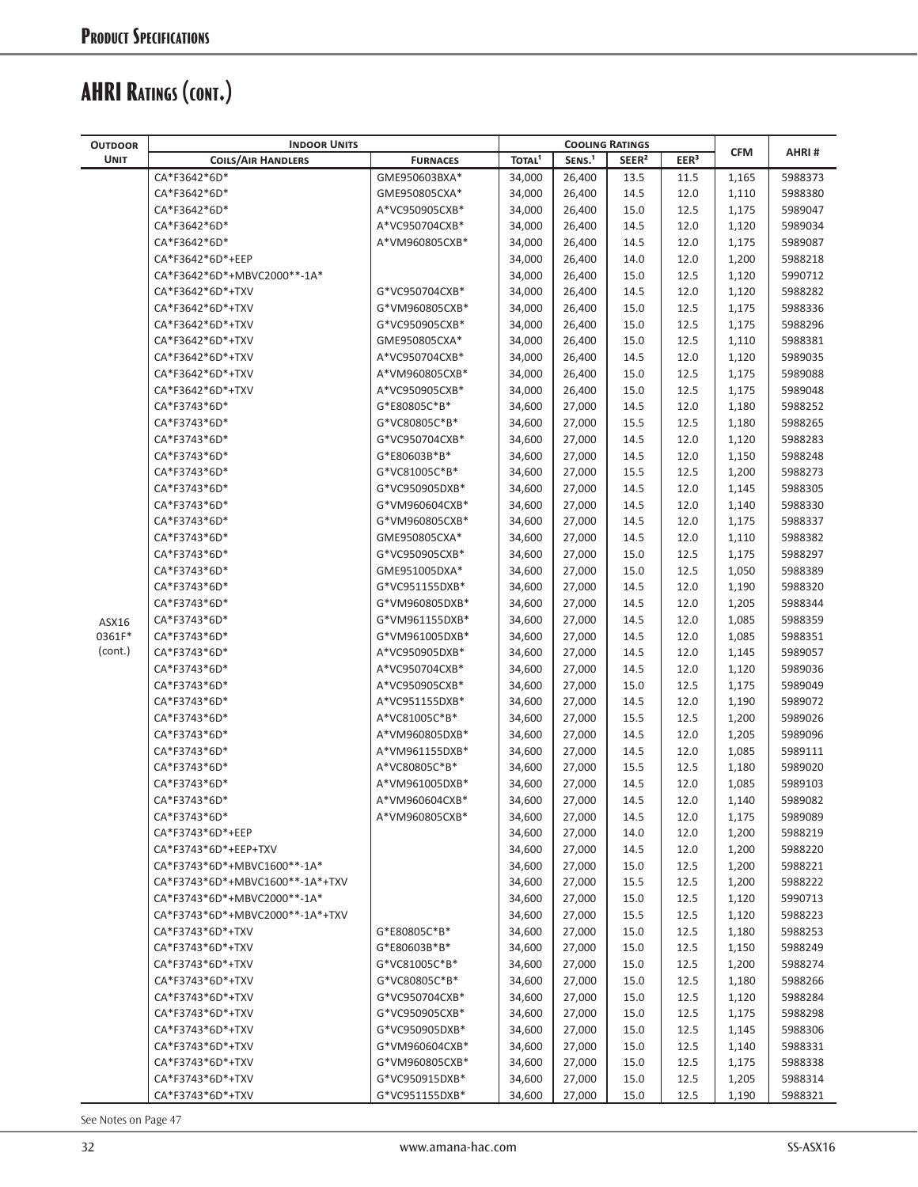## Product Specifications

# AHRI Ratings (cont.)

| Outdoor Unit | Indoor Units | | Cooling Ratings | | | | CFM | AHRI # |
|---|---|---|---|---|---|---|---|---|
| | Coils/Air Handlers | Furnaces | Total[1] | Sens.[1] | SEER[2] | EER[3] | | |
| ASX16 0361F* (cont.) | CA*F3642*6D* | GME950603BXA* | 34,000 | 26,400 | 13.5 | 11.5 | 1,165 | 5988373 |
| | CA*F3642*6D* | GME950805CXA* | 34,000 | 26,400 | 14.5 | 12.0 | 1,110 | 5988380 |
| | CA*F3642*6D* | A*VC950905CXB* | 34,000 | 26,400 | 15.0 | 12.5 | 1,175 | 5989047 |
| | CA*F3642*6D* | A*VC950704CXB* | 34,000 | 26,400 | 14.5 | 12.0 | 1,120 | 5989034 |
| | CA*F3642*6D* | A*VM960805CXB* | 34,000 | 26,400 | 14.5 | 12.0 | 1,175 | 5989087 |
| | CA*F3642*6D*+EEP | | 34,000 | 26,400 | 14.0 | 12.0 | 1,200 | 5988218 |
| | CA*F3642*6D*+MBVC2000**-1A* | | 34,000 | 26,400 | 15.0 | 12.5 | 1,120 | 5990712 |
| | CA*F3642*6D*+TXV | G*VC950704CXB* | 34,000 | 26,400 | 14.5 | 12.0 | 1,120 | 5988282 |
| | CA*F3642*6D*+TXV | G*VM960805CXB* | 34,000 | 26,400 | 15.0 | 12.5 | 1,175 | 5988336 |
| | CA*F3642*6D*+TXV | G*VC950905CXB* | 34,000 | 26,400 | 15.0 | 12.5 | 1,175 | 5988296 |
| | CA*F3642*6D*+TXV | GME950805CXA* | 34,000 | 26,400 | 15.0 | 12.5 | 1,110 | 5988381 |
| | CA*F3642*6D*+TXV | A*VC950704CXB* | 34,000 | 26,400 | 14.5 | 12.0 | 1,120 | 5989035 |
| | CA*F3642*6D*+TXV | A*VM960805CXB* | 34,000 | 26,400 | 15.0 | 12.5 | 1,175 | 5989088 |
| | CA*F3642*6D*+TXV | A*VC950905CXB* | 34,000 | 26,400 | 15.0 | 12.5 | 1,175 | 5989048 |
| | CA*F3743*6D* | G*E80805C*B* | 34,600 | 27,000 | 14.5 | 12.0 | 1,180 | 5988252 |
| | CA*F3743*6D* | G*VC80805C*B* | 34,600 | 27,000 | 15.5 | 12.5 | 1,180 | 5988265 |
| | CA*F3743*6D* | G*VC950704CXB* | 34,600 | 27,000 | 14.5 | 12.0 | 1,120 | 5988283 |
| | CA*F3743*6D* | G*E80603B*B* | 34,600 | 27,000 | 14.5 | 12.0 | 1,150 | 5988248 |
| | CA*F3743*6D* | G*VC81005C*B* | 34,600 | 27,000 | 15.5 | 12.5 | 1,200 | 5988273 |
| | CA*F3743*6D* | G*VC950905DXB* | 34,600 | 27,000 | 14.5 | 12.0 | 1,145 | 5988305 |
| | CA*F3743*6D* | G*VM960604CXB* | 34,600 | 27,000 | 14.5 | 12.0 | 1,140 | 5988330 |
| | CA*F3743*6D* | G*VM960805CXB* | 34,600 | 27,000 | 14.5 | 12.0 | 1,175 | 5988337 |
| | CA*F3743*6D* | GME950805CXA* | 34,600 | 27,000 | 14.5 | 12.0 | 1,110 | 5988382 |
| | CA*F3743*6D* | G*VC950905CXB* | 34,600 | 27,000 | 15.0 | 12.5 | 1,175 | 5988297 |
| | CA*F3743*6D* | GME951005DXA* | 34,600 | 27,000 | 15.0 | 12.5 | 1,050 | 5988389 |
| | CA*F3743*6D* | G*VC951155DXB* | 34,600 | 27,000 | 14.5 | 12.0 | 1,190 | 5988320 |
| | CA*F3743*6D* | G*VM960805DXB* | 34,600 | 27,000 | 14.5 | 12.0 | 1,205 | 5988344 |
| | CA*F3743*6D* | G*VM961155DXB* | 34,600 | 27,000 | 14.5 | 12.0 | 1,085 | 5988359 |
| | CA*F3743*6D* | G*VM961005DXB* | 34,600 | 27,000 | 14.5 | 12.0 | 1,085 | 5988351 |
| | CA*F3743*6D* | A*VC950905DXB* | 34,600 | 27,000 | 14.5 | 12.0 | 1,145 | 5989057 |
| | CA*F3743*6D* | A*VC950704CXB* | 34,600 | 27,000 | 14.5 | 12.0 | 1,120 | 5989036 |
| | CA*F3743*6D* | A*VC950905CXB* | 34,600 | 27,000 | 15.0 | 12.5 | 1,175 | 5989049 |
| | CA*F3743*6D* | A*VC951155DXB* | 34,600 | 27,000 | 14.5 | 12.0 | 1,190 | 5989072 |
| | CA*F3743*6D* | A*VC81005C*B* | 34,600 | 27,000 | 15.5 | 12.5 | 1,200 | 5989026 |
| | CA*F3743*6D* | A*VM960805DXB* | 34,600 | 27,000 | 14.5 | 12.0 | 1,205 | 5989096 |
| | CA*F3743*6D* | A*VM961155DXB* | 34,600 | 27,000 | 14.5 | 12.0 | 1,085 | 5989111 |
| | CA*F3743*6D* | A*VC80805C*B* | 34,600 | 27,000 | 15.5 | 12.5 | 1,180 | 5989020 |
| | CA*F3743*6D* | A*VM961005DXB* | 34,600 | 27,000 | 14.5 | 12.0 | 1,085 | 5989103 |
| | CA*F3743*6D* | A*VM960604CXB* | 34,600 | 27,000 | 14.5 | 12.0 | 1,140 | 5989082 |
| | CA*F3743*6D* | A*VM960805CXB* | 34,600 | 27,000 | 14.5 | 12.0 | 1,175 | 5989089 |
| | CA*F3743*6D*+EEP | | 34,600 | 27,000 | 14.0 | 12.0 | 1,200 | 5988219 |
| | CA*F3743*6D*+EEP+TXV | | 34,600 | 27,000 | 14.5 | 12.0 | 1,200 | 5988220 |
| | CA*F3743*6D*+MBVC1600**-1A* | | 34,600 | 27,000 | 15.0 | 12.5 | 1,200 | 5988221 |
| | CA*F3743*6D*+MBVC1600**-1A*+TXV | | 34,600 | 27,000 | 15.5 | 12.5 | 1,200 | 5988222 |
| | CA*F3743*6D*+MBVC2000**-1A* | | 34,600 | 27,000 | 15.0 | 12.5 | 1,120 | 5990713 |
| | CA*F3743*6D*+MBVC2000**-1A*+TXV | | 34,600 | 27,000 | 15.5 | 12.5 | 1,120 | 5988223 |
| | CA*F3743*6D*+TXV | G*E80805C*B* | 34,600 | 27,000 | 15.0 | 12.5 | 1,180 | 5988253 |
| | CA*F3743*6D*+TXV | G*E80603B*B* | 34,600 | 27,000 | 15.0 | 12.5 | 1,150 | 5988249 |
| | CA*F3743*6D*+TXV | G*VC81005C*B* | 34,600 | 27,000 | 15.0 | 12.5 | 1,200 | 5988274 |
| | CA*F3743*6D*+TXV | G*VC80805C*B* | 34,600 | 27,000 | 15.0 | 12.5 | 1,180 | 5988266 |
| | CA*F3743*6D*+TXV | G*VC950704CXB* | 34,600 | 27,000 | 15.0 | 12.5 | 1,120 | 5988284 |
| | CA*F3743*6D*+TXV | G*VC950905CXB* | 34,600 | 27,000 | 15.0 | 12.5 | 1,175 | 5988298 |
| | CA*F3743*6D*+TXV | G*VC950905DXB* | 34,600 | 27,000 | 15.0 | 12.5 | 1,145 | 5988306 |
| | CA*F3743*6D*+TXV | G*VM960604CXB* | 34,600 | 27,000 | 15.0 | 12.5 | 1,140 | 5988331 |
| | CA*F3743*6D*+TXV | G*VM960805CXB* | 34,600 | 27,000 | 15.0 | 12.5 | 1,175 | 5988338 |
| | CA*F3743*6D*+TXV | G*VC950915DXB* | 34,600 | 27,000 | 15.0 | 12.5 | 1,205 | 5988314 |
| | CA*F3743*6D*+TXV | G*VC951155DXB* | 34,600 | 27,000 | 15.0 | 12.5 | 1,190 | 5988321 |

See Notes on Page 47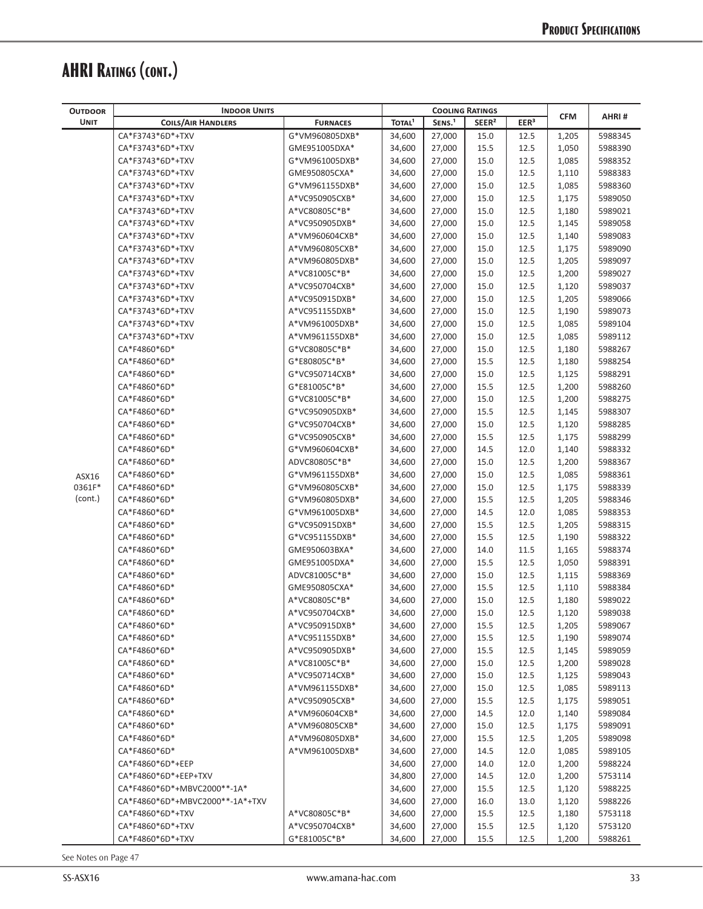# AHRI Ratings (cont.)

| Outdoor Unit | Indoor Units | | Cooling Ratings | | | | CFM | AHRI # |
|---|---|---|---|---|---|---|---|---|
| | Coils/Air Handlers | Furnaces | Total[1] | Sens.[1] | SEER[2] | EER[3] | | |
| ASX16 0361F* (cont.) | CA*F3743*6D*+TXV | G*VM960805DXB* | 34,600 | 27,000 | 15.0 | 12.5 | 1,205 | 5988345 |
| | CA*F3743*6D*+TXV | GME951005DXA* | 34,600 | 27,000 | 15.5 | 12.5 | 1,050 | 5988390 |
| | CA*F3743*6D*+TXV | G*VM961005DXB* | 34,600 | 27,000 | 15.0 | 12.5 | 1,085 | 5988352 |
| | CA*F3743*6D*+TXV | GME950805CXA* | 34,600 | 27,000 | 15.0 | 12.5 | 1,110 | 5988383 |
| | CA*F3743*6D*+TXV | G*VM961155DXB* | 34,600 | 27,000 | 15.0 | 12.5 | 1,085 | 5988360 |
| | CA*F3743*6D*+TXV | A*VC950905CXB* | 34,600 | 27,000 | 15.0 | 12.5 | 1,175 | 5989050 |
| | CA*F3743*6D*+TXV | A*VC80805C*B* | 34,600 | 27,000 | 15.0 | 12.5 | 1,180 | 5989021 |
| | CA*F3743*6D*+TXV | A*VC950905DXB* | 34,600 | 27,000 | 15.0 | 12.5 | 1,145 | 5989058 |
| | CA*F3743*6D*+TXV | A*VM960604CXB* | 34,600 | 27,000 | 15.0 | 12.5 | 1,140 | 5989083 |
| | CA*F3743*6D*+TXV | A*VM960805CXB* | 34,600 | 27,000 | 15.0 | 12.5 | 1,175 | 5989090 |
| | CA*F3743*6D*+TXV | A*VM960805DXB* | 34,600 | 27,000 | 15.0 | 12.5 | 1,205 | 5989097 |
| | CA*F3743*6D*+TXV | A*VC81005C*B* | 34,600 | 27,000 | 15.0 | 12.5 | 1,200 | 5989027 |
| | CA*F3743*6D*+TXV | A*VC950704CXB* | 34,600 | 27,000 | 15.0 | 12.5 | 1,120 | 5989037 |
| | CA*F3743*6D*+TXV | A*VC950915DXB* | 34,600 | 27,000 | 15.0 | 12.5 | 1,205 | 5989066 |
| | CA*F3743*6D*+TXV | A*VC951155DXB* | 34,600 | 27,000 | 15.0 | 12.5 | 1,190 | 5989073 |
| | CA*F3743*6D*+TXV | A*VM961005DXB* | 34,600 | 27,000 | 15.0 | 12.5 | 1,085 | 5989104 |
| | CA*F3743*6D*+TXV | A*VM961155DXB* | 34,600 | 27,000 | 15.0 | 12.5 | 1,085 | 5989112 |
| | CA*F4860*6D* | G*VC80805C*B* | 34,600 | 27,000 | 15.0 | 12.5 | 1,180 | 5988267 |
| | CA*F4860*6D* | G*E80805C*B* | 34,600 | 27,000 | 15.5 | 12.5 | 1,180 | 5988254 |
| | CA*F4860*6D* | G*VC950714CXB* | 34,600 | 27,000 | 15.0 | 12.5 | 1,125 | 5988291 |
| | CA*F4860*6D* | G*E81005C*B* | 34,600 | 27,000 | 15.5 | 12.5 | 1,200 | 5988260 |
| | CA*F4860*6D* | G*VC81005C*B* | 34,600 | 27,000 | 15.0 | 12.5 | 1,200 | 5988275 |
| | CA*F4860*6D* | G*VC950905DXB* | 34,600 | 27,000 | 15.5 | 12.5 | 1,145 | 5988307 |
| | CA*F4860*6D* | G*VC950704CXB* | 34,600 | 27,000 | 15.0 | 12.5 | 1,120 | 5988285 |
| | CA*F4860*6D* | G*VC950905CXB* | 34,600 | 27,000 | 15.5 | 12.5 | 1,175 | 5988299 |
| | CA*F4860*6D* | G*VM960604CXB* | 34,600 | 27,000 | 14.5 | 12.0 | 1,140 | 5988332 |
| | CA*F4860*6D* | ADVC80805C*B* | 34,600 | 27,000 | 15.0 | 12.5 | 1,200 | 5988367 |
| | CA*F4860*6D* | G*VM961155DXB* | 34,600 | 27,000 | 15.0 | 12.5 | 1,085 | 5988361 |
| | CA*F4860*6D* | G*VM960805CXB* | 34,600 | 27,000 | 15.0 | 12.5 | 1,175 | 5988339 |
| | CA*F4860*6D* | G*VM960805DXB* | 34,600 | 27,000 | 15.5 | 12.5 | 1,205 | 5988346 |
| | CA*F4860*6D* | G*VM961005DXB* | 34,600 | 27,000 | 14.5 | 12.0 | 1,085 | 5988353 |
| | CA*F4860*6D* | G*VC950915DXB* | 34,600 | 27,000 | 15.5 | 12.5 | 1,205 | 5988315 |
| | CA*F4860*6D* | G*VC951155DXB* | 34,600 | 27,000 | 15.5 | 12.5 | 1,190 | 5988322 |
| | CA*F4860*6D* | GME950603BXA* | 34,600 | 27,000 | 14.0 | 11.5 | 1,165 | 5988374 |
| | CA*F4860*6D* | GME951005DXA* | 34,600 | 27,000 | 15.5 | 12.5 | 1,050 | 5988391 |
| | CA*F4860*6D* | ADVC81005C*B* | 34,600 | 27,000 | 15.0 | 12.5 | 1,115 | 5988369 |
| | CA*F4860*6D* | GME950805CXA* | 34,600 | 27,000 | 15.5 | 12.5 | 1,110 | 5988384 |
| | CA*F4860*6D* | A*VC80805C*B* | 34,600 | 27,000 | 15.0 | 12.5 | 1,180 | 5989022 |
| | CA*F4860*6D* | A*VC950704CXB* | 34,600 | 27,000 | 15.0 | 12.5 | 1,120 | 5989038 |
| | CA*F4860*6D* | A*VC950915DXB* | 34,600 | 27,000 | 15.5 | 12.5 | 1,205 | 5989067 |
| | CA*F4860*6D* | A*VC951155DXB* | 34,600 | 27,000 | 15.5 | 12.5 | 1,190 | 5989074 |
| | CA*F4860*6D* | A*VC950905DXB* | 34,600 | 27,000 | 15.5 | 12.5 | 1,145 | 5989059 |
| | CA*F4860*6D* | A*VC81005C*B* | 34,600 | 27,000 | 15.0 | 12.5 | 1,200 | 5989028 |
| | CA*F4860*6D* | A*VC950714CXB* | 34,600 | 27,000 | 15.0 | 12.5 | 1,125 | 5989043 |
| | CA*F4860*6D* | A*VM961155DXB* | 34,600 | 27,000 | 15.0 | 12.5 | 1,085 | 5989113 |
| | CA*F4860*6D* | A*VC950905CXB* | 34,600 | 27,000 | 15.5 | 12.5 | 1,175 | 5989051 |
| | CA*F4860*6D* | A*VM960604CXB* | 34,600 | 27,000 | 14.5 | 12.0 | 1,140 | 5989084 |
| | CA*F4860*6D* | A*VM960805CXB* | 34,600 | 27,000 | 15.0 | 12.5 | 1,175 | 5989091 |
| | CA*F4860*6D* | A*VM960805DXB* | 34,600 | 27,000 | 15.5 | 12.5 | 1,205 | 5989098 |
| | CA*F4860*6D* | A*VM961005DXB* | 34,600 | 27,000 | 14.5 | 12.0 | 1,085 | 5989105 |
| | CA*F4860*6D*+EEP | | 34,600 | 27,000 | 14.0 | 12.0 | 1,200 | 5988224 |
| | CA*F4860*6D*+EEP+TXV | | 34,800 | 27,000 | 14.5 | 12.0 | 1,200 | 5753114 |
| | CA*F4860*6D*+MBVC2000**-1A* | | 34,600 | 27,000 | 15.5 | 12.5 | 1,120 | 5988225 |
| | CA*F4860*6D*+MBVC2000**-1A*+TXV | | 34,600 | 27,000 | 16.0 | 13.0 | 1,120 | 5988226 |
| | CA*F4860*6D*+TXV | A*VC80805C*B* | 34,600 | 27,000 | 15.5 | 12.5 | 1,180 | 5753118 |
| | CA*F4860*6D*+TXV | A*VC950704CXB* | 34,600 | 27,000 | 15.5 | 12.5 | 1,120 | 5753120 |
| | CA*F4860*6D*+TXV | G*E81005C*B* | 34,600 | 27,000 | 15.5 | 12.5 | 1,200 | 5988261 |

See Notes on Page 47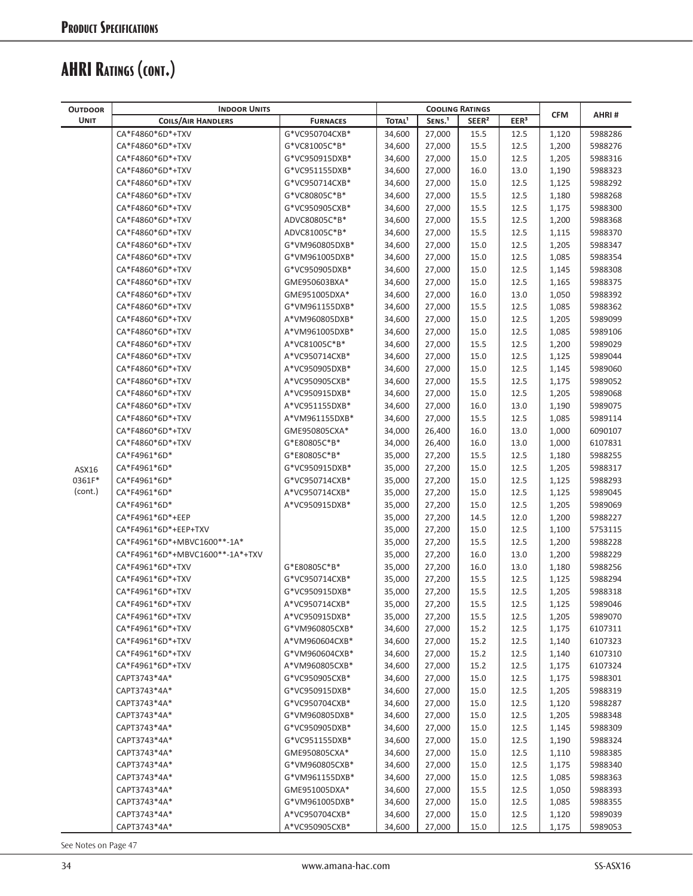## AHRI Ratings (cont.)

| Outdoor Unit | Indoor Units | | Cooling Ratings | | | | CFM | AHRI # |
|---|---|---|---|---|---|---|---|---|
| | Coils/Air Handlers | Furnaces | Total[1] | Sens.[1] | SEER[2] | EER[3] | | |
| ASX16 0361F* (cont.) | CA*F4860*6D*+TXV | G*VC950704CXB* | 34,600 | 27,000 | 15.5 | 12.5 | 1,120 | 5988286 |
| | CA*F4860*6D*+TXV | G*VC81005C*B* | 34,600 | 27,000 | 15.5 | 12.5 | 1,200 | 5988276 |
| | CA*F4860*6D*+TXV | G*VC950915DXB* | 34,600 | 27,000 | 15.0 | 12.5 | 1,205 | 5988316 |
| | CA*F4860*6D*+TXV | G*VC951155DXB* | 34,600 | 27,000 | 16.0 | 13.0 | 1,190 | 5988323 |
| | CA*F4860*6D*+TXV | G*VC950714CXB* | 34,600 | 27,000 | 15.0 | 12.5 | 1,125 | 5988292 |
| | CA*F4860*6D*+TXV | G*VC80805C*B* | 34,600 | 27,000 | 15.5 | 12.5 | 1,180 | 5988268 |
| | CA*F4860*6D*+TXV | G*VC950905CXB* | 34,600 | 27,000 | 15.5 | 12.5 | 1,175 | 5988300 |
| | CA*F4860*6D*+TXV | ADVC80805C*B* | 34,600 | 27,000 | 15.5 | 12.5 | 1,200 | 5988368 |
| | CA*F4860*6D*+TXV | ADVC81005C*B* | 34,600 | 27,000 | 15.5 | 12.5 | 1,115 | 5988370 |
| | CA*F4860*6D*+TXV | G*VM960805DXB* | 34,600 | 27,000 | 15.0 | 12.5 | 1,205 | 5988347 |
| | CA*F4860*6D*+TXV | G*VM961005DXB* | 34,600 | 27,000 | 15.0 | 12.5 | 1,085 | 5988354 |
| | CA*F4860*6D*+TXV | G*VC950905DXB* | 34,600 | 27,000 | 15.0 | 12.5 | 1,145 | 5988308 |
| | CA*F4860*6D*+TXV | GME950603BXA* | 34,600 | 27,000 | 15.0 | 12.5 | 1,165 | 5988375 |
| | CA*F4860*6D*+TXV | GME951005DXA* | 34,600 | 27,000 | 16.0 | 13.0 | 1,050 | 5988392 |
| | CA*F4860*6D*+TXV | G*VM961155DXB* | 34,600 | 27,000 | 15.5 | 12.5 | 1,085 | 5988362 |
| | CA*F4860*6D*+TXV | A*VM960805DXB* | 34,600 | 27,000 | 15.0 | 12.5 | 1,205 | 5989099 |
| | CA*F4860*6D*+TXV | A*VM961005DXB* | 34,600 | 27,000 | 15.0 | 12.5 | 1,085 | 5989106 |
| | CA*F4860*6D*+TXV | A*VC81005C*B* | 34,600 | 27,000 | 15.5 | 12.5 | 1,200 | 5989029 |
| | CA*F4860*6D*+TXV | A*VC950714CXB* | 34,600 | 27,000 | 15.0 | 12.5 | 1,125 | 5989044 |
| | CA*F4860*6D*+TXV | A*VC950905DXB* | 34,600 | 27,000 | 15.0 | 12.5 | 1,145 | 5989060 |
| | CA*F4860*6D*+TXV | A*VC950905CXB* | 34,600 | 27,000 | 15.5 | 12.5 | 1,175 | 5989052 |
| | CA*F4860*6D*+TXV | A*VC950915DXB* | 34,600 | 27,000 | 15.0 | 12.5 | 1,205 | 5989068 |
| | CA*F4860*6D*+TXV | A*VC951155DXB* | 34,600 | 27,000 | 16.0 | 13.0 | 1,190 | 5989075 |
| | CA*F4860*6D*+TXV | A*VM961155DXB* | 34,600 | 27,000 | 15.5 | 12.5 | 1,085 | 5989114 |
| | CA*F4860*6D*+TXV | GME950805CXA* | 34,000 | 26,400 | 16.0 | 13.0 | 1,000 | 6090107 |
| | CA*F4860*6D*+TXV | G*E80805C*B* | 34,000 | 26,400 | 16.0 | 13.0 | 1,000 | 6107831 |
| | CA*F4961*6D* | G*E80805C*B* | 35,000 | 27,200 | 15.5 | 12.5 | 1,180 | 5988255 |
| | CA*F4961*6D* | G*VC950915DXB* | 35,000 | 27,200 | 15.0 | 12.5 | 1,205 | 5988317 |
| | CA*F4961*6D* | G*VC950714CXB* | 35,000 | 27,200 | 15.0 | 12.5 | 1,125 | 5988293 |
| | CA*F4961*6D* | A*VC950714CXB* | 35,000 | 27,200 | 15.0 | 12.5 | 1,125 | 5989045 |
| | CA*F4961*6D* | A*VC950915DXB* | 35,000 | 27,200 | 15.0 | 12.5 | 1,205 | 5989069 |
| | CA*F4961*6D*+EEP | | 35,000 | 27,200 | 14.5 | 12.0 | 1,200 | 5988227 |
| | CA*F4961*6D*+EEP+TXV | | 35,000 | 27,200 | 15.0 | 12.5 | 1,100 | 5753115 |
| | CA*F4961*6D*+MBVC1600**-1A* | | 35,000 | 27,200 | 15.5 | 12.5 | 1,200 | 5988228 |
| | CA*F4961*6D*+MBVC1600**-1A*+TXV | | 35,000 | 27,200 | 16.0 | 13.0 | 1,200 | 5988229 |
| | CA*F4961*6D*+TXV | G*E80805C*B* | 35,000 | 27,200 | 16.0 | 13.0 | 1,180 | 5988256 |
| | CA*F4961*6D*+TXV | G*VC950714CXB* | 35,000 | 27,200 | 15.5 | 12.5 | 1,125 | 5988294 |
| | CA*F4961*6D*+TXV | G*VC950915DXB* | 35,000 | 27,200 | 15.5 | 12.5 | 1,205 | 5988318 |
| | CA*F4961*6D*+TXV | A*VC950714CXB* | 35,000 | 27,200 | 15.5 | 12.5 | 1,125 | 5989046 |
| | CA*F4961*6D*+TXV | A*VC950915DXB* | 35,000 | 27,200 | 15.5 | 12.5 | 1,205 | 5989070 |
| | CA*F4961*6D*+TXV | G*VM960805CXB* | 34,600 | 27,000 | 15.2 | 12.5 | 1,175 | 6107311 |
| | CA*F4961*6D*+TXV | A*VM960604CXB* | 34,600 | 27,000 | 15.2 | 12.5 | 1,140 | 6107323 |
| | CA*F4961*6D*+TXV | G*VM960604CXB* | 34,600 | 27,000 | 15.2 | 12.5 | 1,140 | 6107310 |
| | CA*F4961*6D*+TXV | A*VM960805CXB* | 34,600 | 27,000 | 15.2 | 12.5 | 1,175 | 6107324 |
| | CAPT3743*4A* | G*VC950905CXB* | 34,600 | 27,000 | 15.0 | 12.5 | 1,175 | 5988301 |
| | CAPT3743*4A* | G*VC950915DXB* | 34,600 | 27,000 | 15.0 | 12.5 | 1,205 | 5988319 |
| | CAPT3743*4A* | G*VC950704CXB* | 34,600 | 27,000 | 15.0 | 12.5 | 1,120 | 5988287 |
| | CAPT3743*4A* | G*VM960805DXB* | 34,600 | 27,000 | 15.0 | 12.5 | 1,205 | 5988348 |
| | CAPT3743*4A* | G*VC950905DXB* | 34,600 | 27,000 | 15.0 | 12.5 | 1,145 | 5988309 |
| | CAPT3743*4A* | G*VC951155DXB* | 34,600 | 27,000 | 15.0 | 12.5 | 1,190 | 5988324 |
| | CAPT3743*4A* | GME950805CXA* | 34,600 | 27,000 | 15.0 | 12.5 | 1,110 | 5988385 |
| | CAPT3743*4A* | G*VM960805CXB* | 34,600 | 27,000 | 15.0 | 12.5 | 1,175 | 5988340 |
| | CAPT3743*4A* | G*VM961155DXB* | 34,600 | 27,000 | 15.0 | 12.5 | 1,085 | 5988363 |
| | CAPT3743*4A* | GME951005DXA* | 34,600 | 27,000 | 15.5 | 12.5 | 1,050 | 5988393 |
| | CAPT3743*4A* | G*VM961005DXB* | 34,600 | 27,000 | 15.0 | 12.5 | 1,085 | 5988355 |
| | CAPT3743*4A* | A*VC950704CXB* | 34,600 | 27,000 | 15.0 | 12.5 | 1,120 | 5989039 |
| | CAPT3743*4A* | A*VC950905CXB* | 34,600 | 27,000 | 15.0 | 12.5 | 1,175 | 5989053 |

See Notes on Page 47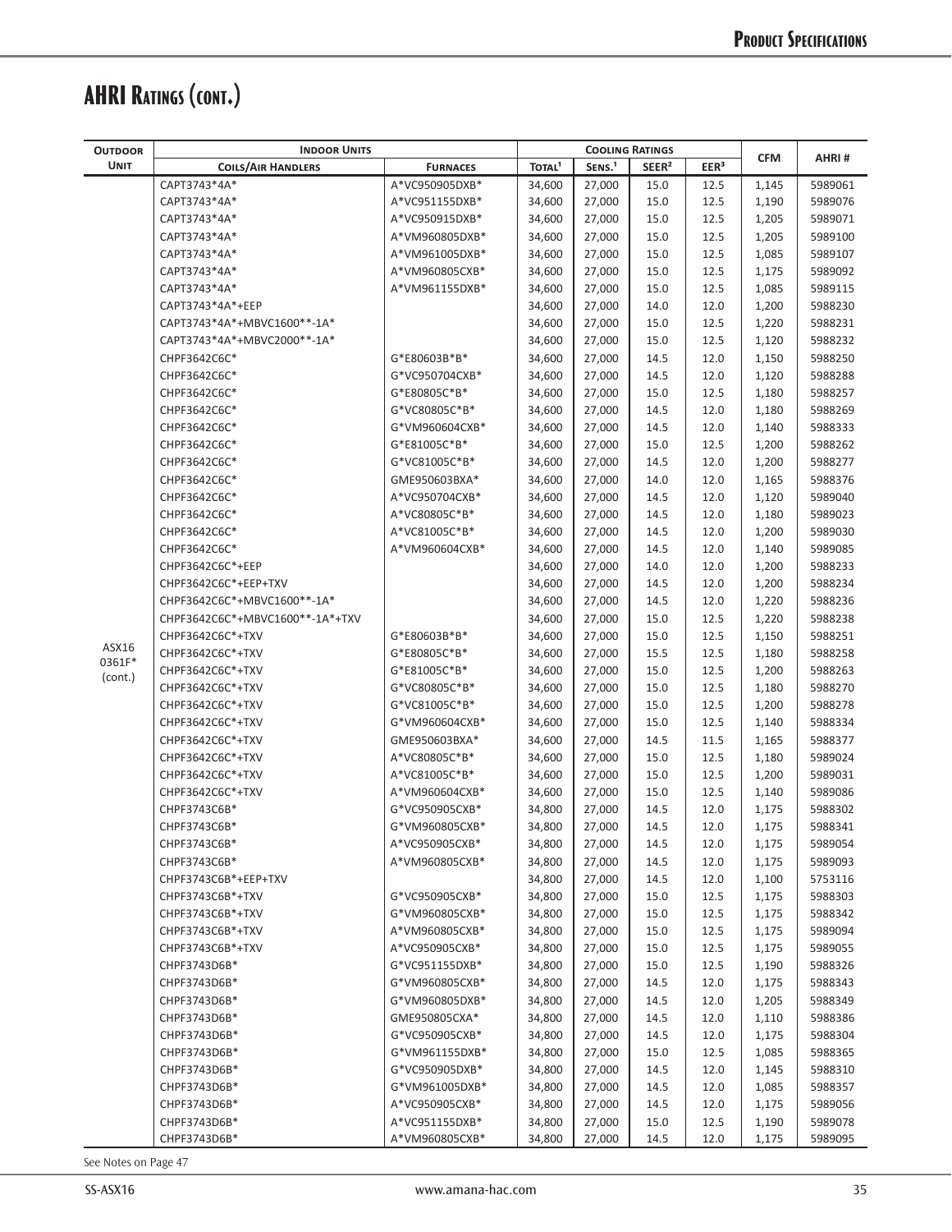# AHRI Ratings (cont.)

| Outdoor Unit | Indoor Units | | Cooling Ratings | | | | CFM | AHRI # |
|---|---|---|---|---|---|---|---|---|
| | Coils/Air Handlers | Furnaces | Total[1] | Sens.[1] | SEER[2] | EER[3] | | |
| ASX16 0361F* (cont.) | CAPT3743*4A* | A*VC950905DXB* | 34,600 | 27,000 | 15.0 | 12.5 | 1,145 | 5989061 |
| | CAPT3743*4A* | A*VC951155DXB* | 34,600 | 27,000 | 15.0 | 12.5 | 1,190 | 5989076 |
| | CAPT3743*4A* | A*VC950915DXB* | 34,600 | 27,000 | 15.0 | 12.5 | 1,205 | 5989071 |
| | CAPT3743*4A* | A*VM960805DXB* | 34,600 | 27,000 | 15.0 | 12.5 | 1,205 | 5989100 |
| | CAPT3743*4A* | A*VM961005DXB* | 34,600 | 27,000 | 15.0 | 12.5 | 1,085 | 5989107 |
| | CAPT3743*4A* | A*VM960805CXB* | 34,600 | 27,000 | 15.0 | 12.5 | 1,175 | 5989092 |
| | CAPT3743*4A* | A*VM961155DXB* | 34,600 | 27,000 | 15.0 | 12.5 | 1,085 | 5989115 |
| | CAPT3743*4A*+EEP | | 34,600 | 27,000 | 14.0 | 12.0 | 1,200 | 5988230 |
| | CAPT3743*4A*+MBVC1600**-1A* | | 34,600 | 27,000 | 15.0 | 12.5 | 1,220 | 5988231 |
| | CAPT3743*4A*+MBVC2000**-1A* | | 34,600 | 27,000 | 15.0 | 12.5 | 1,120 | 5988232 |
| | CHPF3642C6C* | G*E80603B*B* | 34,600 | 27,000 | 14.5 | 12.0 | 1,150 | 5988250 |
| | CHPF3642C6C* | G*VC950704CXB* | 34,600 | 27,000 | 14.5 | 12.0 | 1,120 | 5988288 |
| | CHPF3642C6C* | G*E80805C*B* | 34,600 | 27,000 | 15.0 | 12.5 | 1,180 | 5988257 |
| | CHPF3642C6C* | G*VC80805C*B* | 34,600 | 27,000 | 14.5 | 12.0 | 1,180 | 5988269 |
| | CHPF3642C6C* | G*VM960604CXB* | 34,600 | 27,000 | 14.5 | 12.0 | 1,140 | 5988333 |
| | CHPF3642C6C* | G*E81005C*B* | 34,600 | 27,000 | 15.0 | 12.5 | 1,200 | 5988262 |
| | CHPF3642C6C* | G*VC81005C*B* | 34,600 | 27,000 | 14.5 | 12.0 | 1,200 | 5988277 |
| | CHPF3642C6C* | GME950603BXA* | 34,600 | 27,000 | 14.0 | 12.0 | 1,165 | 5988376 |
| | CHPF3642C6C* | A*VC950704CXB* | 34,600 | 27,000 | 14.5 | 12.0 | 1,120 | 5989040 |
| | CHPF3642C6C* | A*VC80805C*B* | 34,600 | 27,000 | 14.5 | 12.0 | 1,180 | 5989023 |
| | CHPF3642C6C* | A*VC81005C*B* | 34,600 | 27,000 | 14.5 | 12.0 | 1,200 | 5989030 |
| | CHPF3642C6C* | A*VM960604CXB* | 34,600 | 27,000 | 14.5 | 12.0 | 1,140 | 5989085 |
| | CHPF3642C6C*+EEP | | 34,600 | 27,000 | 14.0 | 12.0 | 1,200 | 5988233 |
| | CHPF3642C6C*+EEP+TXV | | 34,600 | 27,000 | 14.5 | 12.0 | 1,200 | 5988234 |
| | CHPF3642C6C*+MBVC1600**-1A* | | 34,600 | 27,000 | 14.5 | 12.0 | 1,220 | 5988236 |
| | CHPF3642C6C*+MBVC1600**-1A*+TXV | | 34,600 | 27,000 | 15.0 | 12.5 | 1,220 | 5988238 |
| | CHPF3642C6C*+TXV | G*E80603B*B* | 34,600 | 27,000 | 15.0 | 12.5 | 1,150 | 5988251 |
| | CHPF3642C6C*+TXV | G*E80805C*B* | 34,600 | 27,000 | 15.5 | 12.5 | 1,180 | 5988258 |
| | CHPF3642C6C*+TXV | G*E81005C*B* | 34,600 | 27,000 | 15.0 | 12.5 | 1,200 | 5988263 |
| | CHPF3642C6C*+TXV | G*VC80805C*B* | 34,600 | 27,000 | 15.0 | 12.5 | 1,180 | 5988270 |
| | CHPF3642C6C*+TXV | G*VC81005C*B* | 34,600 | 27,000 | 15.0 | 12.5 | 1,200 | 5988278 |
| | CHPF3642C6C*+TXV | G*VM960604CXB* | 34,600 | 27,000 | 15.0 | 12.5 | 1,140 | 5988334 |
| | CHPF3642C6C*+TXV | GME950603BXA* | 34,600 | 27,000 | 14.5 | 11.5 | 1,165 | 5988377 |
| | CHPF3642C6C*+TXV | A*VC80805C*B* | 34,600 | 27,000 | 15.0 | 12.5 | 1,180 | 5989024 |
| | CHPF3642C6C*+TXV | A*VC81005C*B* | 34,600 | 27,000 | 15.0 | 12.5 | 1,200 | 5989031 |
| | CHPF3642C6C*+TXV | A*VM960604CXB* | 34,600 | 27,000 | 15.0 | 12.5 | 1,140 | 5989086 |
| | CHPF3743C6B* | G*VC950905CXB* | 34,800 | 27,000 | 14.5 | 12.0 | 1,175 | 5988302 |
| | CHPF3743C6B* | G*VM960805CXB* | 34,800 | 27,000 | 14.5 | 12.0 | 1,175 | 5988341 |
| | CHPF3743C6B* | A*VC950905CXB* | 34,800 | 27,000 | 14.5 | 12.0 | 1,175 | 5989054 |
| | CHPF3743C6B* | A*VM960805CXB* | 34,800 | 27,000 | 14.5 | 12.0 | 1,175 | 5989093 |
| | CHPF3743C6B*+EEP+TXV | | 34,800 | 27,000 | 14.5 | 12.0 | 1,100 | 5753116 |
| | CHPF3743C6B*+TXV | G*VC950905CXB* | 34,800 | 27,000 | 15.0 | 12.5 | 1,175 | 5988303 |
| | CHPF3743C6B*+TXV | G*VM960805CXB* | 34,800 | 27,000 | 15.0 | 12.5 | 1,175 | 5988342 |
| | CHPF3743C6B*+TXV | A*VM960805CXB* | 34,800 | 27,000 | 15.0 | 12.5 | 1,175 | 5989094 |
| | CHPF3743C6B*+TXV | A*VC950905CXB* | 34,800 | 27,000 | 15.0 | 12.5 | 1,175 | 5989055 |
| | CHPF3743D6B* | G*VC951155DXB* | 34,800 | 27,000 | 15.0 | 12.5 | 1,190 | 5988326 |
| | CHPF3743D6B* | G*VM960805CXB* | 34,800 | 27,000 | 14.5 | 12.0 | 1,175 | 5988343 |
| | CHPF3743D6B* | G*VM960805DXB* | 34,800 | 27,000 | 14.5 | 12.0 | 1,205 | 5988349 |
| | CHPF3743D6B* | GME950805CXA* | 34,800 | 27,000 | 14.5 | 12.0 | 1,110 | 5988386 |
| | CHPF3743D6B* | G*VC950905CXB* | 34,800 | 27,000 | 14.5 | 12.0 | 1,175 | 5988304 |
| | CHPF3743D6B* | G*VM961155DXB* | 34,800 | 27,000 | 15.0 | 12.5 | 1,085 | 5988365 |
| | CHPF3743D6B* | G*VC950905DXB* | 34,800 | 27,000 | 14.5 | 12.0 | 1,145 | 5988310 |
| | CHPF3743D6B* | G*VM961005DXB* | 34,800 | 27,000 | 14.5 | 12.0 | 1,085 | 5988357 |
| | CHPF3743D6B* | A*VC950905CXB* | 34,800 | 27,000 | 14.5 | 12.0 | 1,175 | 5989056 |
| | CHPF3743D6B* | A*VC951155DXB* | 34,800 | 27,000 | 15.0 | 12.5 | 1,190 | 5989078 |
| | CHPF3743D6B* | A*VM960805CXB* | 34,800 | 27,000 | 14.5 | 12.0 | 1,175 | 5989095 |

See Notes on Page 47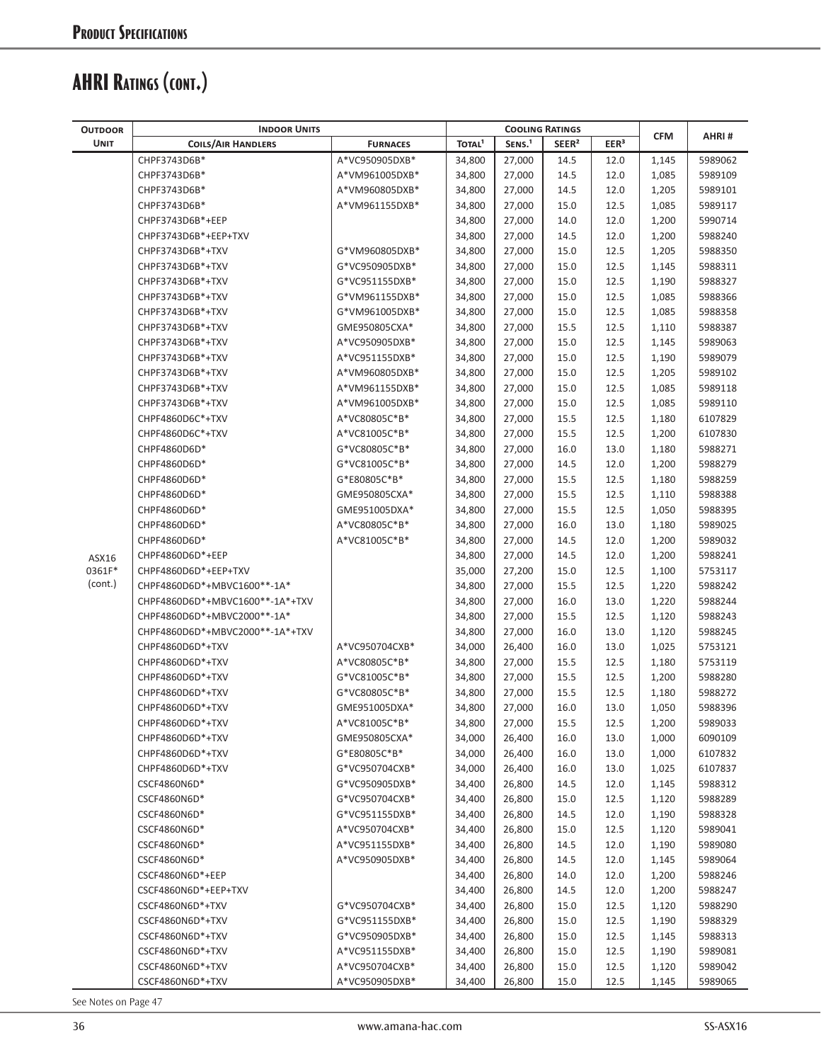## Product Specifications

# AHRI Ratings (cont.)

| Outdoor | Indoor Units | | Cooling Ratings | | | | CFM | AHRI # |
|---|---|---|---|---|---|---|---|---|
| Unit | Coils/Air Handlers | Furnaces | Total[1] | Sens.[1] | SEER[2] | EER[3] | | |
| ASX16 0361F* (cont.) | CHPF3743D6B* | A*VC950905DXB* | 34,800 | 27,000 | 14.5 | 12.0 | 1,145 | 5989062 |
| | CHPF3743D6B* | A*VM961005DXB* | 34,800 | 27,000 | 14.5 | 12.0 | 1,085 | 5989109 |
| | CHPF3743D6B* | A*VM960805DXB* | 34,800 | 27,000 | 14.5 | 12.0 | 1,205 | 5989101 |
| | CHPF3743D6B* | A*VM961155DXB* | 34,800 | 27,000 | 15.0 | 12.5 | 1,085 | 5989117 |
| | CHPF3743D6B*+EEP | | 34,800 | 27,000 | 14.0 | 12.0 | 1,200 | 5990714 |
| | CHPF3743D6B*+EEP+TXV | | 34,800 | 27,000 | 14.5 | 12.0 | 1,200 | 5988240 |
| | CHPF3743D6B*+TXV | G*VM960805DXB* | 34,800 | 27,000 | 15.0 | 12.5 | 1,205 | 5988350 |
| | CHPF3743D6B*+TXV | G*VC950905DXB* | 34,800 | 27,000 | 15.0 | 12.5 | 1,145 | 5988311 |
| | CHPF3743D6B*+TXV | G*VC951155DXB* | 34,800 | 27,000 | 15.0 | 12.5 | 1,190 | 5988327 |
| | CHPF3743D6B*+TXV | G*VM961155DXB* | 34,800 | 27,000 | 15.0 | 12.5 | 1,085 | 5988366 |
| | CHPF3743D6B*+TXV | G*VM961005DXB* | 34,800 | 27,000 | 15.0 | 12.5 | 1,085 | 5988358 |
| | CHPF3743D6B*+TXV | GME950805CXA* | 34,800 | 27,000 | 15.5 | 12.5 | 1,110 | 5988387 |
| | CHPF3743D6B*+TXV | A*VC950905DXB* | 34,800 | 27,000 | 15.0 | 12.5 | 1,145 | 5989063 |
| | CHPF3743D6B*+TXV | A*VC951155DXB* | 34,800 | 27,000 | 15.0 | 12.5 | 1,190 | 5989079 |
| | CHPF3743D6B*+TXV | A*VM960805DXB* | 34,800 | 27,000 | 15.0 | 12.5 | 1,205 | 5989102 |
| | CHPF3743D6B*+TXV | A*VM961155DXB* | 34,800 | 27,000 | 15.0 | 12.5 | 1,085 | 5989118 |
| | CHPF3743D6B*+TXV | A*VM961005DXB* | 34,800 | 27,000 | 15.0 | 12.5 | 1,085 | 5989110 |
| | CHPF4860D6C*+TXV | A*VC80805C*B* | 34,800 | 27,000 | 15.5 | 12.5 | 1,180 | 6107829 |
| | CHPF4860D6C*+TXV | A*VC81005C*B* | 34,800 | 27,000 | 15.5 | 12.5 | 1,200 | 6107830 |
| | CHPF4860D6D* | G*VC80805C*B* | 34,800 | 27,000 | 16.0 | 13.0 | 1,180 | 5988271 |
| | CHPF4860D6D* | G*VC81005C*B* | 34,800 | 27,000 | 14.5 | 12.0 | 1,200 | 5988279 |
| | CHPF4860D6D* | G*E80805C*B* | 34,800 | 27,000 | 15.5 | 12.5 | 1,180 | 5988259 |
| | CHPF4860D6D* | GME950805CXA* | 34,800 | 27,000 | 15.5 | 12.5 | 1,110 | 5988388 |
| | CHPF4860D6D* | GME951005DXA* | 34,800 | 27,000 | 15.5 | 12.5 | 1,050 | 5988395 |
| | CHPF4860D6D* | A*VC80805C*B* | 34,800 | 27,000 | 16.0 | 13.0 | 1,180 | 5989025 |
| | CHPF4860D6D* | A*VC81005C*B* | 34,800 | 27,000 | 14.5 | 12.0 | 1,200 | 5989032 |
| | CHPF4860D6D*+EEP | | 34,800 | 27,000 | 14.5 | 12.0 | 1,200 | 5988241 |
| | CHPF4860D6D*+EEP+TXV | | 35,000 | 27,200 | 15.0 | 12.5 | 1,100 | 5753117 |
| | CHPF4860D6D*+MBVC1600**-1A* | | 34,800 | 27,000 | 15.5 | 12.5 | 1,220 | 5988242 |
| | CHPF4860D6D*+MBVC1600**-1A*+TXV | | 34,800 | 27,000 | 16.0 | 13.0 | 1,220 | 5988244 |
| | CHPF4860D6D*+MBVC2000**-1A* | | 34,800 | 27,000 | 15.5 | 12.5 | 1,120 | 5988243 |
| | CHPF4860D6D*+MBVC2000**-1A*+TXV | | 34,800 | 27,000 | 16.0 | 13.0 | 1,120 | 5988245 |
| | CHPF4860D6D*+TXV | A*VC950704CXB* | 34,000 | 26,400 | 16.0 | 13.0 | 1,025 | 5753121 |
| | CHPF4860D6D*+TXV | A*VC80805C*B* | 34,800 | 27,000 | 15.5 | 12.5 | 1,180 | 5753119 |
| | CHPF4860D6D*+TXV | G*VC81005C*B* | 34,800 | 27,000 | 15.5 | 12.5 | 1,200 | 5988280 |
| | CHPF4860D6D*+TXV | G*VC80805C*B* | 34,800 | 27,000 | 15.5 | 12.5 | 1,180 | 5988272 |
| | CHPF4860D6D*+TXV | GME951005DXA* | 34,800 | 27,000 | 16.0 | 13.0 | 1,050 | 5988396 |
| | CHPF4860D6D*+TXV | A*VC81005C*B* | 34,800 | 27,000 | 15.5 | 12.5 | 1,200 | 5989033 |
| | CHPF4860D6D*+TXV | GME950805CXA* | 34,000 | 26,400 | 16.0 | 13.0 | 1,000 | 6090109 |
| | CHPF4860D6D*+TXV | G*E80805C*B* | 34,000 | 26,400 | 16.0 | 13.0 | 1,000 | 6107832 |
| | CHPF4860D6D*+TXV | G*VC950704CXB* | 34,000 | 26,400 | 16.0 | 13.0 | 1,025 | 6107837 |
| | CSCF4860N6D* | G*VC950905DXB* | 34,400 | 26,800 | 14.5 | 12.0 | 1,145 | 5988312 |
| | CSCF4860N6D* | G*VC950704CXB* | 34,400 | 26,800 | 15.0 | 12.5 | 1,120 | 5988289 |
| | CSCF4860N6D* | G*VC951155DXB* | 34,400 | 26,800 | 14.5 | 12.0 | 1,190 | 5988328 |
| | CSCF4860N6D* | A*VC950704CXB* | 34,400 | 26,800 | 15.0 | 12.5 | 1,120 | 5989041 |
| | CSCF4860N6D* | A*VC951155DXB* | 34,400 | 26,800 | 14.5 | 12.0 | 1,190 | 5989080 |
| | CSCF4860N6D* | A*VC950905DXB* | 34,400 | 26,800 | 14.5 | 12.0 | 1,145 | 5989064 |
| | CSCF4860N6D*+EEP | | 34,400 | 26,800 | 14.0 | 12.0 | 1,200 | 5988246 |
| | CSCF4860N6D*+EEP+TXV | | 34,400 | 26,800 | 14.5 | 12.0 | 1,200 | 5988247 |
| | CSCF4860N6D*+TXV | G*VC950704CXB* | 34,400 | 26,800 | 15.0 | 12.5 | 1,120 | 5988290 |
| | CSCF4860N6D*+TXV | G*VC951155DXB* | 34,400 | 26,800 | 15.0 | 12.5 | 1,190 | 5988329 |
| | CSCF4860N6D*+TXV | G*VC950905DXB* | 34,400 | 26,800 | 15.0 | 12.5 | 1,145 | 5988313 |
| | CSCF4860N6D*+TXV | A*VC951155DXB* | 34,400 | 26,800 | 15.0 | 12.5 | 1,190 | 5989081 |
| | CSCF4860N6D*+TXV | A*VC950704CXB* | 34,400 | 26,800 | 15.0 | 12.5 | 1,120 | 5989042 |
| | CSCF4860N6D*+TXV | A*VC950905DXB* | 34,400 | 26,800 | 15.0 | 12.5 | 1,145 | 5989065 |

See Notes on Page 47

www.amana-hac.com

SS-ASX16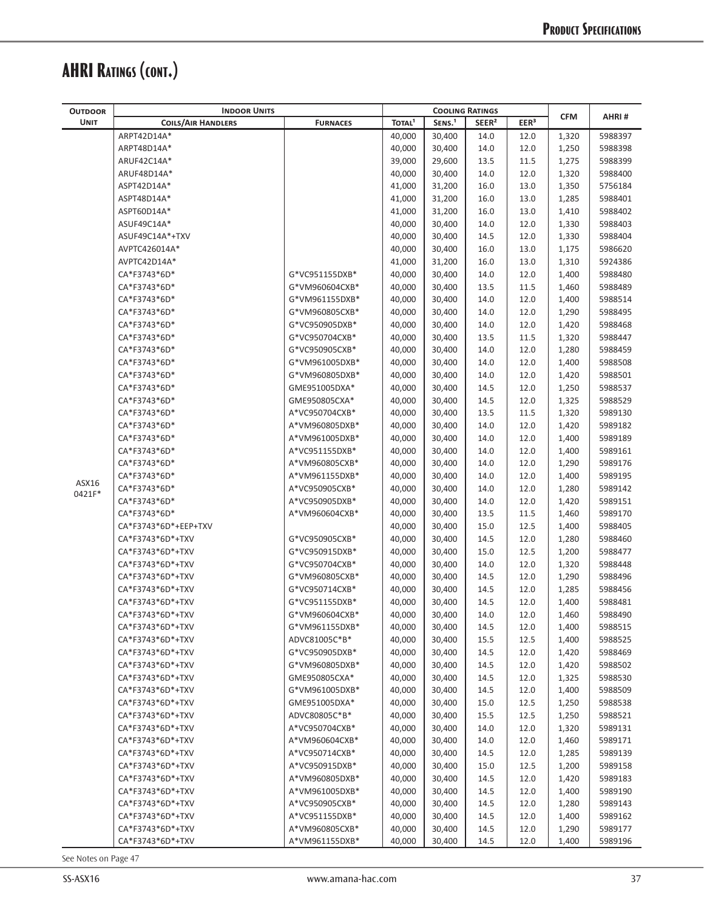# AHRI Ratings (cont.)

| Outdoor Unit | Indoor Units | | Cooling Ratings | | | | CFM | AHRI # |
|---|---|---|---|---|---|---|---|---|
| | Coils/Air Handlers | Furnaces | Total[1] | Sens.[1] | SEER[2] | EER[3] | | |
| ASX16 0421F* | ARPT42D14A* | | 40,000 | 30,400 | 14.0 | 12.0 | 1,320 | 5988397 |
| | ARPT48D14A* | | 40,000 | 30,400 | 14.0 | 12.0 | 1,250 | 5988398 |
| | ARUF42C14A* | | 39,000 | 29,600 | 13.5 | 11.5 | 1,275 | 5988399 |
| | ARUF48D14A* | | 40,000 | 30,400 | 14.0 | 12.0 | 1,320 | 5988400 |
| | ASPT42D14A* | | 41,000 | 31,200 | 16.0 | 13.0 | 1,350 | 5756184 |
| | ASPT48D14A* | | 41,000 | 31,200 | 16.0 | 13.0 | 1,285 | 5988401 |
| | ASPT60D14A* | | 41,000 | 31,200 | 16.0 | 13.0 | 1,410 | 5988402 |
| | ASUF49C14A* | | 40,000 | 30,400 | 14.0 | 12.0 | 1,330 | 5988403 |
| | ASUF49C14A*+TXV | | 40,000 | 30,400 | 14.5 | 12.0 | 1,330 | 5988404 |
| | AVPTC426014A* | | 40,000 | 30,400 | 16.0 | 13.0 | 1,175 | 5986620 |
| | AVPTC42D14A* | | 41,000 | 31,200 | 16.0 | 13.0 | 1,310 | 5924386 |
| | CA*F3743*6D* | G*VC951155DXB* | 40,000 | 30,400 | 14.0 | 12.0 | 1,400 | 5988480 |
| | CA*F3743*6D* | G*VM960604CXB* | 40,000 | 30,400 | 13.5 | 11.5 | 1,460 | 5988489 |
| | CA*F3743*6D* | G*VM961155DXB* | 40,000 | 30,400 | 14.0 | 12.0 | 1,400 | 5988514 |
| | CA*F3743*6D* | G*VM960805CXB* | 40,000 | 30,400 | 14.0 | 12.0 | 1,290 | 5988495 |
| | CA*F3743*6D* | G*VC950905DXB* | 40,000 | 30,400 | 14.0 | 12.0 | 1,420 | 5988468 |
| | CA*F3743*6D* | G*VC950704CXB* | 40,000 | 30,400 | 13.5 | 11.5 | 1,320 | 5988447 |
| | CA*F3743*6D* | G*VC950905CXB* | 40,000 | 30,400 | 14.0 | 12.0 | 1,280 | 5988459 |
| | CA*F3743*6D* | G*VM961005DXB* | 40,000 | 30,400 | 14.0 | 12.0 | 1,400 | 5988508 |
| | CA*F3743*6D* | G*VM960805DXB* | 40,000 | 30,400 | 14.0 | 12.0 | 1,420 | 5988501 |
| | CA*F3743*6D* | GME951005DXA* | 40,000 | 30,400 | 14.5 | 12.0 | 1,250 | 5988537 |
| | CA*F3743*6D* | GME950805CXA* | 40,000 | 30,400 | 14.5 | 12.0 | 1,325 | 5988529 |
| | CA*F3743*6D* | A*VC950704CXB* | 40,000 | 30,400 | 13.5 | 11.5 | 1,320 | 5989130 |
| | CA*F3743*6D* | A*VM960805DXB* | 40,000 | 30,400 | 14.0 | 12.0 | 1,420 | 5989182 |
| | CA*F3743*6D* | A*VM961005DXB* | 40,000 | 30,400 | 14.0 | 12.0 | 1,400 | 5989189 |
| | CA*F3743*6D* | A*VC951155DXB* | 40,000 | 30,400 | 14.0 | 12.0 | 1,400 | 5989161 |
| | CA*F3743*6D* | A*VM960805CXB* | 40,000 | 30,400 | 14.0 | 12.0 | 1,290 | 5989176 |
| | CA*F3743*6D* | A*VM961155DXB* | 40,000 | 30,400 | 14.0 | 12.0 | 1,400 | 5989195 |
| | CA*F3743*6D* | A*VC950905CXB* | 40,000 | 30,400 | 14.0 | 12.0 | 1,280 | 5989142 |
| | CA*F3743*6D* | A*VC950905DXB* | 40,000 | 30,400 | 14.0 | 12.0 | 1,420 | 5989151 |
| | CA*F3743*6D* | A*VM960604CXB* | 40,000 | 30,400 | 13.5 | 11.5 | 1,460 | 5989170 |
| | CA*F3743*6D*+EEP+TXV | | 40,000 | 30,400 | 15.0 | 12.5 | 1,400 | 5988405 |
| | CA*F3743*6D*+TXV | G*VC950905CXB* | 40,000 | 30,400 | 14.5 | 12.0 | 1,280 | 5988460 |
| | CA*F3743*6D*+TXV | G*VC950915DXB* | 40,000 | 30,400 | 15.0 | 12.5 | 1,200 | 5988477 |
| | CA*F3743*6D*+TXV | G*VC950704CXB* | 40,000 | 30,400 | 14.0 | 12.0 | 1,320 | 5988448 |
| | CA*F3743*6D*+TXV | G*VM960805CXB* | 40,000 | 30,400 | 14.5 | 12.0 | 1,290 | 5988496 |
| | CA*F3743*6D*+TXV | G*VC950714CXB* | 40,000 | 30,400 | 14.5 | 12.0 | 1,285 | 5988456 |
| | CA*F3743*6D*+TXV | G*VC951155DXB* | 40,000 | 30,400 | 14.5 | 12.0 | 1,400 | 5988481 |
| | CA*F3743*6D*+TXV | G*VM960604CXB* | 40,000 | 30,400 | 14.0 | 12.0 | 1,460 | 5988490 |
| | CA*F3743*6D*+TXV | G*VM961155DXB* | 40,000 | 30,400 | 14.5 | 12.0 | 1,400 | 5988515 |
| | CA*F3743*6D*+TXV | ADVC81005C*B* | 40,000 | 30,400 | 15.5 | 12.5 | 1,400 | 5988525 |
| | CA*F3743*6D*+TXV | G*VC950905DXB* | 40,000 | 30,400 | 14.5 | 12.0 | 1,420 | 5988469 |
| | CA*F3743*6D*+TXV | G*VM960805DXB* | 40,000 | 30,400 | 14.5 | 12.0 | 1,420 | 5988502 |
| | CA*F3743*6D*+TXV | GME950805CXA* | 40,000 | 30,400 | 14.5 | 12.0 | 1,325 | 5988530 |
| | CA*F3743*6D*+TXV | G*VM961005DXB* | 40,000 | 30,400 | 14.5 | 12.0 | 1,400 | 5988509 |
| | CA*F3743*6D*+TXV | GME951005DXA* | 40,000 | 30,400 | 15.0 | 12.5 | 1,250 | 5988538 |
| | CA*F3743*6D*+TXV | ADVC80805C*B* | 40,000 | 30,400 | 15.5 | 12.5 | 1,250 | 5988521 |
| | CA*F3743*6D*+TXV | A*VC950704CXB* | 40,000 | 30,400 | 14.0 | 12.0 | 1,320 | 5989131 |
| | CA*F3743*6D*+TXV | A*VM960604CXB* | 40,000 | 30,400 | 14.0 | 12.0 | 1,460 | 5989171 |
| | CA*F3743*6D*+TXV | A*VC950714CXB* | 40,000 | 30,400 | 14.5 | 12.0 | 1,285 | 5989139 |
| | CA*F3743*6D*+TXV | A*VC950915DXB* | 40,000 | 30,400 | 15.0 | 12.5 | 1,200 | 5989158 |
| | CA*F3743*6D*+TXV | A*VM960805DXB* | 40,000 | 30,400 | 14.5 | 12.0 | 1,420 | 5989183 |
| | CA*F3743*6D*+TXV | A*VM961005DXB* | 40,000 | 30,400 | 14.5 | 12.0 | 1,400 | 5989190 |
| | CA*F3743*6D*+TXV | A*VC950905CXB* | 40,000 | 30,400 | 14.5 | 12.0 | 1,280 | 5989143 |
| | CA*F3743*6D*+TXV | A*VC951155DXB* | 40,000 | 30,400 | 14.5 | 12.0 | 1,400 | 5989162 |
| | CA*F3743*6D*+TXV | A*VM960805CXB* | 40,000 | 30,400 | 14.5 | 12.0 | 1,290 | 5989177 |
| | CA*F3743*6D*+TXV | A*VM961155DXB* | 40,000 | 30,400 | 14.5 | 12.0 | 1,400 | 5989196 |

See Notes on Page 47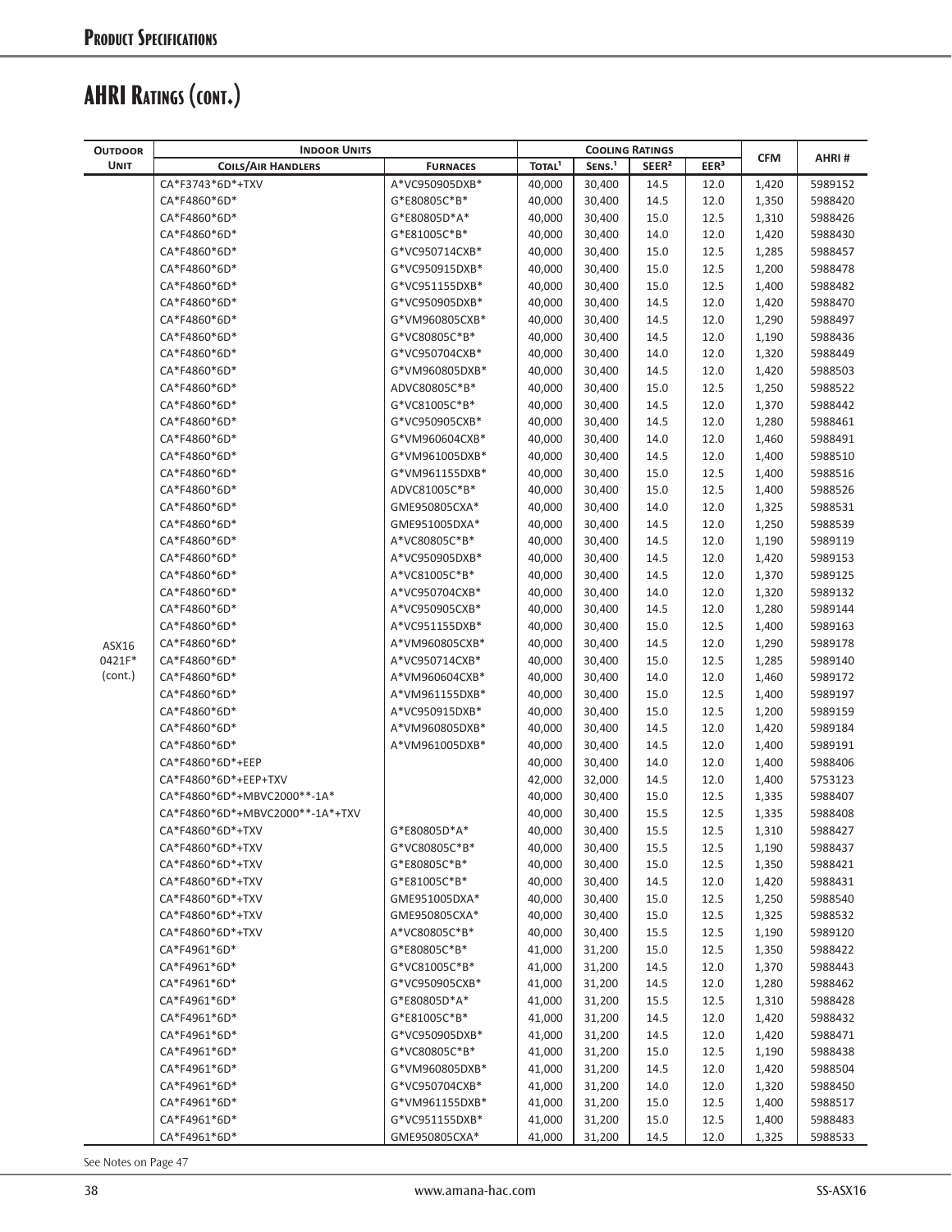# AHRI Ratings (cont.)

| Outdoor Unit | Indoor Units | | Cooling Ratings | | | | CFM | AHRI # |
|---|---|---|---|---|---|---|---|---|
| | Coils/Air Handlers | Furnaces | Total[1] | Sens.[1] | SEER[2] | EER[3] | | |
| ASX16 0421F* (cont.) | CA*F3743*6D*+TXV | A*VC950905DXB* | 40,000 | 30,400 | 14.5 | 12.0 | 1,420 | 5989152 |
| | CA*F4860*6D* | G*E80805C*B* | 40,000 | 30,400 | 14.5 | 12.0 | 1,350 | 5988420 |
| | CA*F4860*6D* | G*E80805D*A* | 40,000 | 30,400 | 15.0 | 12.5 | 1,310 | 5988426 |
| | CA*F4860*6D* | G*E81005C*B* | 40,000 | 30,400 | 14.0 | 12.0 | 1,420 | 5988430 |
| | CA*F4860*6D* | G*VC950714CXB* | 40,000 | 30,400 | 15.0 | 12.5 | 1,285 | 5988457 |
| | CA*F4860*6D* | G*VC950915DXB* | 40,000 | 30,400 | 15.0 | 12.5 | 1,200 | 5988478 |
| | CA*F4860*6D* | G*VC951155DXB* | 40,000 | 30,400 | 15.0 | 12.5 | 1,400 | 5988482 |
| | CA*F4860*6D* | G*VC950905DXB* | 40,000 | 30,400 | 14.5 | 12.0 | 1,420 | 5988470 |
| | CA*F4860*6D* | G*VM960805CXB* | 40,000 | 30,400 | 14.5 | 12.0 | 1,290 | 5988497 |
| | CA*F4860*6D* | G*VC80805C*B* | 40,000 | 30,400 | 14.5 | 12.0 | 1,190 | 5988436 |
| | CA*F4860*6D* | G*VC950704CXB* | 40,000 | 30,400 | 14.0 | 12.0 | 1,320 | 5988449 |
| | CA*F4860*6D* | G*VM960805DXB* | 40,000 | 30,400 | 14.5 | 12.0 | 1,420 | 5988503 |
| | CA*F4860*6D* | ADVC80805C*B* | 40,000 | 30,400 | 15.0 | 12.5 | 1,250 | 5988522 |
| | CA*F4860*6D* | G*VC81005C*B* | 40,000 | 30,400 | 14.5 | 12.0 | 1,370 | 5988442 |
| | CA*F4860*6D* | G*VC950905CXB* | 40,000 | 30,400 | 14.5 | 12.0 | 1,280 | 5988461 |
| | CA*F4860*6D* | G*VM960604CXB* | 40,000 | 30,400 | 14.0 | 12.0 | 1,460 | 5988491 |
| | CA*F4860*6D* | G*VM961005DXB* | 40,000 | 30,400 | 14.5 | 12.0 | 1,400 | 5988510 |
| | CA*F4860*6D* | G*VM961155DXB* | 40,000 | 30,400 | 15.0 | 12.5 | 1,400 | 5988516 |
| | CA*F4860*6D* | ADVC81005C*B* | 40,000 | 30,400 | 15.0 | 12.5 | 1,400 | 5988526 |
| | CA*F4860*6D* | GME950805CXA* | 40,000 | 30,400 | 14.0 | 12.0 | 1,325 | 5988531 |
| | CA*F4860*6D* | GME951005DXA* | 40,000 | 30,400 | 14.5 | 12.0 | 1,250 | 5988539 |
| | CA*F4860*6D* | A*VC80805C*B* | 40,000 | 30,400 | 14.5 | 12.0 | 1,190 | 5989119 |
| | CA*F4860*6D* | A*VC950905DXB* | 40,000 | 30,400 | 14.5 | 12.0 | 1,420 | 5989153 |
| | CA*F4860*6D* | A*VC81005C*B* | 40,000 | 30,400 | 14.5 | 12.0 | 1,370 | 5989125 |
| | CA*F4860*6D* | A*VC950704CXB* | 40,000 | 30,400 | 14.0 | 12.0 | 1,320 | 5989132 |
| | CA*F4860*6D* | A*VC950905CXB* | 40,000 | 30,400 | 14.5 | 12.0 | 1,280 | 5989144 |
| | CA*F4860*6D* | A*VC951155DXB* | 40,000 | 30,400 | 15.0 | 12.5 | 1,400 | 5989163 |
| | CA*F4860*6D* | A*VM960805CXB* | 40,000 | 30,400 | 14.5 | 12.0 | 1,290 | 5989178 |
| | CA*F4860*6D* | A*VC950714CXB* | 40,000 | 30,400 | 15.0 | 12.5 | 1,285 | 5989140 |
| | CA*F4860*6D* | A*VM960604CXB* | 40,000 | 30,400 | 14.0 | 12.0 | 1,460 | 5989172 |
| | CA*F4860*6D* | A*VM961155DXB* | 40,000 | 30,400 | 15.0 | 12.5 | 1,400 | 5989197 |
| | CA*F4860*6D* | A*VC950915DXB* | 40,000 | 30,400 | 15.0 | 12.5 | 1,200 | 5989159 |
| | CA*F4860*6D* | A*VM960805DXB* | 40,000 | 30,400 | 14.5 | 12.0 | 1,420 | 5989184 |
| | CA*F4860*6D* | A*VM961005DXB* | 40,000 | 30,400 | 14.5 | 12.0 | 1,400 | 5989191 |
| | CA*F4860*6D*+EEP | | 40,000 | 30,400 | 14.0 | 12.0 | 1,400 | 5988406 |
| | CA*F4860*6D*+EEP+TXV | | 42,000 | 32,000 | 14.5 | 12.0 | 1,400 | 5753123 |
| | CA*F4860*6D*+MBVC2000**-1A* | | 40,000 | 30,400 | 15.0 | 12.5 | 1,335 | 5988407 |
| | CA*F4860*6D*+MBVC2000**-1A*+TXV | | 40,000 | 30,400 | 15.5 | 12.5 | 1,335 | 5988408 |
| | CA*F4860*6D*+TXV | G*E80805D*A* | 40,000 | 30,400 | 15.5 | 12.5 | 1,310 | 5988427 |
| | CA*F4860*6D*+TXV | G*VC80805C*B* | 40,000 | 30,400 | 15.5 | 12.5 | 1,190 | 5988437 |
| | CA*F4860*6D*+TXV | G*E80805C*B* | 40,000 | 30,400 | 15.0 | 12.5 | 1,350 | 5988421 |
| | CA*F4860*6D*+TXV | G*E81005C*B* | 40,000 | 30,400 | 14.5 | 12.0 | 1,420 | 5988431 |
| | CA*F4860*6D*+TXV | GME951005DXA* | 40,000 | 30,400 | 15.0 | 12.5 | 1,250 | 5988540 |
| | CA*F4860*6D*+TXV | GME950805CXA* | 40,000 | 30,400 | 15.0 | 12.5 | 1,325 | 5988532 |
| | CA*F4860*6D*+TXV | A*VC80805C*B* | 40,000 | 30,400 | 15.5 | 12.5 | 1,190 | 5989120 |
| | CA*F4961*6D* | G*E80805C*B* | 41,000 | 31,200 | 15.0 | 12.5 | 1,350 | 5988422 |
| | CA*F4961*6D* | G*VC81005C*B* | 41,000 | 31,200 | 14.5 | 12.0 | 1,370 | 5988443 |
| | CA*F4961*6D* | G*VC950905CXB* | 41,000 | 31,200 | 14.5 | 12.0 | 1,280 | 5988462 |
| | CA*F4961*6D* | G*E80805D*A* | 41,000 | 31,200 | 15.5 | 12.5 | 1,310 | 5988428 |
| | CA*F4961*6D* | G*E81005C*B* | 41,000 | 31,200 | 14.5 | 12.0 | 1,420 | 5988432 |
| | CA*F4961*6D* | G*VC950905DXB* | 41,000 | 31,200 | 14.5 | 12.0 | 1,420 | 5988471 |
| | CA*F4961*6D* | G*VC80805C*B* | 41,000 | 31,200 | 15.0 | 12.5 | 1,190 | 5988438 |
| | CA*F4961*6D* | G*VM960805DXB* | 41,000 | 31,200 | 14.5 | 12.0 | 1,420 | 5988504 |
| | CA*F4961*6D* | G*VC950704CXB* | 41,000 | 31,200 | 14.0 | 12.0 | 1,320 | 5988450 |
| | CA*F4961*6D* | G*VM961155DXB* | 41,000 | 31,200 | 15.0 | 12.5 | 1,400 | 5988517 |
| | CA*F4961*6D* | G*VC951155DXB* | 41,000 | 31,200 | 15.0 | 12.5 | 1,400 | 5988483 |
| | CA*F4961*6D* | GME950805CXA* | 41,000 | 31,200 | 14.5 | 12.0 | 1,325 | 5988533 |

See Notes on Page 47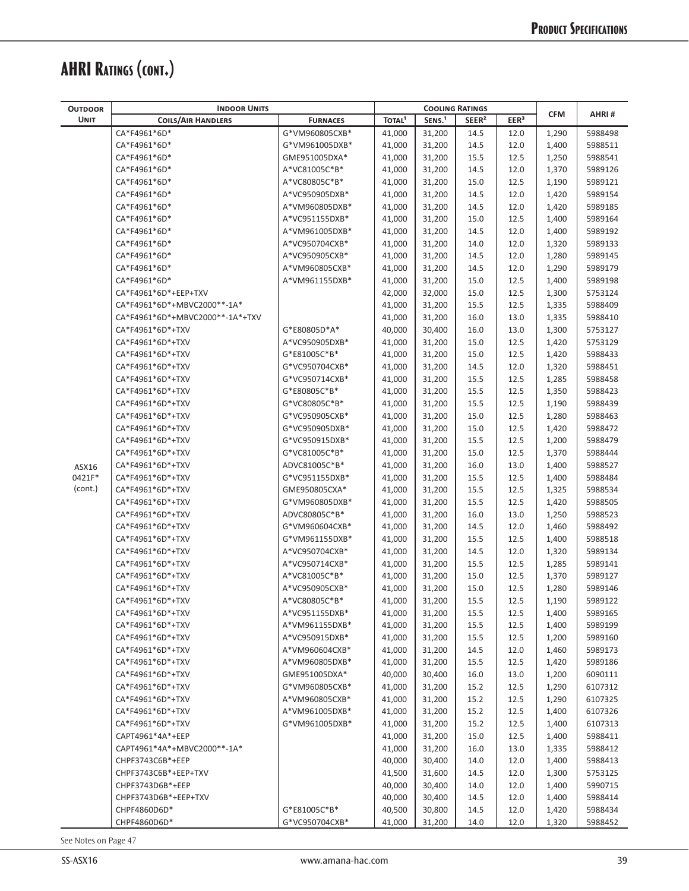# AHRI Ratings (cont.)

| Outdoor Unit | Indoor Units | | Cooling Ratings | | | | CFM | AHRI # |
|---|---|---|---|---|---|---|---|---|
| | Coils/Air Handlers | Furnaces | Total[1] | Sens.[1] | SEER[2] | EER[3] | | |
| ASX16 0421F* (cont.) | CA*F4961*6D* | G*VM960805CXB* | 41,000 | 31,200 | 14.5 | 12.0 | 1,290 | 5988498 |
| | CA*F4961*6D* | G*VM961005DXB* | 41,000 | 31,200 | 14.5 | 12.0 | 1,400 | 5988511 |
| | CA*F4961*6D* | GME951005DXA* | 41,000 | 31,200 | 15.5 | 12.5 | 1,250 | 5988541 |
| | CA*F4961*6D* | A*VC81005C*B* | 41,000 | 31,200 | 14.5 | 12.0 | 1,370 | 5989126 |
| | CA*F4961*6D* | A*VC80805C*B* | 41,000 | 31,200 | 15.0 | 12.5 | 1,190 | 5989121 |
| | CA*F4961*6D* | A*VC950905DXB* | 41,000 | 31,200 | 14.5 | 12.0 | 1,420 | 5989154 |
| | CA*F4961*6D* | A*VM960805DXB* | 41,000 | 31,200 | 14.5 | 12.0 | 1,420 | 5989185 |
| | CA*F4961*6D* | A*VC951155DXB* | 41,000 | 31,200 | 15.0 | 12.5 | 1,400 | 5989164 |
| | CA*F4961*6D* | A*VM961005DXB* | 41,000 | 31,200 | 14.5 | 12.0 | 1,400 | 5989192 |
| | CA*F4961*6D* | A*VC950704CXB* | 41,000 | 31,200 | 14.0 | 12.0 | 1,320 | 5989133 |
| | CA*F4961*6D* | A*VC950905CXB* | 41,000 | 31,200 | 14.5 | 12.0 | 1,280 | 5989145 |
| | CA*F4961*6D* | A*VM960805CXB* | 41,000 | 31,200 | 14.5 | 12.0 | 1,290 | 5989179 |
| | CA*F4961*6D* | A*VM961155DXB* | 41,000 | 31,200 | 15.0 | 12.5 | 1,400 | 5989198 |
| | CA*F4961*6D*+EEP+TXV | | 42,000 | 32,000 | 15.0 | 12.5 | 1,300 | 5753124 |
| | CA*F4961*6D*+MBVC2000**-1A* | | 41,000 | 31,200 | 15.5 | 12.5 | 1,335 | 5988409 |
| | CA*F4961*6D*+MBVC2000**-1A*+TXV | | 41,000 | 31,200 | 16.0 | 13.0 | 1,335 | 5988410 |
| | CA*F4961*6D*+TXV | G*E80805D*A* | 40,000 | 30,400 | 16.0 | 13.0 | 1,300 | 5753127 |
| | CA*F4961*6D*+TXV | A*VC950905DXB* | 41,000 | 31,200 | 15.0 | 12.5 | 1,420 | 5753129 |
| | CA*F4961*6D*+TXV | G*E81005C*B* | 41,000 | 31,200 | 15.0 | 12.5 | 1,420 | 5988433 |
| | CA*F4961*6D*+TXV | G*VC950704CXB* | 41,000 | 31,200 | 14.5 | 12.0 | 1,320 | 5988451 |
| | CA*F4961*6D*+TXV | G*VC950714CXB* | 41,000 | 31,200 | 15.5 | 12.5 | 1,285 | 5988458 |
| | CA*F4961*6D*+TXV | G*E80805C*B* | 41,000 | 31,200 | 15.5 | 12.5 | 1,350 | 5988423 |
| | CA*F4961*6D*+TXV | G*VC80805C*B* | 41,000 | 31,200 | 15.5 | 12.5 | 1,190 | 5988439 |
| | CA*F4961*6D*+TXV | G*VC950905CXB* | 41,000 | 31,200 | 15.0 | 12.5 | 1,280 | 5988463 |
| | CA*F4961*6D*+TXV | G*VC950905DXB* | 41,000 | 31,200 | 15.0 | 12.5 | 1,420 | 5988472 |
| | CA*F4961*6D*+TXV | G*VC950915DXB* | 41,000 | 31,200 | 15.5 | 12.5 | 1,200 | 5988479 |
| | CA*F4961*6D*+TXV | G*VC81005C*B* | 41,000 | 31,200 | 15.0 | 12.5 | 1,370 | 5988444 |
| | CA*F4961*6D*+TXV | ADVC81005C*B* | 41,000 | 31,200 | 16.0 | 13.0 | 1,400 | 5988527 |
| | CA*F4961*6D*+TXV | G*VC951155DXB* | 41,000 | 31,200 | 15.5 | 12.5 | 1,400 | 5988484 |
| | CA*F4961*6D*+TXV | GME950805CXA* | 41,000 | 31,200 | 15.5 | 12.5 | 1,325 | 5988534 |
| | CA*F4961*6D*+TXV | G*VM960805DXB* | 41,000 | 31,200 | 15.5 | 12.5 | 1,420 | 5988505 |
| | CA*F4961*6D*+TXV | ADVC80805C*B* | 41,000 | 31,200 | 16.0 | 13.0 | 1,250 | 5988523 |
| | CA*F4961*6D*+TXV | G*VM960604CXB* | 41,000 | 31,200 | 14.5 | 12.0 | 1,460 | 5988492 |
| | CA*F4961*6D*+TXV | G*VM961155DXB* | 41,000 | 31,200 | 15.5 | 12.5 | 1,400 | 5988518 |
| | CA*F4961*6D*+TXV | A*VC950704CXB* | 41,000 | 31,200 | 14.5 | 12.0 | 1,320 | 5989134 |
| | CA*F4961*6D*+TXV | A*VC950714CXB* | 41,000 | 31,200 | 15.5 | 12.5 | 1,285 | 5989141 |
| | CA*F4961*6D*+TXV | A*VC81005C*B* | 41,000 | 31,200 | 15.0 | 12.5 | 1,370 | 5989127 |
| | CA*F4961*6D*+TXV | A*VC950905CXB* | 41,000 | 31,200 | 15.0 | 12.5 | 1,280 | 5989146 |
| | CA*F4961*6D*+TXV | A*VC80805C*B* | 41,000 | 31,200 | 15.5 | 12.5 | 1,190 | 5989122 |
| | CA*F4961*6D*+TXV | A*VC951155DXB* | 41,000 | 31,200 | 15.5 | 12.5 | 1,400 | 5989165 |
| | CA*F4961*6D*+TXV | A*VM961155DXB* | 41,000 | 31,200 | 15.5 | 12.5 | 1,400 | 5989199 |
| | CA*F4961*6D*+TXV | A*VC950915DXB* | 41,000 | 31,200 | 15.5 | 12.5 | 1,200 | 5989160 |
| | CA*F4961*6D*+TXV | A*VM960604CXB* | 41,000 | 31,200 | 14.5 | 12.0 | 1,460 | 5989173 |
| | CA*F4961*6D*+TXV | A*VM960805DXB* | 41,000 | 31,200 | 15.5 | 12.5 | 1,420 | 5989186 |
| | CA*F4961*6D*+TXV | GME951005DXA* | 40,000 | 30,400 | 16.0 | 13.0 | 1,200 | 6090111 |
| | CA*F4961*6D*+TXV | G*VM960805CXB* | 41,000 | 31,200 | 15.2 | 12.5 | 1,290 | 6107312 |
| | CA*F4961*6D*+TXV | A*VM960805CXB* | 41,000 | 31,200 | 15.2 | 12.5 | 1,290 | 6107325 |
| | CA*F4961*6D*+TXV | A*VM961005DXB* | 41,000 | 31,200 | 15.2 | 12.5 | 1,400 | 6107326 |
| | CA*F4961*6D*+TXV | G*VM961005DXB* | 41,000 | 31,200 | 15.2 | 12.5 | 1,400 | 6107313 |
| | CAPT4961*4A*+EEP | | 41,000 | 31,200 | 15.0 | 12.5 | 1,400 | 5988411 |
| | CAPT4961*4A*+MBVC2000**-1A* | | 41,000 | 31,200 | 16.0 | 13.0 | 1,335 | 5988412 |
| | CHPF3743C6B*+EEP | | 40,000 | 30,400 | 14.0 | 12.0 | 1,400 | 5988413 |
| | CHPF3743C6B*+EEP+TXV | | 41,500 | 31,600 | 14.5 | 12.0 | 1,300 | 5753125 |
| | CHPF3743D6B*+EEP | | 40,000 | 30,400 | 14.0 | 12.0 | 1,400 | 5990715 |
| | CHPF3743D6B*+EEP+TXV | | 40,000 | 30,400 | 14.5 | 12.0 | 1,400 | 5988414 |
| | CHPF4860D6D* | G*E81005C*B* | 40,500 | 30,800 | 14.5 | 12.0 | 1,420 | 5988434 |
| | CHPF4860D6D* | G*VC950704CXB* | 41,000 | 31,200 | 14.0 | 12.0 | 1,320 | 5988452 |

See Notes on Page 47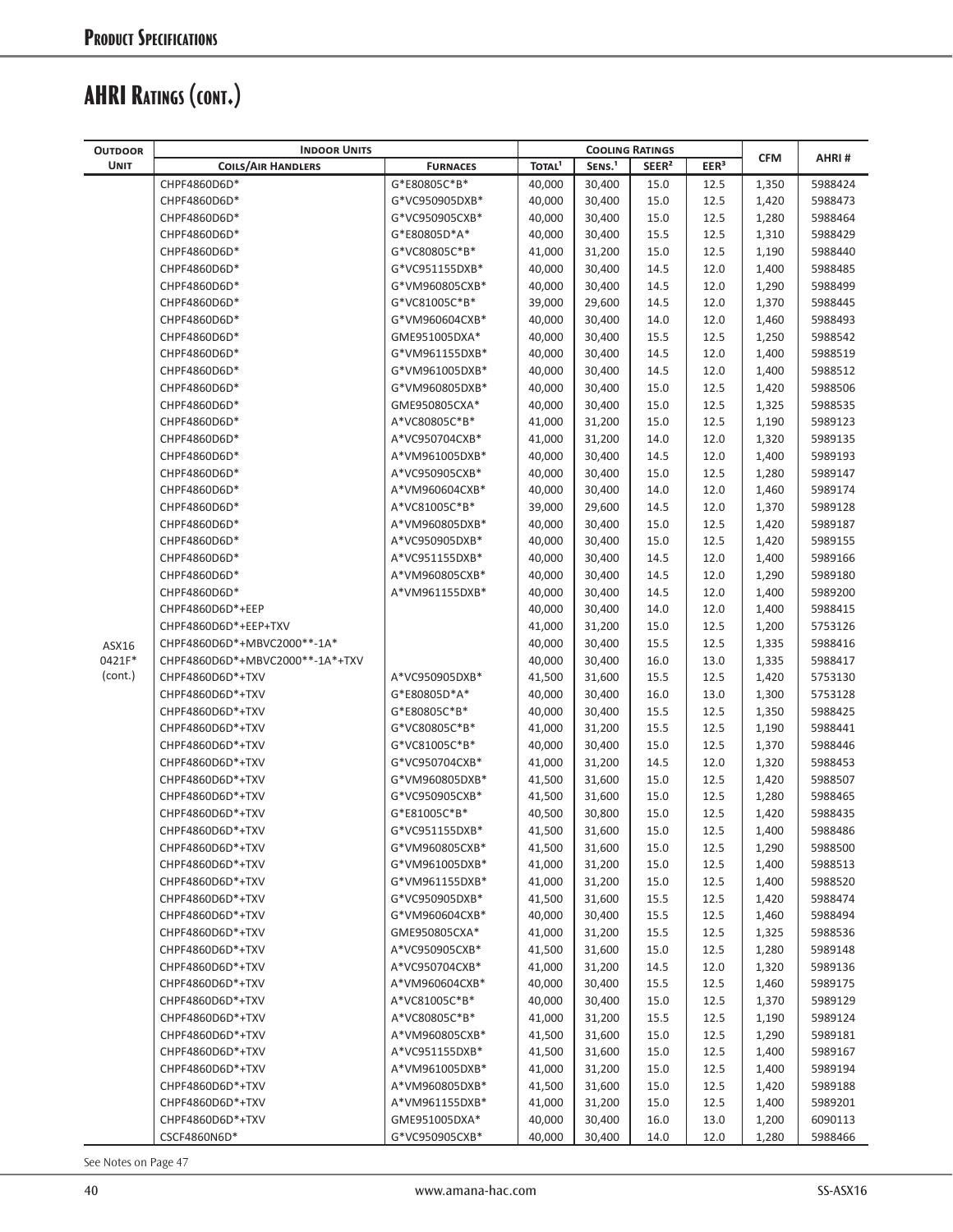## AHRI Ratings (cont.)

| Outdoor Unit | Indoor Units | | Cooling Ratings | | | | CFM | AHRI # |
|---|---|---|---|---|---|---|---|---|
| | Coils/Air Handlers | Furnaces | Total[1] | Sens.[1] | SEER[2] | EER[3] | | |
| ASX16 0421F* (cont.) | CHPF4860D6D* | G*E80805C*B* | 40,000 | 30,400 | 15.0 | 12.5 | 1,350 | 5988424 |
| | CHPF4860D6D* | G*VC950905DXB* | 40,000 | 30,400 | 15.0 | 12.5 | 1,420 | 5988473 |
| | CHPF4860D6D* | G*VC950905CXB* | 40,000 | 30,400 | 15.0 | 12.5 | 1,280 | 5988464 |
| | CHPF4860D6D* | G*E80805D*A* | 40,000 | 30,400 | 15.5 | 12.5 | 1,310 | 5988429 |
| | CHPF4860D6D* | G*VC80805C*B* | 41,000 | 31,200 | 15.0 | 12.5 | 1,190 | 5988440 |
| | CHPF4860D6D* | G*VC951155DXB* | 40,000 | 30,400 | 14.5 | 12.0 | 1,400 | 5988485 |
| | CHPF4860D6D* | G*VM960805CXB* | 40,000 | 30,400 | 14.5 | 12.0 | 1,290 | 5988499 |
| | CHPF4860D6D* | G*VC81005C*B* | 39,000 | 29,600 | 14.5 | 12.0 | 1,370 | 5988445 |
| | CHPF4860D6D* | G*VM960604CXB* | 40,000 | 30,400 | 14.0 | 12.0 | 1,460 | 5988493 |
| | CHPF4860D6D* | GME951005DXA* | 40,000 | 30,400 | 15.5 | 12.5 | 1,250 | 5988542 |
| | CHPF4860D6D* | G*VM961155DXB* | 40,000 | 30,400 | 14.5 | 12.0 | 1,400 | 5988519 |
| | CHPF4860D6D* | G*VM961005DXB* | 40,000 | 30,400 | 14.5 | 12.0 | 1,400 | 5988512 |
| | CHPF4860D6D* | G*VM960805DXB* | 40,000 | 30,400 | 15.0 | 12.5 | 1,420 | 5988506 |
| | CHPF4860D6D* | GME950805CXA* | 40,000 | 30,400 | 15.0 | 12.5 | 1,325 | 5988535 |
| | CHPF4860D6D* | A*VC80805C*B* | 41,000 | 31,200 | 15.0 | 12.5 | 1,190 | 5989123 |
| | CHPF4860D6D* | A*VC950704CXB* | 41,000 | 31,200 | 14.0 | 12.0 | 1,320 | 5989135 |
| | CHPF4860D6D* | A*VM961005DXB* | 40,000 | 30,400 | 14.5 | 12.0 | 1,400 | 5989193 |
| | CHPF4860D6D* | A*VC950905CXB* | 40,000 | 30,400 | 15.0 | 12.5 | 1,280 | 5989147 |
| | CHPF4860D6D* | A*VM960604CXB* | 40,000 | 30,400 | 14.0 | 12.0 | 1,460 | 5989174 |
| | CHPF4860D6D* | A*VC81005C*B* | 39,000 | 29,600 | 14.5 | 12.0 | 1,370 | 5989128 |
| | CHPF4860D6D* | A*VM960805DXB* | 40,000 | 30,400 | 15.0 | 12.5 | 1,420 | 5989187 |
| | CHPF4860D6D* | A*VC950905DXB* | 40,000 | 30,400 | 15.0 | 12.5 | 1,420 | 5989155 |
| | CHPF4860D6D* | A*VC951155DXB* | 40,000 | 30,400 | 14.5 | 12.0 | 1,400 | 5989166 |
| | CHPF4860D6D* | A*VM960805CXB* | 40,000 | 30,400 | 14.5 | 12.0 | 1,290 | 5989180 |
| | CHPF4860D6D* | A*VM961155DXB* | 40,000 | 30,400 | 14.5 | 12.0 | 1,400 | 5989200 |
| | CHPF4860D6D*+EEP | | 40,000 | 30,400 | 14.0 | 12.0 | 1,400 | 5988415 |
| | CHPF4860D6D*+EEP+TXV | | 41,000 | 31,200 | 15.0 | 12.5 | 1,200 | 5753126 |
| | CHPF4860D6D*+MBVC2000**-1A* | | 40,000 | 30,400 | 15.5 | 12.5 | 1,335 | 5988416 |
| | CHPF4860D6D*+MBVC2000**-1A*+TXV | | 40,000 | 30,400 | 16.0 | 13.0 | 1,335 | 5988417 |
| | CHPF4860D6D*+TXV | A*VC950905DXB* | 41,500 | 31,600 | 15.5 | 12.5 | 1,420 | 5753130 |
| | CHPF4860D6D*+TXV | G*E80805D*A* | 40,000 | 30,400 | 16.0 | 13.0 | 1,300 | 5753128 |
| | CHPF4860D6D*+TXV | G*E80805C*B* | 40,000 | 30,400 | 15.5 | 12.5 | 1,350 | 5988425 |
| | CHPF4860D6D*+TXV | G*VC80805C*B* | 41,000 | 31,200 | 15.5 | 12.5 | 1,190 | 5988441 |
| | CHPF4860D6D*+TXV | G*VC81005C*B* | 40,000 | 30,400 | 15.0 | 12.5 | 1,370 | 5988446 |
| | CHPF4860D6D*+TXV | G*VC950704CXB* | 41,000 | 31,200 | 14.5 | 12.0 | 1,320 | 5988453 |
| | CHPF4860D6D*+TXV | G*VM960805DXB* | 41,500 | 31,600 | 15.0 | 12.5 | 1,420 | 5988507 |
| | CHPF4860D6D*+TXV | G*VC950905CXB* | 41,500 | 31,600 | 15.0 | 12.5 | 1,280 | 5988465 |
| | CHPF4860D6D*+TXV | G*E81005C*B* | 40,500 | 30,800 | 15.0 | 12.5 | 1,420 | 5988435 |
| | CHPF4860D6D*+TXV | G*VC951155DXB* | 41,500 | 31,600 | 15.0 | 12.5 | 1,400 | 5988486 |
| | CHPF4860D6D*+TXV | G*VM960805CXB* | 41,500 | 31,600 | 15.0 | 12.5 | 1,290 | 5988500 |
| | CHPF4860D6D*+TXV | G*VM961005DXB* | 41,000 | 31,200 | 15.0 | 12.5 | 1,400 | 5988513 |
| | CHPF4860D6D*+TXV | G*VM961155DXB* | 41,000 | 31,200 | 15.0 | 12.5 | 1,400 | 5988520 |
| | CHPF4860D6D*+TXV | G*VC950905DXB* | 41,500 | 31,600 | 15.5 | 12.5 | 1,420 | 5988474 |
| | CHPF4860D6D*+TXV | G*VM960604CXB* | 40,000 | 30,400 | 15.5 | 12.5 | 1,460 | 5988494 |
| | CHPF4860D6D*+TXV | GME950805CXA* | 41,000 | 31,200 | 15.5 | 12.5 | 1,325 | 5988536 |
| | CHPF4860D6D*+TXV | A*VC950905CXB* | 41,500 | 31,600 | 15.0 | 12.5 | 1,280 | 5989148 |
| | CHPF4860D6D*+TXV | A*VC950704CXB* | 41,000 | 31,200 | 14.5 | 12.0 | 1,320 | 5989136 |
| | CHPF4860D6D*+TXV | A*VM960604CXB* | 40,000 | 30,400 | 15.5 | 12.5 | 1,460 | 5989175 |
| | CHPF4860D6D*+TXV | A*VC81005C*B* | 40,000 | 30,400 | 15.0 | 12.5 | 1,370 | 5989129 |
| | CHPF4860D6D*+TXV | A*VC80805C*B* | 41,000 | 31,200 | 15.5 | 12.5 | 1,190 | 5989124 |
| | CHPF4860D6D*+TXV | A*VM960805CXB* | 41,500 | 31,600 | 15.0 | 12.5 | 1,290 | 5989181 |
| | CHPF4860D6D*+TXV | A*VC951155DXB* | 41,500 | 31,600 | 15.0 | 12.5 | 1,400 | 5989167 |
| | CHPF4860D6D*+TXV | A*VM961005DXB* | 41,000 | 31,200 | 15.0 | 12.5 | 1,400 | 5989194 |
| | CHPF4860D6D*+TXV | A*VM960805DXB* | 41,500 | 31,600 | 15.0 | 12.5 | 1,420 | 5989188 |
| | CHPF4860D6D*+TXV | A*VM961155DXB* | 41,000 | 31,200 | 15.0 | 12.5 | 1,400 | 5989201 |
| | CHPF4860D6D*+TXV | GME951005DXA* | 40,000 | 30,400 | 16.0 | 13.0 | 1,200 | 6090113 |
| | CSCF4860N6D* | G*VC950905CXB* | 40,000 | 30,400 | 14.0 | 12.0 | 1,280 | 5988466 |

See Notes on Page 47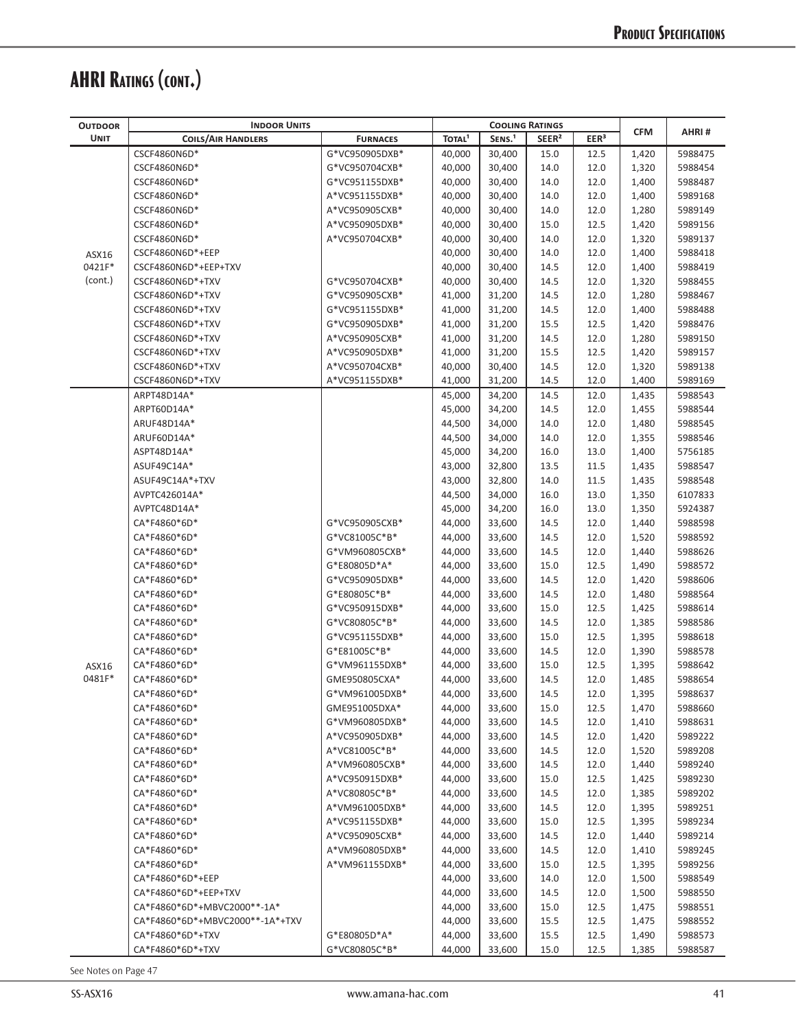# AHRI Ratings (cont.)

| Outdoor Unit | Indoor Units | | Cooling Ratings | | | | CFM | AHRI # |
|---|---|---|---|---|---|---|---|---|
| | Coils/Air Handlers | Furnaces | Total[1] | Sens.[1] | SEER[2] | EER[3] | | |
| ASX16 0421F* (cont.) | CSCF4860N6D* | G*VC950905DXB* | 40,000 | 30,400 | 15.0 | 12.5 | 1,420 | 5988475 |
| | CSCF4860N6D* | G*VC950704CXB* | 40,000 | 30,400 | 14.0 | 12.0 | 1,320 | 5988454 |
| | CSCF4860N6D* | G*VC951155DXB* | 40,000 | 30,400 | 14.0 | 12.0 | 1,400 | 5988487 |
| | CSCF4860N6D* | A*VC951155DXB* | 40,000 | 30,400 | 14.0 | 12.0 | 1,400 | 5989168 |
| | CSCF4860N6D* | A*VC950905CXB* | 40,000 | 30,400 | 14.0 | 12.0 | 1,280 | 5989149 |
| | CSCF4860N6D* | A*VC950905DXB* | 40,000 | 30,400 | 15.0 | 12.5 | 1,420 | 5989156 |
| | CSCF4860N6D* | A*VC950704CXB* | 40,000 | 30,400 | 14.0 | 12.0 | 1,320 | 5989137 |
| | CSCF4860N6D*+EEP | | 40,000 | 30,400 | 14.0 | 12.0 | 1,400 | 5988418 |
| | CSCF4860N6D*+EEP+TXV | | 40,000 | 30,400 | 14.5 | 12.0 | 1,400 | 5988419 |
| | CSCF4860N6D*+TXV | G*VC950704CXB* | 40,000 | 30,400 | 14.5 | 12.0 | 1,320 | 5988455 |
| | CSCF4860N6D*+TXV | G*VC950905CXB* | 41,000 | 31,200 | 14.5 | 12.0 | 1,280 | 5988467 |
| | CSCF4860N6D*+TXV | G*VC951155DXB* | 41,000 | 31,200 | 14.5 | 12.0 | 1,400 | 5988488 |
| | CSCF4860N6D*+TXV | G*VC950905DXB* | 41,000 | 31,200 | 15.5 | 12.5 | 1,420 | 5988476 |
| | CSCF4860N6D*+TXV | A*VC950905CXB* | 41,000 | 31,200 | 14.5 | 12.0 | 1,280 | 5989150 |
| | CSCF4860N6D*+TXV | A*VC950905DXB* | 41,000 | 31,200 | 15.5 | 12.5 | 1,420 | 5989157 |
| | CSCF4860N6D*+TXV | A*VC950704CXB* | 40,000 | 30,400 | 14.5 | 12.0 | 1,320 | 5989138 |
| | CSCF4860N6D*+TXV | A*VC951155DXB* | 41,000 | 31,200 | 14.5 | 12.0 | 1,400 | 5989169 |
| ASX16 0481F* | ARPT48D14A* | | 45,000 | 34,200 | 14.5 | 12.0 | 1,435 | 5988543 |
| | ARPT60D14A* | | 45,000 | 34,200 | 14.5 | 12.0 | 1,455 | 5988544 |
| | ARUF48D14A* | | 44,500 | 34,000 | 14.0 | 12.0 | 1,480 | 5988545 |
| | ARUF60D14A* | | 44,500 | 34,000 | 14.0 | 12.0 | 1,355 | 5988546 |
| | ASPT48D14A* | | 45,000 | 34,200 | 16.0 | 13.0 | 1,400 | 5756185 |
| | ASUF49C14A* | | 43,000 | 32,800 | 13.5 | 11.5 | 1,435 | 5988547 |
| | ASUF49C14A*+TXV | | 43,000 | 32,800 | 14.0 | 11.5 | 1,435 | 5988548 |
| | AVPTC426014A* | | 44,500 | 34,000 | 16.0 | 13.0 | 1,350 | 6107833 |
| | AVPTC48D14A* | | 45,000 | 34,200 | 16.0 | 13.0 | 1,350 | 5924387 |
| | CA*F4860*6D* | G*VC950905CXB* | 44,000 | 33,600 | 14.5 | 12.0 | 1,440 | 5988598 |
| | CA*F4860*6D* | G*VC81005C*B* | 44,000 | 33,600 | 14.5 | 12.0 | 1,520 | 5988592 |
| | CA*F4860*6D* | G*VM960805CXB* | 44,000 | 33,600 | 14.5 | 12.0 | 1,440 | 5988626 |
| | CA*F4860*6D* | G*E80805D*A* | 44,000 | 33,600 | 15.0 | 12.5 | 1,490 | 5988572 |
| | CA*F4860*6D* | G*VC950905DXB* | 44,000 | 33,600 | 14.5 | 12.0 | 1,420 | 5988606 |
| | CA*F4860*6D* | G*E80805C*B* | 44,000 | 33,600 | 14.5 | 12.0 | 1,480 | 5988564 |
| | CA*F4860*6D* | G*VC950915DXB* | 44,000 | 33,600 | 15.0 | 12.5 | 1,425 | 5988614 |
| | CA*F4860*6D* | G*VC80805C*B* | 44,000 | 33,600 | 14.5 | 12.0 | 1,385 | 5988586 |
| | CA*F4860*6D* | G*VC951155DXB* | 44,000 | 33,600 | 15.0 | 12.5 | 1,395 | 5988618 |
| | CA*F4860*6D* | G*E81005C*B* | 44,000 | 33,600 | 14.5 | 12.0 | 1,390 | 5988578 |
| | CA*F4860*6D* | G*VM961155DXB* | 44,000 | 33,600 | 15.0 | 12.5 | 1,395 | 5988642 |
| | CA*F4860*6D* | GME950805CXA* | 44,000 | 33,600 | 14.5 | 12.0 | 1,485 | 5988654 |
| | CA*F4860*6D* | G*VM961005DXB* | 44,000 | 33,600 | 14.5 | 12.0 | 1,395 | 5988637 |
| | CA*F4860*6D* | GME951005DXA* | 44,000 | 33,600 | 15.0 | 12.5 | 1,470 | 5988660 |
| | CA*F4860*6D* | G*VM960805DXB* | 44,000 | 33,600 | 14.5 | 12.0 | 1,410 | 5988631 |
| | CA*F4860*6D* | A*VC950905DXB* | 44,000 | 33,600 | 14.5 | 12.0 | 1,420 | 5989222 |
| | CA*F4860*6D* | A*VC81005C*B* | 44,000 | 33,600 | 14.5 | 12.0 | 1,520 | 5989208 |
| | CA*F4860*6D* | A*VM960805CXB* | 44,000 | 33,600 | 14.5 | 12.0 | 1,440 | 5989240 |
| | CA*F4860*6D* | A*VC950915DXB* | 44,000 | 33,600 | 15.0 | 12.5 | 1,425 | 5989230 |
| | CA*F4860*6D* | A*VC80805C*B* | 44,000 | 33,600 | 14.5 | 12.0 | 1,385 | 5989202 |
| | CA*F4860*6D* | A*VM961005DXB* | 44,000 | 33,600 | 14.5 | 12.0 | 1,395 | 5989251 |
| | CA*F4860*6D* | A*VC951155DXB* | 44,000 | 33,600 | 15.0 | 12.5 | 1,395 | 5989234 |
| | CA*F4860*6D* | A*VC950905CXB* | 44,000 | 33,600 | 14.5 | 12.0 | 1,440 | 5989214 |
| | CA*F4860*6D* | A*VM960805DXB* | 44,000 | 33,600 | 14.5 | 12.0 | 1,410 | 5989245 |
| | CA*F4860*6D* | A*VM961155DXB* | 44,000 | 33,600 | 15.0 | 12.5 | 1,395 | 5989256 |
| | CA*F4860*6D*+EEP | | 44,000 | 33,600 | 14.0 | 12.0 | 1,500 | 5988549 |
| | CA*F4860*6D*+EEP+TXV | | 44,000 | 33,600 | 14.5 | 12.0 | 1,500 | 5988550 |
| | CA*F4860*6D*+MBVC2000**-1A* | | 44,000 | 33,600 | 15.0 | 12.5 | 1,475 | 5988551 |
| | CA*F4860*6D*+MBVC2000**-1A*+TXV | | 44,000 | 33,600 | 15.5 | 12.5 | 1,475 | 5988552 |
| | CA*F4860*6D*+TXV | G*E80805D*A* | 44,000 | 33,600 | 15.5 | 12.5 | 1,490 | 5988573 |
| | CA*F4860*6D*+TXV | G*VC80805C*B* | 44,000 | 33,600 | 15.0 | 12.5 | 1,385 | 5988587 |

See Notes on Page 47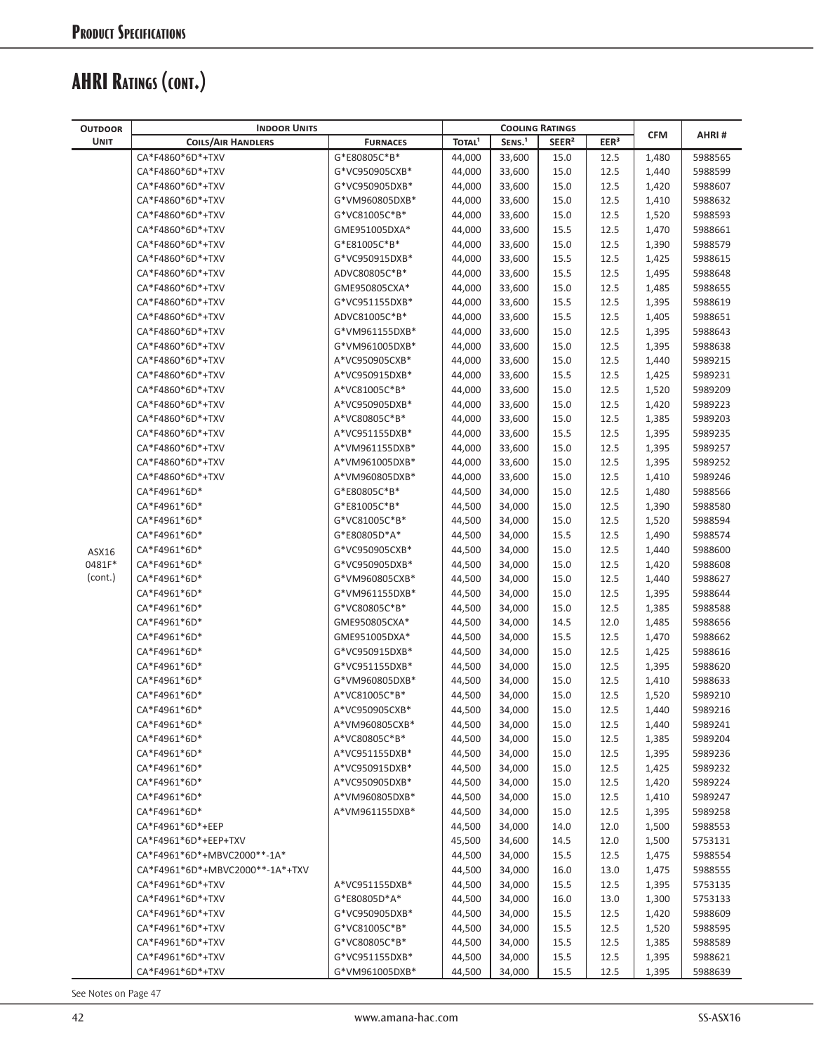# AHRI Ratings (cont.)

| Outdoor Unit | Indoor Units | | Cooling Ratings | | | | CFM | AHRI # |
|---|---|---|---|---|---|---|---|---|
| | Coils/Air Handlers | Furnaces | Total[1] | Sens.[1] | SEER[2] | EER[3] | | |
| ASX16 0481F* (cont.) | CA*F4860*6D*+TXV | G*E80805C*B* | 44,000 | 33,600 | 15.0 | 12.5 | 1,480 | 5988565 |
| | CA*F4860*6D*+TXV | G*VC950905CXB* | 44,000 | 33,600 | 15.0 | 12.5 | 1,440 | 5988599 |
| | CA*F4860*6D*+TXV | G*VC950905DXB* | 44,000 | 33,600 | 15.0 | 12.5 | 1,420 | 5988607 |
| | CA*F4860*6D*+TXV | G*VM960805DXB* | 44,000 | 33,600 | 15.0 | 12.5 | 1,410 | 5988632 |
| | CA*F4860*6D*+TXV | G*VC81005C*B* | 44,000 | 33,600 | 15.0 | 12.5 | 1,520 | 5988593 |
| | CA*F4860*6D*+TXV | GME951005DXA* | 44,000 | 33,600 | 15.5 | 12.5 | 1,470 | 5988661 |
| | CA*F4860*6D*+TXV | G*E81005C*B* | 44,000 | 33,600 | 15.0 | 12.5 | 1,390 | 5988579 |
| | CA*F4860*6D*+TXV | G*VC950915DXB* | 44,000 | 33,600 | 15.5 | 12.5 | 1,425 | 5988615 |
| | CA*F4860*6D*+TXV | ADVC80805C*B* | 44,000 | 33,600 | 15.5 | 12.5 | 1,495 | 5988648 |
| | CA*F4860*6D*+TXV | GME950805CXA* | 44,000 | 33,600 | 15.0 | 12.5 | 1,485 | 5988655 |
| | CA*F4860*6D*+TXV | G*VC951155DXB* | 44,000 | 33,600 | 15.5 | 12.5 | 1,395 | 5988619 |
| | CA*F4860*6D*+TXV | ADVC81005C*B* | 44,000 | 33,600 | 15.5 | 12.5 | 1,405 | 5988651 |
| | CA*F4860*6D*+TXV | G*VM961155DXB* | 44,000 | 33,600 | 15.0 | 12.5 | 1,395 | 5988643 |
| | CA*F4860*6D*+TXV | G*VM961005DXB* | 44,000 | 33,600 | 15.0 | 12.5 | 1,395 | 5988638 |
| | CA*F4860*6D*+TXV | A*VC950905CXB* | 44,000 | 33,600 | 15.0 | 12.5 | 1,440 | 5989215 |
| | CA*F4860*6D*+TXV | A*VC950915DXB* | 44,000 | 33,600 | 15.5 | 12.5 | 1,425 | 5989231 |
| | CA*F4860*6D*+TXV | A*VC81005C*B* | 44,000 | 33,600 | 15.0 | 12.5 | 1,520 | 5989209 |
| | CA*F4860*6D*+TXV | A*VC950905DXB* | 44,000 | 33,600 | 15.0 | 12.5 | 1,420 | 5989223 |
| | CA*F4860*6D*+TXV | A*VC80805C*B* | 44,000 | 33,600 | 15.0 | 12.5 | 1,385 | 5989203 |
| | CA*F4860*6D*+TXV | A*VC951155DXB* | 44,000 | 33,600 | 15.5 | 12.5 | 1,395 | 5989235 |
| | CA*F4860*6D*+TXV | A*VM961155DXB* | 44,000 | 33,600 | 15.0 | 12.5 | 1,395 | 5989257 |
| | CA*F4860*6D*+TXV | A*VM961005DXB* | 44,000 | 33,600 | 15.0 | 12.5 | 1,395 | 5989252 |
| | CA*F4860*6D*+TXV | A*VM960805DXB* | 44,000 | 33,600 | 15.0 | 12.5 | 1,410 | 5989246 |
| | CA*F4961*6D* | G*E80805C*B* | 44,500 | 34,000 | 15.0 | 12.5 | 1,480 | 5988566 |
| | CA*F4961*6D* | G*E81005C*B* | 44,500 | 34,000 | 15.0 | 12.5 | 1,390 | 5988580 |
| | CA*F4961*6D* | G*VC81005C*B* | 44,500 | 34,000 | 15.0 | 12.5 | 1,520 | 5988594 |
| | CA*F4961*6D* | G*E80805D*A* | 44,500 | 34,000 | 15.5 | 12.5 | 1,490 | 5988574 |
| | CA*F4961*6D* | G*VC950905CXB* | 44,500 | 34,000 | 15.0 | 12.5 | 1,440 | 5988600 |
| | CA*F4961*6D* | G*VC950905DXB* | 44,500 | 34,000 | 15.0 | 12.5 | 1,420 | 5988608 |
| | CA*F4961*6D* | G*VM960805CXB* | 44,500 | 34,000 | 15.0 | 12.5 | 1,440 | 5988627 |
| | CA*F4961*6D* | G*VM961155DXB* | 44,500 | 34,000 | 15.0 | 12.5 | 1,395 | 5988644 |
| | CA*F4961*6D* | G*VC80805C*B* | 44,500 | 34,000 | 15.0 | 12.5 | 1,385 | 5988588 |
| | CA*F4961*6D* | GME950805CXA* | 44,500 | 34,000 | 14.5 | 12.0 | 1,485 | 5988656 |
| | CA*F4961*6D* | GME951005DXA* | 44,500 | 34,000 | 15.5 | 12.5 | 1,470 | 5988662 |
| | CA*F4961*6D* | G*VC950915DXB* | 44,500 | 34,000 | 15.0 | 12.5 | 1,425 | 5988616 |
| | CA*F4961*6D* | G*VC951155DXB* | 44,500 | 34,000 | 15.0 | 12.5 | 1,395 | 5988620 |
| | CA*F4961*6D* | G*VM960805DXB* | 44,500 | 34,000 | 15.0 | 12.5 | 1,410 | 5988633 |
| | CA*F4961*6D* | A*VC81005C*B* | 44,500 | 34,000 | 15.0 | 12.5 | 1,520 | 5989210 |
| | CA*F4961*6D* | A*VC950905CXB* | 44,500 | 34,000 | 15.0 | 12.5 | 1,440 | 5989216 |
| | CA*F4961*6D* | A*VM960805CXB* | 44,500 | 34,000 | 15.0 | 12.5 | 1,440 | 5989241 |
| | CA*F4961*6D* | A*VC80805C*B* | 44,500 | 34,000 | 15.0 | 12.5 | 1,385 | 5989204 |
| | CA*F4961*6D* | A*VC951155DXB* | 44,500 | 34,000 | 15.0 | 12.5 | 1,395 | 5989236 |
| | CA*F4961*6D* | A*VC950915DXB* | 44,500 | 34,000 | 15.0 | 12.5 | 1,425 | 5989232 |
| | CA*F4961*6D* | A*VC950905DXB* | 44,500 | 34,000 | 15.0 | 12.5 | 1,420 | 5989224 |
| | CA*F4961*6D* | A*VM960805DXB* | 44,500 | 34,000 | 15.0 | 12.5 | 1,410 | 5989247 |
| | CA*F4961*6D* | A*VM961155DXB* | 44,500 | 34,000 | 15.0 | 12.5 | 1,395 | 5989258 |
| | CA*F4961*6D*+EEP | | 44,500 | 34,000 | 14.0 | 12.0 | 1,500 | 5988553 |
| | CA*F4961*6D*+EEP+TXV | | 45,500 | 34,600 | 14.5 | 12.0 | 1,500 | 5753131 |
| | CA*F4961*6D*+MBVC2000**-1A* | | 44,500 | 34,000 | 15.5 | 12.5 | 1,475 | 5988554 |
| | CA*F4961*6D*+MBVC2000**-1A*+TXV | | 44,500 | 34,000 | 16.0 | 13.0 | 1,475 | 5988555 |
| | CA*F4961*6D*+TXV | A*VC951155DXB* | 44,500 | 34,000 | 15.5 | 12.5 | 1,395 | 5753135 |
| | CA*F4961*6D*+TXV | G*E80805D*A* | 44,500 | 34,000 | 16.0 | 13.0 | 1,300 | 5753133 |
| | CA*F4961*6D*+TXV | G*VC950905DXB* | 44,500 | 34,000 | 15.5 | 12.5 | 1,420 | 5988609 |
| | CA*F4961*6D*+TXV | G*VC81005C*B* | 44,500 | 34,000 | 15.5 | 12.5 | 1,520 | 5988595 |
| | CA*F4961*6D*+TXV | G*VC80805C*B* | 44,500 | 34,000 | 15.5 | 12.5 | 1,385 | 5988589 |
| | CA*F4961*6D*+TXV | G*VC951155DXB* | 44,500 | 34,000 | 15.5 | 12.5 | 1,395 | 5988621 |
| | CA*F4961*6D*+TXV | G*VM961005DXB* | 44,500 | 34,000 | 15.5 | 12.5 | 1,395 | 5988639 |

See Notes on Page 47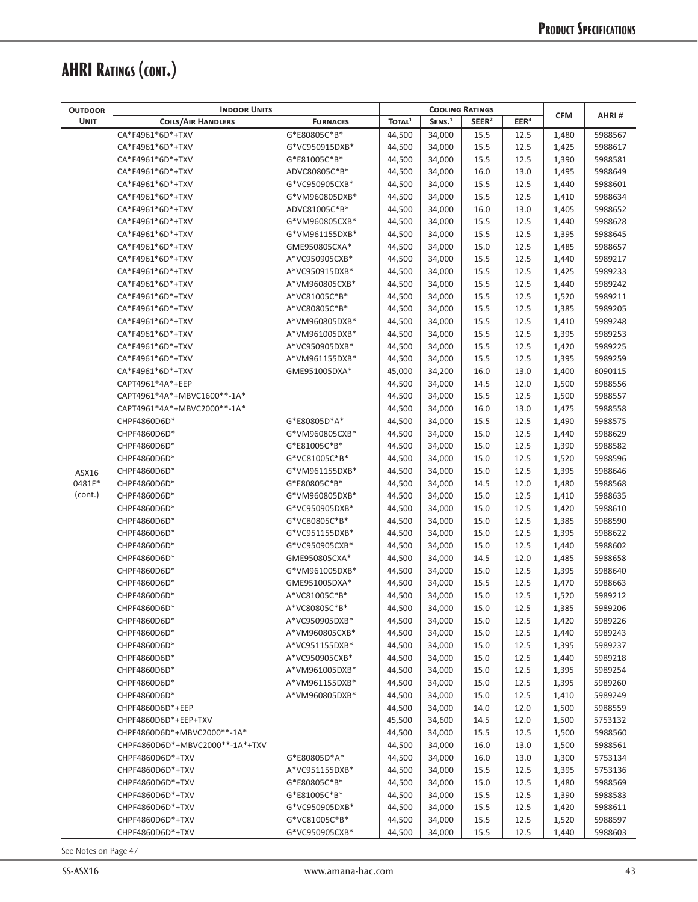# AHRI Ratings (cont.)

| Outdoor Unit | Indoor Units | | Cooling Ratings | | | | CFM | AHRI # |
|---|---|---|---|---|---|---|---|---|
| | Coils/Air Handlers | Furnaces | Total[1] | Sens.[1] | SEER[2] | EER[3] | | |
| ASX16 0481F* (cont.) | CA*F4961*6D*+TXV | G*E80805C*B* | 44,500 | 34,000 | 15.5 | 12.5 | 1,480 | 5988567 |
| | CA*F4961*6D*+TXV | G*VC950915DXB* | 44,500 | 34,000 | 15.5 | 12.5 | 1,425 | 5988617 |
| | CA*F4961*6D*+TXV | G*E81005C*B* | 44,500 | 34,000 | 15.5 | 12.5 | 1,390 | 5988581 |
| | CA*F4961*6D*+TXV | ADVC80805C*B* | 44,500 | 34,000 | 16.0 | 13.0 | 1,495 | 5988649 |
| | CA*F4961*6D*+TXV | G*VC950905CXB* | 44,500 | 34,000 | 15.5 | 12.5 | 1,440 | 5988601 |
| | CA*F4961*6D*+TXV | G*VM960805DXB* | 44,500 | 34,000 | 15.5 | 12.5 | 1,410 | 5988634 |
| | CA*F4961*6D*+TXV | ADVC81005C*B* | 44,500 | 34,000 | 16.0 | 13.0 | 1,405 | 5988652 |
| | CA*F4961*6D*+TXV | G*VM960805CXB* | 44,500 | 34,000 | 15.5 | 12.5 | 1,440 | 5988628 |
| | CA*F4961*6D*+TXV | G*VM961155DXB* | 44,500 | 34,000 | 15.5 | 12.5 | 1,395 | 5988645 |
| | CA*F4961*6D*+TXV | GME950805CXA* | 44,500 | 34,000 | 15.0 | 12.5 | 1,485 | 5988657 |
| | CA*F4961*6D*+TXV | A*VC950905CXB* | 44,500 | 34,000 | 15.5 | 12.5 | 1,440 | 5989217 |
| | CA*F4961*6D*+TXV | A*VC950915DXB* | 44,500 | 34,000 | 15.5 | 12.5 | 1,425 | 5989233 |
| | CA*F4961*6D*+TXV | A*VM960805CXB* | 44,500 | 34,000 | 15.5 | 12.5 | 1,440 | 5989242 |
| | CA*F4961*6D*+TXV | A*VC81005C*B* | 44,500 | 34,000 | 15.5 | 12.5 | 1,520 | 5989211 |
| | CA*F4961*6D*+TXV | A*VC80805C*B* | 44,500 | 34,000 | 15.5 | 12.5 | 1,385 | 5989205 |
| | CA*F4961*6D*+TXV | A*VM960805DXB* | 44,500 | 34,000 | 15.5 | 12.5 | 1,410 | 5989248 |
| | CA*F4961*6D*+TXV | A*VM961005DXB* | 44,500 | 34,000 | 15.5 | 12.5 | 1,395 | 5989253 |
| | CA*F4961*6D*+TXV | A*VC950905DXB* | 44,500 | 34,000 | 15.5 | 12.5 | 1,420 | 5989225 |
| | CA*F4961*6D*+TXV | A*VM961155DXB* | 44,500 | 34,000 | 15.5 | 12.5 | 1,395 | 5989259 |
| | CA*F4961*6D*+TXV | GME951005DXA* | 45,000 | 34,200 | 16.0 | 13.0 | 1,400 | 6090115 |
| | CAPT4961*4A*+EEP | | 44,500 | 34,000 | 14.5 | 12.0 | 1,500 | 5988556 |
| | CAPT4961*4A*+MBVC1600**-1A* | | 44,500 | 34,000 | 15.5 | 12.5 | 1,500 | 5988557 |
| | CAPT4961*4A*+MBVC2000**-1A* | | 44,500 | 34,000 | 16.0 | 13.0 | 1,475 | 5988558 |
| | CHPF4860D6D* | G*E80805D*A* | 44,500 | 34,000 | 15.5 | 12.5 | 1,490 | 5988575 |
| | CHPF4860D6D* | G*VM960805CXB* | 44,500 | 34,000 | 15.0 | 12.5 | 1,440 | 5988629 |
| | CHPF4860D6D* | G*E81005C*B* | 44,500 | 34,000 | 15.0 | 12.5 | 1,390 | 5988582 |
| | CHPF4860D6D* | G*VC81005C*B* | 44,500 | 34,000 | 15.0 | 12.5 | 1,520 | 5988596 |
| | CHPF4860D6D* | G*VM961155DXB* | 44,500 | 34,000 | 15.0 | 12.5 | 1,395 | 5988646 |
| | CHPF4860D6D* | G*E80805C*B* | 44,500 | 34,000 | 14.5 | 12.0 | 1,480 | 5988568 |
| | CHPF4860D6D* | G*VM960805DXB* | 44,500 | 34,000 | 15.0 | 12.5 | 1,410 | 5988635 |
| | CHPF4860D6D* | G*VC950905DXB* | 44,500 | 34,000 | 15.0 | 12.5 | 1,420 | 5988610 |
| | CHPF4860D6D* | G*VC80805C*B* | 44,500 | 34,000 | 15.0 | 12.5 | 1,385 | 5988590 |
| | CHPF4860D6D* | G*VC951155DXB* | 44,500 | 34,000 | 15.0 | 12.5 | 1,395 | 5988622 |
| | CHPF4860D6D* | G*VC950905CXB* | 44,500 | 34,000 | 15.0 | 12.5 | 1,440 | 5988602 |
| | CHPF4860D6D* | GME950805CXA* | 44,500 | 34,000 | 14.5 | 12.0 | 1,485 | 5988658 |
| | CHPF4860D6D* | G*VM961005DXB* | 44,500 | 34,000 | 15.0 | 12.5 | 1,395 | 5988640 |
| | CHPF4860D6D* | GME951005DXA* | 44,500 | 34,000 | 15.5 | 12.5 | 1,470 | 5988663 |
| | CHPF4860D6D* | A*VC81005C*B* | 44,500 | 34,000 | 15.0 | 12.5 | 1,520 | 5989212 |
| | CHPF4860D6D* | A*VC80805C*B* | 44,500 | 34,000 | 15.0 | 12.5 | 1,385 | 5989206 |
| | CHPF4860D6D* | A*VC950905DXB* | 44,500 | 34,000 | 15.0 | 12.5 | 1,420 | 5989226 |
| | CHPF4860D6D* | A*VM960805CXB* | 44,500 | 34,000 | 15.0 | 12.5 | 1,440 | 5989243 |
| | CHPF4860D6D* | A*VC951155DXB* | 44,500 | 34,000 | 15.0 | 12.5 | 1,395 | 5989237 |
| | CHPF4860D6D* | A*VC950905CXB* | 44,500 | 34,000 | 15.0 | 12.5 | 1,440 | 5989218 |
| | CHPF4860D6D* | A*VM961005DXB* | 44,500 | 34,000 | 15.0 | 12.5 | 1,395 | 5989254 |
| | CHPF4860D6D* | A*VM961155DXB* | 44,500 | 34,000 | 15.0 | 12.5 | 1,395 | 5989260 |
| | CHPF4860D6D* | A*VM960805DXB* | 44,500 | 34,000 | 15.0 | 12.5 | 1,410 | 5989249 |
| | CHPF4860D6D*+EEP | | 44,500 | 34,000 | 14.0 | 12.0 | 1,500 | 5988559 |
| | CHPF4860D6D*+EEP+TXV | | 45,500 | 34,600 | 14.5 | 12.0 | 1,500 | 5753132 |
| | CHPF4860D6D*+MBVC2000**-1A* | | 44,500 | 34,000 | 15.5 | 12.5 | 1,500 | 5988560 |
| | CHPF4860D6D*+MBVC2000**-1A*+TXV | | 44,500 | 34,000 | 16.0 | 13.0 | 1,500 | 5988561 |
| | CHPF4860D6D*+TXV | G*E80805D*A* | 44,500 | 34,000 | 16.0 | 13.0 | 1,300 | 5753134 |
| | CHPF4860D6D*+TXV | A*VC951155DXB* | 44,500 | 34,000 | 15.5 | 12.5 | 1,395 | 5753136 |
| | CHPF4860D6D*+TXV | G*E80805C*B* | 44,500 | 34,000 | 15.0 | 12.5 | 1,480 | 5988569 |
| | CHPF4860D6D*+TXV | G*E81005C*B* | 44,500 | 34,000 | 15.5 | 12.5 | 1,390 | 5988583 |
| | CHPF4860D6D*+TXV | G*VC950905DXB* | 44,500 | 34,000 | 15.5 | 12.5 | 1,420 | 5988611 |
| | CHPF4860D6D*+TXV | G*VC81005C*B* | 44,500 | 34,000 | 15.5 | 12.5 | 1,520 | 5988597 |
| | CHPF4860D6D*+TXV | G*VC950905CXB* | 44,500 | 34,000 | 15.5 | 12.5 | 1,440 | 5988603 |

See Notes on Page 47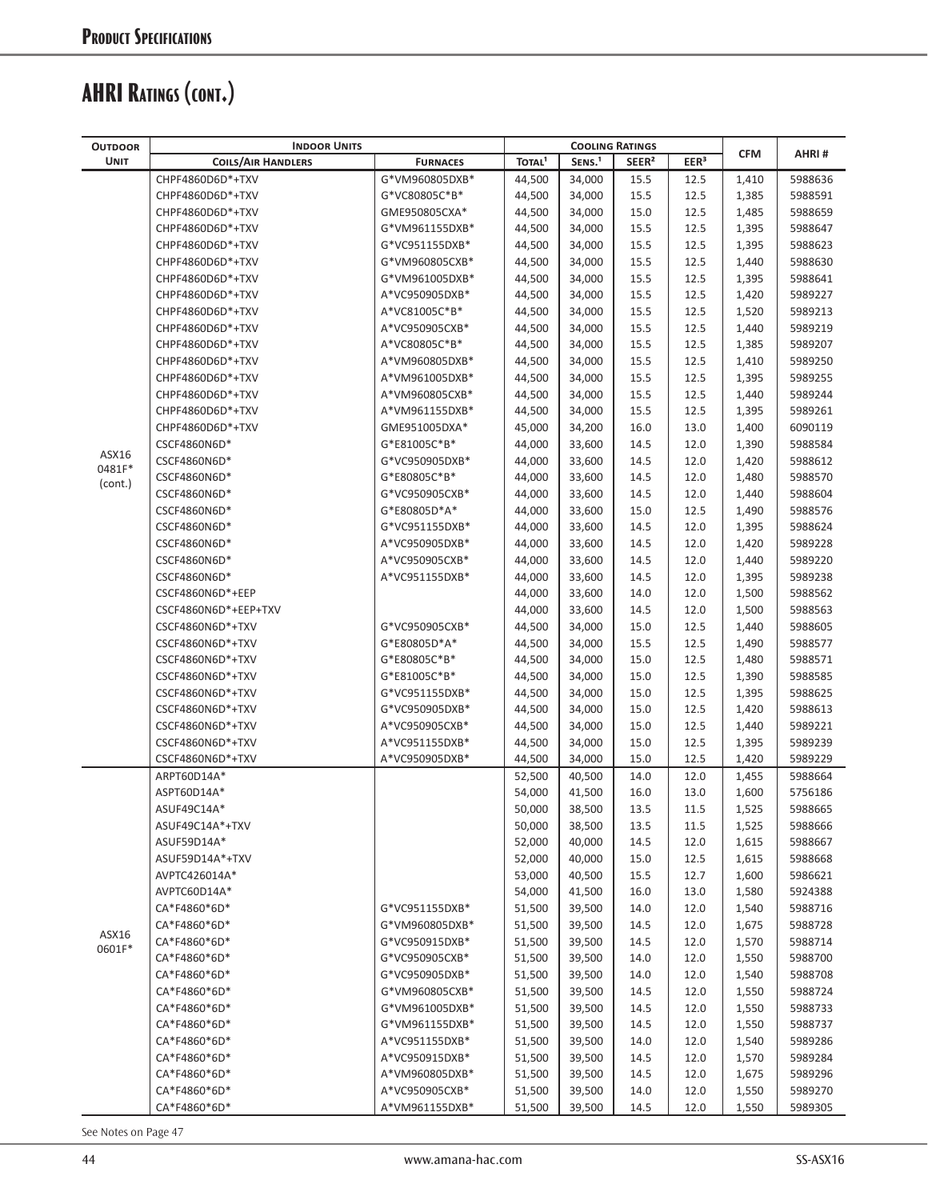# Product Specifications

## AHRI Ratings (cont.)

| Outdoor | Indoor Units | | Cooling Ratings | | | | CFM | AHRI # |
|---|---|---|---|---|---|---|---|---|
| Unit | Coils/Air Handlers | Furnaces | Total[1] | Sens.[1] | SEER[2] | EER[3] | | |
| ASX16 0481F* (cont.) | CHPF4860D6D*+TXV | G*VM960805DXB* | 44,500 | 34,000 | 15.5 | 12.5 | 1,410 | 5988636 |
| | CHPF4860D6D*+TXV | G*VC80805C*B* | 44,500 | 34,000 | 15.5 | 12.5 | 1,385 | 5988591 |
| | CHPF4860D6D*+TXV | GME950805CXA* | 44,500 | 34,000 | 15.0 | 12.5 | 1,485 | 5988659 |
| | CHPF4860D6D*+TXV | G*VM961155DXB* | 44,500 | 34,000 | 15.5 | 12.5 | 1,395 | 5988647 |
| | CHPF4860D6D*+TXV | G*VC951155DXB* | 44,500 | 34,000 | 15.5 | 12.5 | 1,395 | 5988623 |
| | CHPF4860D6D*+TXV | G*VM960805CXB* | 44,500 | 34,000 | 15.5 | 12.5 | 1,440 | 5988630 |
| | CHPF4860D6D*+TXV | G*VM961005DXB* | 44,500 | 34,000 | 15.5 | 12.5 | 1,395 | 5988641 |
| | CHPF4860D6D*+TXV | A*VC950905DXB* | 44,500 | 34,000 | 15.5 | 12.5 | 1,420 | 5989227 |
| | CHPF4860D6D*+TXV | A*VC81005C*B* | 44,500 | 34,000 | 15.5 | 12.5 | 1,520 | 5989213 |
| | CHPF4860D6D*+TXV | A*VC950905CXB* | 44,500 | 34,000 | 15.5 | 12.5 | 1,440 | 5989219 |
| | CHPF4860D6D*+TXV | A*VC80805C*B* | 44,500 | 34,000 | 15.5 | 12.5 | 1,385 | 5989207 |
| | CHPF4860D6D*+TXV | A*VM960805DXB* | 44,500 | 34,000 | 15.5 | 12.5 | 1,410 | 5989250 |
| | CHPF4860D6D*+TXV | A*VM961005DXB* | 44,500 | 34,000 | 15.5 | 12.5 | 1,395 | 5989255 |
| | CHPF4860D6D*+TXV | A*VM960805CXB* | 44,500 | 34,000 | 15.5 | 12.5 | 1,440 | 5989244 |
| | CHPF4860D6D*+TXV | A*VM961155DXB* | 44,500 | 34,000 | 15.5 | 12.5 | 1,395 | 5989261 |
| | CHPF4860D6D*+TXV | GME951005DXA* | 45,000 | 34,200 | 16.0 | 13.0 | 1,400 | 6090119 |
| | CSCF4860N6D* | G*E81005C*B* | 44,000 | 33,600 | 14.5 | 12.0 | 1,390 | 5988584 |
| | CSCF4860N6D* | G*VC950905DXB* | 44,000 | 33,600 | 14.5 | 12.0 | 1,420 | 5988612 |
| | CSCF4860N6D* | G*E80805C*B* | 44,000 | 33,600 | 14.5 | 12.0 | 1,480 | 5988570 |
| | CSCF4860N6D* | G*VC950905CXB* | 44,000 | 33,600 | 14.5 | 12.0 | 1,440 | 5988604 |
| | CSCF4860N6D* | G*E80805D*A* | 44,000 | 33,600 | 15.0 | 12.5 | 1,490 | 5988576 |
| | CSCF4860N6D* | G*VC951155DXB* | 44,000 | 33,600 | 14.5 | 12.0 | 1,395 | 5988624 |
| | CSCF4860N6D* | A*VC950905DXB* | 44,000 | 33,600 | 14.5 | 12.0 | 1,420 | 5989228 |
| | CSCF4860N6D* | A*VC950905CXB* | 44,000 | 33,600 | 14.5 | 12.0 | 1,440 | 5989220 |
| | CSCF4860N6D* | A*VC951155DXB* | 44,000 | 33,600 | 14.5 | 12.0 | 1,395 | 5989238 |
| | CSCF4860N6D*+EEP | | 44,000 | 33,600 | 14.0 | 12.0 | 1,500 | 5988562 |
| | CSCF4860N6D*+EEP+TXV | | 44,000 | 33,600 | 14.5 | 12.0 | 1,500 | 5988563 |
| | CSCF4860N6D*+TXV | G*VC950905CXB* | 44,500 | 34,000 | 15.0 | 12.5 | 1,440 | 5988605 |
| | CSCF4860N6D*+TXV | G*E80805D*A* | 44,500 | 34,000 | 15.5 | 12.5 | 1,490 | 5988577 |
| | CSCF4860N6D*+TXV | G*E80805C*B* | 44,500 | 34,000 | 15.0 | 12.5 | 1,480 | 5988571 |
| | CSCF4860N6D*+TXV | G*E81005C*B* | 44,500 | 34,000 | 15.0 | 12.5 | 1,390 | 5988585 |
| | CSCF4860N6D*+TXV | G*VC951155DXB* | 44,500 | 34,000 | 15.0 | 12.5 | 1,395 | 5988625 |
| | CSCF4860N6D*+TXV | G*VC950905DXB* | 44,500 | 34,000 | 15.0 | 12.5 | 1,420 | 5988613 |
| | CSCF4860N6D*+TXV | A*VC950905CXB* | 44,500 | 34,000 | 15.0 | 12.5 | 1,440 | 5989221 |
| | CSCF4860N6D*+TXV | A*VC951155DXB* | 44,500 | 34,000 | 15.0 | 12.5 | 1,395 | 5989239 |
| | CSCF4860N6D*+TXV | A*VC950905DXB* | 44,500 | 34,000 | 15.0 | 12.5 | 1,420 | 5989229 |
| ASX16 0601F* | ARPT60D14A* | | 52,500 | 40,500 | 14.0 | 12.0 | 1,455 | 5988664 |
| | ASPT60D14A* | | 54,000 | 41,500 | 16.0 | 13.0 | 1,600 | 5756186 |
| | ASUF49C14A* | | 50,000 | 38,500 | 13.5 | 11.5 | 1,525 | 5988665 |
| | ASUF49C14A*+TXV | | 50,000 | 38,500 | 13.5 | 11.5 | 1,525 | 5988666 |
| | ASUF59D14A* | | 52,000 | 40,000 | 14.5 | 12.0 | 1,615 | 5988667 |
| | ASUF59D14A*+TXV | | 52,000 | 40,000 | 15.0 | 12.5 | 1,615 | 5988668 |
| | AVPTC426014A* | | 53,000 | 40,500 | 15.5 | 12.7 | 1,600 | 5986621 |
| | AVPTC60D14A* | | 54,000 | 41,500 | 16.0 | 13.0 | 1,580 | 5924388 |
| | CA*F4860*6D* | G*VC951155DXB* | 51,500 | 39,500 | 14.0 | 12.0 | 1,540 | 5988716 |
| | CA*F4860*6D* | G*VM960805DXB* | 51,500 | 39,500 | 14.5 | 12.0 | 1,675 | 5988728 |
| | CA*F4860*6D* | G*VC950915DXB* | 51,500 | 39,500 | 14.5 | 12.0 | 1,570 | 5988714 |
| | CA*F4860*6D* | G*VC950905CXB* | 51,500 | 39,500 | 14.0 | 12.0 | 1,550 | 5988700 |
| | CA*F4860*6D* | G*VC950905DXB* | 51,500 | 39,500 | 14.0 | 12.0 | 1,540 | 5988708 |
| | CA*F4860*6D* | G*VM960805CXB* | 51,500 | 39,500 | 14.5 | 12.0 | 1,550 | 5988724 |
| | CA*F4860*6D* | G*VM961005DXB* | 51,500 | 39,500 | 14.5 | 12.0 | 1,550 | 5988733 |
| | CA*F4860*6D* | G*VM961155DXB* | 51,500 | 39,500 | 14.5 | 12.0 | 1,550 | 5988737 |
| | CA*F4860*6D* | A*VC951155DXB* | 51,500 | 39,500 | 14.0 | 12.0 | 1,540 | 5989286 |
| | CA*F4860*6D* | A*VC950915DXB* | 51,500 | 39,500 | 14.5 | 12.0 | 1,570 | 5989284 |
| | CA*F4860*6D* | A*VM960805DXB* | 51,500 | 39,500 | 14.5 | 12.0 | 1,675 | 5989296 |
| | CA*F4860*6D* | A*VC950905CXB* | 51,500 | 39,500 | 14.0 | 12.0 | 1,550 | 5989270 |
| | CA*F4860*6D* | A*VM961155DXB* | 51,500 | 39,500 | 14.5 | 12.0 | 1,550 | 5989305 |

See Notes on Page 47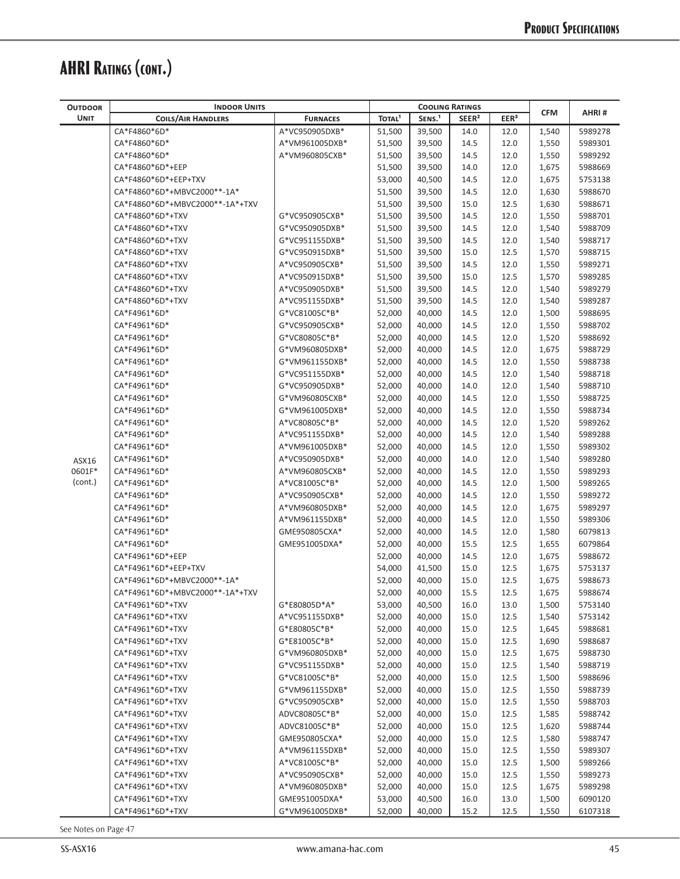# AHRI Ratings (cont.)

| Outdoor Unit | Indoor Units | | Cooling Ratings | | | | CFM | AHRI # |
|---|---|---|---|---|---|---|---|---|
| | Coils/Air Handlers | Furnaces | Total[1] | Sens.[1] | SEER[2] | EER[3] | | |
| ASX16 0601F* (cont.) | CA*F4860*6D* | A*VC950905DXB* | 51,500 | 39,500 | 14.0 | 12.0 | 1,540 | 5989278 |
| | CA*F4860*6D* | A*VM961005DXB* | 51,500 | 39,500 | 14.5 | 12.0 | 1,550 | 5989301 |
| | CA*F4860*6D* | A*VM960805CXB* | 51,500 | 39,500 | 14.5 | 12.0 | 1,550 | 5989292 |
| | CA*F4860*6D*+EEP | | 51,500 | 39,500 | 14.0 | 12.0 | 1,675 | 5988669 |
| | CA*F4860*6D*+EEP+TXV | | 53,000 | 40,500 | 14.5 | 12.0 | 1,675 | 5753138 |
| | CA*F4860*6D*+MBVC2000**-1A* | | 51,500 | 39,500 | 14.5 | 12.0 | 1,630 | 5988670 |
| | CA*F4860*6D*+MBVC2000**-1A*+TXV | | 51,500 | 39,500 | 15.0 | 12.5 | 1,630 | 5988671 |
| | CA*F4860*6D*+TXV | G*VC950905CXB* | 51,500 | 39,500 | 14.5 | 12.0 | 1,550 | 5988701 |
| | CA*F4860*6D*+TXV | G*VC950905DXB* | 51,500 | 39,500 | 14.5 | 12.0 | 1,540 | 5988709 |
| | CA*F4860*6D*+TXV | G*VC951155DXB* | 51,500 | 39,500 | 14.5 | 12.0 | 1,540 | 5988717 |
| | CA*F4860*6D*+TXV | G*VC950915DXB* | 51,500 | 39,500 | 15.0 | 12.5 | 1,570 | 5988715 |
| | CA*F4860*6D*+TXV | A*VC950905CXB* | 51,500 | 39,500 | 14.5 | 12.0 | 1,550 | 5989271 |
| | CA*F4860*6D*+TXV | A*VC950915DXB* | 51,500 | 39,500 | 15.0 | 12.5 | 1,570 | 5989285 |
| | CA*F4860*6D*+TXV | A*VC950905DXB* | 51,500 | 39,500 | 14.5 | 12.0 | 1,540 | 5989279 |
| | CA*F4860*6D*+TXV | A*VC951155DXB* | 51,500 | 39,500 | 14.5 | 12.0 | 1,540 | 5989287 |
| | CA*F4961*6D* | G*VC81005C*B* | 52,000 | 40,000 | 14.5 | 12.0 | 1,500 | 5988695 |
| | CA*F4961*6D* | G*VC950905CXB* | 52,000 | 40,000 | 14.5 | 12.0 | 1,550 | 5988702 |
| | CA*F4961*6D* | G*VC80805C*B* | 52,000 | 40,000 | 14.5 | 12.0 | 1,520 | 5988692 |
| | CA*F4961*6D* | G*VM960805DXB* | 52,000 | 40,000 | 14.5 | 12.0 | 1,675 | 5988729 |
| | CA*F4961*6D* | G*VM961155DXB* | 52,000 | 40,000 | 14.5 | 12.0 | 1,550 | 5988738 |
| | CA*F4961*6D* | G*VC951155DXB* | 52,000 | 40,000 | 14.5 | 12.0 | 1,540 | 5988718 |
| | CA*F4961*6D* | G*VC950905DXB* | 52,000 | 40,000 | 14.0 | 12.0 | 1,540 | 5988710 |
| | CA*F4961*6D* | G*VM960805CXB* | 52,000 | 40,000 | 14.5 | 12.0 | 1,550 | 5988725 |
| | CA*F4961*6D* | G*VM961005DXB* | 52,000 | 40,000 | 14.5 | 12.0 | 1,550 | 5988734 |
| | CA*F4961*6D* | A*VC80805C*B* | 52,000 | 40,000 | 14.5 | 12.0 | 1,520 | 5989262 |
| | CA*F4961*6D* | A*VC951155DXB* | 52,000 | 40,000 | 14.5 | 12.0 | 1,540 | 5989288 |
| | CA*F4961*6D* | A*VM961005DXB* | 52,000 | 40,000 | 14.5 | 12.0 | 1,550 | 5989302 |
| | CA*F4961*6D* | A*VC950905DXB* | 52,000 | 40,000 | 14.0 | 12.0 | 1,540 | 5989280 |
| | CA*F4961*6D* | A*VM960805CXB* | 52,000 | 40,000 | 14.5 | 12.0 | 1,550 | 5989293 |
| | CA*F4961*6D* | A*VC81005C*B* | 52,000 | 40,000 | 14.5 | 12.0 | 1,500 | 5989265 |
| | CA*F4961*6D* | A*VC950905CXB* | 52,000 | 40,000 | 14.5 | 12.0 | 1,550 | 5989272 |
| | CA*F4961*6D* | A*VM960805DXB* | 52,000 | 40,000 | 14.5 | 12.0 | 1,675 | 5989297 |
| | CA*F4961*6D* | A*VM961155DXB* | 52,000 | 40,000 | 14.5 | 12.0 | 1,550 | 5989306 |
| | CA*F4961*6D* | GME950805CXA* | 52,000 | 40,000 | 14.5 | 12.0 | 1,580 | 6079813 |
| | CA*F4961*6D* | GME951005DXA* | 52,000 | 40,000 | 15.5 | 12.5 | 1,655 | 6079864 |
| | CA*F4961*6D*+EEP | | 52,000 | 40,000 | 14.5 | 12.0 | 1,675 | 5988672 |
| | CA*F4961*6D*+EEP+TXV | | 54,000 | 41,500 | 15.0 | 12.5 | 1,675 | 5753137 |
| | CA*F4961*6D*+MBVC2000**-1A* | | 52,000 | 40,000 | 15.0 | 12.5 | 1,675 | 5988673 |
| | CA*F4961*6D*+MBVC2000**-1A*+TXV | | 52,000 | 40,000 | 15.5 | 12.5 | 1,675 | 5988674 |
| | CA*F4961*6D*+TXV | G*E80805D*A* | 53,000 | 40,500 | 16.0 | 13.0 | 1,500 | 5753140 |
| | CA*F4961*6D*+TXV | A*VC951155DXB* | 52,000 | 40,000 | 15.0 | 12.5 | 1,540 | 5753142 |
| | CA*F4961*6D*+TXV | G*E80805C*B* | 52,000 | 40,000 | 15.0 | 12.5 | 1,645 | 5988681 |
| | CA*F4961*6D*+TXV | G*E81005C*B* | 52,000 | 40,000 | 15.0 | 12.5 | 1,690 | 5988687 |
| | CA*F4961*6D*+TXV | G*VM960805DXB* | 52,000 | 40,000 | 15.0 | 12.5 | 1,675 | 5988730 |
| | CA*F4961*6D*+TXV | G*VC951155DXB* | 52,000 | 40,000 | 15.0 | 12.5 | 1,540 | 5988719 |
| | CA*F4961*6D*+TXV | G*VC81005C*B* | 52,000 | 40,000 | 15.0 | 12.5 | 1,500 | 5988696 |
| | CA*F4961*6D*+TXV | G*VM961155DXB* | 52,000 | 40,000 | 15.0 | 12.5 | 1,550 | 5988739 |
| | CA*F4961*6D*+TXV | G*VC950905CXB* | 52,000 | 40,000 | 15.0 | 12.5 | 1,550 | 5988703 |
| | CA*F4961*6D*+TXV | ADVC80805C*B* | 52,000 | 40,000 | 15.0 | 12.5 | 1,585 | 5988742 |
| | CA*F4961*6D*+TXV | ADVC81005C*B* | 52,000 | 40,000 | 15.0 | 12.5 | 1,620 | 5988744 |
| | CA*F4961*6D*+TXV | GME950805CXA* | 52,000 | 40,000 | 15.0 | 12.5 | 1,580 | 5988747 |
| | CA*F4961*6D*+TXV | A*VM961155DXB* | 52,000 | 40,000 | 15.0 | 12.5 | 1,550 | 5989307 |
| | CA*F4961*6D*+TXV | A*VC81005C*B* | 52,000 | 40,000 | 15.0 | 12.5 | 1,500 | 5989266 |
| | CA*F4961*6D*+TXV | A*VC950905CXB* | 52,000 | 40,000 | 15.0 | 12.5 | 1,550 | 5989273 |
| | CA*F4961*6D*+TXV | A*VM960805DXB* | 52,000 | 40,000 | 15.0 | 12.5 | 1,675 | 5989298 |
| | CA*F4961*6D*+TXV | GME951005DXA* | 53,000 | 40,500 | 16.0 | 13.0 | 1,500 | 6090120 |
| | CA*F4961*6D*+TXV | G*VM961005DXB* | 52,000 | 40,000 | 15.2 | 12.5 | 1,550 | 6107318 |

See Notes on Page 47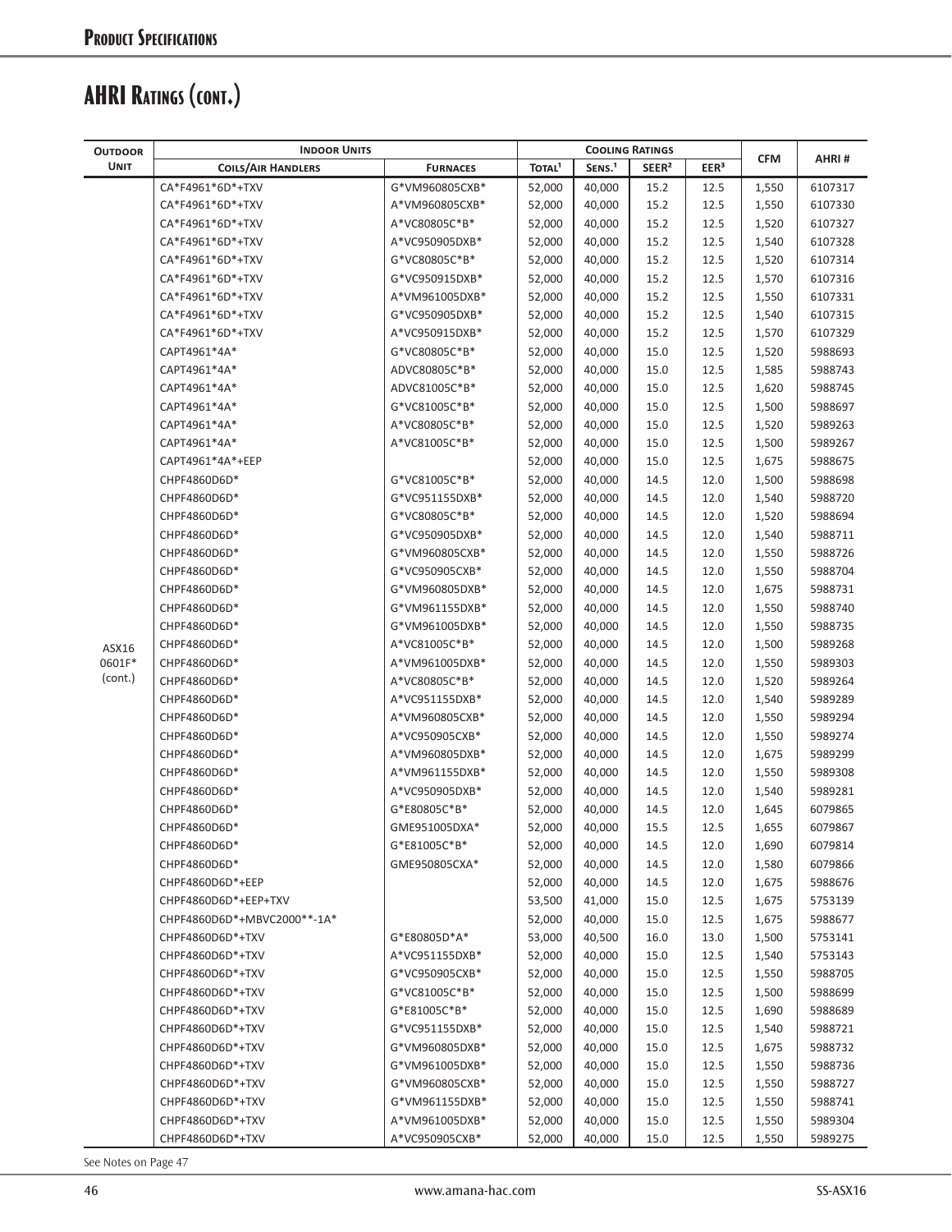## AHRI Ratings (cont.)

| Outdoor Unit | Indoor Units | | Cooling Ratings | | | | CFM | AHRI # |
|---|---|---|---|---|---|---|---|---|
| | Coils/Air Handlers | Furnaces | Total[1] | Sens.[1] | SEER[2] | EER[3] | | |
| ASX16 0601F* (cont.) | CA*F4961*6D*+TXV | G*VM960805CXB* | 52,000 | 40,000 | 15.2 | 12.5 | 1,550 | 6107317 |
| | CA*F4961*6D*+TXV | A*VM960805CXB* | 52,000 | 40,000 | 15.2 | 12.5 | 1,550 | 6107330 |
| | CA*F4961*6D*+TXV | A*VC80805C*B* | 52,000 | 40,000 | 15.2 | 12.5 | 1,520 | 6107327 |
| | CA*F4961*6D*+TXV | A*VC950905DXB* | 52,000 | 40,000 | 15.2 | 12.5 | 1,540 | 6107328 |
| | CA*F4961*6D*+TXV | G*VC80805C*B* | 52,000 | 40,000 | 15.2 | 12.5 | 1,520 | 6107314 |
| | CA*F4961*6D*+TXV | G*VC950915DXB* | 52,000 | 40,000 | 15.2 | 12.5 | 1,570 | 6107316 |
| | CA*F4961*6D*+TXV | A*VM961005DXB* | 52,000 | 40,000 | 15.2 | 12.5 | 1,550 | 6107331 |
| | CA*F4961*6D*+TXV | G*VC950905DXB* | 52,000 | 40,000 | 15.2 | 12.5 | 1,540 | 6107315 |
| | CA*F4961*6D*+TXV | A*VC950915DXB* | 52,000 | 40,000 | 15.2 | 12.5 | 1,570 | 6107329 |
| | CAPT4961*4A* | G*VC80805C*B* | 52,000 | 40,000 | 15.0 | 12.5 | 1,520 | 5988693 |
| | CAPT4961*4A* | ADVC80805C*B* | 52,000 | 40,000 | 15.0 | 12.5 | 1,585 | 5988743 |
| | CAPT4961*4A* | ADVC81005C*B* | 52,000 | 40,000 | 15.0 | 12.5 | 1,620 | 5988745 |
| | CAPT4961*4A* | G*VC81005C*B* | 52,000 | 40,000 | 15.0 | 12.5 | 1,500 | 5988697 |
| | CAPT4961*4A* | A*VC80805C*B* | 52,000 | 40,000 | 15.0 | 12.5 | 1,520 | 5989263 |
| | CAPT4961*4A* | A*VC81005C*B* | 52,000 | 40,000 | 15.0 | 12.5 | 1,500 | 5989267 |
| | CAPT4961*4A*+EEP | | 52,000 | 40,000 | 15.0 | 12.5 | 1,675 | 5988675 |
| | CHPF4860D6D* | G*VC81005C*B* | 52,000 | 40,000 | 14.5 | 12.0 | 1,500 | 5988698 |
| | CHPF4860D6D* | G*VC951155DXB* | 52,000 | 40,000 | 14.5 | 12.0 | 1,540 | 5988720 |
| | CHPF4860D6D* | G*VC80805C*B* | 52,000 | 40,000 | 14.5 | 12.0 | 1,520 | 5988694 |
| | CHPF4860D6D* | G*VC950905DXB* | 52,000 | 40,000 | 14.5 | 12.0 | 1,540 | 5988711 |
| | CHPF4860D6D* | G*VM960805CXB* | 52,000 | 40,000 | 14.5 | 12.0 | 1,550 | 5988726 |
| | CHPF4860D6D* | G*VC950905CXB* | 52,000 | 40,000 | 14.5 | 12.0 | 1,550 | 5988704 |
| | CHPF4860D6D* | G*VM960805DXB* | 52,000 | 40,000 | 14.5 | 12.0 | 1,675 | 5988731 |
| | CHPF4860D6D* | G*VM961155DXB* | 52,000 | 40,000 | 14.5 | 12.0 | 1,550 | 5988740 |
| | CHPF4860D6D* | G*VM961005DXB* | 52,000 | 40,000 | 14.5 | 12.0 | 1,550 | 5988735 |
| | CHPF4860D6D* | A*VC81005C*B* | 52,000 | 40,000 | 14.5 | 12.0 | 1,500 | 5989268 |
| | CHPF4860D6D* | A*VM961005DXB* | 52,000 | 40,000 | 14.5 | 12.0 | 1,550 | 5989303 |
| | CHPF4860D6D* | A*VC80805C*B* | 52,000 | 40,000 | 14.5 | 12.0 | 1,520 | 5989264 |
| | CHPF4860D6D* | A*VC951155DXB* | 52,000 | 40,000 | 14.5 | 12.0 | 1,540 | 5989289 |
| | CHPF4860D6D* | A*VM960805CXB* | 52,000 | 40,000 | 14.5 | 12.0 | 1,550 | 5989294 |
| | CHPF4860D6D* | A*VC950905CXB* | 52,000 | 40,000 | 14.5 | 12.0 | 1,550 | 5989274 |
| | CHPF4860D6D* | A*VM960805DXB* | 52,000 | 40,000 | 14.5 | 12.0 | 1,675 | 5989299 |
| | CHPF4860D6D* | A*VM961155DXB* | 52,000 | 40,000 | 14.5 | 12.0 | 1,550 | 5989308 |
| | CHPF4860D6D* | A*VC950905DXB* | 52,000 | 40,000 | 14.5 | 12.0 | 1,540 | 5989281 |
| | CHPF4860D6D* | G*E80805C*B* | 52,000 | 40,000 | 14.5 | 12.0 | 1,645 | 6079865 |
| | CHPF4860D6D* | GME951005DXA* | 52,000 | 40,000 | 15.5 | 12.5 | 1,655 | 6079867 |
| | CHPF4860D6D* | G*E81005C*B* | 52,000 | 40,000 | 14.5 | 12.0 | 1,690 | 6079814 |
| | CHPF4860D6D* | GME950805CXA* | 52,000 | 40,000 | 14.5 | 12.0 | 1,580 | 6079866 |
| | CHPF4860D6D*+EEP | | 52,000 | 40,000 | 14.5 | 12.0 | 1,675 | 5988676 |
| | CHPF4860D6D*+EEP+TXV | | 53,500 | 41,000 | 15.0 | 12.5 | 1,675 | 5753139 |
| | CHPF4860D6D*+MBVC2000**-1A* | | 52,000 | 40,000 | 15.0 | 12.5 | 1,675 | 5988677 |
| | CHPF4860D6D*+TXV | G*E80805D*A* | 53,000 | 40,500 | 16.0 | 13.0 | 1,500 | 5753141 |
| | CHPF4860D6D*+TXV | A*VC951155DXB* | 52,000 | 40,000 | 15.0 | 12.5 | 1,540 | 5753143 |
| | CHPF4860D6D*+TXV | G*VC950905CXB* | 52,000 | 40,000 | 15.0 | 12.5 | 1,550 | 5988705 |
| | CHPF4860D6D*+TXV | G*VC81005C*B* | 52,000 | 40,000 | 15.0 | 12.5 | 1,500 | 5988699 |
| | CHPF4860D6D*+TXV | G*E81005C*B* | 52,000 | 40,000 | 15.0 | 12.5 | 1,690 | 5988689 |
| | CHPF4860D6D*+TXV | G*VC951155DXB* | 52,000 | 40,000 | 15.0 | 12.5 | 1,540 | 5988721 |
| | CHPF4860D6D*+TXV | G*VM960805DXB* | 52,000 | 40,000 | 15.0 | 12.5 | 1,675 | 5988732 |
| | CHPF4860D6D*+TXV | G*VM961005DXB* | 52,000 | 40,000 | 15.0 | 12.5 | 1,550 | 5988736 |
| | CHPF4860D6D*+TXV | G*VM960805CXB* | 52,000 | 40,000 | 15.0 | 12.5 | 1,550 | 5988727 |
| | CHPF4860D6D*+TXV | G*VM961155DXB* | 52,000 | 40,000 | 15.0 | 12.5 | 1,550 | 5988741 |
| | CHPF4860D6D*+TXV | A*VM961005DXB* | 52,000 | 40,000 | 15.0 | 12.5 | 1,550 | 5989304 |
| | CHPF4860D6D*+TXV | A*VC950905CXB* | 52,000 | 40,000 | 15.0 | 12.5 | 1,550 | 5989275 |

See Notes on Page 47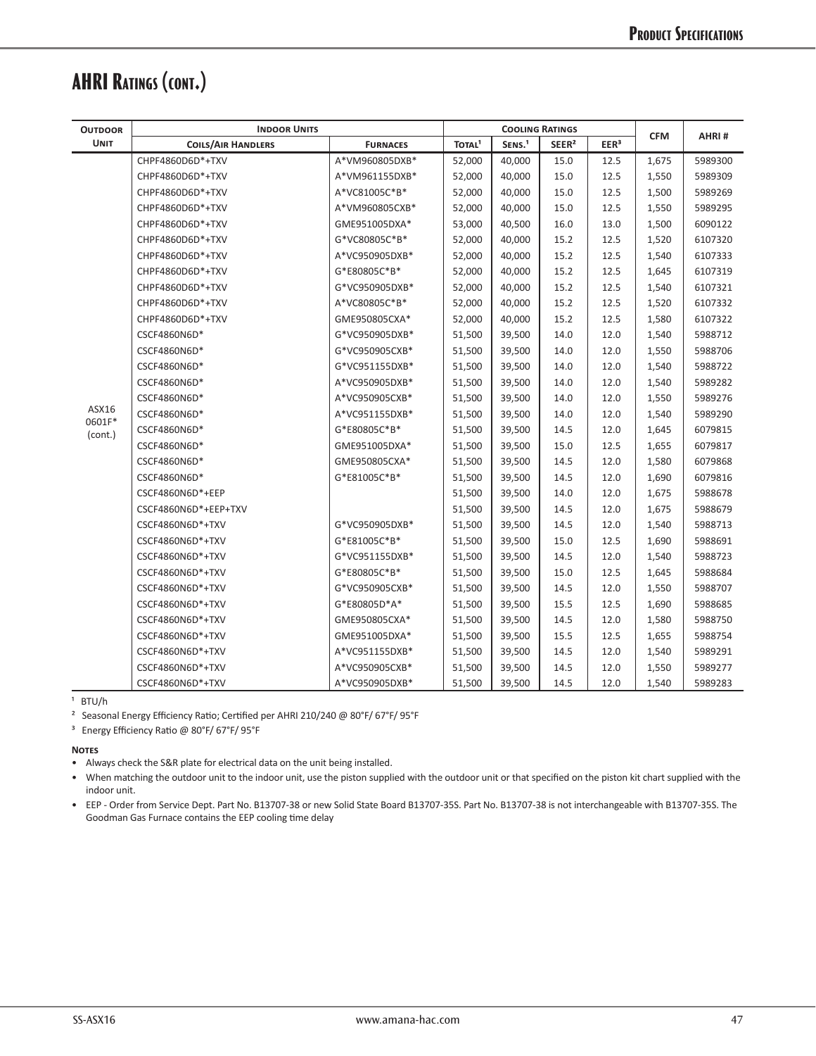## AHRI Ratings (cont.)

| Outdoor Unit | Indoor Units | | Cooling Ratings | | | | CFM | AHRI # |
|---|---|---|---|---|---|---|---|---|
| | Coils/Air Handlers | Furnaces | Total[1] | Sens.[1] | SEER[2] | EER[3] | | |
| ASX16 0601F* (cont.) | CHPF4860D6D*+TXV | A*VM960805DXB* | 52,000 | 40,000 | 15.0 | 12.5 | 1,675 | 5989300 |
| | CHPF4860D6D*+TXV | A*VM961155DXB* | 52,000 | 40,000 | 15.0 | 12.5 | 1,550 | 5989309 |
| | CHPF4860D6D*+TXV | A*VC81005C*B* | 52,000 | 40,000 | 15.0 | 12.5 | 1,500 | 5989269 |
| | CHPF4860D6D*+TXV | A*VM960805CXB* | 52,000 | 40,000 | 15.0 | 12.5 | 1,550 | 5989295 |
| | CHPF4860D6D*+TXV | GME951005DXA* | 53,000 | 40,500 | 16.0 | 13.0 | 1,500 | 6090122 |
| | CHPF4860D6D*+TXV | G*VC80805C*B* | 52,000 | 40,000 | 15.2 | 12.5 | 1,520 | 6107320 |
| | CHPF4860D6D*+TXV | A*VC950905DXB* | 52,000 | 40,000 | 15.2 | 12.5 | 1,540 | 6107333 |
| | CHPF4860D6D*+TXV | G*E80805C*B* | 52,000 | 40,000 | 15.2 | 12.5 | 1,645 | 6107319 |
| | CHPF4860D6D*+TXV | G*VC950905DXB* | 52,000 | 40,000 | 15.2 | 12.5 | 1,540 | 6107321 |
| | CHPF4860D6D*+TXV | A*VC80805C*B* | 52,000 | 40,000 | 15.2 | 12.5 | 1,520 | 6107332 |
| | CHPF4860D6D*+TXV | GME950805CXA* | 52,000 | 40,000 | 15.2 | 12.5 | 1,580 | 6107322 |
| | CSCF4860N6D* | G*VC950905DXB* | 51,500 | 39,500 | 14.0 | 12.0 | 1,540 | 5988712 |
| | CSCF4860N6D* | G*VC950905CXB* | 51,500 | 39,500 | 14.0 | 12.0 | 1,550 | 5988706 |
| | CSCF4860N6D* | G*VC951155DXB* | 51,500 | 39,500 | 14.0 | 12.0 | 1,540 | 5988722 |
| | CSCF4860N6D* | A*VC950905DXB* | 51,500 | 39,500 | 14.0 | 12.0 | 1,540 | 5989282 |
| | CSCF4860N6D* | A*VC950905CXB* | 51,500 | 39,500 | 14.0 | 12.0 | 1,550 | 5989276 |
| | CSCF4860N6D* | A*VC951155DXB* | 51,500 | 39,500 | 14.0 | 12.0 | 1,540 | 5989290 |
| | CSCF4860N6D* | G*E80805C*B* | 51,500 | 39,500 | 14.5 | 12.0 | 1,645 | 6079815 |
| | CSCF4860N6D* | GME951005DXA* | 51,500 | 39,500 | 15.0 | 12.5 | 1,655 | 6079817 |
| | CSCF4860N6D* | GME950805CXA* | 51,500 | 39,500 | 14.5 | 12.0 | 1,580 | 6079868 |
| | CSCF4860N6D* | G*E81005C*B* | 51,500 | 39,500 | 14.5 | 12.0 | 1,690 | 6079816 |
| | CSCF4860N6D*+EEP | | 51,500 | 39,500 | 14.0 | 12.0 | 1,675 | 5988678 |
| | CSCF4860N6D*+EEP+TXV | | 51,500 | 39,500 | 14.5 | 12.0 | 1,675 | 5988679 |
| | CSCF4860N6D*+TXV | G*VC950905DXB* | 51,500 | 39,500 | 14.5 | 12.0 | 1,540 | 5988713 |
| | CSCF4860N6D*+TXV | G*E81005C*B* | 51,500 | 39,500 | 15.0 | 12.5 | 1,690 | 5988691 |
| | CSCF4860N6D*+TXV | G*VC951155DXB* | 51,500 | 39,500 | 14.5 | 12.0 | 1,540 | 5988723 |
| | CSCF4860N6D*+TXV | G*E80805C*B* | 51,500 | 39,500 | 15.0 | 12.5 | 1,645 | 5988684 |
| | CSCF4860N6D*+TXV | G*VC950905CXB* | 51,500 | 39,500 | 14.5 | 12.0 | 1,550 | 5988707 |
| | CSCF4860N6D*+TXV | G*E80805D*A* | 51,500 | 39,500 | 15.5 | 12.5 | 1,690 | 5988685 |
| | CSCF4860N6D*+TXV | GME950805CXA* | 51,500 | 39,500 | 14.5 | 12.0 | 1,580 | 5988750 |
| | CSCF4860N6D*+TXV | GME951005DXA* | 51,500 | 39,500 | 15.5 | 12.5 | 1,655 | 5988754 |
| | CSCF4860N6D*+TXV | A*VC951155DXB* | 51,500 | 39,500 | 14.5 | 12.0 | 1,540 | 5989291 |
| | CSCF4860N6D*+TXV | A*VC950905CXB* | 51,500 | 39,500 | 14.5 | 12.0 | 1,550 | 5989277 |
| | CSCF4860N6D*+TXV | A*VC950905DXB* | 51,500 | 39,500 | 14.5 | 12.0 | 1,540 | 5989283 |

[1] BTU/h

[2] Seasonal Energy Efficiency Ratio; Certified per AHRI 210/240 @ 80°F/ 67°F/ 95°F

[3] Energy Efficiency Ratio @ 80°F/ 67°F/ 95°F

**Notes**

- Always check the S&R plate for electrical data on the unit being installed.
- When matching the outdoor unit to the indoor unit, use the piston supplied with the outdoor unit or that specified on the piston kit chart supplied with the indoor unit.
- EEP - Order from Service Dept. Part No. B13707-38 or new Solid State Board B13707-35S. Part No. B13707-38 is not interchangeable with B13707-35S. The Goodman Gas Furnace contains the EEP cooling time delay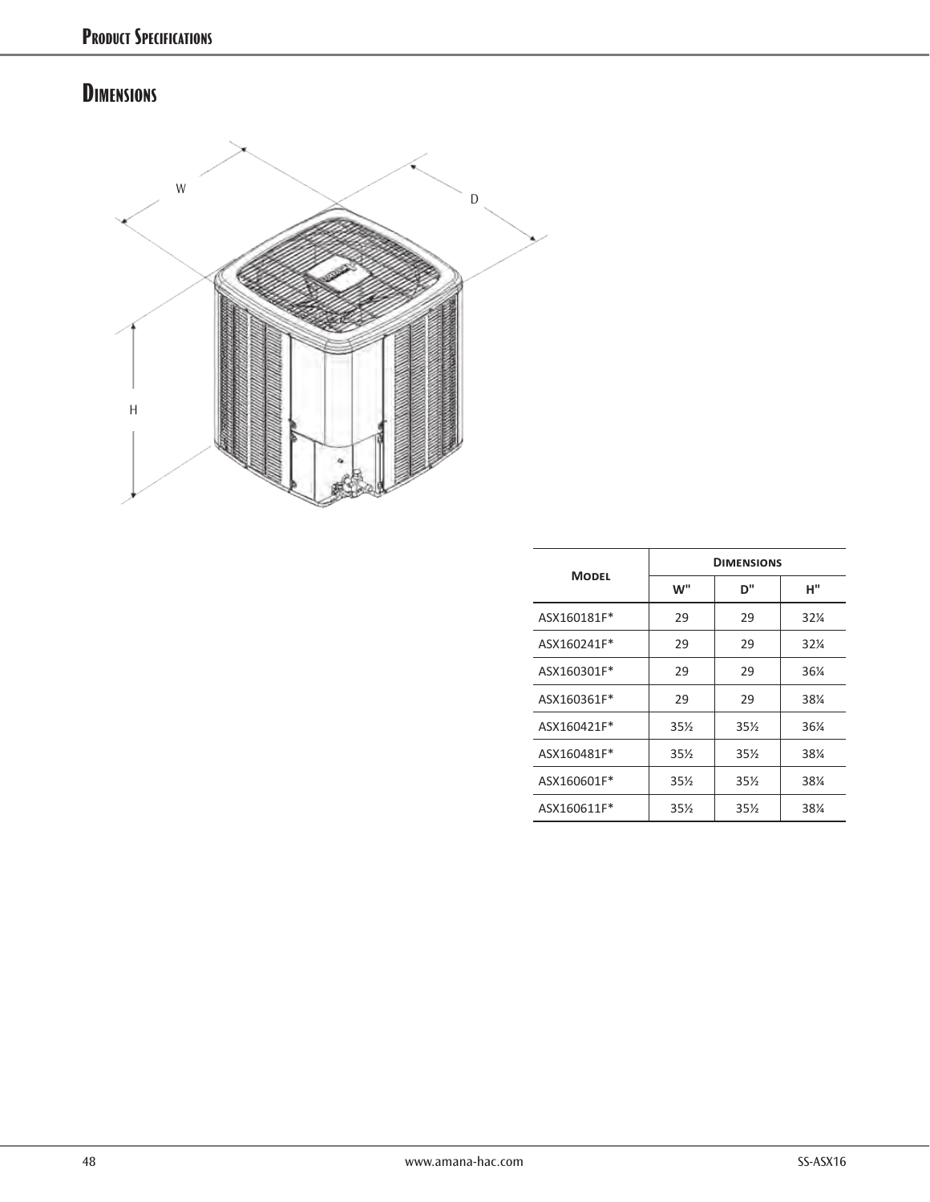## Dimensions

| Model | Dimensions | | |
|---|---|---|---|
| | W" | D" | H" |
| ASX160181F* | 29 | 29 | 32¼ |
| ASX160241F* | 29 | 29 | 32¼ |
| ASX160301F* | 29 | 29 | 36¼ |
| ASX160361F* | 29 | 29 | 38¼ |
| ASX160421F* | 35½ | 35½ | 36¼ |
| ASX160481F* | 35½ | 35½ | 38¼ |
| ASX160601F* | 35½ | 35½ | 38¼ |
| ASX160611F* | 35½ | 35½ | 38¼ |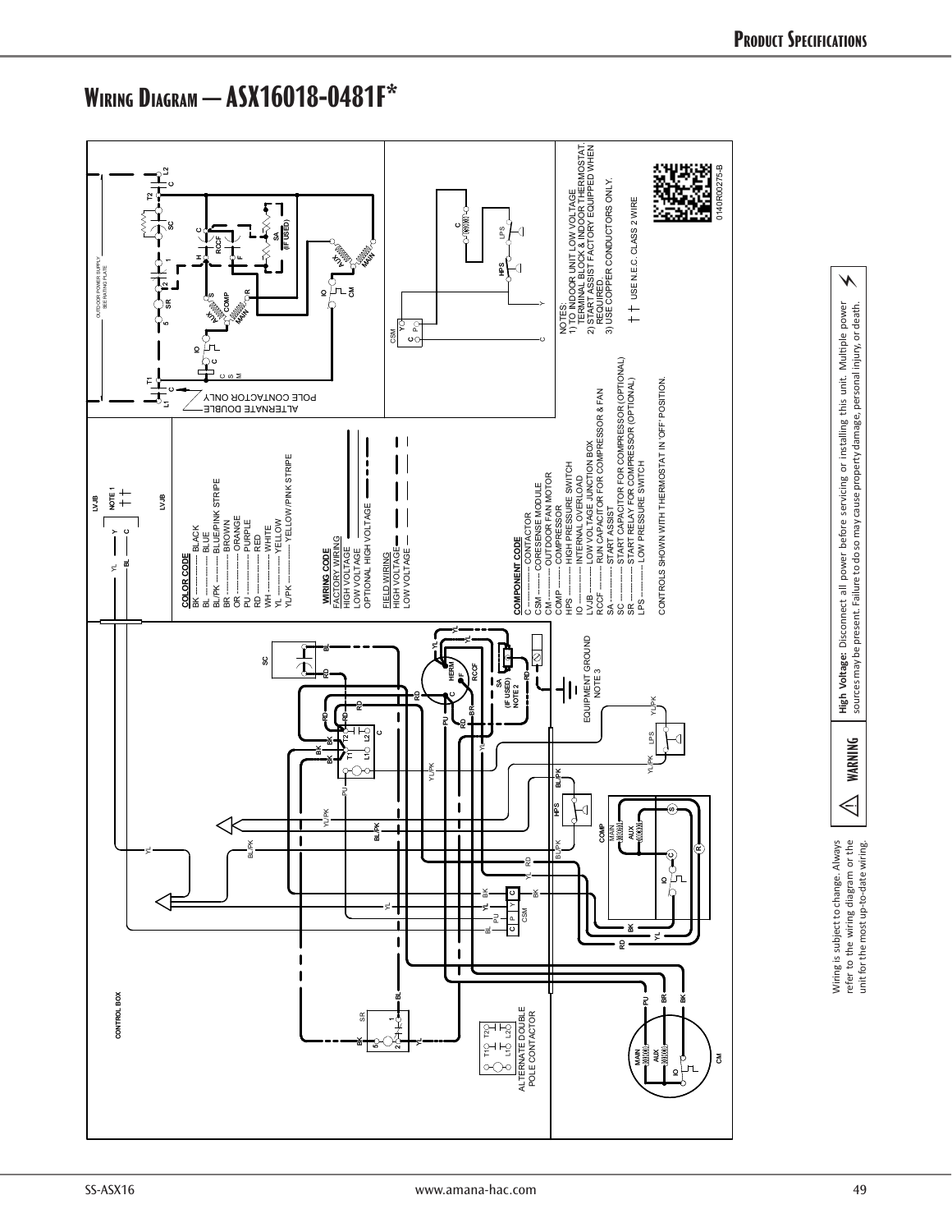# Wiring Diagram — ASX16018-0481F*

CONTROL BOX

LVJB

NOTE 1

ALTERNATE DOUBLE POLE CONTACTOR

ALTERNATE DOUBLE POLE CONTACTOR ONLY

OUTDOOR POWER SUPPLY SEE RATING PLATE

EQUIPMENT GROUND NOTE 3

SA (IF USED) NOTE 2

**COLOR CODE**

BK ------------ BLACK
BL ------------ BLUE
BL/PK --------- BLUE/PINK STRIPE
BR ------------ BROWN
OR ------------ ORANGE
PU ------------ PURPLE
RD ------------ RED
WH ------------ WHITE
YL ------------ YELLOW
YL/PK --------- YELLOW/PINK STRIPE

**WIRING CODE**

FACTORY WIRING
HIGH VOLTAGE
LOW VOLTAGE
OPTIONAL HIGH VOLTAGE

FIELD WIRING
HIGH VOLTAGE
LOW VOLTAGE

**COMPONENT CODE**

C ------------ CONTACTOR
CSM ---------- CORESENSE MODULE
CM ----------- OUTDOOR FAN MOTOR
COMP --------- COMPRESSOR
HPS ---------- HIGH PRESSURE SWITCH
IO ----------- INTERNAL OVERLOAD
LVJB --------- LOW VOLTAGE JUNCTION BOX
RCCF --------- RUN CAPACITOR FOR COMPRESSOR & FAN
SA ----------- START ASSIST
SC ----------- START CAPACITOR FOR COMPRESSOR (OPTIONAL)
SR ----------- START RELAY FOR COMPRESSOR (OPTIONAL)
LPS ---------- LOW PRESSURE SWITCH

CONTROLS SHOWN WITH THERMOSTAT IN 'OFF' POSITION.

NOTES:
1) TO INDOOR UNIT LOW VOLTAGE TERMINAL BLOCK & INDOOR THERMOSTAT.
2) START ASSIST FACTORY EQUIPPED WHEN REQUIRED.
3) USE COPPER CONDUCTORS ONLY.

USE N.E.C. CLASS 2 WIRE

0140R00275-B

Wiring is subject to change. Always refer to the wiring diagram or the unit for the most up-to-date wiring.

**WARNING** — **High Voltage:** Disconnect all power before servicing or installing this unit. Multiple power sources may be present. Failure to do so may cause property damage, personal injury, or death.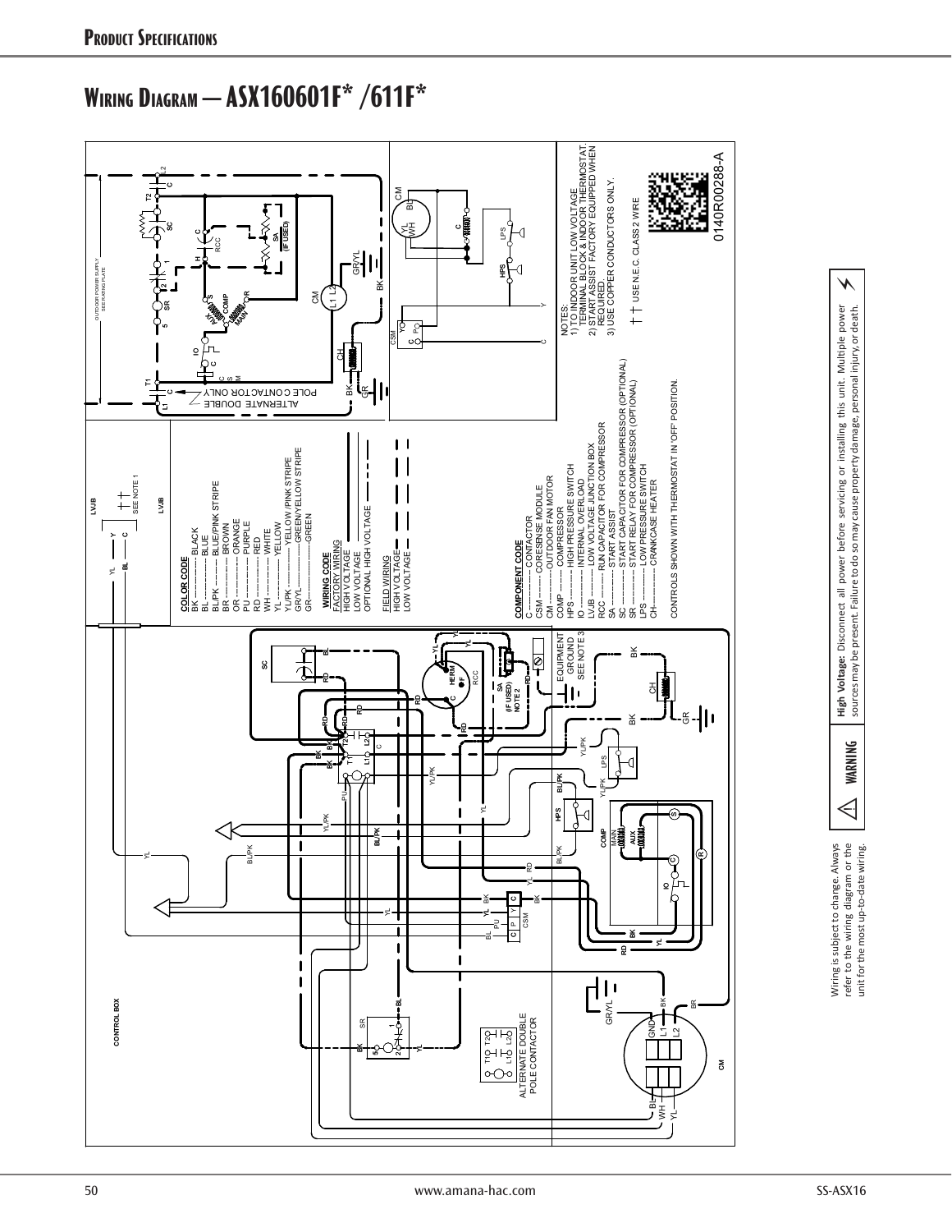# Wiring Diagram – ASX160601F* /611F*

**COLOR CODE**

BK ............... BLACK
BL ............... BLUE
BL/PK ........... BLUE/PINK STRIPE
BR ............... BROWN
OR ............... ORANGE
PU ............... PURPLE
RD ............... RED
WH ............... WHITE
YL ............... YELLOW
YL/PK ........... YELLOW /PINK STRIPE
GR/YL ........... GREEN/YELLOW STRIPE
GR ............... GREEN

**WIRING CODE**

FACTORY WIRING
HIGH VOLTAGE
LOW VOLTAGE
OPTIONAL HIGH VOLTAGE

FIELD WIRING
HIGH VOLTAGE
LOW VOLTAGE

**COMPONENT CODE**

C ............... CONTACTOR
CSM ............ CORESENSE MODULE
CM ............. OUTDOOR FAN MOTOR
COMP ......... COMPRESSOR
HPS ............ HIGH PRESSURE SWITCH
IO .............. INTERNAL OVERLOAD
LVJB ........... LOW VOLTAGE JUNCTION BOX
RCC ............ RUN CAPACITOR FOR COMPRESSOR
SA .............. START ASSIST
SC .............. START CAPACITOR FOR COMPRESSOR (OPTIONAL)
SR .............. START RELAY FOR COMPRESSOR (OPTIONAL)
LPS ............. LOW PRESSURE SWITCH
CH .............. CRANKCASE HEATER

CONTROLS SHOWN WITH THERMOSTAT IN 'OFF' POSITION.

NOTES:
1) TO INDOOR UNIT LOW VOLTAGE TERMINAL BLOCK & INDOOR THERMOSTAT.
2) START ASSIST FACTORY EQUIPPED WHEN REQUIRED.
3) USE COPPER CONDUCTORS ONLY.

† † USE N.E.C. CLASS 2 WIRE

0140R00288-A

Wiring is subject to change. Always refer to the wiring diagram or the unit for the most up-to-date wiring.

**WARNING** **High Voltage:** Disconnect all power before servicing or installing this unit. Multiple power sources may be present. Failure to do so may cause property damage, personal injury, or death.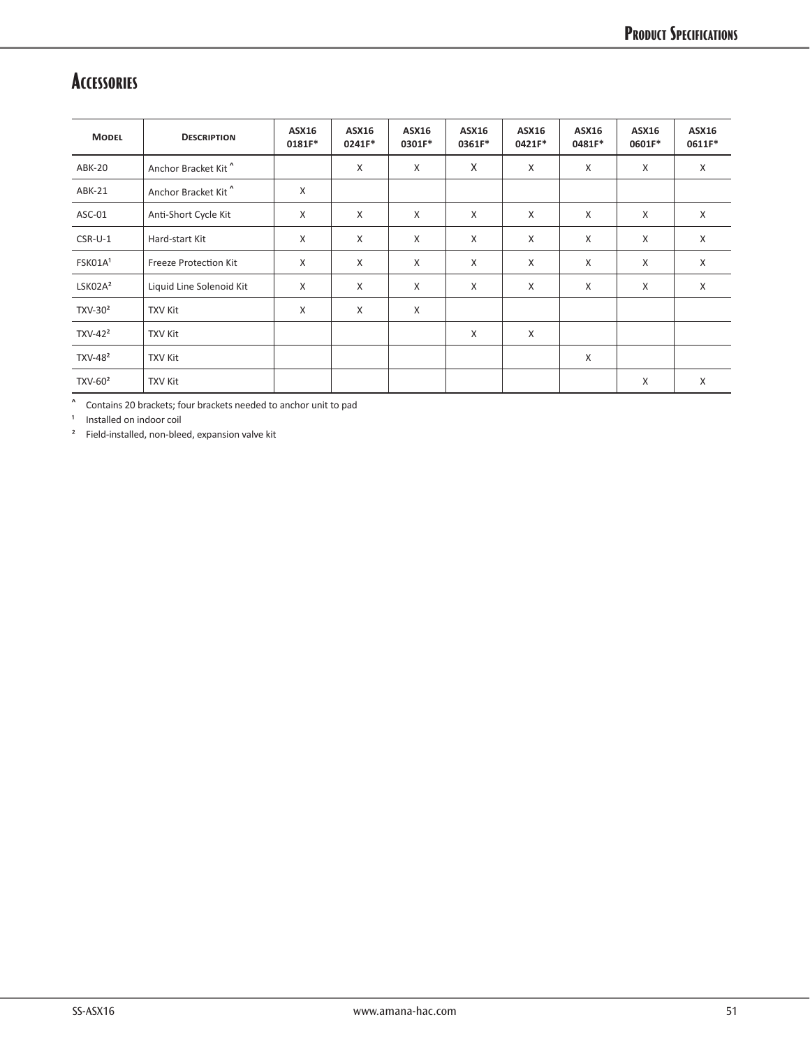# Accessories

| Model | Description | ASX16 0181F* | ASX16 0241F* | ASX16 0301F* | ASX16 0361F* | ASX16 0421F* | ASX16 0481F* | ASX16 0601F* | ASX16 0611F* |
|---|---|---|---|---|---|---|---|---|---|
| ABK-20 | Anchor Bracket Kit ^ | | X | X | X | X | X | X | X |
| ABK-21 | Anchor Bracket Kit ^ | X | | | | | | | |
| ASC-01 | Anti-Short Cycle Kit | X | X | X | X | X | X | X | X |
| CSR-U-1 | Hard-start Kit | X | X | X | X | X | X | X | X |
| FSK01A[1] | Freeze Protection Kit | X | X | X | X | X | X | X | X |
| LSK02A[2] | Liquid Line Solenoid Kit | X | X | X | X | X | X | X | X |
| TXV-30[2] | TXV Kit | X | X | X | | | | | |
| TXV-42[2] | TXV Kit | | | | X | X | | | |
| TXV-48[2] | TXV Kit | | | | | | X | | |
| TXV-60[2] | TXV Kit | | | | | | | X | X |

^ Contains 20 brackets; four brackets needed to anchor unit to pad

[1] Installed on indoor coil

[2] Field-installed, non-bleed, expansion valve kit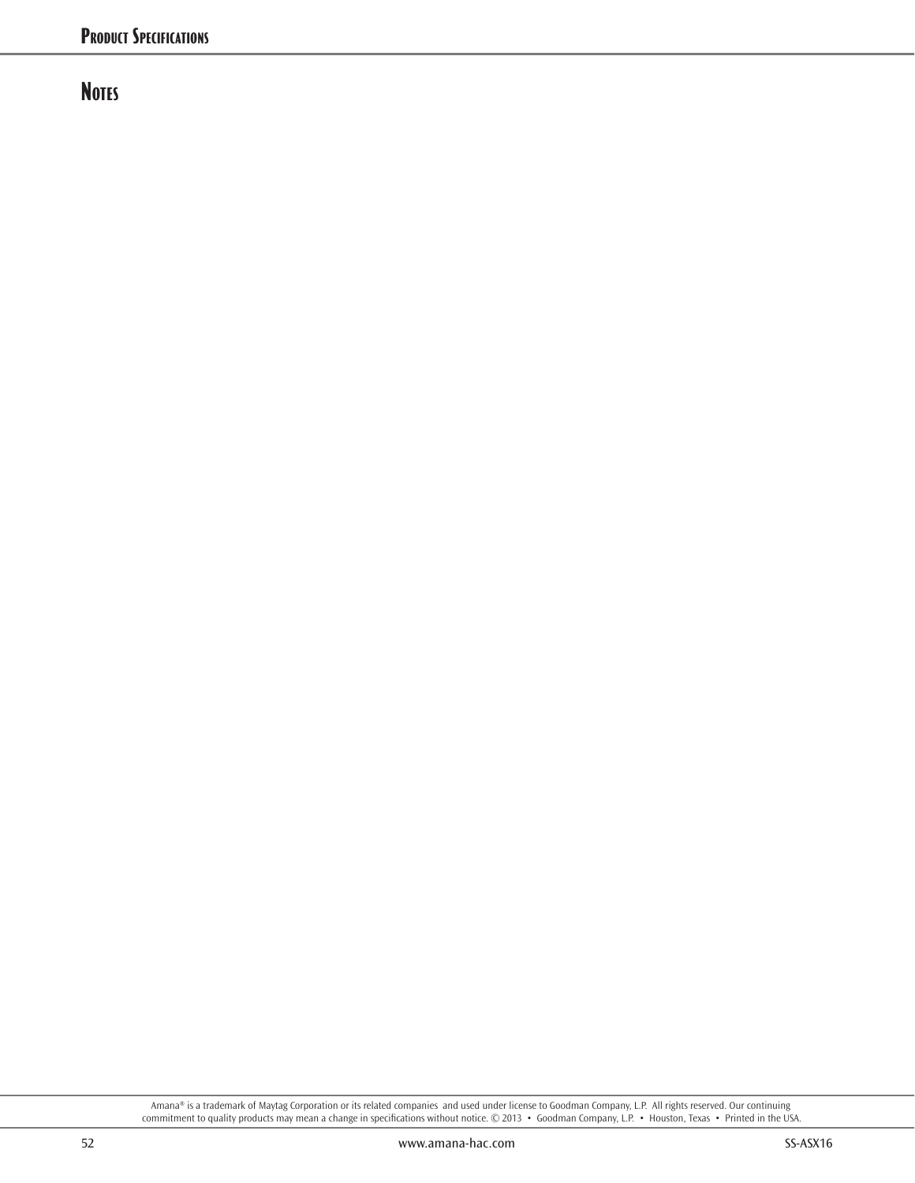# Notes

Amana® is a trademark of Maytag Corporation or its related companies and used under license to Goodman Company, L.P. All rights reserved. Our continuing commitment to quality products may mean a change in specifications without notice. © 2013 • Goodman Company, L.P. • Houston, Texas • Printed in the USA.

www.amana-hac.com

SS-ASX16